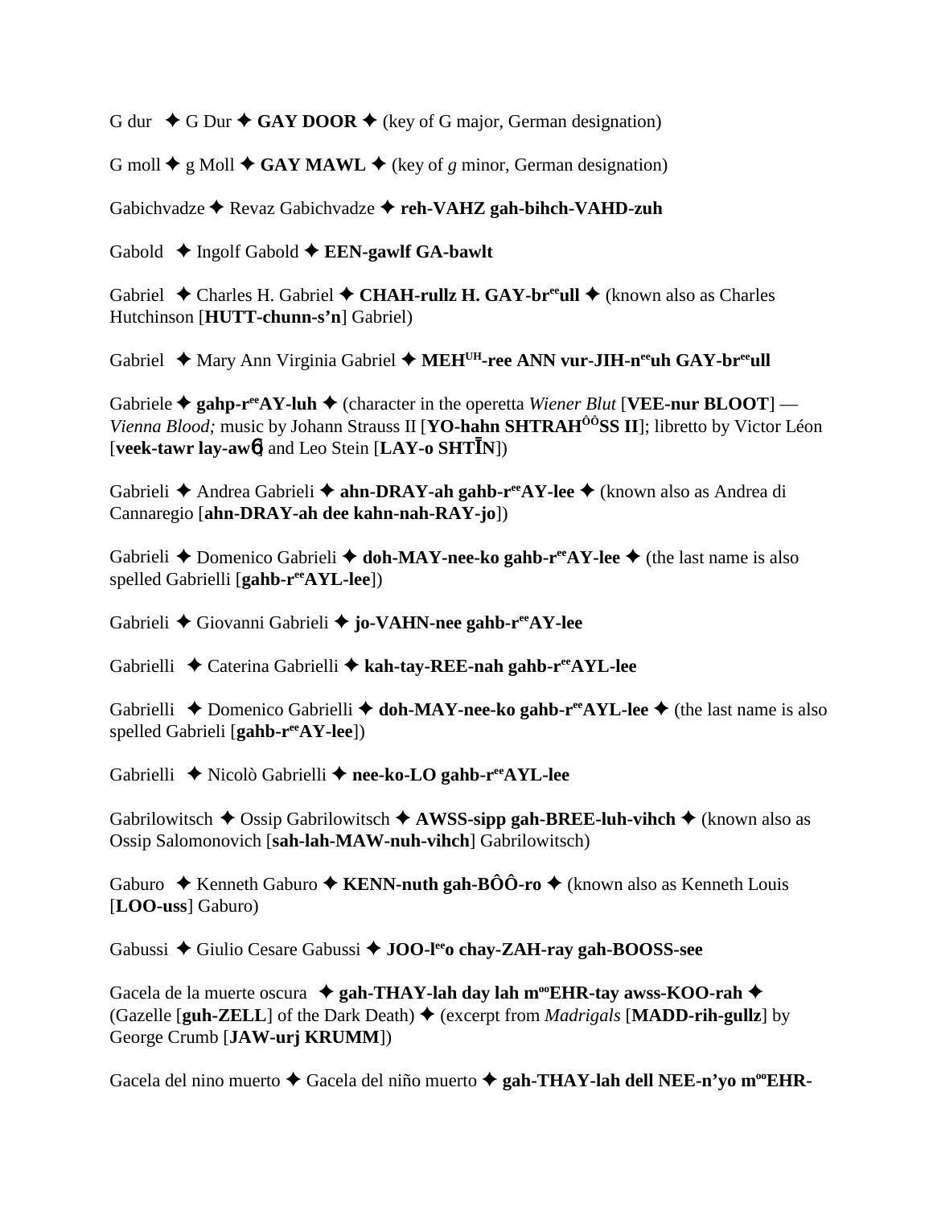G dur ✦ G Dur ✦ **GAY DOOR** ✦ (key of G major, German designation)

G moll ✦ g Moll ✦ **GAY MAWL** ✦ (key of *g* minor, German designation)

Gabichvadze ✦ Revaz Gabichvadze ✦ **reh-VAHZ gah-bihch-VAHD-zuh**

Gabold ✦ Ingolf Gabold ✦ **EEN-gawlf GA-bawlt**

Gabriel ✦ Charles H. Gabriel ✦ **CHAH-rullz H. GAY-br^ee^ull** ✦ (known also as Charles Hutchinson [**HUTT-chunn-s'n**] Gabriel)

Gabriel ✦ Mary Ann Virginia Gabriel ✦ **MEH^UH^-ree ANN vur-JIH-n^ee^uh GAY-br^ee^ull**

Gabriele ✦ **gahp-r^ee^AY-luh** ✦ (character in the operetta *Wiener Blut* [**VEE-nur BLOOT**] — *Vienna Blood;* music by Johann Strauss II [**YO-hahn SHTRAH^ÔÔ^SS II**]; libretto by Victor Léon [**veek-tawr lay-awɓ**] and Leo Stein [**LAY-o SHTĪN**])

Gabrieli ✦ Andrea Gabrieli ✦ **ahn-DRAY-ah gahb-r^ee^AY-lee** ✦ (known also as Andrea di Cannaregio [**ahn-DRAY-ah dee kahn-nah-RAY-jo**])

Gabrieli ✦ Domenico Gabrieli ✦ **doh-MAY-nee-ko gahb-r^ee^AY-lee** ✦ (the last name is also spelled Gabrielli [**gahb-r^ee^AYL-lee**])

Gabrieli ✦ Giovanni Gabrieli ✦ **jo-VAHN-nee gahb-r^ee^AY-lee**

Gabrielli ✦ Caterina Gabrielli ✦ **kah-tay-REE-nah gahb-r^ee^AYL-lee**

Gabrielli ✦ Domenico Gabrielli ✦ **doh-MAY-nee-ko gahb-r^ee^AYL-lee** ✦ (the last name is also spelled Gabrieli [**gahb-r^ee^AY-lee**])

Gabrielli ✦ Nicolò Gabrielli ✦ **nee-ko-LO gahb-r^ee^AYL-lee**

Gabrilowitsch ✦ Ossip Gabrilowitsch ✦ **AWSS-sipp gah-BREE-luh-vihch** ✦ (known also as Ossip Salomonovich [**sah-lah-MAW-nuh-vihch**] Gabrilowitsch)

Gaburo ✦ Kenneth Gaburo ✦ **KENN-nuth gah-BÔÔ-ro** ✦ (known also as Kenneth Louis [**LOO-uss**] Gaburo)

Gabussi ✦ Giulio Cesare Gabussi ✦ **JOO-l^ee^o chay-ZAH-ray gah-BOOSS-see**

Gacela de la muerte oscura ✦ **gah-THAY-lah day lah m^oo^EHR-tay awss-KOO-rah** ✦ (Gazelle [**guh-ZELL**] of the Dark Death) ✦ (excerpt from *Madrigals* [**MADD-rih-gullz**] by George Crumb [**JAW-urj KRUMM**])

Gacela del nino muerto ✦ Gacela del niño muerto ✦ **gah-THAY-lah dell NEE-n'yo m^oo^EHR-**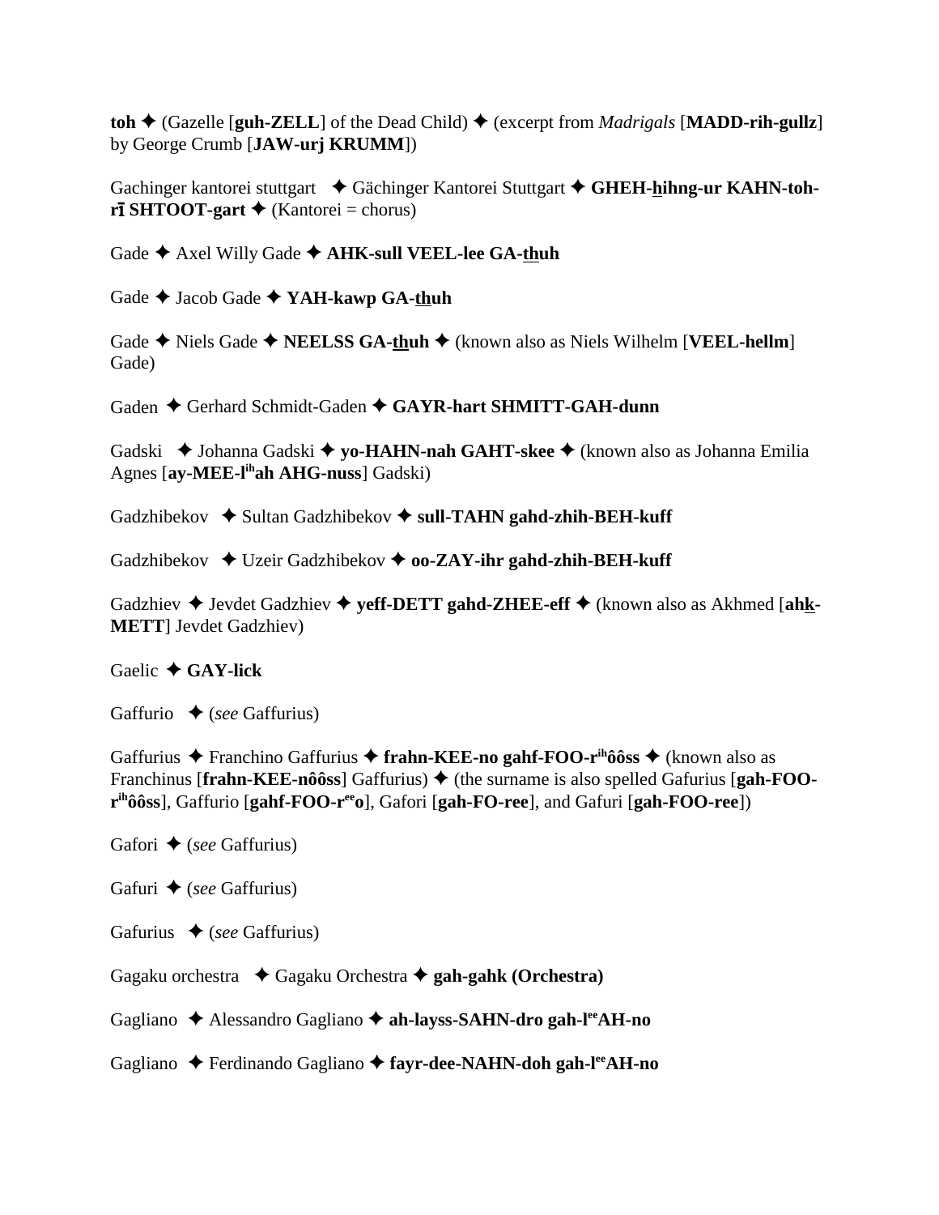**toh** ✦ (Gazelle [**guh-ZELL**] of the Dead Child) ✦ (excerpt from *Madrigals* [**MADD-rih-gullz**] by George Crumb [**JAW-urj KRUMM**])

Gachinger kantorei stuttgart ✦ Gächinger Kantorei Stuttgart ✦ **GHEH-hihng-ur KAHN-toh-rī SHTOOT-gart** ✦ (Kantorei = chorus)

Gade ✦ Axel Willy Gade ✦ **AHK-sull VEEL-lee GA-thuh**

Gade ✦ Jacob Gade ✦ **YAH-kawp GA-thuh**

Gade ✦ Niels Gade ✦ **NEELSS GA-thuh** ✦ (known also as Niels Wilhelm [**VEEL-hellm**] Gade)

Gaden ✦ Gerhard Schmidt-Gaden ✦ **GAYR-hart SHMITT-GAH-dunn**

Gadski ✦ Johanna Gadski ✦ **yo-HAHN-nah GAHT-skee** ✦ (known also as Johanna Emilia Agnes [**ay-MEE-l^ih^ah AHG-nuss**] Gadski)

Gadzhibekov ✦ Sultan Gadzhibekov ✦ **sull-TAHN gahd-zhih-BEH-kuff**

Gadzhibekov ✦ Uzeir Gadzhibekov ✦ **oo-ZAY-ihr gahd-zhih-BEH-kuff**

Gadzhiev ✦ Jevdet Gadzhiev ✦ **yeff-DETT gahd-ZHEE-eff** ✦ (known also as Akhmed [**ahk-METT**] Jevdet Gadzhiev)

Gaelic ✦ **GAY-lick**

Gaffurio ✦ (*see* Gaffurius)

Gaffurius ✦ Franchino Gaffurius ✦ **frahn-KEE-no gahf-FOO-r^ih^ôôss** ✦ (known also as Franchinus [**frahn-KEE-nôôss**] Gaffurius) ✦ (the surname is also spelled Gafurius [**gah-FOO-r^ih^ôôss**], Gaffurio [**gahf-FOO-r^ee^o**], Gafori [**gah-FO-ree**], and Gafuri [**gah-FOO-ree**])

Gafori ✦ (*see* Gaffurius)

Gafuri ✦ (*see* Gaffurius)

Gafurius ✦ (*see* Gaffurius)

Gagaku orchestra ✦ Gagaku Orchestra ✦ **gah-gahk (Orchestra)**

Gagliano ✦ Alessandro Gagliano ✦ **ah-layss-SAHN-dro gah-l^ee^AH-no**

Gagliano ✦ Ferdinando Gagliano ✦ **fayr-dee-NAHN-doh gah-l^ee^AH-no**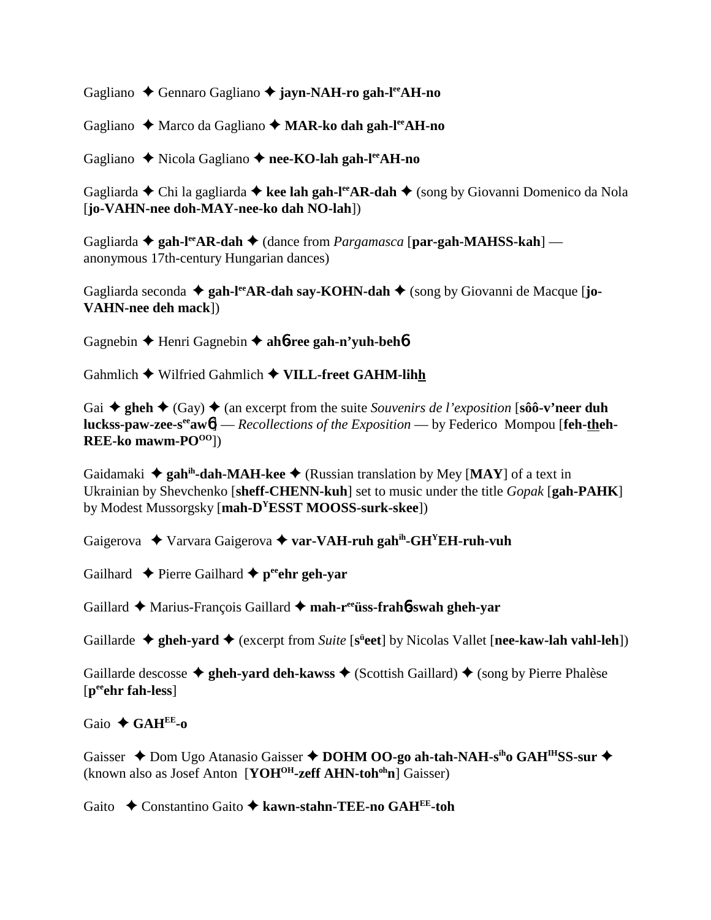Gagliano ✦ Gennaro Gagliano ✦ **jayn-NAH-ro gah-l$^{ee}$AH-no**

Gagliano ✦ Marco da Gagliano ✦ **MAR-ko dah gah-l$^{ee}$AH-no**

Gagliano ✦ Nicola Gagliano ✦ **nee-KO-lah gah-l$^{ee}$AH-no**

Gagliarda ✦ Chi la gagliarda ✦ **kee lah gah-l$^{ee}$AR-dah** ✦ (song by Giovanni Domenico da Nola [**jo-VAHN-nee doh-MAY-nee-ko dah NO-lah**])

Gagliarda ✦ **gah-l$^{ee}$AR-dah** ✦ (dance from *Pargamasca* [**par-gah-MAHSS-kah**] — anonymous 17th-century Hungarian dances)

Gagliarda seconda ✦ **gah-l$^{ee}$AR-dah say-KOHN-dah** ✦ (song by Giovanni de Macque [**jo-VAHN-nee deh mack**])

Gagnebin ✦ Henri Gagnebin ✦ **ahɓ-ree gah-n'yuh-behɓ**

Gahmlich ✦ Wilfried Gahmlich ✦ **VILL-freet GAHM-lih**h

Gai ✦ **gheh** ✦ (Gay) ✦ (an excerpt from the suite *Souvenirs de l'exposition* [**sôô-v'neer duh luckss-paw-zee-s$^{ee}$awɓ**] — *Recollections of the Exposition* — by Federico Mompou [**feh-theh-REE-ko mawm-PO$^{OO}$**])

Gaidamaki ✦ **gah$^{ih}$-dah-MAH-kee** ✦ (Russian translation by Mey [**MAY**] of a text in Ukrainian by Shevchenko [**sheff-CHENN-kuh**] set to music under the title *Gopak* [**gah-PAHK**] by Modest Mussorgsky [**mah-D$^{Y}$ESST MOOSS-surk-skee**])

Gaigerova ✦ Varvara Gaigerova ✦ **var-VAH-ruh gah$^{ih}$-GH$^{Y}$EH-ruh-vuh**

Gailhard ✦ Pierre Gailhard ✦ **p$^{ee}$ehr geh-yar**

Gaillard ✦ Marius-François Gaillard ✦ **mah-r$^{ee}$üss-frahɓ-swah gheh-yar**

Gaillarde ✦ **gheh-yard** ✦ (excerpt from *Suite* [**s$^{ü}$eet**] by Nicolas Vallet [**nee-kaw-lah vahl-leh**])

Gaillarde descosse ✦ **gheh-yard deh-kawss** ✦ (Scottish Gaillard) ✦ (song by Pierre Phalèse [**p$^{ee}$ehr fah-less**]

Gaio ✦ **GAH$^{EE}$-o**

Gaisser ✦ Dom Ugo Atanasio Gaisser ✦ **DOHM OO-go ah-tah-NAH-s$^{ih}$o GAH$^{IH}$SS-sur** ✦ (known also as Josef Anton [**YOH$^{OH}$-zeff AHN-toh$^{oh}$n**] Gaisser)

Gaito ✦ Constantino Gaito ✦ **kawn-stahn-TEE-no GAH$^{EE}$-toh**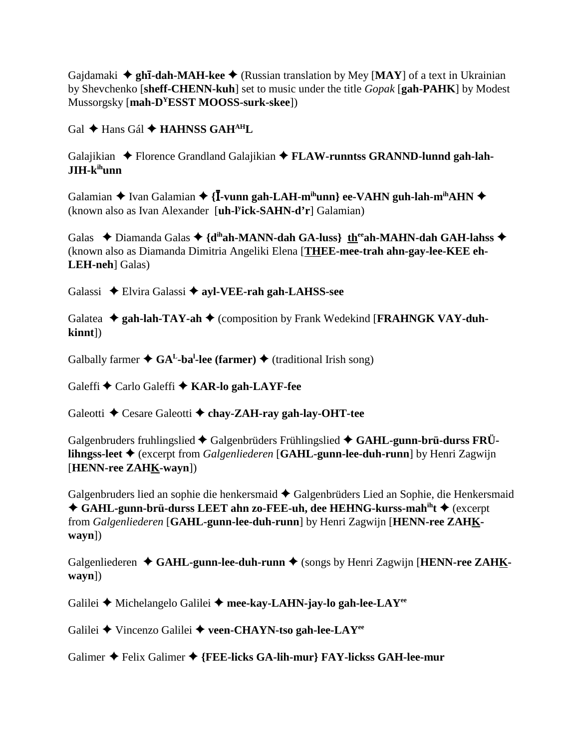Gajdamaki ✦ **ghī-dah-MAH-kee** ✦ (Russian translation by Mey [**MAY**] of a text in Ukrainian by Shevchenko [**sheff-CHENN-kuh**] set to music under the title *Gopak* [**gah-PAHK**] by Modest Mussorgsky [**mah-DYESST MOOSS-surk-skee**])

Gal ✦ Hans Gál ✦ **HAHNSS GAHAHL**

Galajikian ✦ Florence Grandland Galajikian ✦ **FLAW-runntss GRANND-lunnd gah-lah-JIH-kihunn**

Galamian ✦ Ivan Galamian ✦ **{Ī-vunn gah-LAH-mihunn} ee-VAHN guh-lah-mihAHN** ✦ (known also as Ivan Alexander [**uh-lyick-SAHN-d'r**] Galamian)

Galas ✦ Diamanda Galas ✦ **{dihah-MANN-dah GA-luss} theeah-MAHN-dah GAH-lahss** ✦ (known also as Diamanda Dimitria Angeliki Elena [**THEE-mee-trah ahn-gay-lee-KEE eh-LEH-neh**] Galas)

Galassi ✦ Elvira Galassi ✦ **ayl-VEE-rah gah-LAHSS-see**

Galatea ✦ **gah-lah-TAY-ah** ✦ (composition by Frank Wedekind [**FRAHNGK VAY-duh-kinnt**])

Galbally farmer ✦ **GAL-bal-lee (farmer)** ✦ (traditional Irish song)

Galeffi ✦ Carlo Galeffi ✦ **KAR-lo gah-LAYF-fee**

Galeotti ✦ Cesare Galeotti ✦ **chay-ZAH-ray gah-lay-OHT-tee**

Galgenbruders fruhlingslied ✦ Galgenbrüders Frühlingslied ✦ **GAHL-gunn-brü-durss FRÜ-lihngss-leet** ✦ (excerpt from *Galgenliederen* [**GAHL-gunn-lee-duh-runn**] by Henri Zagwijn [**HENN-ree ZAHK-wayn**])

Galgenbruders lied an sophie die henkersmaid ✦ Galgenbrüders Lied an Sophie, die Henkersmaid ✦ **GAHL-gunn-brü-durss LEET ahn zo-FEE-uh, dee HEHNG-kurss-mahiht** ✦ (excerpt from *Galgenliederen* [**GAHL-gunn-lee-duh-runn**] by Henri Zagwijn [**HENN-ree ZAHK-wayn**])

Galgenliederen ✦ **GAHL-gunn-lee-duh-runn** ✦ (songs by Henri Zagwijn [**HENN-ree ZAHK-wayn**])

Galilei ✦ Michelangelo Galilei ✦ **mee-kay-LAHN-jay-lo gah-lee-LAYee**

Galilei ✦ Vincenzo Galilei ✦ **veen-CHAYN-tso gah-lee-LAYee**

Galimer ✦ Felix Galimer ✦ **{FEE-licks GA-lih-mur} FAY-lickss GAH-lee-mur**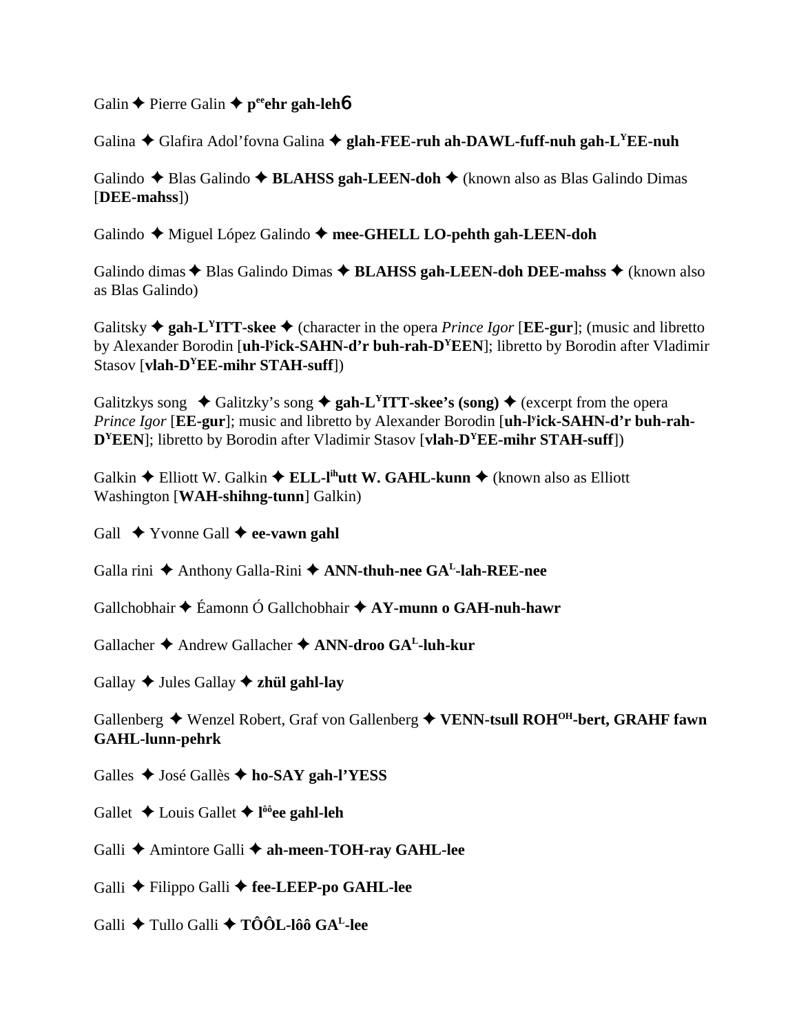Galin ✦ Pierre Galin ✦ **p[ee]ehr gah-leh6**

Galina ✦ Glafira Adol'fovna Galina ✦ **glah-FEE-ruh ah-DAWL-fuff-nuh gah-L[Y]EE-nuh**

Galindo ✦ Blas Galindo ✦ **BLAHSS gah-LEEN-doh** ✦ (known also as Blas Galindo Dimas [**DEE-mahss**])

Galindo ✦ Miguel López Galindo ✦ **mee-GHELL LO-pehth gah-LEEN-doh**

Galindo dimas ✦ Blas Galindo Dimas ✦ **BLAHSS gah-LEEN-doh DEE-mahss** ✦ (known also as Blas Galindo)

Galitsky ✦ **gah-L[Y]ITT-skee** ✦ (character in the opera *Prince Igor* [**EE-gur**]; (music and libretto by Alexander Borodin [**uh-l[y]ick-SAHN-d'r buh-rah-D[Y]EEN**]; libretto by Borodin after Vladimir Stasov [**vlah-D[Y]EE-mihr STAH-suff**])

Galitzkys song ✦ Galitzky's song ✦ **gah-L[Y]ITT-skee's (song)** ✦ (excerpt from the opera *Prince Igor* [**EE-gur**]; music and libretto by Alexander Borodin [**uh-l[y]ick-SAHN-d'r buh-rah-D[Y]EEN**]; libretto by Borodin after Vladimir Stasov [**vlah-D[Y]EE-mihr STAH-suff**])

Galkin ✦ Elliott W. Galkin ✦ **ELL-l[ih]utt W. GAHL-kunn** ✦ (known also as Elliott Washington [**WAH-shihng-tunn**] Galkin)

Gall ✦ Yvonne Gall ✦ **ee-vawn gahl**

Galla rini ✦ Anthony Galla-Rini ✦ **ANN-thuh-nee GA[L]-lah-REE-nee**

Gallchobhair ✦ Éamonn Ó Gallchobhair ✦ **AY-munn o GAH-nuh-hawr**

Gallacher ✦ Andrew Gallacher ✦ **ANN-droo GA[L]-luh-kur**

Gallay ✦ Jules Gallay ✦ **zhül gahl-lay**

Gallenberg ✦ Wenzel Robert, Graf von Gallenberg ✦ **VENN-tsull ROH[OH]-bert, GRAHF fawn GAHL-lunn-pehrk**

Galles ✦ José Gallès ✦ **ho-SAY gah-l'YESS**

Gallet ✦ Louis Gallet ✦ **l[ôô]ee gahl-leh**

Galli ✦ Amintore Galli ✦ **ah-meen-TOH-ray GAHL-lee**

Galli ✦ Filippo Galli ✦ **fee-LEEP-po GAHL-lee**

Galli ✦ Tullo Galli ✦ **TÔÔL-lôô GA[L]-lee**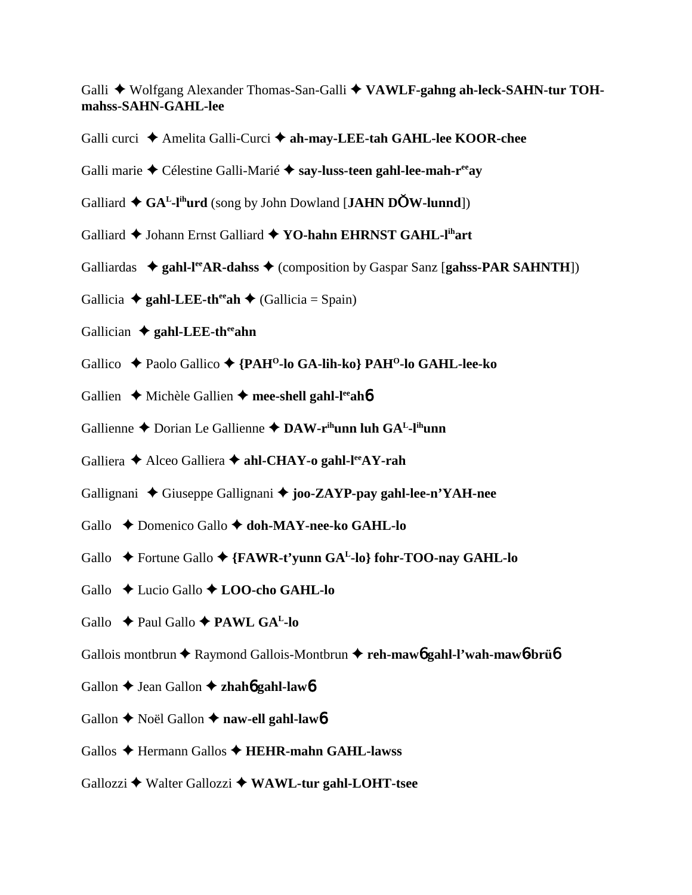Galli ✦ Wolfgang Alexander Thomas-San-Galli ✦ **VAWLF-gahng ah-leck-SAHN-tur TOH-mahss-SAHN-GAHL-lee**

Galli curci ✦ Amelita Galli-Curci ✦ **ah-may-LEE-tah GAHL-lee KOOR-chee**

Galli marie ✦ Célestine Galli-Marié ✦ **say-luss-teen gahl-lee-mah-r$^{ee}$ay**

Galliard ✦ **GA$^{L}$-l$^{ih}$urd** (song by John Dowland [**JAHN DŎW-lunnd**])

Galliard ✦ Johann Ernst Galliard ✦ **YO-hahn EHRNST GAHL-l$^{ih}$art**

Galliardas ✦ **gahl-l$^{ee}$AR-dahss** ✦ (composition by Gaspar Sanz [**gahss-PAR SAHNTH**])

Gallicia ✦ **gahl-LEE-th$^{ee}$ah** ✦ (Gallicia = Spain)

Gallician ✦ **gahl-LEE-th$^{ee}$ahn**

Gallico ✦ Paolo Gallico ✦ **{PAH$^{O}$-lo GA-lih-ko} PAH$^{O}$-lo GAHL-lee-ko**

Gallien ✦ Michèle Gallien ✦ **mee-shell gahl-l$^{ee}$ah6**

Gallienne ✦ Dorian Le Gallienne ✦ **DAW-r$^{ih}$unn luh GA$^{L}$-l$^{ih}$unn**

Galliera ✦ Alceo Galliera ✦ **ahl-CHAY-o gahl-l$^{ee}$AY-rah**

Gallignani ✦ Giuseppe Gallignani ✦ **joo-ZAYP-pay gahl-lee-n'YAH-nee**

Gallo ✦ Domenico Gallo ✦ **doh-MAY-nee-ko GAHL-lo**

Gallo ✦ Fortune Gallo ✦ **{FAWR-t'yunn GA$^{L}$-lo} fohr-TOO-nay GAHL-lo**

Gallo ✦ Lucio Gallo ✦ **LOO-cho GAHL-lo**

Gallo ✦ Paul Gallo ✦ **PAWL GA$^{L}$-lo**

Gallois montbrun ✦ Raymond Gallois-Montbrun ✦ **reh-maw6 gahl-l'wah-maw6-brü6**

Gallon ✦ Jean Gallon ✦ **zhah6 gahl-law6**

Gallon ✦ Noël Gallon ✦ **naw-ell gahl-law6**

Gallos ✦ Hermann Gallos ✦ **HEHR-mahn GAHL-lawss**

Gallozzi ✦ Walter Gallozzi ✦ **WAWL-tur gahl-LOHT-tsee**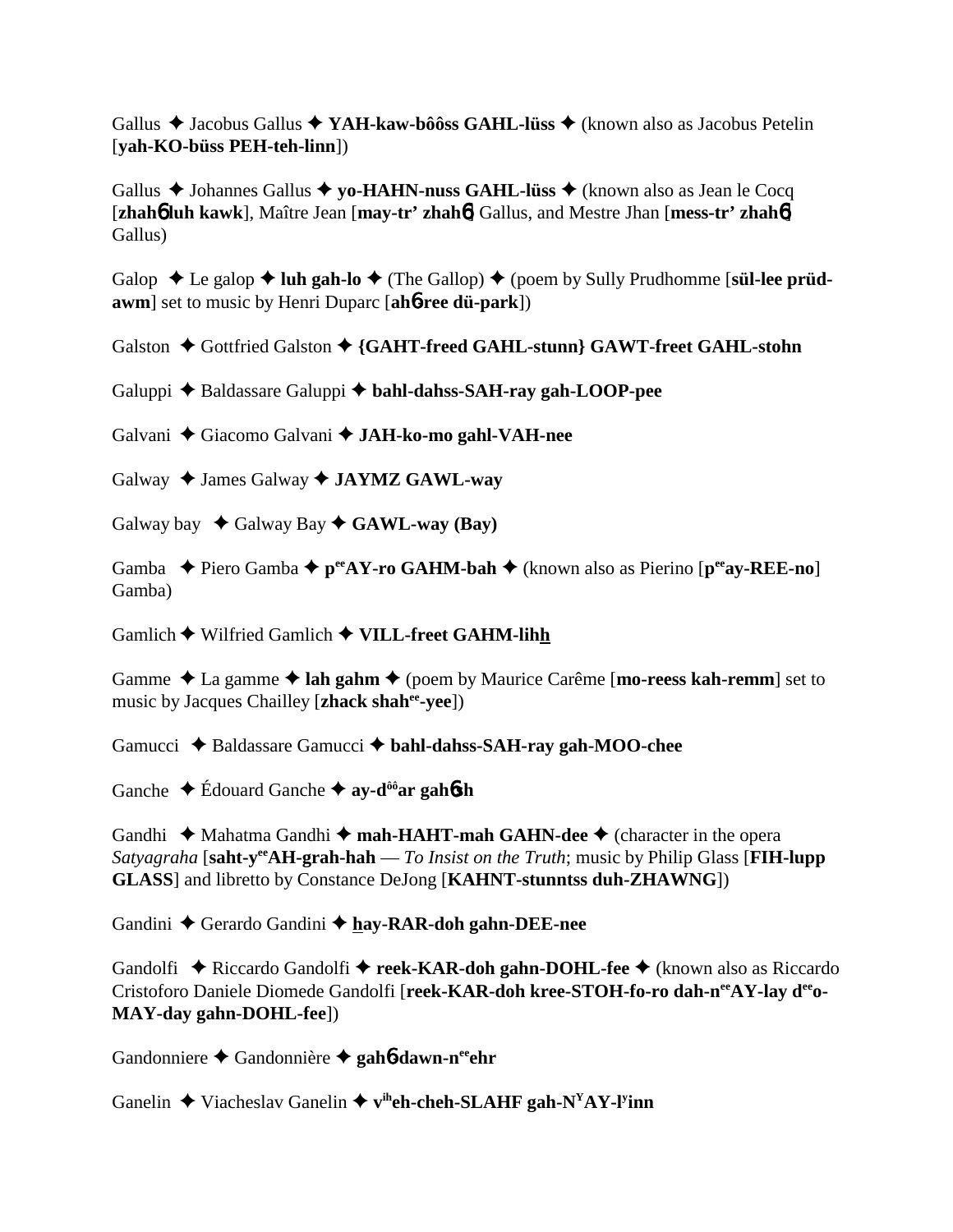Gallus ✦ Jacobus Gallus ✦ **YAH-kaw-bôôss GAHL-lüss** ✦ (known also as Jacobus Petelin [**yah-KO-büss PEH-teh-linn**])

Gallus ✦ Johannes Gallus ✦ **yo-HAHN-nuss GAHL-lüss** ✦ (known also as Jean le Cocq [**zhahɓ luh kawk**], Maître Jean [**may-tr' zhahɓ**] Gallus, and Mestre Jhan [**mess-tr' zhahɓ**] Gallus)

Galop ✦ Le galop ✦ **luh gah-lo** ✦ (The Gallop) ✦ (poem by Sully Prudhomme [**sül-lee prüd-awm**] set to music by Henri Duparc [**ahɓ-ree dü-park**])

Galston ✦ Gottfried Galston ✦ **{GAHT-freed GAHL-stunn} GAWT-freet GAHL-stohn**

Galuppi ✦ Baldassare Galuppi ✦ **bahl-dahss-SAH-ray gah-LOOP-pee**

Galvani ✦ Giacomo Galvani ✦ **JAH-ko-mo gahl-VAH-nee**

Galway ✦ James Galway ✦ **JAYMZ GAWL-way**

Galway bay ✦ Galway Bay ✦ **GAWL-way (Bay)**

Gamba ✦ Piero Gamba ✦ **p[ee]AY-ro GAHM-bah** ✦ (known also as Pierino [**p[ee]ay-REE-no**] Gamba)

Gamlich ✦ Wilfried Gamlich ✦ **VILL-freet GAHM-lih<u>h</u>**

Gamme ✦ La gamme ✦ **lah gahm** ✦ (poem by Maurice Carême [**mo-reess kah-remm**] set to music by Jacques Chailley [**zhack shah[ee]-yee**])

Gamucci ✦ Baldassare Gamucci ✦ **bahl-dahss-SAH-ray gah-MOO-chee**

Ganche ✦ Édouard Ganche ✦ **ay-d[ôô]ar gahɓsh**

Gandhi ✦ Mahatma Gandhi ✦ **mah-HAHT-mah GAHN-dee** ✦ (character in the opera *Satyagraha* [**saht-y[ee]AH-grah-hah** — *To Insist on the Truth*; music by Philip Glass [**FIH-lupp GLASS**] and libretto by Constance DeJong [**KAHNT-stunntss duh-ZHAWNG**])

Gandini ✦ Gerardo Gandini ✦ **<u>h</u>ay-RAR-doh gahn-DEE-nee**

Gandolfi ✦ Riccardo Gandolfi ✦ **reek-KAR-doh gahn-DOHL-fee** ✦ (known also as Riccardo Cristoforo Daniele Diomede Gandolfi [**reek-KAR-doh kree-STOH-fo-ro dah-n[ee]AY-lay d[ee]o-MAY-day gahn-DOHL-fee**])

Gandonniere ✦ Gandonnière ✦ **gahɓ-dawn-n[ee]ehr**

Ganelin ✦ Viacheslav Ganelin ✦ **v[ih]eh-cheh-SLAHF gah-N[Y]AY-l[y]inn**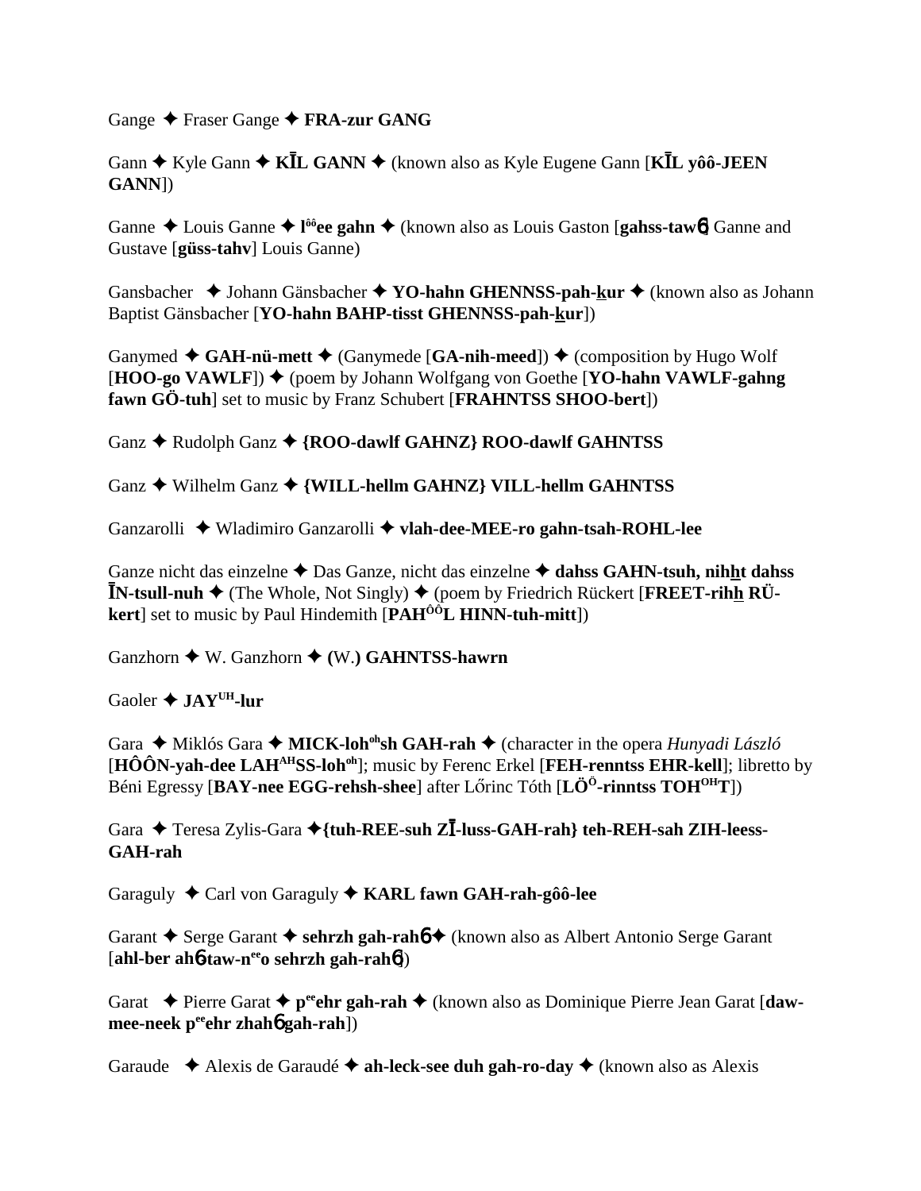Gange ✦ Fraser Gange ✦ **FRA-zur GANG**

Gann ✦ Kyle Gann ✦ **KĪL GANN** ✦ (known also as Kyle Eugene Gann [**KĪL yôô-JEEN GANN**])

Ganne ✦ Louis Ganne ✦ **l^ôô^ee gahn** ✦ (known also as Louis Gaston [**gahss-taw6**] Ganne and Gustave [**güss-tahv**] Louis Ganne)

Gansbacher ✦ Johann Gänsbacher ✦ **YO-hahn GHENNSS-pah-kur** ✦ (known also as Johann Baptist Gänsbacher [**YO-hahn BAHP-tisst GHENNSS-pah-kur**])

Ganymed ✦ **GAH-nü-mett** ✦ (Ganymede [**GA-nih-meed**]) ✦ (composition by Hugo Wolf [**HOO-go VAWLF**]) ✦ (poem by Johann Wolfgang von Goethe [**YO-hahn VAWLF-gahng fawn GÖ-tuh**] set to music by Franz Schubert [**FRAHNTSS SHOO-bert**])

Ganz ✦ Rudolph Ganz ✦ **{ROO-dawlf GAHNZ} ROO-dawlf GAHNTSS**

Ganz ✦ Wilhelm Ganz ✦ **{WILL-hellm GAHNZ} VILL-hellm GAHNTSS**

Ganzarolli ✦ Wladimiro Ganzarolli ✦ **vlah-dee-MEE-ro gahn-tsah-ROHL-lee**

Ganze nicht das einzelne ✦ Das Ganze, nicht das einzelne ✦ **dahss GAHN-tsuh, nihht dahss ĪN-tsull-nuh** ✦ (The Whole, Not Singly) ✦ (poem by Friedrich Rückert [**FREET-rihh RÜ-kert**] set to music by Paul Hindemith [**PAH^ÔÔ^L HINN-tuh-mitt**])

Ganzhorn ✦ W. Ganzhorn ✦ **(W.) GAHNTSS-hawrn**

Gaoler ✦ **JAY^UH^-lur**

Gara ✦ Miklós Gara ✦ **MICK-loh^oh^sh GAH-rah** ✦ (character in the opera *Hunyadi László* [**HÔÔN-yah-dee LAH^AH^SS-loh^oh^**]; music by Ferenc Erkel [**FEH-renntss EHR-kell**]; libretto by Béni Egressy [**BAY-nee EGG-rehsh-shee**] after Lőrinc Tóth [**LÖ^Ö^-rinntss TOH^OH^T**])

Gara ✦ Teresa Zylis-Gara ✦**{tuh-REE-suh ZĪ-luss-GAH-rah} teh-REH-sah ZIH-leess-GAH-rah**

Garaguly ✦ Carl von Garaguly ✦ **KARL fawn GAH-rah-gôô-lee**

Garant ✦ Serge Garant ✦ **sehrzh gah-rah6** ✦ (known also as Albert Antonio Serge Garant [**ahl-ber ah6-taw-n^ee^o sehrzh gah-rah6**])

Garat ✦ Pierre Garat ✦ **p^ee^ehr gah-rah** ✦ (known also as Dominique Pierre Jean Garat [**daw-mee-neek p^ee^ehr zhah6 gah-rah**])

Garaude ✦ Alexis de Garaudé ✦ **ah-leck-see duh gah-ro-day** ✦ (known also as Alexis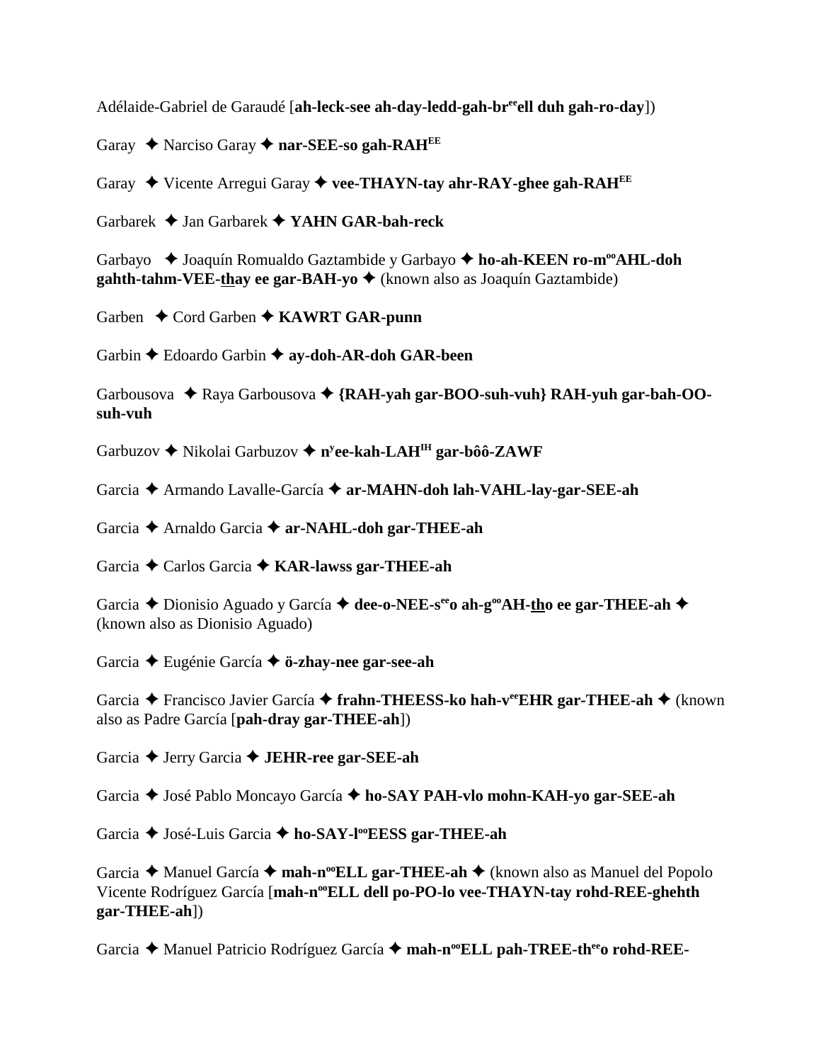Adélaide-Gabriel de Garaudé [**ah-leck-see ah-day-ledd-gah-br$^{ee}$ell duh gah-ro-day**])

Garay ✦ Narciso Garay ✦ **nar-SEE-so gah-RAH$^{EE}$**

Garay ✦ Vicente Arregui Garay ✦ **vee-THAYN-tay ahr-RAY-ghee gah-RAH$^{EE}$**

Garbarek ✦ Jan Garbarek ✦ **YAHN GAR-bah-reck**

Garbayo ✦ Joaquín Romualdo Gaztambide y Garbayo ✦ **ho-ah-KEEN ro-m$^{oo}$AHL-doh gahth-tahm-VEE-thay ee gar-BAH-yo** ✦ (known also as Joaquín Gaztambide)

Garben ✦ Cord Garben ✦ **KAWRT GAR-punn**

Garbin ✦ Edoardo Garbin ✦ **ay-doh-AR-doh GAR-been**

Garbousova ✦ Raya Garbousova ✦ **{RAH-yah gar-BOO-suh-vuh} RAH-yuh gar-bah-OO-suh-vuh**

Garbuzov ✦ Nikolai Garbuzov ✦ **n$^{y}$ee-kah-LAH$^{IH}$ gar-bôô-ZAWF**

Garcia ✦ Armando Lavalle-García ✦ **ar-MAHN-doh lah-VAHL-lay-gar-SEE-ah**

Garcia ✦ Arnaldo Garcia ✦ **ar-NAHL-doh gar-THEE-ah**

Garcia ✦ Carlos Garcia ✦ **KAR-lawss gar-THEE-ah**

Garcia ✦ Dionisio Aguado y García ✦ **dee-o-NEE-s$^{ee}$o ah-g$^{oo}$AH-tho ee gar-THEE-ah** ✦ (known also as Dionisio Aguado)

Garcia ✦ Eugénie García ✦ **ö-zhay-nee gar-see-ah**

Garcia ✦ Francisco Javier García ✦ **frahn-THEESS-ko hah-v$^{ee}$EHR gar-THEE-ah** ✦ (known also as Padre García [**pah-dray gar-THEE-ah**])

Garcia ✦ Jerry Garcia ✦ **JEHR-ree gar-SEE-ah**

Garcia ✦ José Pablo Moncayo García ✦ **ho-SAY PAH-vlo mohn-KAH-yo gar-SEE-ah**

Garcia ✦ José-Luis Garcia ✦ **ho-SAY-l$^{oo}$EESS gar-THEE-ah**

Garcia ✦ Manuel García ✦ **mah-n$^{oo}$ELL gar-THEE-ah** ✦ (known also as Manuel del Popolo Vicente Rodríguez García [**mah-n$^{oo}$ELL dell po-PO-lo vee-THAYN-tay rohd-REE-ghehth gar-THEE-ah**])

Garcia ✦ Manuel Patricio Rodríguez García ✦ **mah-n$^{oo}$ELL pah-TREE-th$^{ee}$o rohd-REE-**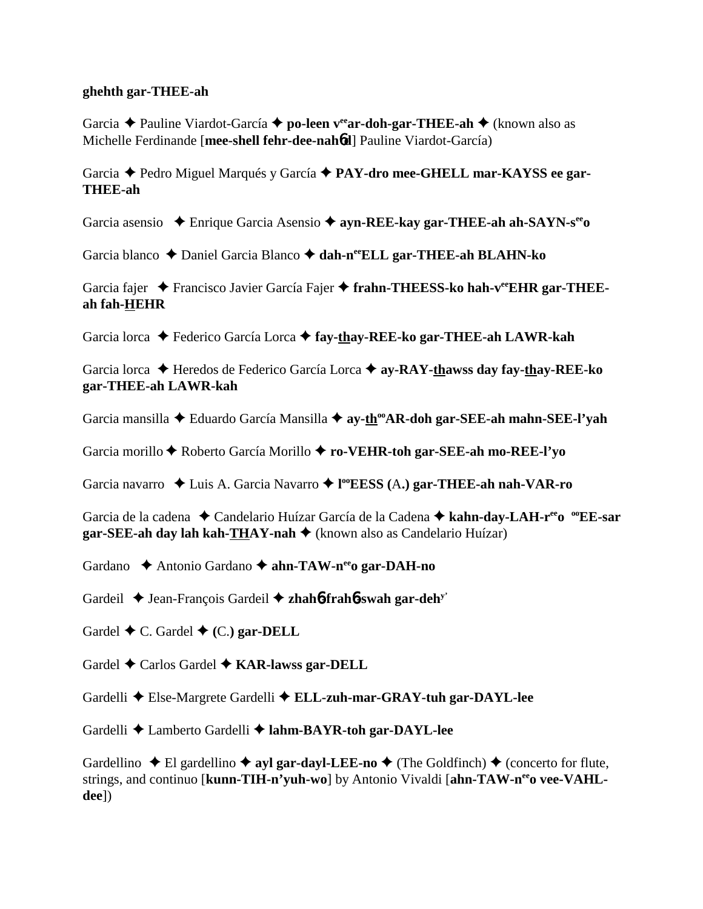**ghehth gar-THEE-ah**

Garcia ✦ Pauline Viardot-García ✦ **po-leen v$^{ee}$ar-doh-gar-THEE-ah** ✦ (known also as Michelle Ferdinande [**mee-shell fehr-dee-nah6d**] Pauline Viardot-García)

Garcia ✦ Pedro Miguel Marqués y García ✦ **PAY-dro mee-GHELL mar-KAYSS ee gar-THEE-ah**

Garcia asensio ✦ Enrique Garcia Asensio ✦ **ayn-REE-kay gar-THEE-ah ah-SAYN-s$^{ee}$o**

Garcia blanco ✦ Daniel Garcia Blanco ✦ **dah-n$^{ee}$ELL gar-THEE-ah BLAHN-ko**

Garcia fajer ✦ Francisco Javier García Fajer ✦ **frahn-THEESS-ko hah-v$^{ee}$EHR gar-THEE-ah fah-HEHR**

Garcia lorca ✦ Federico García Lorca ✦ **fay-thay-REE-ko gar-THEE-ah LAWR-kah**

Garcia lorca ✦ Heredos de Federico García Lorca ✦ **ay-RAY-thawss day fay-thay-REE-ko gar-THEE-ah LAWR-kah**

Garcia mansilla ✦ Eduardo García Mansilla ✦ **ay-th$^{oo}$AR-doh gar-SEE-ah mahn-SEE-l'yah**

Garcia morillo ✦ Roberto García Morillo ✦ **ro-VEHR-toh gar-SEE-ah mo-REE-l'yo**

Garcia navarro ✦ Luis A. Garcia Navarro ✦ **l$^{oo}$EESS (A.) gar-THEE-ah nah-VAR-ro**

Garcia de la cadena ✦ Candelario Huízar García de la Cadena ✦ **kahn-day-LAH-r$^{ee}$o $^{oo}$EE-sar gar-SEE-ah day lah kah-THAY-nah** ✦ (known also as Candelario Huízar)

Gardano ✦ Antonio Gardano ✦ **ahn-TAW-n$^{ee}$o gar-DAH-no**

Gardeil ✦ Jean-François Gardeil ✦ **zhah6-frah6-swah gar-deh$^{y'}$**

Gardel ✦ C. Gardel ✦ **(C.) gar-DELL**

Gardel ✦ Carlos Gardel ✦ **KAR-lawss gar-DELL**

Gardelli ✦ Else-Margrete Gardelli ✦ **ELL-zuh-mar-GRAY-tuh gar-DAYL-lee**

Gardelli ✦ Lamberto Gardelli ✦ **lahm-BAYR-toh gar-DAYL-lee**

Gardellino ✦ El gardellino ✦ **ayl gar-dayl-LEE-no** ✦ (The Goldfinch) ✦ (concerto for flute, strings, and continuo [**kunn-TIH-n'yuh-wo**] by Antonio Vivaldi [**ahn-TAW-n$^{ee}$o vee-VAHL-dee**])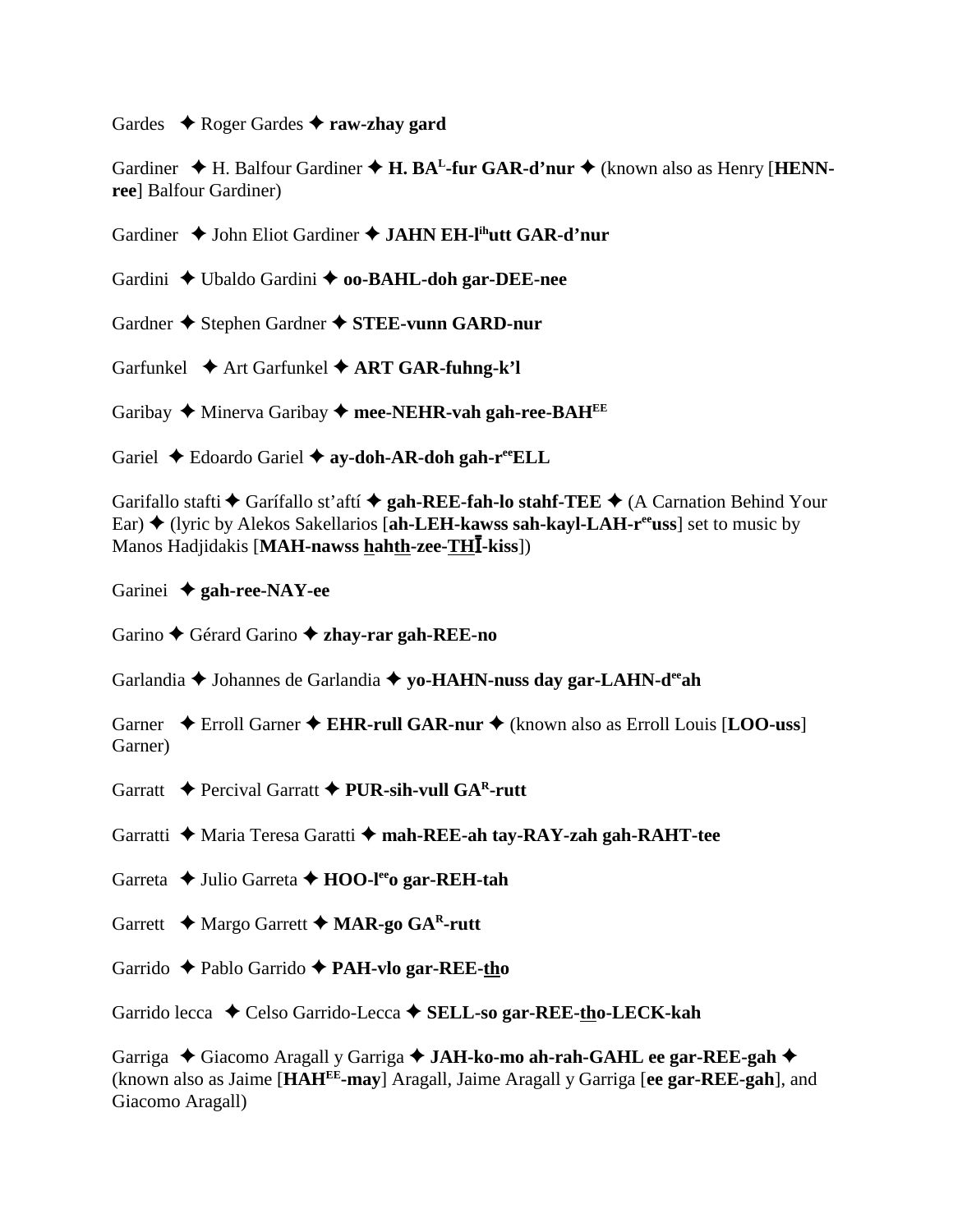Gardes ✦ Roger Gardes ✦ **raw-zhay gard**

Gardiner ✦ H. Balfour Gardiner ✦ **H. BA**[L]**-fur GAR-d'nur** ✦ (known also as Henry [**HENN-ree**] Balfour Gardiner)

Gardiner ✦ John Eliot Gardiner ✦ **JAHN EH-l**[ih]**utt GAR-d'nur**

Gardini ✦ Ubaldo Gardini ✦ **oo-BAHL-doh gar-DEE-nee**

Gardner ✦ Stephen Gardner ✦ **STEE-vunn GARD-nur**

Garfunkel ✦ Art Garfunkel ✦ **ART GAR-fuhng-k'l**

Garibay ✦ Minerva Garibay ✦ **mee-NEHR-vah gah-ree-BAH**[EE]

Gariel ✦ Edoardo Gariel ✦ **ay-doh-AR-doh gah-r**[ee]**ELL**

Garifallo stafti ✦ Garífallo st'aftí ✦ **gah-REE-fah-lo stahf-TEE** ✦ (A Carnation Behind Your Ear) ✦ (lyric by Alekos Sakellarios [**ah-LEH-kawss sah-kayl-LAH-r**[ee]**uss**] set to music by Manos Hadjidakis [**MAH-nawss hahth-zee-THĪ-kiss**])

Garinei ✦ **gah-ree-NAY-ee**

Garino ✦ Gérard Garino ✦ **zhay-rar gah-REE-no**

Garlandia ✦ Johannes de Garlandia ✦ **yo-HAHN-nuss day gar-LAHN-d**[ee]**ah**

Garner ✦ Erroll Garner ✦ **EHR-rull GAR-nur** ✦ (known also as Erroll Louis [**LOO-uss**] Garner)

Garratt ✦ Percival Garratt ✦ **PUR-sih-vull GA**[R]**-rutt**

Garratti ✦ Maria Teresa Garatti ✦ **mah-REE-ah tay-RAY-zah gah-RAHT-tee**

Garreta ✦ Julio Garreta ✦ **HOO-l**[ee]**o gar-REH-tah**

Garrett ✦ Margo Garrett ✦ **MAR-go GA**[R]**-rutt**

Garrido ✦ Pablo Garrido ✦ **PAH-vlo gar-REE-tho**

Garrido lecca ✦ Celso Garrido-Lecca ✦ **SELL-so gar-REE-tho-LECK-kah**

Garriga ✦ Giacomo Aragall y Garriga ✦ **JAH-ko-mo ah-rah-GAHL ee gar-REE-gah** ✦ (known also as Jaime [**HAH**[EE]**-may**] Aragall, Jaime Aragall y Garriga [**ee gar-REE-gah**], and Giacomo Aragall)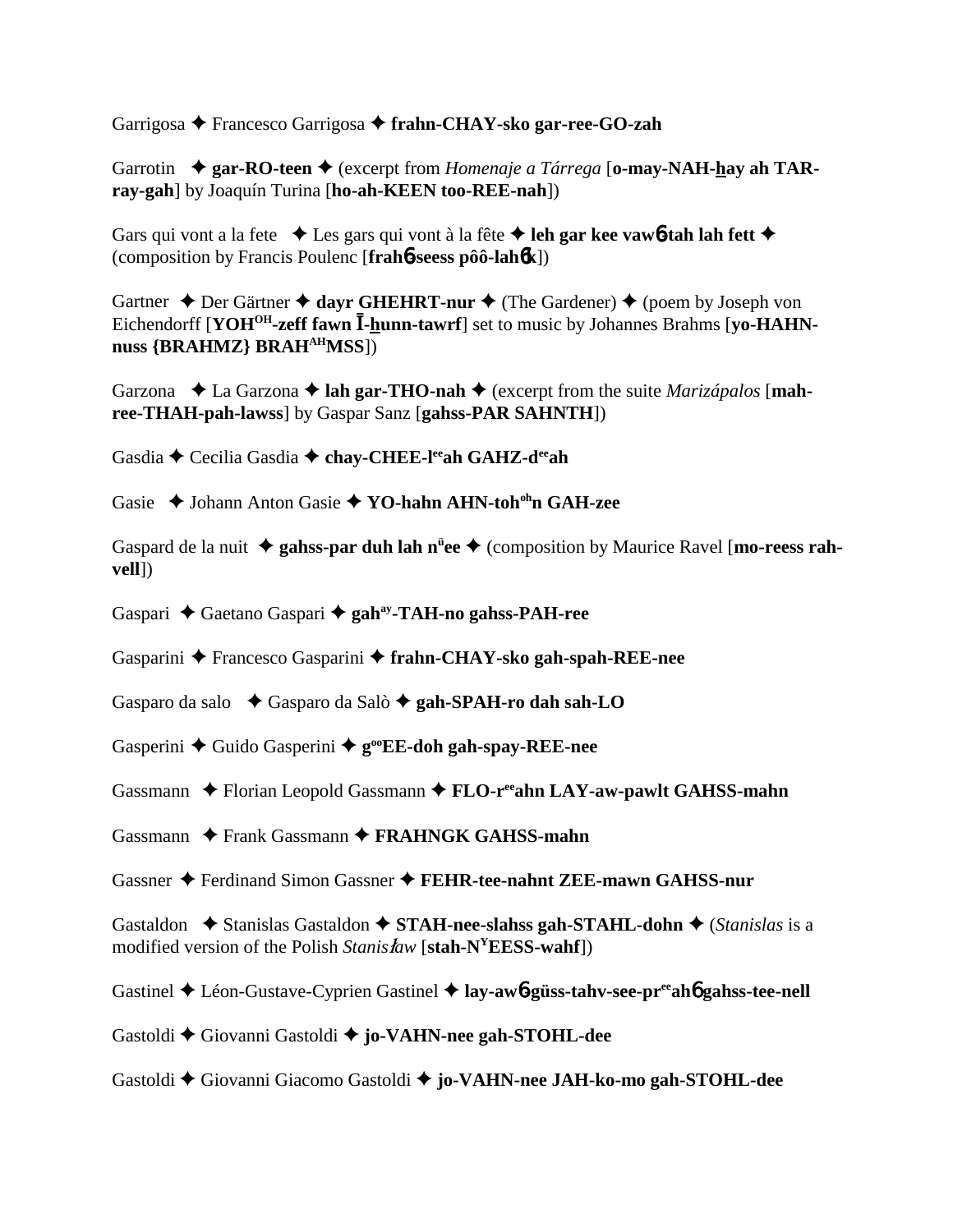Garrigosa ✦ Francesco Garrigosa ✦ **frahn-CHAY-sko gar-ree-GO-zah**

Garrotin ✦ **gar-RO-teen** ✦ (excerpt from *Homenaje a Tárrega* [**o-may-NAH-hay ah TAR-ray-gah**] by Joaquín Turina [**ho-ah-KEEN too-REE-nah**])

Gars qui vont a la fete ✦ Les gars qui vont à la fête ✦ **leh gar kee vawɓ-tah lah fett** ✦ (composition by Francis Poulenc [**frahɓ-seess pôô-lahɓk**])

Gartner ✦ Der Gärtner ✦ **dayr GHEHRT-nur** ✦ (The Gardener) ✦ (poem by Joseph von Eichendorff [**YOH^OH-zeff fawn Ī-hunn-tawrf**] set to music by Johannes Brahms [**yo-HAHN-nuss {BRAHMZ} BRAH^AH MSS**])

Garzona ✦ La Garzona ✦ **lah gar-THO-nah** ✦ (excerpt from the suite *Marizápalos* [**mah-ree-THAH-pah-lawss**] by Gaspar Sanz [**gahss-PAR SAHNTH**])

Gasdia ✦ Cecilia Gasdia ✦ **chay-CHEE-l^ee ah GAHZ-d^ee ah**

Gasie ✦ Johann Anton Gasie ✦ **YO-hahn AHN-toh^oh n GAH-zee**

Gaspard de la nuit ✦ **gahss-par duh lah n^ü ee** ✦ (composition by Maurice Ravel [**mo-reess rah-vell**])

Gaspari ✦ Gaetano Gaspari ✦ **gah^ay-TAH-no gahss-PAH-ree**

Gasparini ✦ Francesco Gasparini ✦ **frahn-CHAY-sko gah-spah-REE-nee**

Gasparo da salo ✦ Gasparo da Salò ✦ **gah-SPAH-ro dah sah-LO**

Gasperini ✦ Guido Gasperini ✦ **g^oo EE-doh gah-spay-REE-nee**

Gassmann ✦ Florian Leopold Gassmann ✦ **FLO-r^ee ahn LAY-aw-pawlt GAHSS-mahn**

Gassmann ✦ Frank Gassmann ✦ **FRAHNGK GAHSS-mahn**

Gassner ✦ Ferdinand Simon Gassner ✦ **FEHR-tee-nahnt ZEE-mawn GAHSS-nur**

Gastaldon ✦ Stanislas Gastaldon ✦ **STAH-nee-slahss gah-STAHL-dohn** ✦ (*Stanislas* is a modified version of the Polish *Stanisław* [**stah-N^Y EESS-wahf**])

Gastinel ✦ Léon-Gustave-Cyprien Gastinel ✦ **lay-awɓ-güss-tahv-see-pr^ee ahɓ gahss-tee-nell**

Gastoldi ✦ Giovanni Gastoldi ✦ **jo-VAHN-nee gah-STOHL-dee**

Gastoldi ✦ Giovanni Giacomo Gastoldi ✦ **jo-VAHN-nee JAH-ko-mo gah-STOHL-dee**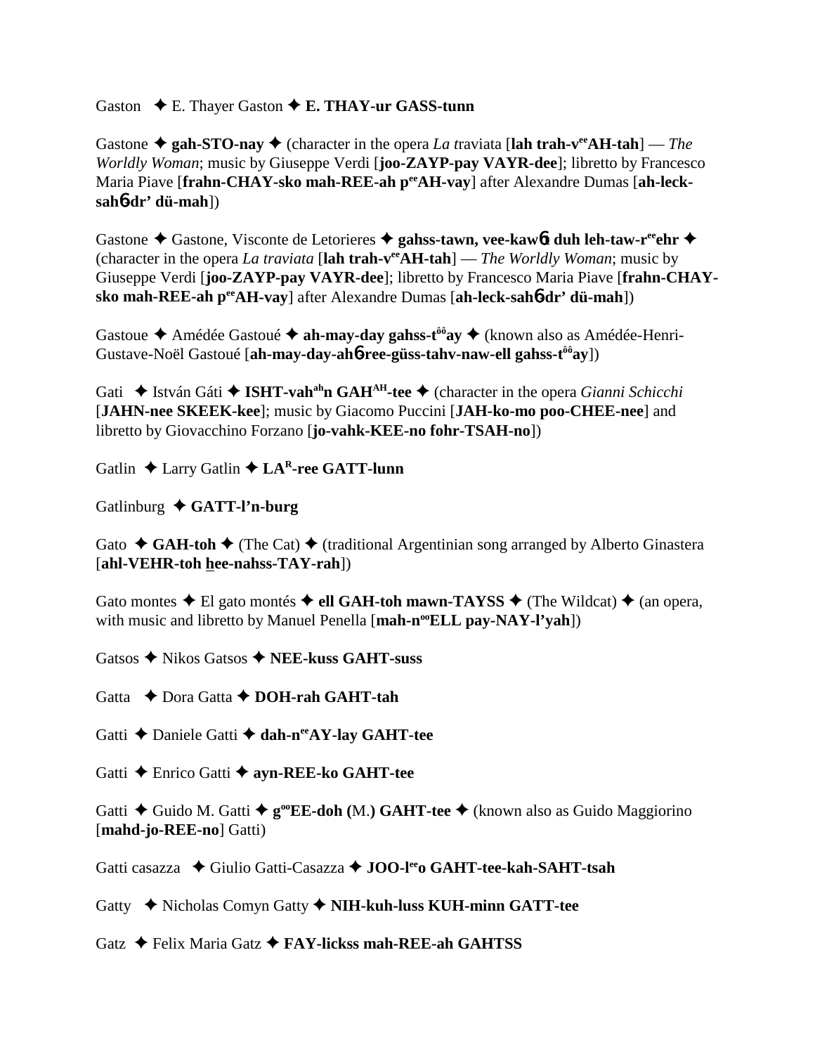Gaston ✦ E. Thayer Gaston ✦ **E. THAY-ur GASS-tunn**

Gastone ✦ **gah-STO-nay** ✦ (character in the opera *La traviata* [**lah trah-v$^{ee}$AH-tah**] — *The Worldly Woman*; music by Giuseppe Verdi [**joo-ZAYP-pay VAYR-dee**]; libretto by Francesco Maria Piave [**frahn-CHAY-sko mah-REE-ah p$^{ee}$AH-vay**] after Alexandre Dumas [**ah-leck-sah6-dr' dü-mah**])

Gastone ✦ Gastone, Visconte de Letorieres ✦ **gahss-tawn, vee-kaw6t duh leh-taw-r$^{ee}$ehr** ✦ (character in the opera *La traviata* [**lah trah-v$^{ee}$AH-tah**] — *The Worldly Woman*; music by Giuseppe Verdi [**joo-ZAYP-pay VAYR-dee**]; libretto by Francesco Maria Piave [**frahn-CHAY-sko mah-REE-ah p$^{ee}$AH-vay**] after Alexandre Dumas [**ah-leck-sah6-dr' dü-mah**])

Gastoue ✦ Amédée Gastoué ✦ **ah-may-day gahss-t$^{ôô}$ay** ✦ (known also as Amédée-Henri-Gustave-Noël Gastoué [**ah-may-day-ah6-ree-güss-tahv-naw-ell gahss-t$^{ôô}$ay**])

Gati ✦ István Gáti ✦ **ISHT-vah$^{ah}$n GAH$^{AH}$-tee** ✦ (character in the opera *Gianni Schicchi* [**JAHN-nee SKEEK-kee**]; music by Giacomo Puccini [**JAH-ko-mo poo-CHEE-nee**] and libretto by Giovacchino Forzano [**jo-vahk-KEE-no fohr-TSAH-no**])

Gatlin ✦ Larry Gatlin ✦ **LA$^{R}$-ree GATT-lunn**

Gatlinburg ✦ **GATT-l'n-burg**

Gato ✦ **GAH-toh** ✦ (The Cat) ✦ (traditional Argentinian song arranged by Alberto Ginastera [**ahl-VEHR-toh hee-nahss-TAY-rah**])

Gato montes ✦ El gato montés ✦ **ell GAH-toh mawn-TAYSS** ✦ (The Wildcat) ✦ (an opera, with music and libretto by Manuel Penella [**mah-n$^{oo}$ELL pay-NAY-l'yah**])

Gatsos ✦ Nikos Gatsos ✦ **NEE-kuss GAHT-suss**

Gatta ✦ Dora Gatta ✦ **DOH-rah GAHT-tah**

Gatti ✦ Daniele Gatti ✦ **dah-n$^{ee}$AY-lay GAHT-tee**

Gatti ✦ Enrico Gatti ✦ **ayn-REE-ko GAHT-tee**

Gatti ✦ Guido M. Gatti ✦ **g$^{oo}$EE-doh (**M.**) GAHT-tee** ✦ (known also as Guido Maggiorino [**mahd-jo-REE-no**] Gatti)

Gatti casazza ✦ Giulio Gatti-Casazza ✦ **JOO-l$^{ee}$o GAHT-tee-kah-SAHT-tsah**

Gatty ✦ Nicholas Comyn Gatty ✦ **NIH-kuh-luss KUH-minn GATT-tee**

Gatz ✦ Felix Maria Gatz ✦ **FAY-lickss mah-REE-ah GAHTSS**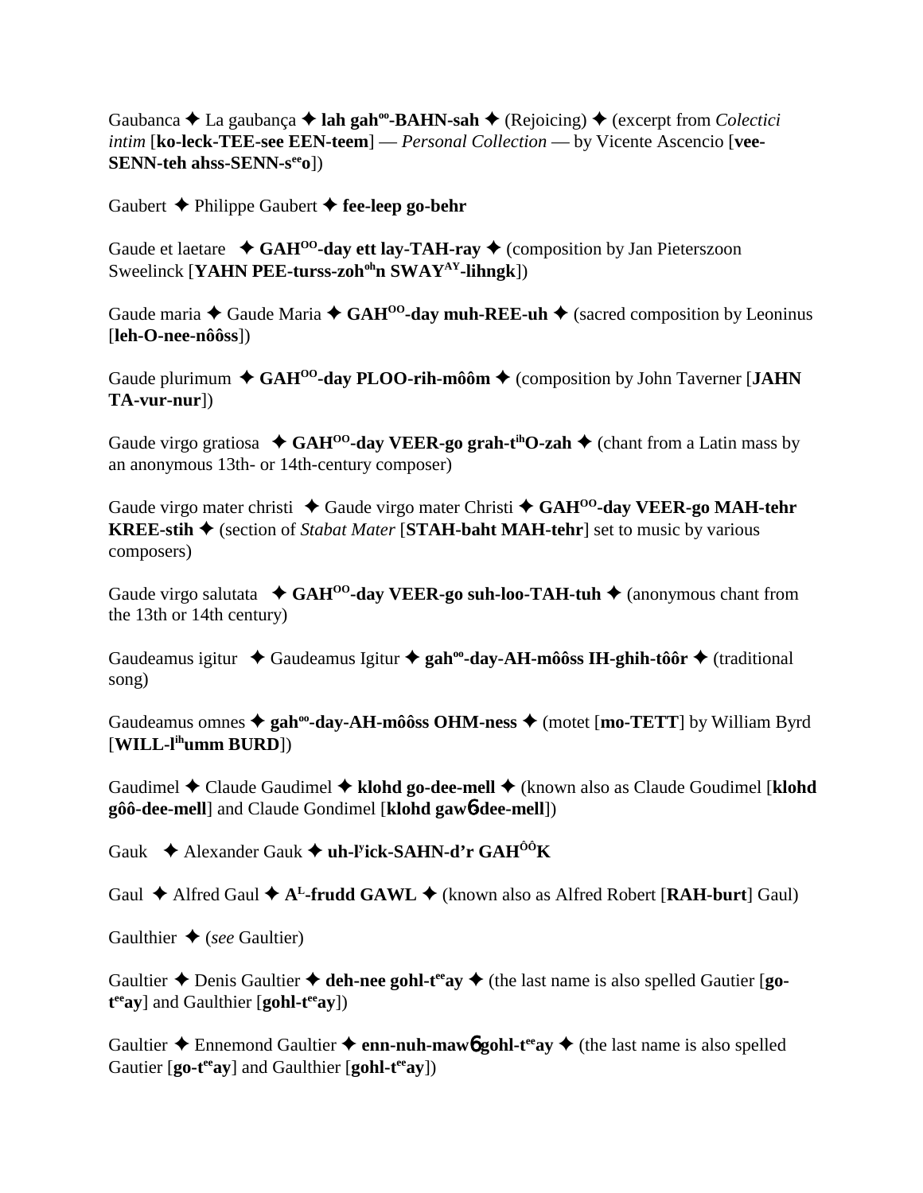Gaubanca ✦ La gaubança ✦ **lah gah$^{oo}$-BAHN-sah** ✦ (Rejoicing) ✦ (excerpt from *Colectici intim* [**ko-leck-TEE-see EEN-teem**] — *Personal Collection* — by Vicente Ascencio [**vee-SENN-teh ahss-SENN-s$^{ee}$o**])

Gaubert ✦ Philippe Gaubert ✦ **fee-leep go-behr**

Gaude et laetare ✦ **GAH$^{OO}$-day ett lay-TAH-ray** ✦ (composition by Jan Pieterszoon Sweelinck [**YAHN PEE-turss-zoh$^{oh}$n SWAY$^{AY}$-lihngk**])

Gaude maria ✦ Gaude Maria ✦ **GAH$^{OO}$-day muh-REE-uh** ✦ (sacred composition by Leoninus [**leh-O-nee-nôôss**])

Gaude plurimum ✦ **GAH$^{OO}$-day PLOO-rih-môôm** ✦ (composition by John Taverner [**JAHN TA-vur-nur**])

Gaude virgo gratiosa ✦ **GAH$^{OO}$-day VEER-go grah-t$^{ih}$O-zah** ✦ (chant from a Latin mass by an anonymous 13th- or 14th-century composer)

Gaude virgo mater christi ✦ Gaude virgo mater Christi ✦ **GAH$^{OO}$-day VEER-go MAH-tehr KREE-stih** ✦ (section of *Stabat Mater* [**STAH-baht MAH-tehr**] set to music by various composers)

Gaude virgo salutata ✦ **GAH$^{OO}$-day VEER-go suh-loo-TAH-tuh** ✦ (anonymous chant from the 13th or 14th century)

Gaudeamus igitur ✦ Gaudeamus Igitur ✦ **gah$^{oo}$-day-AH-môôss IH-ghih-tôôr** ✦ (traditional song)

Gaudeamus omnes ✦ **gah$^{oo}$-day-AH-môôss OHM-ness** ✦ (motet [**mo-TETT**] by William Byrd [**WILL-l$^{ih}$umm BURD**])

Gaudimel ✦ Claude Gaudimel ✦ **klohd go-dee-mell** ✦ (known also as Claude Goudimel [**klohd gôô-dee-mell**] and Claude Gondimel [**klohd gawɓ-dee-mell**])

Gauk ✦ Alexander Gauk ✦ **uh-l$^{y}$ick-SAHN-d'r GAH$^{ÔÔ}$K**

Gaul ✦ Alfred Gaul ✦ **A$^{L}$-frudd GAWL** ✦ (known also as Alfred Robert [**RAH-burt**] Gaul)

Gaulthier ✦ (*see* Gaultier)

Gaultier ✦ Denis Gaultier ✦ **deh-nee gohl-t$^{ee}$ay** ✦ (the last name is also spelled Gautier [**go-t$^{ee}$ay**] and Gaulthier [**gohl-t$^{ee}$ay**])

Gaultier ✦ Ennemond Gaultier ✦ **enn-nuh-mawɓ gohl-t$^{ee}$ay** ✦ (the last name is also spelled Gautier [**go-t$^{ee}$ay**] and Gaulthier [**gohl-t$^{ee}$ay**])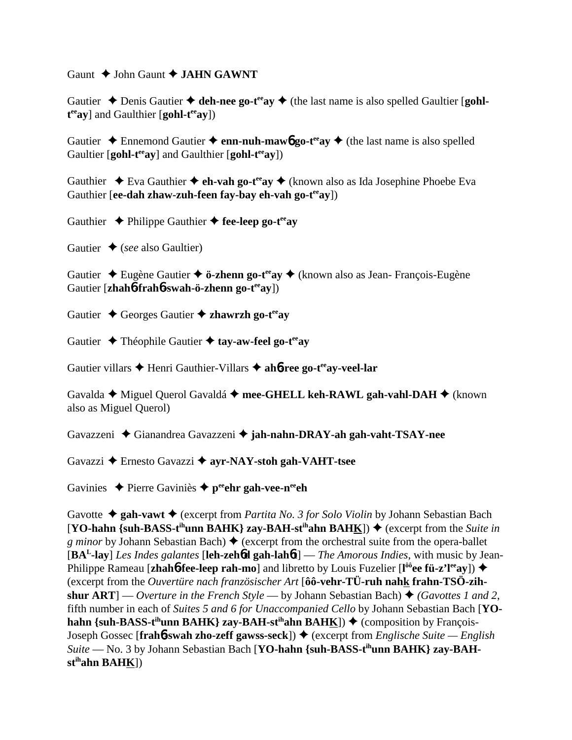Gaunt ✦ John Gaunt ✦ **JAHN GAWNT**

Gautier ✦ Denis Gautier ✦ **deh-nee go-t^ee^ay** ✦ (the last name is also spelled Gaultier [**gohl-t^ee^ay**] and Gaulthier [**gohl-t^ee^ay**])

Gautier ✦ Ennemond Gautier ✦ **enn-nuh-maw6 go-t^ee^ay** ✦ (the last name is also spelled Gaultier [**gohl-t^ee^ay**] and Gaulthier [**gohl-t^ee^ay**])

Gauthier ✦ Eva Gauthier ✦ **eh-vah go-t^ee^ay** ✦ (known also as Ida Josephine Phoebe Eva Gauthier [**ee-dah zhaw-zuh-feen fay-bay eh-vah go-t^ee^ay**])

Gauthier ✦ Philippe Gauthier ✦ **fee-leep go-t^ee^ay**

Gautier ✦ (*see* also Gaultier)

Gautier ✦ Eugène Gautier ✦ **ö-zhenn go-t^ee^ay** ✦ (known also as Jean- François-Eugène Gautier [**zhah6-frah6-swah-ö-zhenn go-t^ee^ay**])

Gautier ✦ Georges Gautier ✦ **zhawrzh go-t^ee^ay**

Gautier ✦ Théophile Gautier ✦ **tay-aw-feel go-t^ee^ay**

Gautier villars ✦ Henri Gauthier-Villars ✦ **ah6-ree go-t^ee^ay-veel-lar**

Gavalda ✦ Miguel Querol Gavaldá ✦ **mee-GHELL keh-RAWL gah-vahl-DAH** ✦ (known also as Miguel Querol)

Gavazzeni ✦ Gianandrea Gavazzeni ✦ **jah-nahn-DRAY-ah gah-vaht-TSAY-nee**

Gavazzi ✦ Ernesto Gavazzi ✦ **ayr-NAY-stoh gah-VAHT-tsee**

Gavinies ✦ Pierre Gaviniès ✦ **p^ee^ehr gah-vee-n^ee^eh**

Gavotte ✦ **gah-vawt** ✦ (excerpt from *Partita No. 3 for Solo Violin* by Johann Sebastian Bach [**YO-hahn {suh-BASS-t^ih^unn BAHK} zay-BAH-st^ih^ahn BAHK**]) ✦ (excerpt from the *Suite in g minor* by Johann Sebastian Bach) ✦ (excerpt from the orchestral suite from the opera-ballet [**BA^L^-lay**] *Les Indes galantes* [**leh-zeh6d gah-lah6t**] — *The Amorous Indies*, with music by Jean-Philippe Rameau [**zhah6-fee-leep rah-mo**] and libretto by Louis Fuzelier [**l^ôô^ee fü-z'l^ee^ay**]) ✦ (excerpt from the *Ouvertüre nach französischer Art* [**ôô-vehr-TÜ-ruh nahk frahn-TSÖ-zih-shur ART**] — *Overture in the French Style* — by Johann Sebastian Bach) ✦ *(Gavottes 1 and 2*, fifth number in each of *Suites 5 and 6 for Unaccompanied Cello* by Johann Sebastian Bach [**YO-hahn {suh-BASS-t^ih^unn BAHK} zay-BAH-st^ih^ahn BAHK**]) ✦ (composition by François-Joseph Gossec [**frah6-swah zho-zeff gawss-seck**]) ✦ (excerpt from *Englische Suite — English Suite* — No. 3 by Johann Sebastian Bach [**YO-hahn {suh-BASS-t^ih^unn BAHK} zay-BAH-st^ih^ahn BAHK**])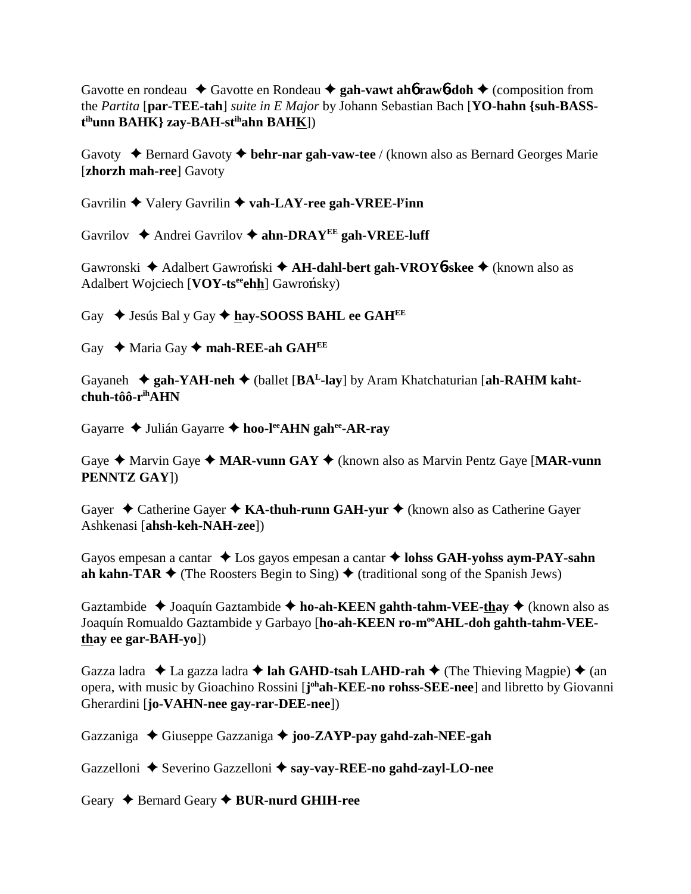Gavotte en rondeau ✦ Gavotte en Rondeau ✦ **gah-vawt ahɓ rawɓ-doh** ✦ (composition from the *Partita* [**par-TEE-tah**] *suite in E Major* by Johann Sebastian Bach [**YO-hahn {suh-BASS-t^ih^unn BAHK} zay-BAH-st^ih^ahn BAHK**])

Gavoty ✦ Bernard Gavoty ✦ **behr-nar gah-vaw-tee** / (known also as Bernard Georges Marie [**zhorzh mah-ree**] Gavoty

Gavrilin ✦ Valery Gavrilin ✦ **vah-LAY-ree gah-VREE-l^y^inn**

Gavrilov ✦ Andrei Gavrilov ✦ **ahn-DRAY^EE^ gah-VREE-luff**

Gawronski ✦ Adalbert Gawroński ✦ **AH-dahl-bert gah-VROYɓ-skee** ✦ (known also as Adalbert Wojciech [**VOY-ts^ee^ehh**] Gawrońsky)

Gay ✦ Jesús Bal y Gay ✦ **hay-SOOSS BAHL ee GAH^EE^**

Gay ✦ Maria Gay ✦ **mah-REE-ah GAH^EE^**

Gayaneh ✦ **gah-YAH-neh** ✦ (ballet [**BA^L^-lay**] by Aram Khatchaturian [**ah-RAHM kaht-chuh-tôô-r^ih^AHN**

Gayarre ✦ Julián Gayarre ✦ **hoo-l^ee^AHN gah^ee^-AR-ray**

Gaye ✦ Marvin Gaye ✦ **MAR-vunn GAY** ✦ (known also as Marvin Pentz Gaye [**MAR-vunn PENNTZ GAY**])

Gayer ✦ Catherine Gayer ✦ **KA-thuh-runn GAH-yur** ✦ (known also as Catherine Gayer Ashkenasi [**ahsh-keh-NAH-zee**])

Gayos empesan a cantar ✦ Los gayos empesan a cantar ✦ **lohss GAH-yohss aym-PAY-sahn ah kahn-TAR** ✦ (The Roosters Begin to Sing) ✦ (traditional song of the Spanish Jews)

Gaztambide ✦ Joaquín Gaztambide ✦ **ho-ah-KEEN gahth-tahm-VEE-thay** ✦ (known also as Joaquín Romualdo Gaztambide y Garbayo [**ho-ah-KEEN ro-m^oo^AHL-doh gahth-tahm-VEE-thay ee gar-BAH-yo**])

Gazza ladra ✦ La gazza ladra ✦ **lah GAHD-tsah LAHD-rah** ✦ (The Thieving Magpie) ✦ (an opera, with music by Gioachino Rossini [**j^oh^ah-KEE-no rohss-SEE-nee**] and libretto by Giovanni Gherardini [**jo-VAHN-nee gay-rar-DEE-nee**])

Gazzaniga ✦ Giuseppe Gazzaniga ✦ **joo-ZAYP-pay gahd-zah-NEE-gah**

Gazzelloni ✦ Severino Gazzelloni ✦ **say-vay-REE-no gahd-zayl-LO-nee**

Geary ✦ Bernard Geary ✦ **BUR-nurd GHIH-ree**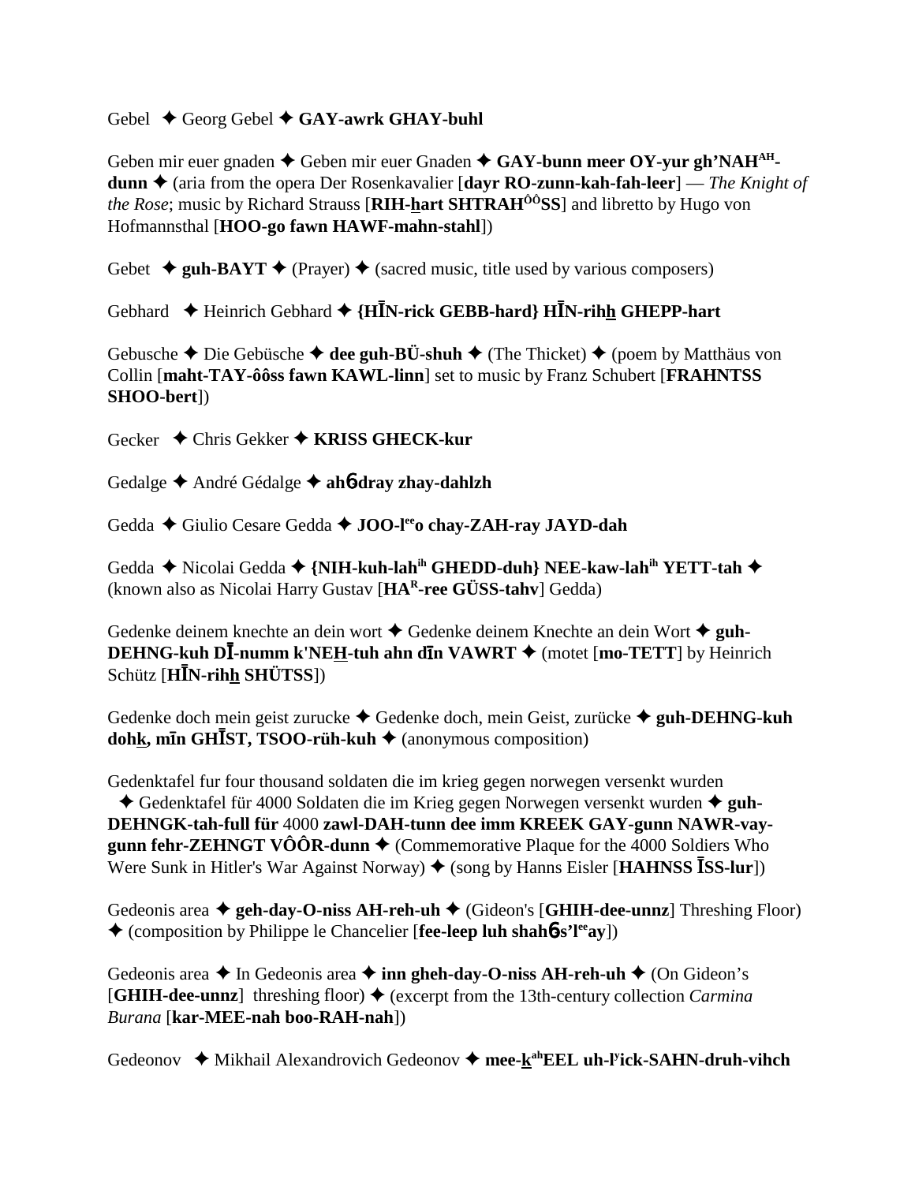Gebel ✦ Georg Gebel ✦ **GAY-awrk GHAY-buhl**

Geben mir euer gnaden ✦ Geben mir euer Gnaden ✦ **GAY-bunn meer OY-yur gh'NAH^AH^-dunn** ✦ (aria from the opera Der Rosenkavalier [**dayr RO-zunn-kah-fah-leer**] — *The Knight of the Rose*; music by Richard Strauss [**RIH-h̲art SHTRAH^ÔÔ^SS**] and libretto by Hugo von Hofmannsthal [**HOO-go fawn HAWF-mahn-stahl**])

Gebet ✦ **guh-BAYT** ✦ (Prayer) ✦ (sacred music, title used by various composers)

Gebhard ✦ Heinrich Gebhard ✦ **{HĪN-rick GEBB-hard} HĪN-rih̲h̲ GHEPP-hart**

Gebusche ✦ Die Gebüsche ✦ **dee guh-BÜ-shuh** ✦ (The Thicket) ✦ (poem by Matthäus von Collin [**maht-TAY-ôôss fawn KAWL-linn**] set to music by Franz Schubert [**FRAHNTSS SHOO-bert**])

Gecker ✦ Chris Gekker ✦ **KRISS GHECK-kur**

Gedalge ✦ André Gédalge ✦ **ah6-dray zhay-dahlzh**

Gedda ✦ Giulio Cesare Gedda ✦ **JOO-l^ee^o chay-ZAH-ray JAYD-dah**

Gedda ✦ Nicolai Gedda ✦ **{NIH-kuh-lah^ih^ GHEDD-duh} NEE-kaw-lah^ih^ YETT-tah** ✦ (known also as Nicolai Harry Gustav [**HA^R^-ree GÜSS-tahv**] Gedda)

Gedenke deinem knechte an dein wort ✦ Gedenke deinem Knechte an dein Wort ✦ **guh-DEHNG-kuh DĪ-numm k'NEH̲-tuh ahn dīn VAWRT** ✦ (motet [**mo-TETT**] by Heinrich Schütz [**HĪN-rih̲h̲ SHÜTSS**])

Gedenke doch mein geist zurucke ✦ Gedenke doch, mein Geist, zurücke ✦ **guh-DEHNG-kuh dohk̲, mīn GHĪST, TSOO-rüh-kuh** ✦ (anonymous composition)

Gedenktafel fur four thousand soldaten die im krieg gegen norwegen versenkt wurden ✦ Gedenktafel für 4000 Soldaten die im Krieg gegen Norwegen versenkt wurden ✦ **guh-DEHNGK-tah-full für** 4000 **zawl-DAH-tunn dee imm KREEK GAY-gunn NAWR-vay-gunn fehr-ZEHNGT VÔÔR-dunn** ✦ (Commemorative Plaque for the 4000 Soldiers Who Were Sunk in Hitler's War Against Norway) ✦ (song by Hanns Eisler [**HAHNSS ĪSS-lur**])

Gedeonis area ✦ **geh-day-O-niss AH-reh-uh** ✦ (Gideon's [**GHIH-dee-unnz**] Threshing Floor) ✦ (composition by Philippe le Chancelier [**fee-leep luh shah6s'l^ee^ay**])

Gedeonis area ✦ In Gedeonis area ✦ **inn gheh-day-O-niss AH-reh-uh** ✦ (On Gideon's [**GHIH-dee-unnz**] threshing floor) ✦ (excerpt from the 13th-century collection *Carmina Burana* [**kar-MEE-nah boo-RAH-nah**])

Gedeonov ✦ Mikhail Alexandrovich Gedeonov ✦ **mee-k̲^ah^EEL uh-l^y^ick-SAHN-druh-vihch**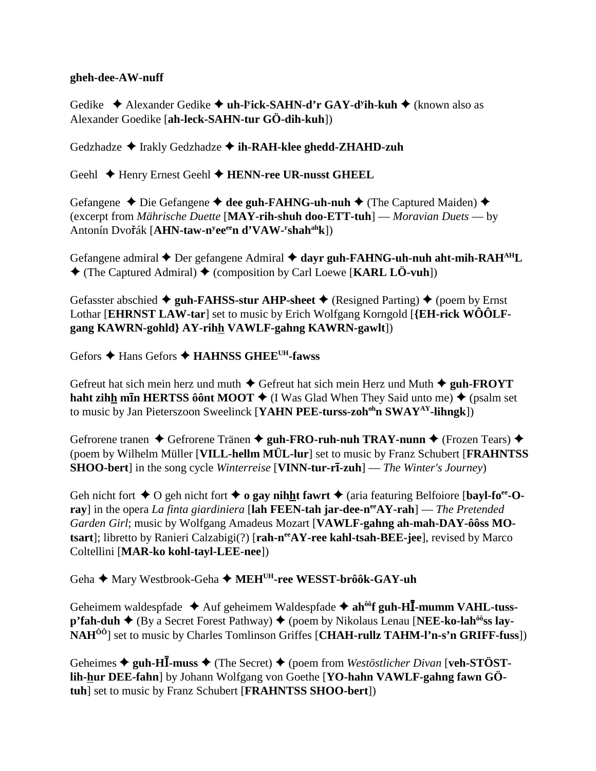**gheh-dee-AW-nuff**

Gedike ✦ Alexander Gedike ✦ **uh-lʸick-SAHN-d'r GAY-dʸih-kuh** ✦ (known also as Alexander Goedike [**ah-leck-SAHN-tur GÖ-dih-kuh**])

Gedzhadze ✦ Irakly Gedzhadze ✦ **ih-RAH-klee ghedd-ZHAHD-zuh**

Geehl ✦ Henry Ernest Geehl ✦ **HENN-ree UR-nusst GHEEL**

Gefangene ✦ Die Gefangene ✦ **dee guh-FAHNG-uh-nuh** ✦ (The Captured Maiden) ✦ (excerpt from *Mährische Duette* [**MAY-rih-shuh doo-ETT-tuh**] — *Moravian Duets* — by Antonín Dvořák [**AHN-taw-nʸeeᵉᵉn d'VAW-ʳshahᵃʰk**])

Gefangene admiral ✦ Der gefangene Admiral ✦ **dayr guh-FAHNG-uh-nuh aht-mih-RAHᴬᴴL** ✦ (The Captured Admiral) ✦ (composition by Carl Loewe [**KARL LÖ-vuh**])

Gefasster abschied ✦ **guh-FAHSS-stur AHP-sheet** ✦ (Resigned Parting) ✦ (poem by Ernst Lothar [**EHRNST LAW-tar**] set to music by Erich Wolfgang Korngold [**{EH-rick WÔÔLF-gang KAWRN-gohld} AY-rihh VAWLF-gahng KAWRN-gawlt**])

Gefors ✦ Hans Gefors ✦ **HAHNSS GHEEᵁᴴ-fawss**

Gefreut hat sich mein herz und muth ✦ Gefreut hat sich mein Herz und Muth ✦ **guh-FROYT haht zihh mīn HERTSS ôônt MOOT** ✦ (I Was Glad When They Said unto me) ✦ (psalm set to music by Jan Pieterszoon Sweelinck [**YAHN PEE-turss-zohᵒʰn SWAYᴬʸ-lihngk**])

Gefrorene tranen ✦ Gefrorene Tränen ✦ **guh-FRO-ruh-nuh TRAY-nunn** ✦ (Frozen Tears) ✦ (poem by Wilhelm Müller [**VILL-hellm MÜL-lur**] set to music by Franz Schubert [**FRAHNTSS SHOO-bert**] in the song cycle *Winterreise* [**VINN-tur-rī-zuh**] — *The Winter's Journey*)

Geh nicht fort ✦ O geh nicht fort ✦ **o gay nihht fawrt** ✦ (aria featuring Belfoiore [**bayl-foᵉᵉ-O-ray**] in the opera *La finta giardiniera* [**lah FEEN-tah jar-dee-nᵉᵉAY-rah**] — *The Pretended Garden Girl*; music by Wolfgang Amadeus Mozart [**VAWLF-gahng ah-mah-DAY-ôôss MO-tsart**]; libretto by Ranieri Calzabigi(?) [**rah-nᵉᵉAY-ree kahl-tsah-BEE-jee**], revised by Marco Coltellini [**MAR-ko kohl-tayl-LEE-nee**])

Geha ✦ Mary Westbrook-Geha ✦ **MEHᵁᴴ-ree WESST-brôôk-GAY-uh**

Geheimem waldespfade ✦ Auf geheimem Waldespfade ✦ **ahᵒᵒf guh-HĪ-mumm VAHL-tuss-p'fah-duh** ✦ (By a Secret Forest Pathway) ✦ (poem by Nikolaus Lenau [**NEE-ko-lahᵒᵒss lay-NAHᴼᴼ**] set to music by Charles Tomlinson Griffes [**CHAH-rullz TAHM-l'n-s'n GRIFF-fuss**])

Geheimes ✦ **guh-HĪ-muss** ✦ (The Secret) ✦ (poem from *Westöstlicher Divan* [**veh-STÖST-lih-hur DEE-fahn**] by Johann Wolfgang von Goethe [**YO-hahn VAWLF-gahng fawn GÖ-tuh**] set to music by Franz Schubert [**FRAHNTSS SHOO-bert**])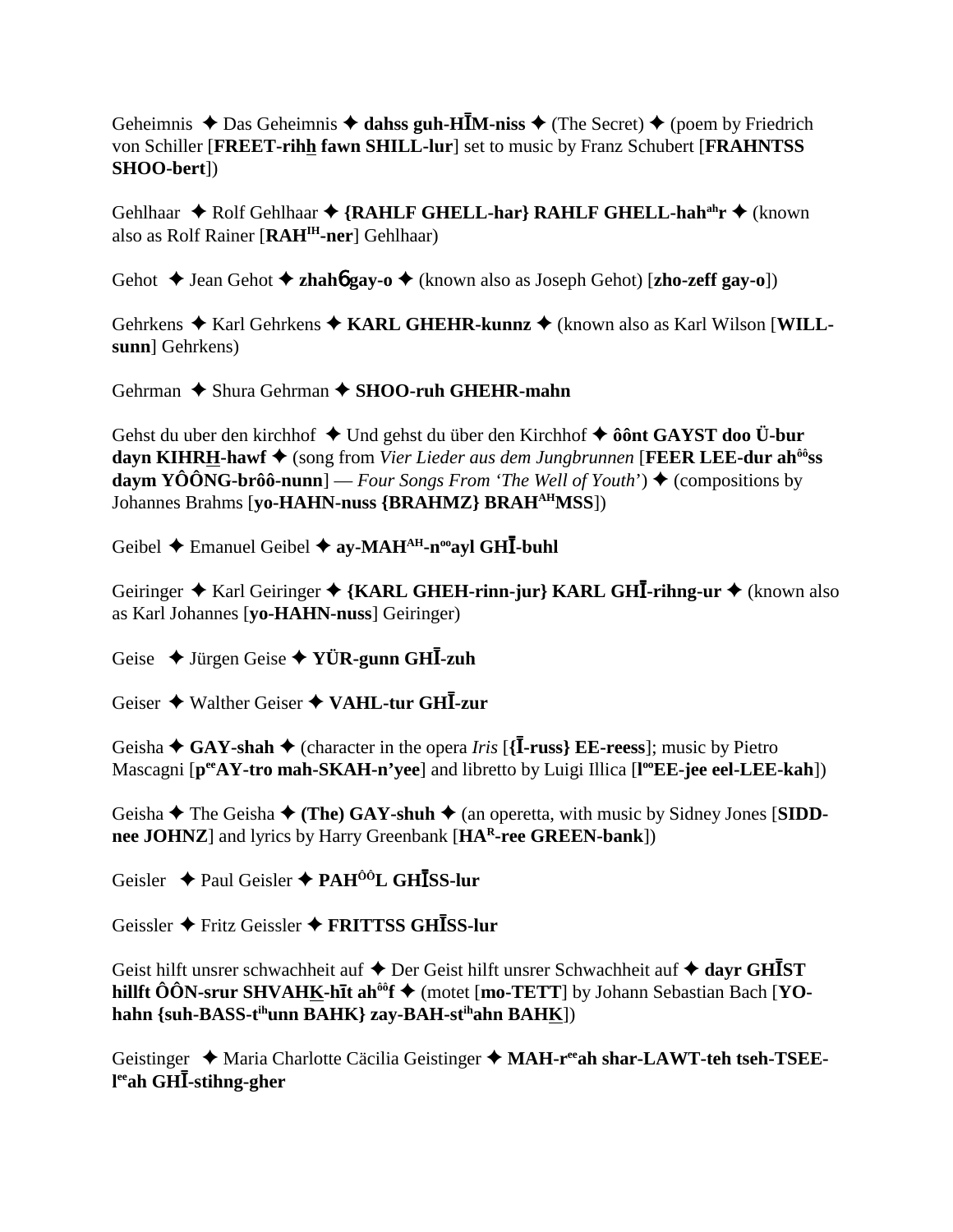Geheimnis ✦ Das Geheimnis ✦ **dahss guh-HĪM-niss** ✦ (The Secret) ✦ (poem by Friedrich von Schiller [**FREET-rihh fawn SHILL-lur**] set to music by Franz Schubert [**FRAHNTSS SHOO-bert**])

Gehlhaar ✦ Rolf Gehlhaar ✦ **{RAHLF GHELL-har} RAHLF GHELL-hah^ah^r** ✦ (known also as Rolf Rainer [**RAH^IH^-ner**] Gehlhaar)

Gehot ✦ Jean Gehot ✦ **zhahɓ gay-o** ✦ (known also as Joseph Gehot) [**zho-zeff gay-o**])

Gehrkens ✦ Karl Gehrkens ✦ **KARL GHEHR-kunnz** ✦ (known also as Karl Wilson [**WILL-sunn**] Gehrkens)

Gehrman ✦ Shura Gehrman ✦ **SHOO-ruh GHEHR-mahn**

Gehst du uber den kirchhof ✦ Und gehst du über den Kirchhof ✦ **ôônt GAYST doo Ü-bur dayn KIHRH-hawf** ✦ (song from *Vier Lieder aus dem Jungbrunnen* [**FEER LEE-dur ah^ôô^ss daym YÔÔNG-brôô-nunn**] — *Four Songs From 'The Well of Youth'*) ✦ (compositions by Johannes Brahms [**yo-HAHN-nuss {BRAHMZ} BRAH^AH^MSS**])

Geibel ✦ Emanuel Geibel ✦ **ay-MAH^AH^-n^oo^ayl GHĪ-buhl**

Geiringer ✦ Karl Geiringer ✦ **{KARL GHEH-rinn-jur} KARL GHĪ-rihng-ur** ✦ (known also as Karl Johannes [**yo-HAHN-nuss**] Geiringer)

Geise ✦ Jürgen Geise ✦ **YÜR-gunn GHĪ-zuh**

Geiser ✦ Walther Geiser ✦ **VAHL-tur GHĪ-zur**

Geisha ✦ **GAY-shah** ✦ (character in the opera *Iris* [**{Ī-russ} EE-reess**]; music by Pietro Mascagni [**p^ee^AY-tro mah-SKAH-n'yee**] and libretto by Luigi Illica [**l^oo^EE-jee eel-LEE-kah**])

Geisha ✦ The Geisha ✦ **(The) GAY-shuh** ✦ (an operetta, with music by Sidney Jones [**SIDD-nee JOHNZ**] and lyrics by Harry Greenbank [**HA^R^-ree GREEN-bank**])

Geisler ✦ Paul Geisler ✦ **PAH^ÔÔ^L GHĪSS-lur**

Geissler ✦ Fritz Geissler ✦ **FRITTSS GHĪSS-lur**

Geist hilft unsrer schwachheit auf ✦ Der Geist hilft unsrer Schwachheit auf ✦ **dayr GHĪST hillft ÔÔN-srur SHVAHK-hīt ah^ôô^f** ✦ (motet [**mo-TETT**] by Johann Sebastian Bach [**YO-hahn {suh-BASS-t^ih^unn BAHK} zay-BAH-st^ih^ahn BAHK**])

Geistinger ✦ Maria Charlotte Cäcilia Geistinger ✦ **MAH-r^ee^ah shar-LAWT-teh tseh-TSEE-l^ee^ah GHĪ-stihng-gher**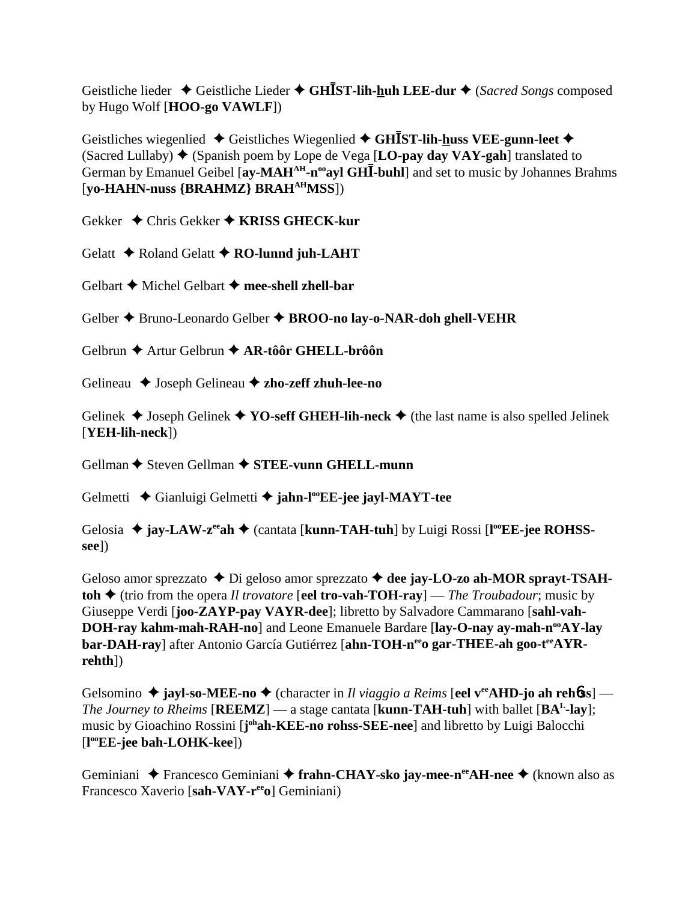Geistliche lieder ✦ Geistliche Lieder ✦ **GHĪST-lih-huh LEE-dur** ✦ (*Sacred Songs* composed by Hugo Wolf [**HOO-go VAWLF**])

Geistliches wiegenlied ✦ Geistliches Wiegenlied ✦ **GHĪST-lih-huss VEE-gunn-leet** ✦ (Sacred Lullaby) ✦ (Spanish poem by Lope de Vega [**LO-pay day VAY-gah**] translated to German by Emanuel Geibel [**ay-MAH^AH-n^oo ayl GHĪ-buhl**] and set to music by Johannes Brahms [**yo-HAHN-nuss {BRAHMZ} BRAH^AH MSS**])

Gekker ✦ Chris Gekker ✦ **KRISS GHECK-kur**

Gelatt ✦ Roland Gelatt ✦ **RO-lunnd juh-LAHT**

Gelbart ✦ Michel Gelbart ✦ **mee-shell zhell-bar**

Gelber ✦ Bruno-Leonardo Gelber ✦ **BROO-no lay-o-NAR-doh ghell-VEHR**

Gelbrun ✦ Artur Gelbrun ✦ **AR-tôôr GHELL-brôôn**

Gelineau ✦ Joseph Gelineau ✦ **zho-zeff zhuh-lee-no**

Gelinek ✦ Joseph Gelinek ✦ **YO-seff GHEH-lih-neck** ✦ (the last name is also spelled Jelinek [**YEH-lih-neck**])

Gellman ✦ Steven Gellman ✦ **STEE-vunn GHELL-munn**

Gelmetti ✦ Gianluigi Gelmetti ✦ **jahn-l^oo EE-jee jayl-MAYT-tee**

Gelosia ✦ **jay-LAW-z^ee ah** ✦ (cantata [**kunn-TAH-tuh**] by Luigi Rossi [**l^oo EE-jee ROHSS-see**])

Geloso amor sprezzato ✦ Di geloso amor sprezzato ✦ **dee jay-LO-zo ah-MOR sprayt-TSAH-toh** ✦ (trio from the opera *Il trovatore* [**eel tro-vah-TOH-ray**] — *The Troubadour*; music by Giuseppe Verdi [**joo-ZAYP-pay VAYR-dee**]; libretto by Salvadore Cammarano [**sahl-vah-DOH-ray kahm-mah-RAH-no**] and Leone Emanuele Bardare [**lay-O-nay ay-mah-n^oo AY-lay bar-DAH-ray**] after Antonio García Gutiérrez [**ahn-TOH-n^ee o gar-THEE-ah goo-t^ee AYR-rehth**])

Gelsomino ✦ **jayl-so-MEE-no** ✦ (character in *Il viaggio a Reims* [**eel v^ee AHD-jo ah rehⁿss**] — *The Journey to Rheims* [**REEMZ**] — a stage cantata [**kunn-TAH-tuh**] with ballet [**BA^L-lay**]; music by Gioachino Rossini [**j^oh ah-KEE-no rohss-SEE-nee**] and libretto by Luigi Balocchi [**l^oo EE-jee bah-LOHK-kee**])

Geminiani ✦ Francesco Geminiani ✦ **frahn-CHAY-sko jay-mee-n^ee AH-nee** ✦ (known also as Francesco Xaverio [**sah-VAY-r^ee o**] Geminiani)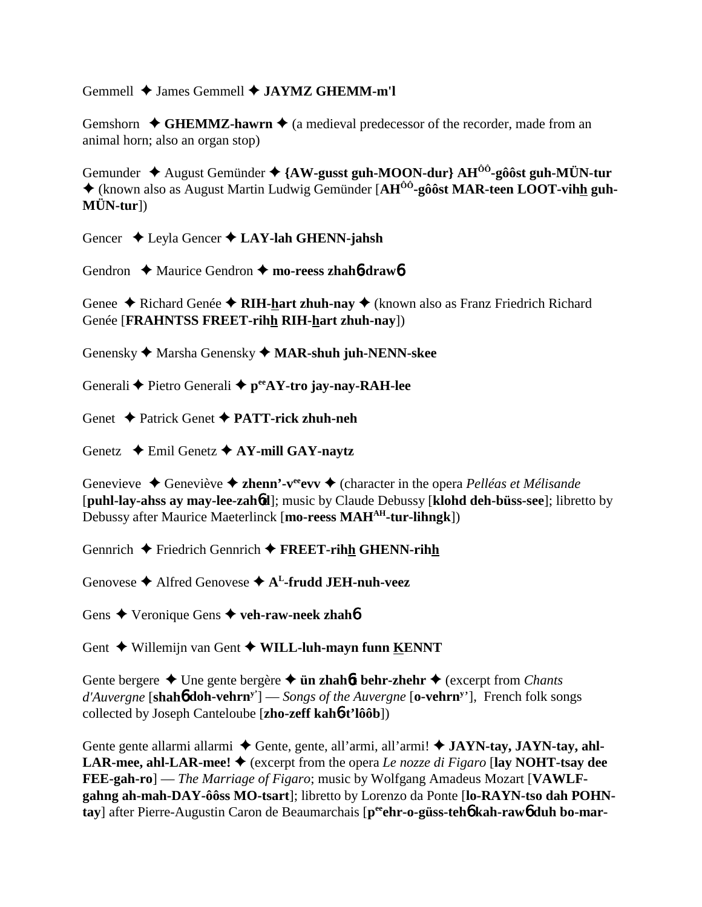Gemmell ✦ James Gemmell ✦ **JAYMZ GHEMM-m'l**

Gemshorn ✦ **GHEMMZ-hawrn** ✦ (a medieval predecessor of the recorder, made from an animal horn; also an organ stop)

Gemunder ✦ August Gemünder ✦ **{AW-gusst guh-MOON-dur} AH$^{ÔÔ}$-gôôst guh-MÜN-tur** ✦ (known also as August Martin Ludwig Gemünder [**AH$^{ÔÔ}$-gôôst MAR-teen LOOT-vihh guh-MÜN-tur**])

Gencer ✦ Leyla Gencer ✦ **LAY-lah GHENN-jahsh**

Gendron ✦ Maurice Gendron ✦ **mo-reess zhahɓ-drawɓ**

Genee ✦ Richard Genée ✦ **RIH-hart zhuh-nay** ✦ (known also as Franz Friedrich Richard Genée [**FRAHNTSS FREET-rihh RIH-hart zhuh-nay**])

Genensky ✦ Marsha Genensky ✦ **MAR-shuh juh-NENN-skee**

Generali ✦ Pietro Generali ✦ **p$^{ee}$AY-tro jay-nay-RAH-lee**

Genet ✦ Patrick Genet ✦ **PATT-rick zhuh-neh**

Genetz ✦ Emil Genetz ✦ **AY-mill GAY-naytz**

Genevieve ✦ Geneviève ✦ **zhenn'-v$^{ee}$evv** ✦ (character in the opera *Pelléas et Mélisande* [**puhl-lay-ahss ay may-lee-zahɓd**]; music by Claude Debussy [**klohd deh-büss-see**]; libretto by Debussy after Maurice Maeterlinck [**mo-reess MAH$^{AH}$-tur-lihngk**])

Gennrich ✦ Friedrich Gennrich ✦ **FREET-rihh GHENN-rihh**

Genovese ✦ Alfred Genovese ✦ **A$^{L}$-frudd JEH-nuh-veez**

Gens ✦ Veronique Gens ✦ **veh-raw-neek zhahɓ**

Gent ✦ Willemijn van Gent ✦ **WILL-luh-mayn funn KENNT**

Gente bergere ✦ Une gente bergère ✦ **ün zhahɓt behr-zhehr** ✦ (excerpt from *Chants d'Auvergne* [**shahɓ doh-vehrn$^{y}$**] — *Songs of the Auvergne* [**o-vehrn$^{y}$**], French folk songs collected by Joseph Canteloube [**zho-zeff kahɓ-t'lôôb**])

Gente gente allarmi allarmi ✦ Gente, gente, all'armi, all'armi! ✦ **JAYN-tay, JAYN-tay, ahl-LAR-mee, ahl-LAR-mee!** ✦ (excerpt from the opera *Le nozze di Figaro* [**lay NOHT-tsay dee FEE-gah-ro**] — *The Marriage of Figaro*; music by Wolfgang Amadeus Mozart [**VAWLF-gahng ah-mah-DAY-ôôss MO-tsart**]; libretto by Lorenzo da Ponte [**lo-RAYN-tso dah POHN-tay**] after Pierre-Augustin Caron de Beaumarchais [**p$^{ee}$ehr-o-güss-tehɓ kah-rawɓ duh bo-mar-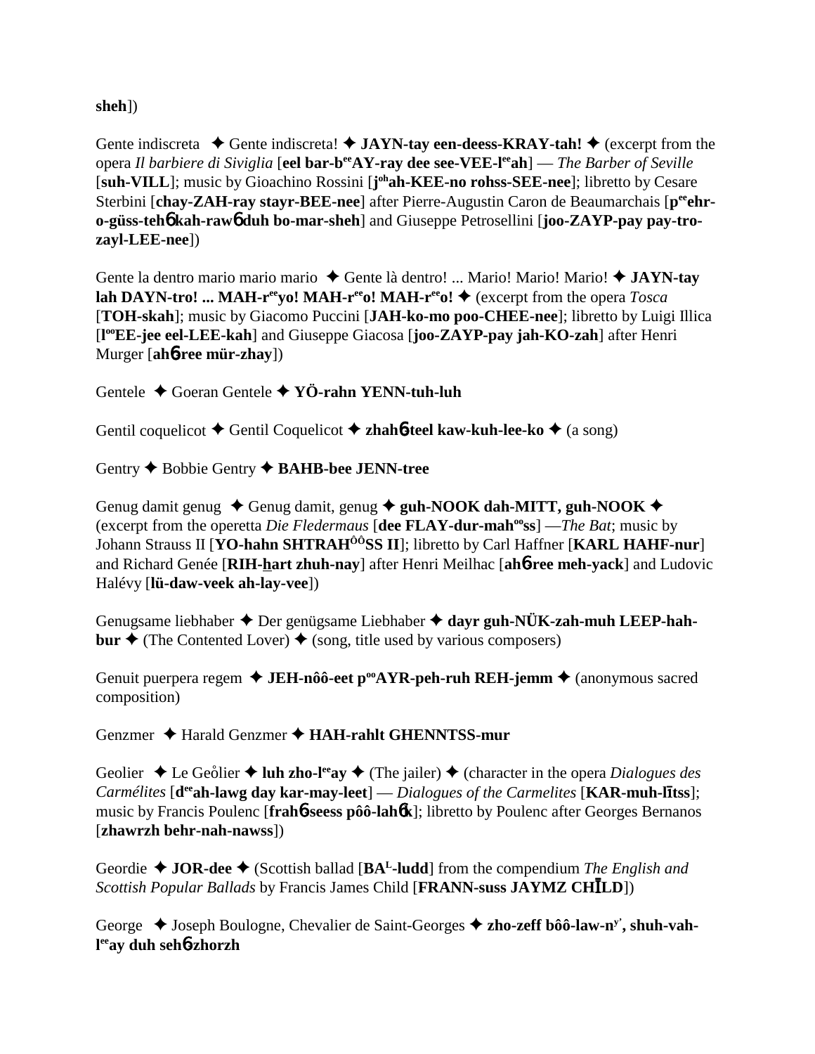**sheh**])

Gente indiscreta ✦ Gente indiscreta! ✦ **JAYN-tay een-deess-KRAY-tah!** ✦ (excerpt from the opera *Il barbiere di Siviglia* [**eel bar-b^ee^AY-ray dee see-VEE-l^ee^ah**] — *The Barber of Seville* [**suh-VILL**]; music by Gioachino Rossini [**j^oh^ah-KEE-no rohss-SEE-nee**]; libretto by Cesare Sterbini [**chay-ZAH-ray stayr-BEE-nee**] after Pierre-Augustin Caron de Beaumarchais [**p^ee^ehr-o-güss-tehɓ kah-rawɓ duh bo-mar-sheh**] and Giuseppe Petrosellini [**joo-ZAYP-pay pay-tro-zayl-LEE-nee**])

Gente la dentro mario mario mario ✦ Gente là dentro! ... Mario! Mario! Mario! ✦ **JAYN-tay lah DAYN-tro! ... MAH-r^ee^yo! MAH-r^ee^o! MAH-r^ee^o!** ✦ (excerpt from the opera *Tosca* [**TOH-skah**]; music by Giacomo Puccini [**JAH-ko-mo poo-CHEE-nee**]; libretto by Luigi Illica [**l^oo^EE-jee eel-LEE-kah**] and Giuseppe Giacosa [**joo-ZAYP-pay jah-KO-zah**] after Henri Murger [**ahɓ-ree mür-zhay**])

Gentele ✦ Goeran Gentele ✦ **YÖ-rahn YENN-tuh-luh**

Gentil coquelicot ✦ Gentil Coquelicot ✦ **zhahɓ-teel kaw-kuh-lee-ko** ✦ (a song)

Gentry ✦ Bobbie Gentry ✦ **BAHB-bee JENN-tree**

Genug damit genug ✦ Genug damit, genug ✦ **guh-NOOK dah-MITT, guh-NOOK** ✦ (excerpt from the operetta *Die Fledermaus* [**dee FLAY-dur-mah^oo^ss**] —*The Bat*; music by Johann Strauss II [**YO-hahn SHTRAH^ÔÔ^SS II**]; libretto by Carl Haffner [**KARL HAHF-nur**] and Richard Genée [**RIH-hart zhuh-nay**] after Henri Meilhac [**ahɓ-ree meh-yack**] and Ludovic Halévy [**lü-daw-veek ah-lay-vee**])

Genugsame liebhaber ✦ Der genügsame Liebhaber ✦ **dayr guh-NÜK-zah-muh LEEP-hah-bur** ✦ (The Contented Lover) ✦ (song, title used by various composers)

Genuit puerpera regem ✦ **JEH-nôô-eet p^oo^AYR-peh-ruh REH-jemm** ✦ (anonymous sacred composition)

Genzmer ✦ Harald Genzmer ✦ **HAH-rahlt GHENNTSS-mur**

Geolier ✦ Le Geôlier ✦ **luh zho-l^ee^ay** ✦ (The jailer) ✦ (character in the opera *Dialogues des Carmélites* [**d^ee^ah-lawg day kar-may-leet**] — *Dialogues of the Carmelites* [**KAR-muh-lītss**]; music by Francis Poulenc [**frahɓ-seess pôô-lahɓk**]; libretto by Poulenc after Georges Bernanos [**zhawrzh behr-nah-nawss**])

Geordie ✦ **JOR-dee** ✦ (Scottish ballad [**BA^L^-ludd**] from the compendium *The English and Scottish Popular Ballads* by Francis James Child [**FRANN-suss JAYMZ CHĪLD**])

George ✦ Joseph Boulogne, Chevalier de Saint-Georges ✦ **zho-zeff bôô-law-n^y'^, shuh-vah-l^ee^ay duh sehɓ-zhorzh**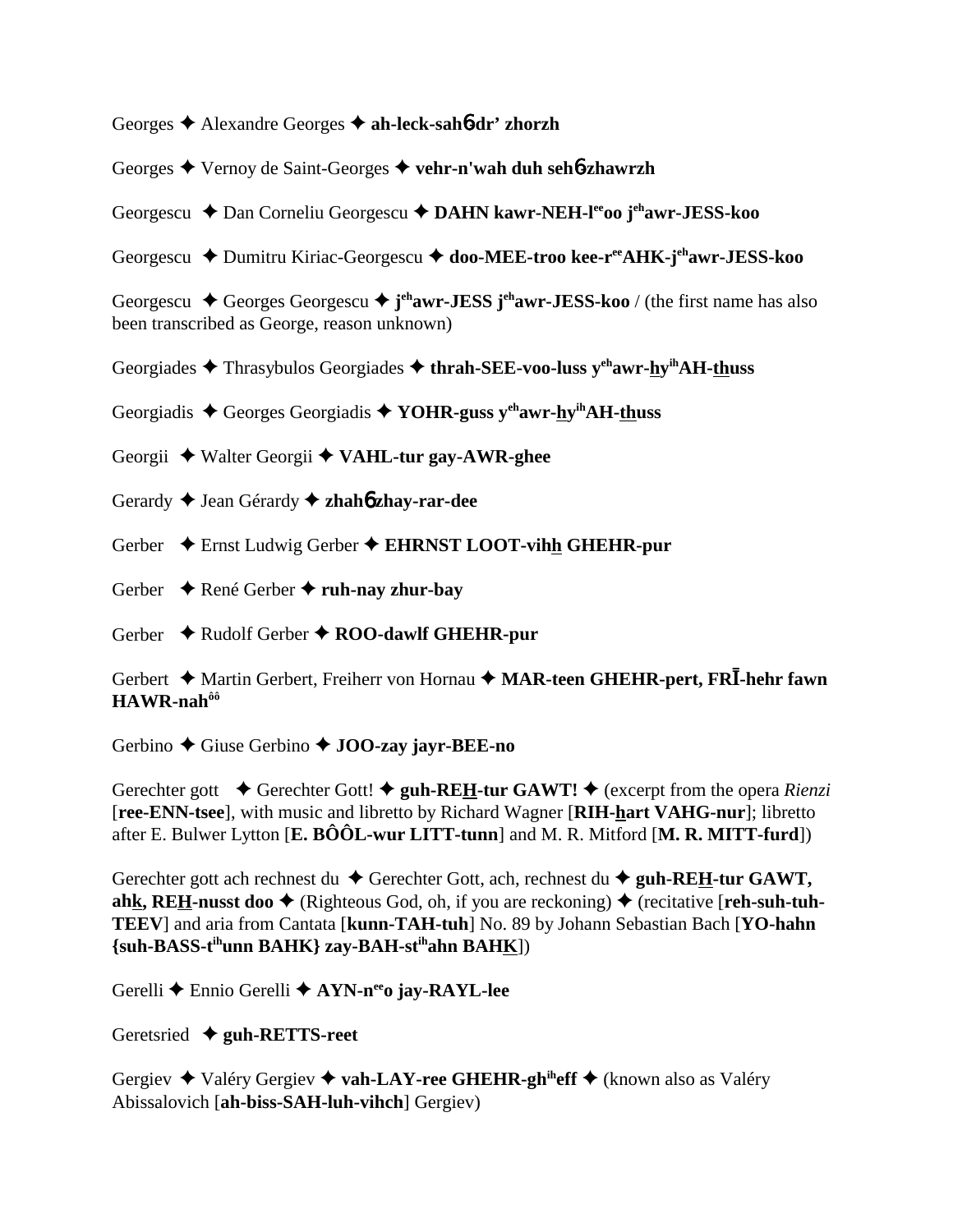Georges ✦ Alexandre Georges ✦ **ah-leck-sah6dr' zhorzh**

Georges ✦ Vernoy de Saint-Georges ✦ **vehr-n'wah duh seh6-zhawrzh**

Georgescu ✦ Dan Corneliu Georgescu ✦ **DAHN kawr-NEH-l^ee^oo j^eh^awr-JESS-koo**

Georgescu ✦ Dumitru Kiriac-Georgescu ✦ **doo-MEE-troo kee-r^ee^AHK-j^eh^awr-JESS-koo**

Georgescu ✦ Georges Georgescu ✦ **j^eh^awr-JESS j^eh^awr-JESS-koo** / (the first name has also been transcribed as George, reason unknown)

Georgiades ✦ Thrasybulos Georgiades ✦ **thrah-SEE-voo-luss y^eh^awr-hy^ih^AH-thuss**

Georgiadis ✦ Georges Georgiadis ✦ **YOHR-guss y^eh^awr-hy^ih^AH-thuss**

Georgii ✦ Walter Georgii ✦ **VAHL-tur gay-AWR-ghee**

Gerardy ✦ Jean Gérardy ✦ **zhah6 zhay-rar-dee**

Gerber ✦ Ernst Ludwig Gerber ✦ **EHRNST LOOT-vihh GHEHR-pur**

Gerber ✦ René Gerber ✦ **ruh-nay zhur-bay**

Gerber ✦ Rudolf Gerber ✦ **ROO-dawlf GHEHR-pur**

Gerbert ✦ Martin Gerbert, Freiherr von Hornau ✦ **MAR-teen GHEHR-pert, FRĪ-hehr fawn HAWR-nah^ôô^**

Gerbino ✦ Giuse Gerbino ✦ **JOO-zay jayr-BEE-no**

Gerechter gott ✦ Gerechter Gott! ✦ **guh-REH-tur GAWT!** ✦ (excerpt from the opera *Rienzi* [**ree-ENN-tsee**], with music and libretto by Richard Wagner [**RIH-hart VAHG-nur**]; libretto after E. Bulwer Lytton [**E. BÔÔL-wur LITT-tunn**] and M. R. Mitford [**M. R. MITT-furd**])

Gerechter gott ach rechnest du ✦ Gerechter Gott, ach, rechnest du ✦ **guh-REH-tur GAWT, ahk, REH-nusst doo** ✦ (Righteous God, oh, if you are reckoning) ✦ (recitative [**reh-suh-tuh-TEEV**] and aria from Cantata [**kunn-TAH-tuh**] No. 89 by Johann Sebastian Bach [**YO-hahn {suh-BASS-t^ih^unn BAHK} zay-BAH-st^ih^ahn BAHK**])

Gerelli ✦ Ennio Gerelli ✦ **AYN-n^ee^o jay-RAYL-lee**

Geretsried ✦ **guh-RETTS-reet**

Gergiev ✦ Valéry Gergiev ✦ **vah-LAY-ree GHEHR-gh^ih^eff** ✦ (known also as Valéry Abissalovich [**ah-biss-SAH-luh-vihch**] Gergiev)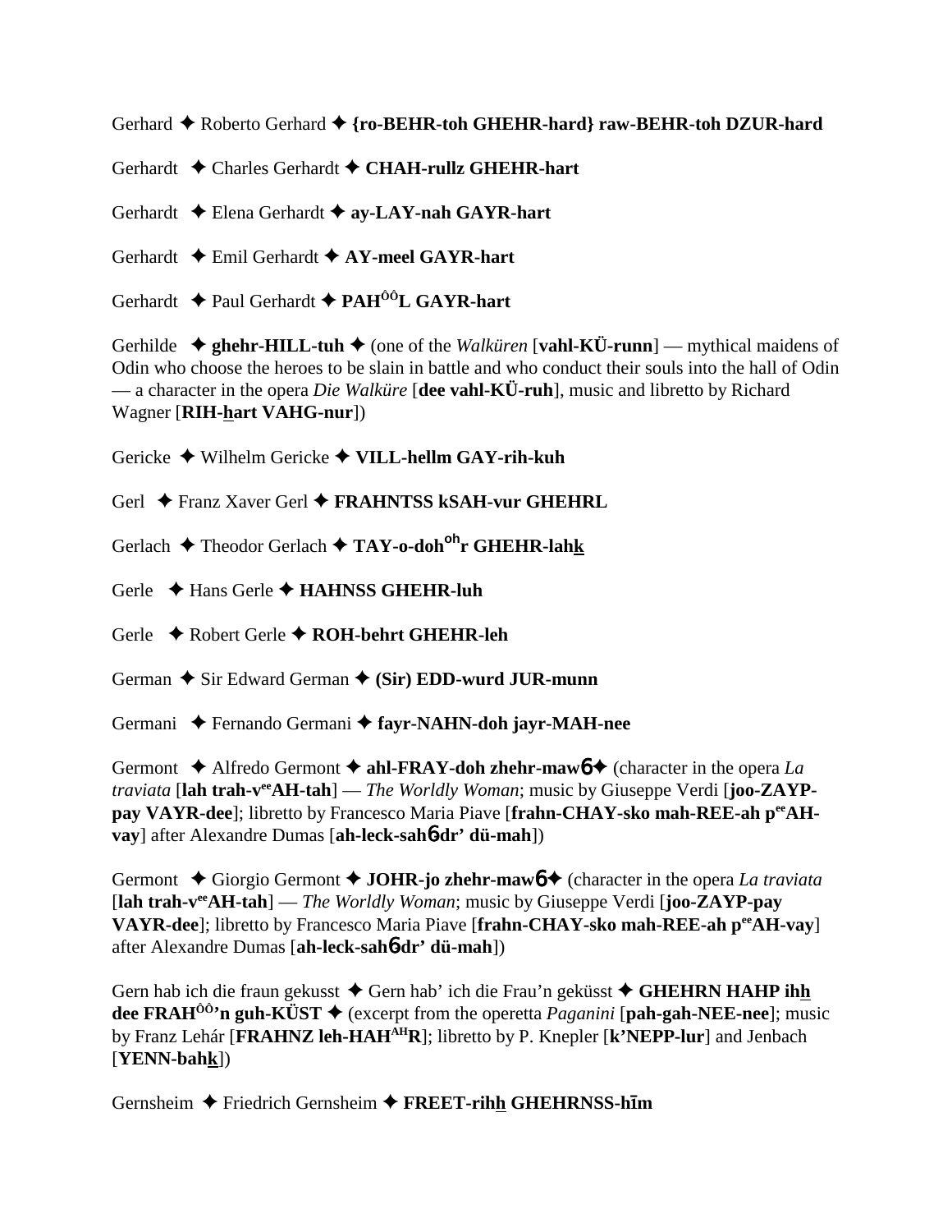Gerhard ✦ Roberto Gerhard ✦ **{ro-BEHR-toh GHEHR-hard} raw-BEHR-toh DZUR-hard**

Gerhardt ✦ Charles Gerhardt ✦ **CHAH-rullz GHEHR-hart**

Gerhardt ✦ Elena Gerhardt ✦ **ay-LAY-nah GAYR-hart**

Gerhardt ✦ Emil Gerhardt ✦ **AY-meel GAYR-hart**

Gerhardt ✦ Paul Gerhardt ✦ **PAH^ÔÔ^L GAYR-hart**

Gerhilde ✦ **ghehr-HILL-tuh** ✦ (one of the *Walküren* [**vahl-KÜ-runn**] — mythical maidens of Odin who choose the heroes to be slain in battle and who conduct their souls into the hall of Odin — a character in the opera *Die Walküre* [**dee vahl-KÜ-ruh**], music and libretto by Richard Wagner [**RIH-hart VAHG-nur**])

Gericke ✦ Wilhelm Gericke ✦ **VILL-hellm GAY-rih-kuh**

Gerl ✦ Franz Xaver Gerl ✦ **FRAHNTSS kSAH-vur GHEHRL**

Gerlach ✦ Theodor Gerlach ✦ **TAY-o-doh^oh^r GHEHR-lahk**

Gerle ✦ Hans Gerle ✦ **HAHNSS GHEHR-luh**

Gerle ✦ Robert Gerle ✦ **ROH-behrt GHEHR-leh**

German ✦ Sir Edward German ✦ **(Sir) EDD-wurd JUR-munn**

Germani ✦ Fernando Germani ✦ **fayr-NAHN-doh jayr-MAH-nee**

Germont ✦ Alfredo Germont ✦ **ahl-FRAY-doh zhehr-maw6** ✦ (character in the opera *La traviata* [**lah trah-v^ee^AH-tah**] — *The Worldly Woman*; music by Giuseppe Verdi [**joo-ZAYP-pay VAYR-dee**]; libretto by Francesco Maria Piave [**frahn-CHAY-sko mah-REE-ah p^ee^AH-vay**] after Alexandre Dumas [**ah-leck-sah6dr' dü-mah**])

Germont ✦ Giorgio Germont ✦ **JOHR-jo zhehr-maw6** ✦ (character in the opera *La traviata* [**lah trah-v^ee^AH-tah**] — *The Worldly Woman*; music by Giuseppe Verdi [**joo-ZAYP-pay VAYR-dee**]; libretto by Francesco Maria Piave [**frahn-CHAY-sko mah-REE-ah p^ee^AH-vay**] after Alexandre Dumas [**ah-leck-sah6dr' dü-mah**])

Gern hab ich die fraun gekusst ✦ Gern hab' ich die Frau'n geküsst ✦ **GHEHRN HAHP ihh dee FRAH^ÔÔ^'n guh-KÜST** ✦ (excerpt from the operetta *Paganini* [**pah-gah-NEE-nee**]; music by Franz Lehár [**FRAHNZ leh-HAH^AH^R**]; libretto by P. Knepler [**k'NEPP-lur**] and Jenbach [**YENN-bahk**])

Gernsheim ✦ Friedrich Gernsheim ✦ **FREET-rihh GHEHRNSS-hīm**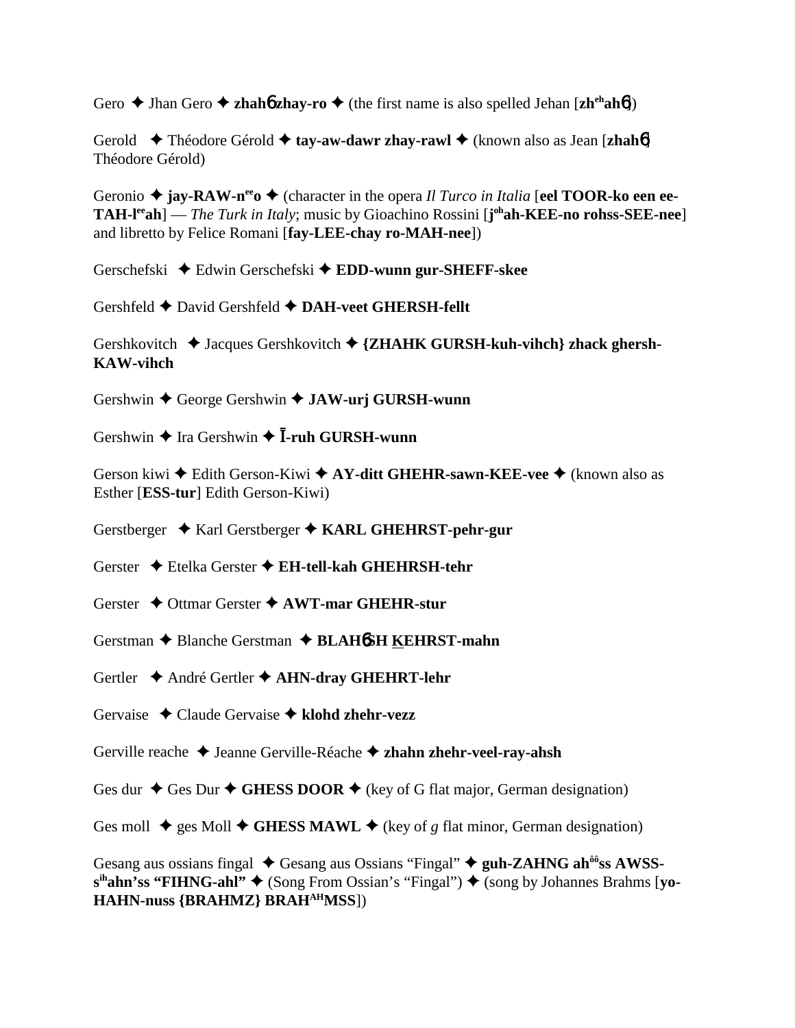Gero ✦ Jhan Gero ✦ **zhahɓ zhay-ro** ✦ (the first name is also spelled Jehan [**zh**[eh]**ah**ɓ])

Gerold ✦ Théodore Gérold ✦ **tay-aw-dawr zhay-rawl** ✦ (known also as Jean [**zhah**ɓ] Théodore Gérold)

Geronio ✦ **jay-RAW-n**[ee]**o** ✦ (character in the opera *Il Turco in Italia* [**eel TOOR-ko een ee-TAH-l**[ee]**ah**] — *The Turk in Italy*; music by Gioachino Rossini [**j**[oh]**ah-KEE-no rohss-SEE-nee**] and libretto by Felice Romani [**fay-LEE-chay ro-MAH-nee**])

Gerschefski ✦ Edwin Gerschefski ✦ **EDD-wunn gur-SHEFF-skee**

Gershfeld ✦ David Gershfeld ✦ **DAH-veet GHERSH-fellt**

Gershkovitch ✦ Jacques Gershkovitch ✦ **{ZHAHK GURSH-kuh-vihch} zhack ghersh-KAW-vihch**

Gershwin ✦ George Gershwin ✦ **JAW-urj GURSH-wunn**

Gershwin ✦ Ira Gershwin ✦ **Ī-ruh GURSH-wunn**

Gerson kiwi ✦ Edith Gerson-Kiwi ✦ **AY-ditt GHEHR-sawn-KEE-vee** ✦ (known also as Esther [**ESS-tur**] Edith Gerson-Kiwi)

Gerstberger ✦ Karl Gerstberger ✦ **KARL GHEHRST-pehr-gur**

Gerster ✦ Etelka Gerster ✦ **EH-tell-kah GHEHRSH-tehr**

Gerster ✦ Ottmar Gerster ✦ **AWT-mar GHEHR-stur**

Gerstman ✦ Blanche Gerstman ✦ **BLAHɓSH KEHRST-mahn**

Gertler ✦ André Gertler ✦ **AHN-dray GHEHRT-lehr**

Gervaise ✦ Claude Gervaise ✦ **klohd zhehr-vezz**

Gerville reache ✦ Jeanne Gerville-Réache ✦ **zhahn zhehr-veel-ray-ahsh**

Ges dur ✦ Ges Dur ✦ **GHESS DOOR** ✦ (key of G flat major, German designation)

Ges moll ✦ ges Moll ✦ **GHESS MAWL** ✦ (key of *g* flat minor, German designation)

Gesang aus ossians fingal ✦ Gesang aus Ossians "Fingal" ✦ **guh-ZAHNG ah**[ôô]**ss AWSS-s**[ih]**ahn'ss "FIHNG-ahl"** ✦ (Song From Ossian's "Fingal") ✦ (song by Johannes Brahms [**yo-HAHN-nuss {BRAHMZ} BRAH**[AH]**MSS**])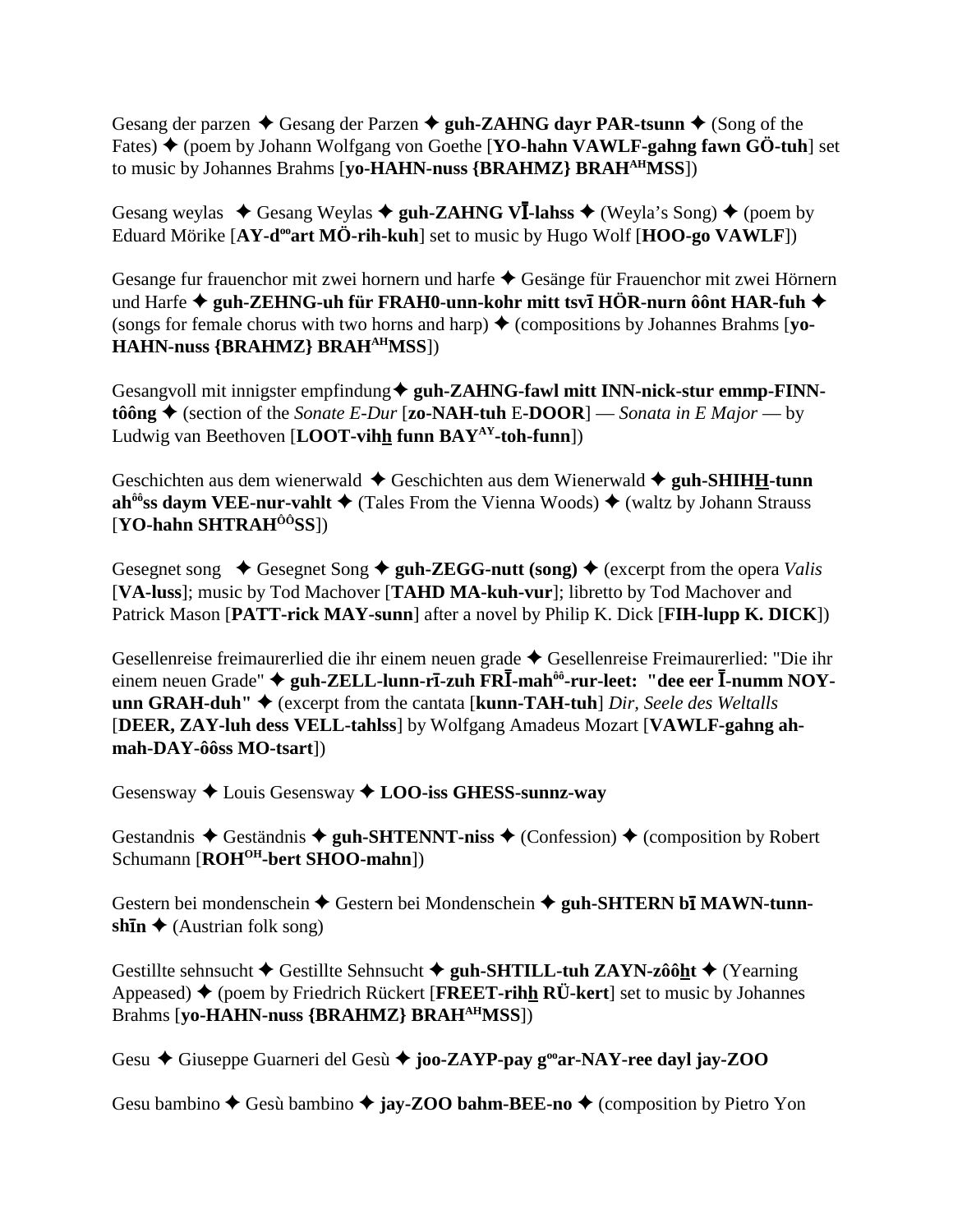Gesang der parzen ✦ Gesang der Parzen ✦ **guh-ZAHNG dayr PAR-tsunn** ✦ (Song of the Fates) ✦ (poem by Johann Wolfgang von Goethe [**YO-hahn VAWLF-gahng fawn GÖ-tuh**] set to music by Johannes Brahms [**yo-HAHN-nuss {BRAHMZ} BRAH^AH^MSS**])

Gesang weylas ✦ Gesang Weylas ✦ **guh-ZAHNG VĪ-lahss** ✦ (Weyla's Song) ✦ (poem by Eduard Mörike [**AY-d^oo^art MÖ-rih-kuh**] set to music by Hugo Wolf [**HOO-go VAWLF**])

Gesange fur frauenchor mit zwei hornern und harfe ✦ Gesänge für Frauenchor mit zwei Hörnern und Harfe ✦ **guh-ZEHNG-uh für FRAH0-unn-kohr mitt tsvī HÖR-nurn ôônt HAR-fuh** ✦ (songs for female chorus with two horns and harp) ✦ (compositions by Johannes Brahms [**yo-HAHN-nuss {BRAHMZ} BRAH^AH^MSS**])

Gesangvoll mit innigster empfindung✦ **guh-ZAHNG-fawl mitt INN-nick-stur emmp-FINN-tôông** ✦ (section of the *Sonate E-Dur* [**zo-NAH-tuh** E-**DOOR**] — *Sonata in E Major* — by Ludwig van Beethoven [**LOOT-vihh funn BAY^AY^-toh-funn**])

Geschichten aus dem wienerwald ✦ Geschichten aus dem Wienerwald ✦ **guh-SHIHH-tunn ah^ôô^ss daym VEE-nur-vahlt** ✦ (Tales From the Vienna Woods) ✦ (waltz by Johann Strauss [**YO-hahn SHTRAH^ÔÔ^SS**])

Gesegnet song ✦ Gesegnet Song ✦ **guh-ZEGG-nutt (song)** ✦ (excerpt from the opera *Valis* [**VA-luss**]; music by Tod Machover [**TAHD MA-kuh-vur**]; libretto by Tod Machover and Patrick Mason [**PATT-rick MAY-sunn**] after a novel by Philip K. Dick [**FIH-lupp K. DICK**])

Gesellenreise freimaurerlied die ihr einem neuen grade ✦ Gesellenreise Freimaurerlied: "Die ihr einem neuen Grade" ✦ **guh-ZELL-lunn-rī-zuh FRĪ-mah^ôô^-rur-leet: "dee eer Ī-numm NOY-unn GRAH-duh"** ✦ (excerpt from the cantata [**kunn-TAH-tuh**] *Dir, Seele des Weltalls* [**DEER, ZAY-luh dess VELL-tahlss**] by Wolfgang Amadeus Mozart [**VAWLF-gahng ah-mah-DAY-ôôss MO-tsart**])

Gesensway ✦ Louis Gesensway ✦ **LOO-iss GHESS-sunnz-way**

Gestandnis ✦ Geständnis ✦ **guh-SHTENNT-niss** ✦ (Confession) ✦ (composition by Robert Schumann [**ROH^OH^-bert SHOO-mahn**])

Gestern bei mondenschein ✦ Gestern bei Mondenschein ✦ **guh-SHTERN bī MAWN-tunn-shīn** ✦ (Austrian folk song)

Gestillte sehnsucht ✦ Gestillte Sehnsucht ✦ **guh-SHTILL-tuh ZAYN-zôôht** ✦ (Yearning Appeased) ✦ (poem by Friedrich Rückert [**FREET-rihh RÜ-kert**] set to music by Johannes Brahms [**yo-HAHN-nuss {BRAHMZ} BRAH^AH^MSS**])

Gesu ✦ Giuseppe Guarneri del Gesù ✦ **joo-ZAYP-pay g^oo^ar-NAY-ree dayl jay-ZOO**

Gesu bambino ✦ Gesù bambino ✦ **jay-ZOO bahm-BEE-no** ✦ (composition by Pietro Yon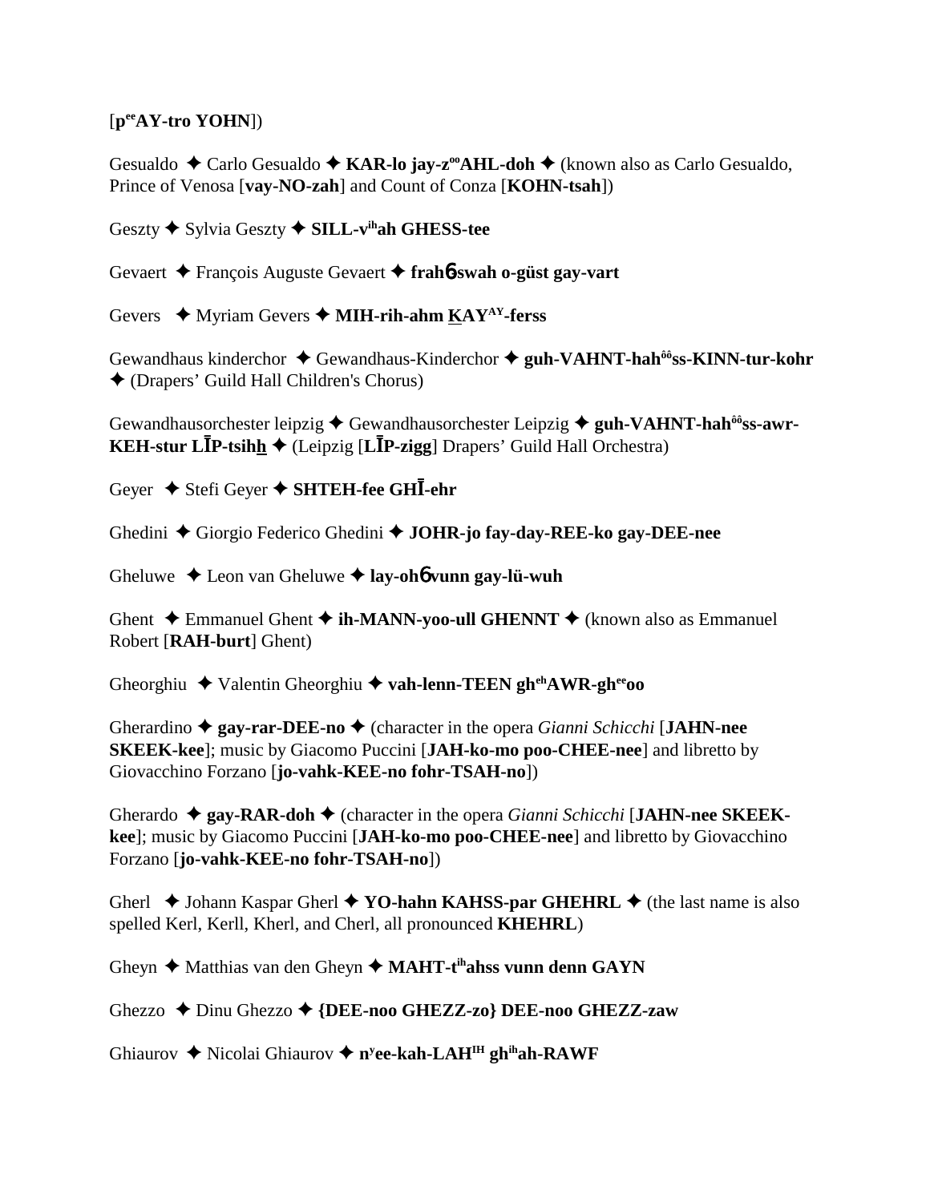[p$^{ee}$AY-tro YOHN])

Gesualdo ✦ Carlo Gesualdo ✦ **KAR-lo jay-z$^{oo}$AHL-doh** ✦ (known also as Carlo Gesualdo, Prince of Venosa [**vay-NO-zah**] and Count of Conza [**KOHN-tsah**])

Geszty ✦ Sylvia Geszty ✦ **SILL-v$^{ih}$ah GHESS-tee**

Gevaert ✦ François Auguste Gevaert ✦ **frah6swah o-güst gay-vart**

Gevers ✦ Myriam Gevers ✦ **MIH-rih-ahm KAY$^{AY}$-ferss**

Gewandhaus kinderchor ✦ Gewandhaus-Kinderchor ✦ **guh-VAHNT-hah$^{ôô}$ss-KINN-tur-kohr** ✦ (Drapers' Guild Hall Children's Chorus)

Gewandhausorchester leipzig ✦ Gewandhausorchester Leipzig ✦ **guh-VAHNT-hah$^{ôô}$ss-awr-KEH-stur LĪP-tsihh** ✦ (Leipzig [**LĪP-zigg**] Drapers' Guild Hall Orchestra)

Geyer ✦ Stefi Geyer ✦ **SHTEH-fee GHĪ-ehr**

Ghedini ✦ Giorgio Federico Ghedini ✦ **JOHR-jo fay-day-REE-ko gay-DEE-nee**

Gheluwe ✦ Leon van Gheluwe ✦ **lay-oh6 vunn gay-lü-wuh**

Ghent ✦ Emmanuel Ghent ✦ **ih-MANN-yoo-ull GHENNT** ✦ (known also as Emmanuel Robert [**RAH-burt**] Ghent)

Gheorghiu ✦ Valentin Gheorghiu ✦ **vah-lenn-TEEN gh$^{eh}$AWR-gh$^{ee}$oo**

Gherardino ✦ **gay-rar-DEE-no** ✦ (character in the opera *Gianni Schicchi* [**JAHN-nee SKEEK-kee**]; music by Giacomo Puccini [**JAH-ko-mo poo-CHEE-nee**] and libretto by Giovacchino Forzano [**jo-vahk-KEE-no fohr-TSAH-no**])

Gherardo ✦ **gay-RAR-doh** ✦ (character in the opera *Gianni Schicchi* [**JAHN-nee SKEEK-kee**]; music by Giacomo Puccini [**JAH-ko-mo poo-CHEE-nee**] and libretto by Giovacchino Forzano [**jo-vahk-KEE-no fohr-TSAH-no**])

Gherl ✦ Johann Kaspar Gherl ✦ **YO-hahn KAHSS-par GHEHRL** ✦ (the last name is also spelled Kerl, Kerll, Kherl, and Cherl, all pronounced **KHEHRL**)

Gheyn ✦ Matthias van den Gheyn ✦ **MAHT-t$^{ih}$ahss vunn denn GAYN**

Ghezzo ✦ Dinu Ghezzo ✦ **{DEE-noo GHEZZ-zo} DEE-noo GHEZZ-zaw**

Ghiaurov ✦ Nicolai Ghiaurov ✦ **n$^{y}$ee-kah-LAH$^{IH}$ gh$^{ih}$ah-RAWF**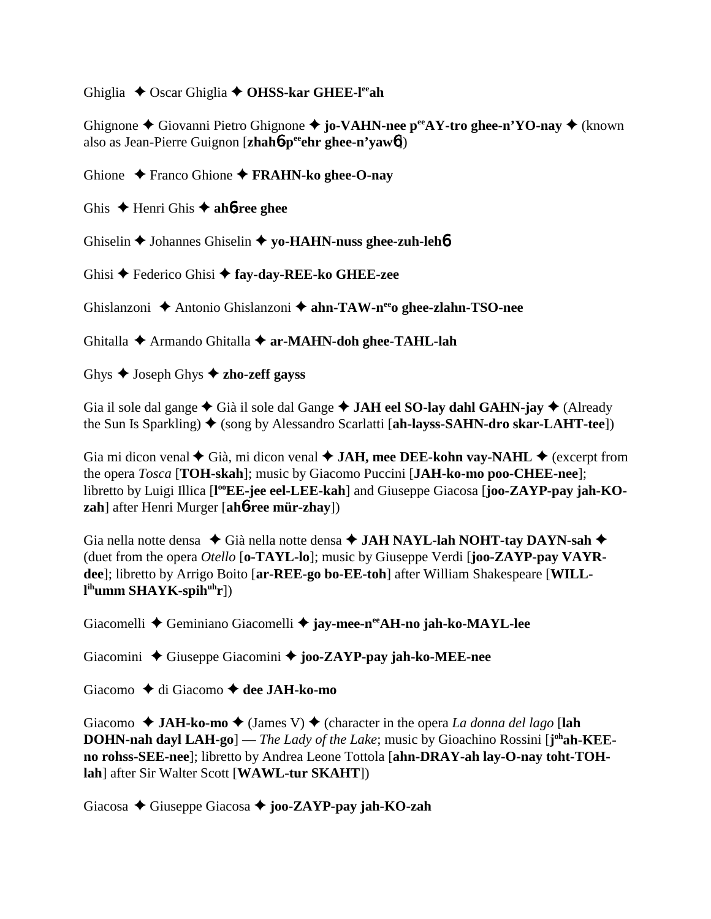Ghiglia ✦ Oscar Ghiglia ✦ **OHSS-kar GHEE-l^ee^ah**

Ghignone ✦ Giovanni Pietro Ghignone ✦ **jo-VAHN-nee p^ee^AY-tro ghee-n'YO-nay** ✦ (known also as Jean-Pierre Guignon [**zhah6 p^ee^ehr ghee-n'yaw6**])

Ghione ✦ Franco Ghione ✦ **FRAHN-ko ghee-O-nay**

Ghis ✦ Henri Ghis ✦ **ah6-ree ghee**

Ghiselin ✦ Johannes Ghiselin ✦ **yo-HAHN-nuss ghee-zuh-leh6**

Ghisi ✦ Federico Ghisi ✦ **fay-day-REE-ko GHEE-zee**

Ghislanzoni ✦ Antonio Ghislanzoni ✦ **ahn-TAW-n^ee^o ghee-zlahn-TSO-nee**

Ghitalla ✦ Armando Ghitalla ✦ **ar-MAHN-doh ghee-TAHL-lah**

Ghys ✦ Joseph Ghys ✦ **zho-zeff gayss**

Gia il sole dal gange ✦ Già il sole dal Gange ✦ **JAH eel SO-lay dahl GAHN-jay** ✦ (Already the Sun Is Sparkling) ✦ (song by Alessandro Scarlatti [**ah-layss-SAHN-dro skar-LAHT-tee**])

Gia mi dicon venal ✦ Già, mi dicon venal ✦ **JAH, mee DEE-kohn vay-NAHL** ✦ (excerpt from the opera *Tosca* [**TOH-skah**]; music by Giacomo Puccini [**JAH-ko-mo poo-CHEE-nee**]; libretto by Luigi Illica [**l^oo^EE-jee eel-LEE-kah**] and Giuseppe Giacosa [**joo-ZAYP-pay jah-KO-zah**] after Henri Murger [**ah6-ree mür-zhay**])

Gia nella notte densa ✦ Già nella notte densa ✦ **JAH NAYL-lah NOHT-tay DAYN-sah** ✦ (duet from the opera *Otello* [**o-TAYL-lo**]; music by Giuseppe Verdi [**joo-ZAYP-pay VAYR-dee**]; libretto by Arrigo Boito [**ar-REE-go bo-EE-toh**] after William Shakespeare [**WILL-l^ih^umm SHAYK-spih^uh^r**])

Giacomelli ✦ Geminiano Giacomelli ✦ **jay-mee-n^ee^AH-no jah-ko-MAYL-lee**

Giacomini ✦ Giuseppe Giacomini ✦ **joo-ZAYP-pay jah-ko-MEE-nee**

Giacomo ✦ di Giacomo ✦ **dee JAH-ko-mo**

Giacomo ✦ **JAH-ko-mo** ✦ (James V) ✦ (character in the opera *La donna del lago* [**lah DOHN-nah dayl LAH-go**] — *The Lady of the Lake*; music by Gioachino Rossini [**j^oh^ah-KEE-no rohss-SEE-nee**]; libretto by Andrea Leone Tottola [**ahn-DRAY-ah lay-O-nay toht-TOH-lah**] after Sir Walter Scott [**WAWL-tur SKAHT**])

Giacosa ✦ Giuseppe Giacosa ✦ **joo-ZAYP-pay jah-KO-zah**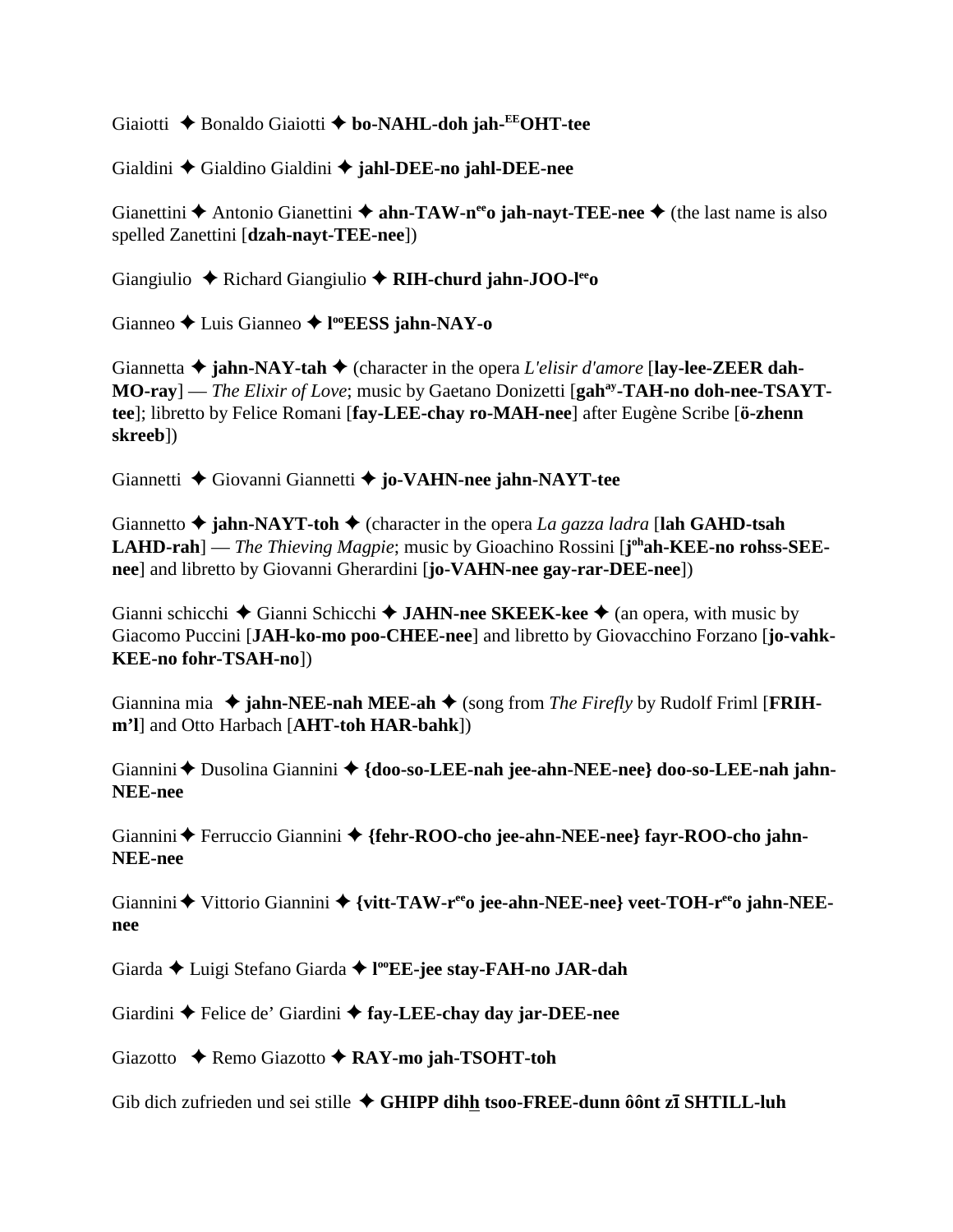Giaiotti ✦ Bonaldo Giaiotti ✦ **bo-NAHL-doh jah-[EE]OHT-tee**

Gialdini ✦ Gialdino Gialdini ✦ **jahl-DEE-no jahl-DEE-nee**

Gianettini ✦ Antonio Gianettini ✦ **ahn-TAW-n[ee]o jah-nayt-TEE-nee** ✦ (the last name is also spelled Zanettini [**dzah-nayt-TEE-nee**])

Giangiulio ✦ Richard Giangiulio ✦ **RIH-churd jahn-JOO-l[ee]o**

Gianneo ✦ Luis Gianneo ✦ **l[oo]EESS jahn-NAY-o**

Giannetta ✦ **jahn-NAY-tah** ✦ (character in the opera *L'elisir d'amore* [**lay-lee-ZEER dah-MO-ray**] — *The Elixir of Love*; music by Gaetano Donizetti [**gah[ay]-TAH-no doh-nee-TSAYT-tee**]; libretto by Felice Romani [**fay-LEE-chay ro-MAH-nee**] after Eugène Scribe [**ö-zhenn skreeb**])

Giannetti ✦ Giovanni Giannetti ✦ **jo-VAHN-nee jahn-NAYT-tee**

Giannetto ✦ **jahn-NAYT-toh** ✦ (character in the opera *La gazza ladra* [**lah GAHD-tsah LAHD-rah**] — *The Thieving Magpie*; music by Gioachino Rossini [**j[oh]ah-KEE-no rohss-SEE-nee**] and libretto by Giovanni Gherardini [**jo-VAHN-nee gay-rar-DEE-nee**])

Gianni schicchi ✦ Gianni Schicchi ✦ **JAHN-nee SKEEK-kee** ✦ (an opera, with music by Giacomo Puccini [**JAH-ko-mo poo-CHEE-nee**] and libretto by Giovacchino Forzano [**jo-vahk-KEE-no fohr-TSAH-no**])

Giannina mia ✦ **jahn-NEE-nah MEE-ah** ✦ (song from *The Firefly* by Rudolf Friml [**FRIH-m'l**] and Otto Harbach [**AHT-toh HAR-bahk**])

Giannini ✦ Dusolina Giannini ✦ **{doo-so-LEE-nah jee-ahn-NEE-nee} doo-so-LEE-nah jahn-NEE-nee**

Giannini ✦ Ferruccio Giannini ✦ **{fehr-ROO-cho jee-ahn-NEE-nee} fayr-ROO-cho jahn-NEE-nee**

Giannini ✦ Vittorio Giannini ✦ **{vitt-TAW-r[ee]o jee-ahn-NEE-nee} veet-TOH-r[ee]o jahn-NEE-nee**

Giarda ✦ Luigi Stefano Giarda ✦ **l[oo]EE-jee stay-FAH-no JAR-dah**

Giardini ✦ Felice de' Giardini ✦ **fay-LEE-chay day jar-DEE-nee**

Giazotto ✦ Remo Giazotto ✦ **RAY-mo jah-TSOHT-toh**

Gib dich zufrieden und sei stille ✦ **GHIPP dih<u>h</u> tsoo-FREE-dunn ôônt zī SHTILL-luh**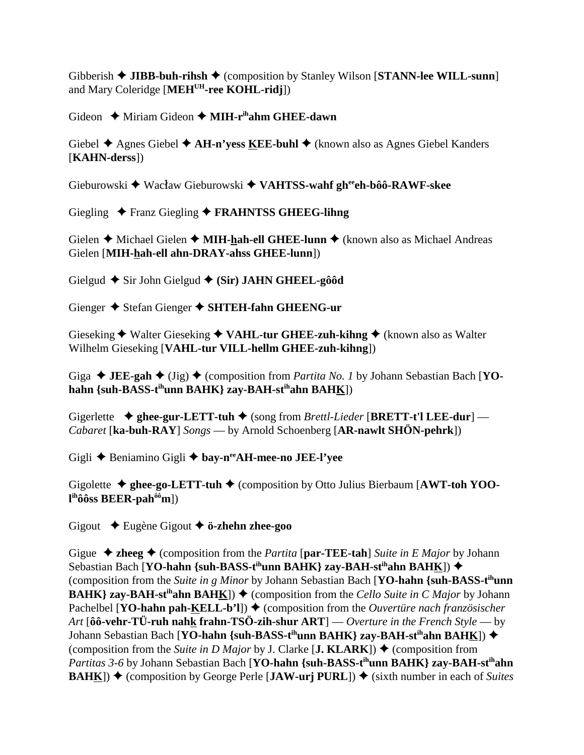Gibberish ✦ **JIBB-buh-rihsh** ✦ (composition by Stanley Wilson [**STANN-lee WILL-sunn**] and Mary Coleridge [**MEH**[UH]**-ree KOHL-ridj**])

Gideon ✦ Miriam Gideon ✦ **MIH-r**[ih]**ahm GHEE-dawn**

Giebel ✦ Agnes Giebel ✦ **AH-n'yess KEE-buhl** ✦ (known also as Agnes Giebel Kanders [**KAHN-derss**])

Gieburowski ✦ Wacław Gieburowski ✦ **VAHTSS-wahf gh**[ee]**eh-bôô-RAWF-skee**

Giegling ✦ Franz Giegling ✦ **FRAHNTSS GHEEG-lihng**

Gielen ✦ Michael Gielen ✦ **MIH-hah-ell GHEE-lunn** ✦ (known also as Michael Andreas Gielen [**MIH-hah-ell ahn-DRAY-ahss GHEE-lunn**])

Gielgud ✦ Sir John Gielgud ✦ **(Sir) JAHN GHEEL-gôôd**

Gienger ✦ Stefan Gienger ✦ **SHTEH-fahn GHEENG-ur**

Gieseking ✦ Walter Gieseking ✦ **VAHL-tur GHEE-zuh-kihng** ✦ (known also as Walter Wilhelm Gieseking [**VAHL-tur VILL-hellm GHEE-zuh-kihng**])

Giga ✦ **JEE-gah** ✦ (Jig) ✦ (composition from *Partita No. 1* by Johann Sebastian Bach [**YO-hahn {suh-BASS-t**[ih]**unn BAHK} zay-BAH-st**[ih]**ahn BAHK**])

Gigerlette ✦ **ghee-gur-LETT-tuh** ✦ (song from *Brettl-Lieder* [**BRETT-t'l LEE-dur**] — *Cabaret* [**ka-buh-RAY**] *Songs* — by Arnold Schoenberg [**AR-nawlt SHÖN-pehrk**])

Gigli ✦ Beniamino Gigli ✦ **bay-n**[ee]**AH-mee-no JEE-l'yee**

Gigolette ✦ **ghee-go-LETT-tuh** ✦ (composition by Otto Julius Bierbaum [**AWT-toh YOO-l**[ih]**ôôss BEER-pah**[ôô]**m**])

Gigout ✦ Eugène Gigout ✦ **ö-zhehn zhee-goo**

Gigue ✦ **zheeg** ✦ (composition from the *Partita* [**par-TEE-tah**] *Suite in E Major* by Johann Sebastian Bach [**YO-hahn {suh-BASS-t**[ih]**unn BAHK} zay-BAH-st**[ih]**ahn BAHK**]) ✦ (composition from the *Suite in g Minor* by Johann Sebastian Bach [**YO-hahn {suh-BASS-t**[ih]**unn BAHK} zay-BAH-st**[ih]**ahn BAHK**]) ✦ (composition from the *Cello Suite in C Major* by Johann Pachelbel [**YO-hahn pah-KELL-b'l**]) ✦ (composition from the *Ouvertüre nach französischer Art* [**ôô-vehr-TÜ-ruh nahk frahn-TSÖ-zih-shur ART**] — *Overture in the French Style* — by Johann Sebastian Bach [**YO-hahn {suh-BASS-t**[ih]**unn BAHK} zay-BAH-st**[ih]**ahn BAHK**]) ✦ (composition from the *Suite in D Major* by J. Clarke [**J. KLARK**]) ✦ (composition from *Partitas 3-6* by Johann Sebastian Bach [**YO-hahn {suh-BASS-t**[ih]**unn BAHK} zay-BAH-st**[ih]**ahn BAHK**]) ✦ (composition by George Perle [**JAW-urj PURL**]) ✦ (sixth number in each of *Suites*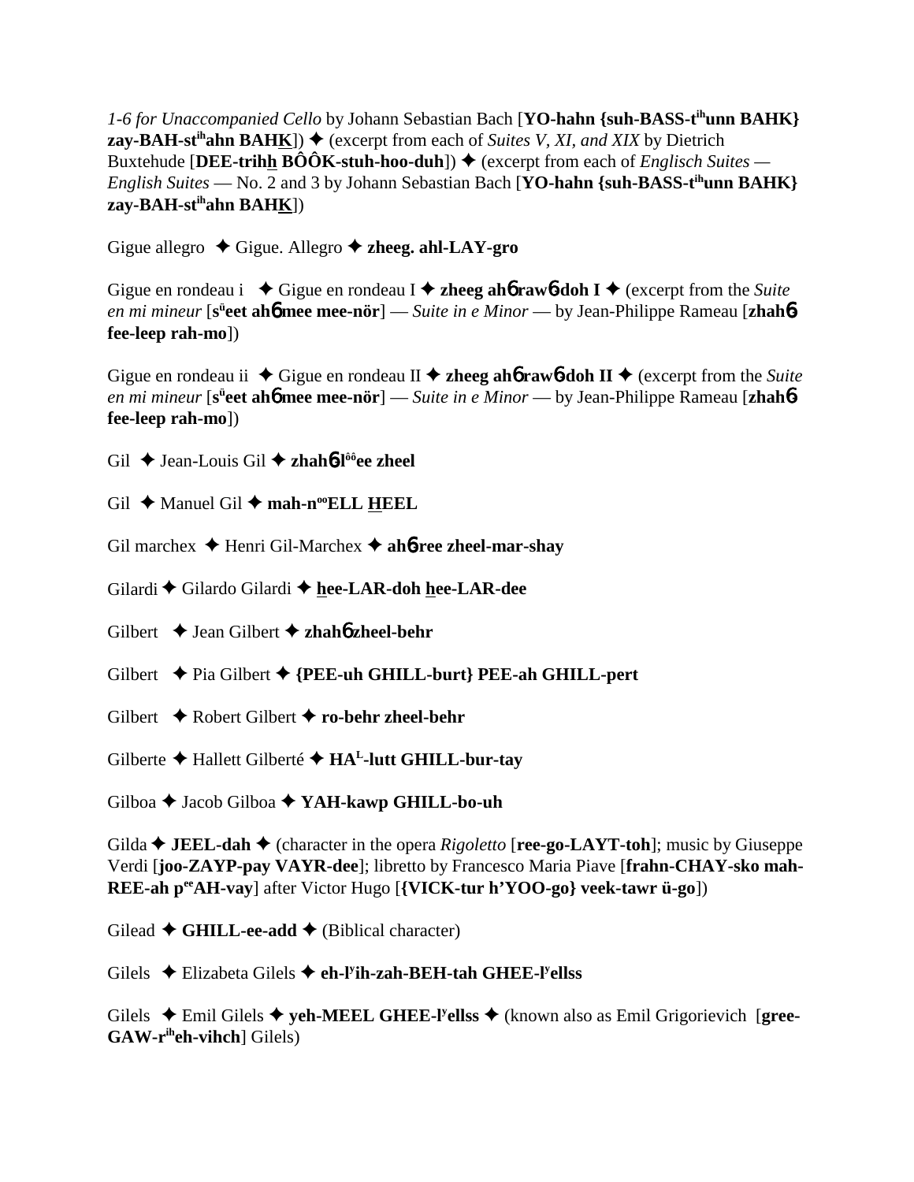*1-6 for Unaccompanied Cello* by Johann Sebastian Bach [**YO-hahn {suh-BASS-t**ih**unn BAHK} zay-BAH-st**ih**ahn BAHK**]) ✦ (excerpt from each of *Suites V, XI, and XIX* by Dietrich Buxtehude [**DEE-trihh BÔÔK-stuh-hoo-duh**]) ✦ (excerpt from each of *Englisch Suites — English Suites* — No. 2 and 3 by Johann Sebastian Bach [**YO-hahn {suh-BASS-t**ih**unn BAHK} zay-BAH-st**ih**ahn BAHK**])

Gigue allegro ✦ Gigue. Allegro ✦ **zheeg. ahl-LAY-gro**

Gigue en rondeau i ✦ Gigue en rondeau I ✦ **zheeg ah**6 **raw**6**-doh I** ✦ (excerpt from the *Suite en mi mineur* [**s**ü**eet ah**6 **mee mee-nör**] — *Suite in e Minor* — by Jean-Philippe Rameau [**zhah**6 **fee-leep rah-mo**])

Gigue en rondeau ii ✦ Gigue en rondeau II ✦ **zheeg ah**6 **raw**6**-doh II** ✦ (excerpt from the *Suite en mi mineur* [**s**ü**eet ah**6 **mee mee-nör**] — *Suite in e Minor* — by Jean-Philippe Rameau [**zhah**6 **fee-leep rah-mo**])

Gil ✦ Jean-Louis Gil ✦ **zhah**6**-l**ôô**ee zheel**

Gil ✦ Manuel Gil ✦ **mah-n**oo**ELL HEEL**

Gil marchex ✦ Henri Gil-Marchex ✦ **ah**6**-ree zheel-mar-shay**

Gilardi ✦ Gilardo Gilardi ✦ **hee-LAR-doh hee-LAR-dee**

Gilbert ✦ Jean Gilbert ✦ **zhah**6 **zheel-behr**

Gilbert ✦ Pia Gilbert ✦ **{PEE-uh GHILL-burt} PEE-ah GHILL-pert**

Gilbert ✦ Robert Gilbert ✦ **ro-behr zheel-behr**

Gilberte ✦ Hallett Gilberté ✦ **HA**L**-lutt GHILL-bur-tay**

Gilboa ✦ Jacob Gilboa ✦ **YAH-kawp GHILL-bo-uh**

Gilda ✦ **JEEL-dah** ✦ (character in the opera *Rigoletto* [**ree-go-LAYT-toh**]; music by Giuseppe Verdi [**joo-ZAYP-pay VAYR-dee**]; libretto by Francesco Maria Piave [**frahn-CHAY-sko mah-REE-ah p**ee**AH-vay**] after Victor Hugo [**{VICK-tur h'YOO-go} veek-tawr ü-go**])

Gilead ✦ **GHILL-ee-add** ✦ (Biblical character)

Gilels ✦ Elizabeta Gilels ✦ **eh-l**y**ih-zah-BEH-tah GHEE-l**y**ellss**

Gilels ✦ Emil Gilels ✦ **yeh-MEEL GHEE-l**y**ellss** ✦ (known also as Emil Grigorievich [**gree-GAW-r**ih**eh-vihch**] Gilels)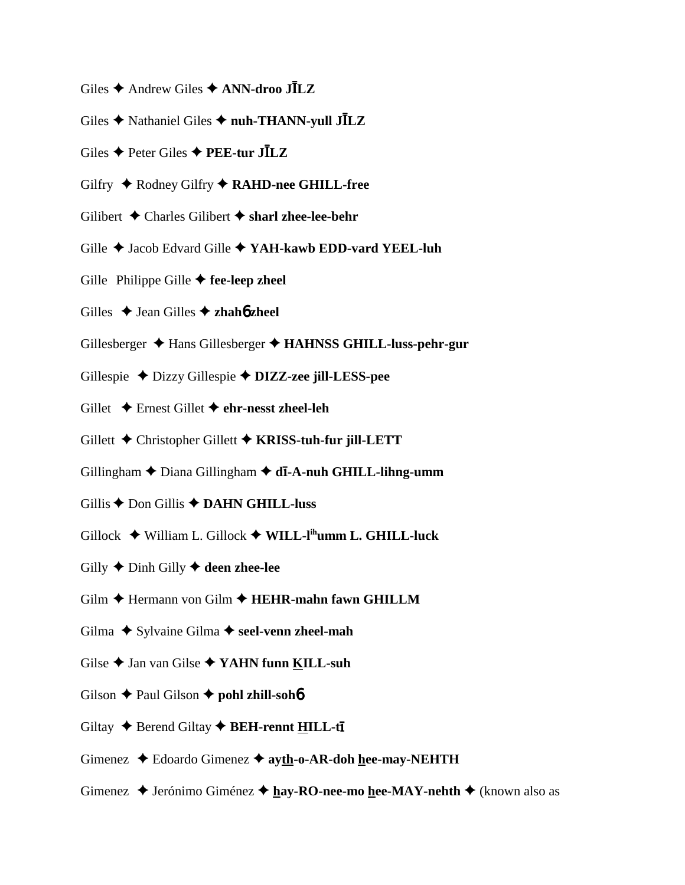Giles ✦ Andrew Giles ✦ **ANN-droo JĪLZ**

Giles ✦ Nathaniel Giles ✦ **nuh-THANN-yull JĪLZ**

Giles ✦ Peter Giles ✦ **PEE-tur JĪLZ**

Gilfry ✦ Rodney Gilfry ✦ **RAHD-nee GHILL-free**

Gilibert ✦ Charles Gilibert ✦ **sharl zhee-lee-behr**

Gille ✦ Jacob Edvard Gille ✦ **YAH-kawb EDD-vard YEEL-luh**

Gille Philippe Gille ✦ **fee-leep zheel**

Gilles ✦ Jean Gilles ✦ **zhahɓ zheel**

Gillesberger ✦ Hans Gillesberger ✦ **HAHNSS GHILL-luss-pehr-gur**

Gillespie ✦ Dizzy Gillespie ✦ **DIZZ-zee jill-LESS-pee**

Gillet ✦ Ernest Gillet ✦ **ehr-nesst zheel-leh**

Gillett ✦ Christopher Gillett ✦ **KRISS-tuh-fur jill-LETT**

Gillingham ✦ Diana Gillingham ✦ **dī-A-nuh GHILL-lihng-umm**

Gillis ✦ Don Gillis ✦ **DAHN GHILL-luss**

Gillock ✦ William L. Gillock ✦ **WILL-l[ih]umm L. GHILL-luck**

Gilly ✦ Dinh Gilly ✦ **deen zhee-lee**

Gilm ✦ Hermann von Gilm ✦ **HEHR-mahn fawn GHILLM**

Gilma ✦ Sylvaine Gilma ✦ **seel-venn zheel-mah**

Gilse ✦ Jan van Gilse ✦ **YAHN funn KILL-suh**

Gilson ✦ Paul Gilson ✦ **pohl zhill-sohɓ**

Giltay ✦ Berend Giltay ✦ **BEH-rennt HILL-tī**

Gimenez ✦ Edoardo Gimenez ✦ **ayth-o-AR-doh hee-may-NEHTH**

Gimenez ✦ Jerónimo Giménez ✦ **hay-RO-nee-mo hee-MAY-nehth** ✦ (known also as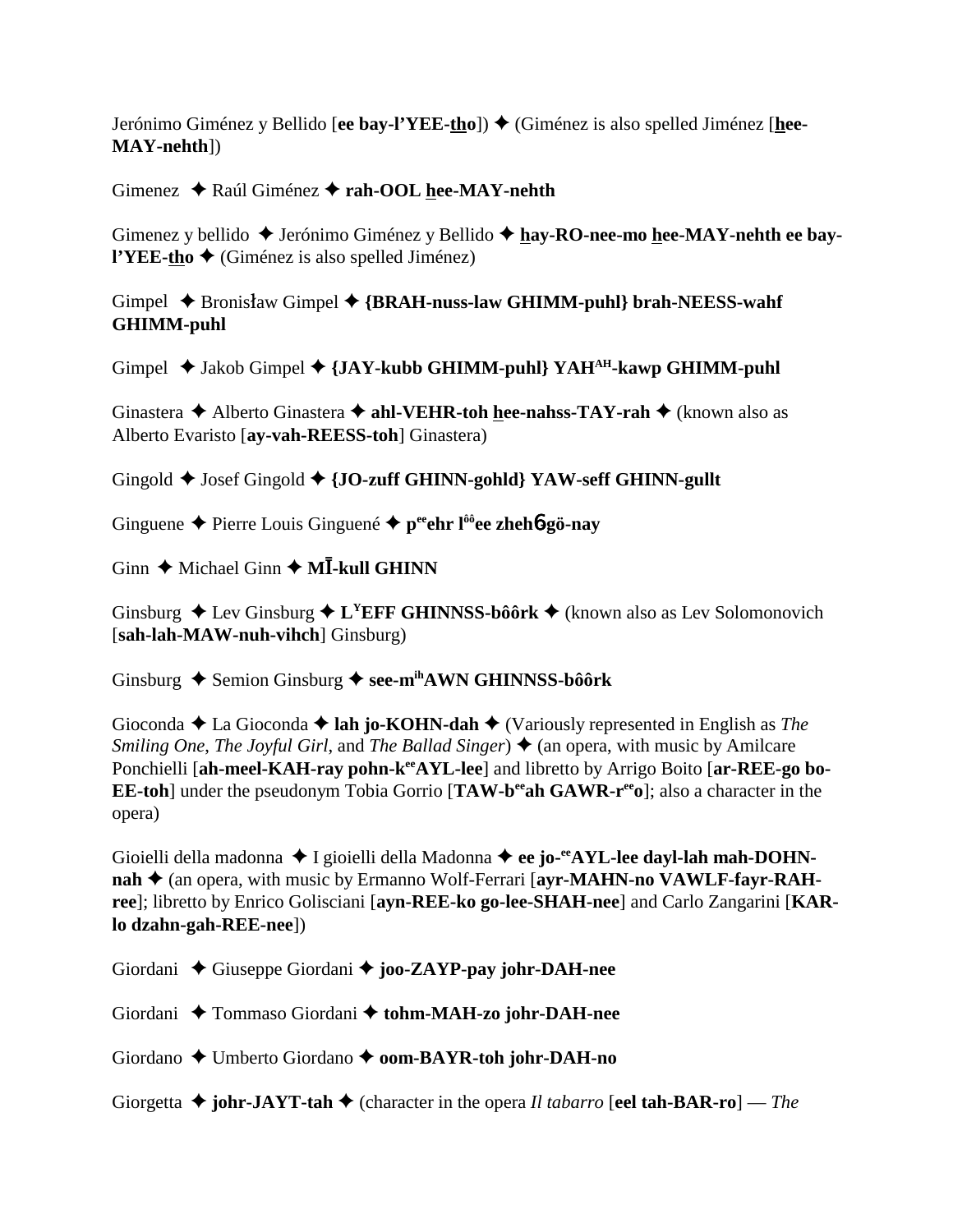Jerónimo Giménez y Bellido [**ee bay-l'YEE-tho**]) ✦ (Giménez is also spelled Jiménez [**hee-MAY-nehth**])

Gimenez ✦ Raúl Giménez ✦ **rah-OOL hee-MAY-nehth**

Gimenez y bellido ✦ Jerónimo Giménez y Bellido ✦ **hay-RO-nee-mo hee-MAY-nehth ee bay-l'YEE-tho** ✦ (Giménez is also spelled Jiménez)

Gimpel ✦ Bronisław Gimpel ✦ **{BRAH-nuss-law GHIMM-puhl} brah-NEESS-wahf GHIMM-puhl**

Gimpel ✦ Jakob Gimpel ✦ **{JAY-kubb GHIMM-puhl} YAH[AH]-kawp GHIMM-puhl**

Ginastera ✦ Alberto Ginastera ✦ **ahl-VEHR-toh hee-nahss-TAY-rah** ✦ (known also as Alberto Evaristo [**ay-vah-REESS-toh**] Ginastera)

Gingold ✦ Josef Gingold ✦ **{JO-zuff GHINN-gohld} YAW-seff GHINN-gullt**

Ginguene ✦ Pierre Louis Ginguené ✦ **p[ee]ehr l[ôô]ee zheh6gö-nay**

Ginn ✦ Michael Ginn ✦ **MĪ-kull GHINN**

Ginsburg ✦ Lev Ginsburg ✦ **L[Y]EFF GHINNSS-bôôrk** ✦ (known also as Lev Solomonovich [**sah-lah-MAW-nuh-vihch**] Ginsburg)

Ginsburg ✦ Semion Ginsburg ✦ **see-m[ih]AWN GHINNSS-bôôrk**

Gioconda ✦ La Gioconda ✦ **lah jo-KOHN-dah** ✦ (Variously represented in English as *The Smiling One*, *The Joyful Girl*, and *The Ballad Singer*) ✦ (an opera, with music by Amilcare Ponchielli [**ah-meel-KAH-ray pohn-k[ee]AYL-lee**] and libretto by Arrigo Boito [**ar-REE-go bo-EE-toh**] under the pseudonym Tobia Gorrio [**TAW-b[ee]ah GAWR-r[ee]o**]; also a character in the opera)

Gioielli della madonna ✦ I gioielli della Madonna ✦ **ee jo-[ee]AYL-lee dayl-lah mah-DOHN-nah** ✦ (an opera, with music by Ermanno Wolf-Ferrari [**ayr-MAHN-no VAWLF-fayr-RAH-ree**]; libretto by Enrico Golisciani [**ayn-REE-ko go-lee-SHAH-nee**] and Carlo Zangarini [**KAR-lo dzahn-gah-REE-nee**])

Giordani ✦ Giuseppe Giordani ✦ **joo-ZAYP-pay johr-DAH-nee**

Giordani ✦ Tommaso Giordani ✦ **tohm-MAH-zo johr-DAH-nee**

Giordano ✦ Umberto Giordano ✦ **oom-BAYR-toh johr-DAH-no**

Giorgetta ✦ **johr-JAYT-tah** ✦ (character in the opera *Il tabarro* [**eel tah-BAR-ro**] — *The*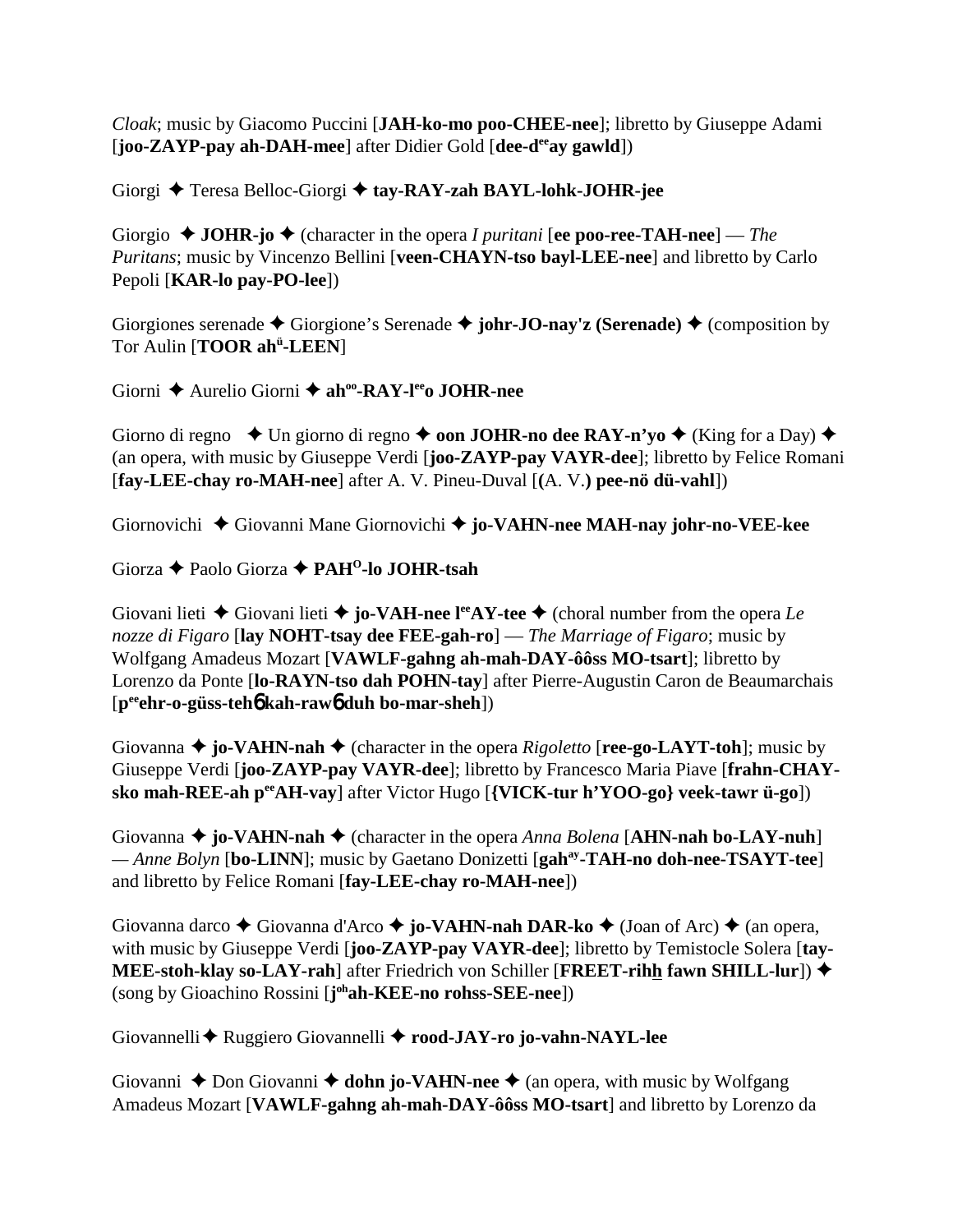*Cloak*; music by Giacomo Puccini [**JAH-ko-mo poo-CHEE-nee**]; libretto by Giuseppe Adami [**joo-ZAYP-pay ah-DAH-mee**] after Didier Gold [**dee-d^ee^ay gawld**])

Giorgi ✦ Teresa Belloc-Giorgi ✦ **tay-RAY-zah BAYL-lohk-JOHR-jee**

Giorgio ✦ **JOHR-jo** ✦ (character in the opera *I puritani* [**ee poo-ree-TAH-nee**] — *The Puritans*; music by Vincenzo Bellini [**veen-CHAYN-tso bayl-LEE-nee**] and libretto by Carlo Pepoli [**KAR-lo pay-PO-lee**])

Giorgiones serenade ✦ Giorgione's Serenade ✦ **johr-JO-nay'z (Serenade)** ✦ (composition by Tor Aulin [**TOOR ah^ü^-LEEN**]

Giorni ✦ Aurelio Giorni ✦ **ah^oo^-RAY-l^ee^o JOHR-nee**

Giorno di regno ✦ Un giorno di regno ✦ **oon JOHR-no dee RAY-n'yo** ✦ (King for a Day) ✦ (an opera, with music by Giuseppe Verdi [**joo-ZAYP-pay VAYR-dee**]; libretto by Felice Romani [**fay-LEE-chay ro-MAH-nee**] after A. V. Pineu-Duval [**(**A. V.**) pee-nö dü-vahl**])

Giornovichi ✦ Giovanni Mane Giornovichi ✦ **jo-VAHN-nee MAH-nay johr-no-VEE-kee**

Giorza ✦ Paolo Giorza ✦ **PAH^O^-lo JOHR-tsah**

Giovani lieti ✦ Giovani lieti ✦ **jo-VAH-nee l^ee^AY-tee** ✦ (choral number from the opera *Le nozze di Figaro* [**lay NOHT-tsay dee FEE-gah-ro**] — *The Marriage of Figaro*; music by Wolfgang Amadeus Mozart [**VAWLF-gahng ah-mah-DAY-ôôss MO-tsart**]; libretto by Lorenzo da Ponte [**lo-RAYN-tso dah POHN-tay**] after Pierre-Augustin Caron de Beaumarchais [**p^ee^ehr-o-güss-tehɓ kah-rawɓ duh bo-mar-sheh**])

Giovanna ✦ **jo-VAHN-nah** ✦ (character in the opera *Rigoletto* [**ree-go-LAYT-toh**]; music by Giuseppe Verdi [**joo-ZAYP-pay VAYR-dee**]; libretto by Francesco Maria Piave [**frahn-CHAY-sko mah-REE-ah p^ee^AH-vay**] after Victor Hugo [**{VICK-tur h'YOO-go} veek-tawr ü-go**])

Giovanna ✦ **jo-VAHN-nah** ✦ (character in the opera *Anna Bolena* [**AHN-nah bo-LAY-nuh**] — *Anne Bolyn* [**bo-LINN**]; music by Gaetano Donizetti [**gah^ay^-TAH-no doh-nee-TSAYT-tee**] and libretto by Felice Romani [**fay-LEE-chay ro-MAH-nee**])

Giovanna darco ✦ Giovanna d'Arco ✦ **jo-VAHN-nah DAR-ko** ✦ (Joan of Arc) ✦ (an opera, with music by Giuseppe Verdi [**joo-ZAYP-pay VAYR-dee**]; libretto by Temistocle Solera [**tay-MEE-stoh-klay so-LAY-rah**] after Friedrich von Schiller [**FREET-rihh fawn SHILL-lur**]) ✦ (song by Gioachino Rossini [**j^oh^ah-KEE-no rohss-SEE-nee**])

Giovannelli ✦ Ruggiero Giovannelli ✦ **rood-JAY-ro jo-vahn-NAYL-lee**

Giovanni ✦ Don Giovanni ✦ **dohn jo-VAHN-nee** ✦ (an opera, with music by Wolfgang Amadeus Mozart [**VAWLF-gahng ah-mah-DAY-ôôss MO-tsart**] and libretto by Lorenzo da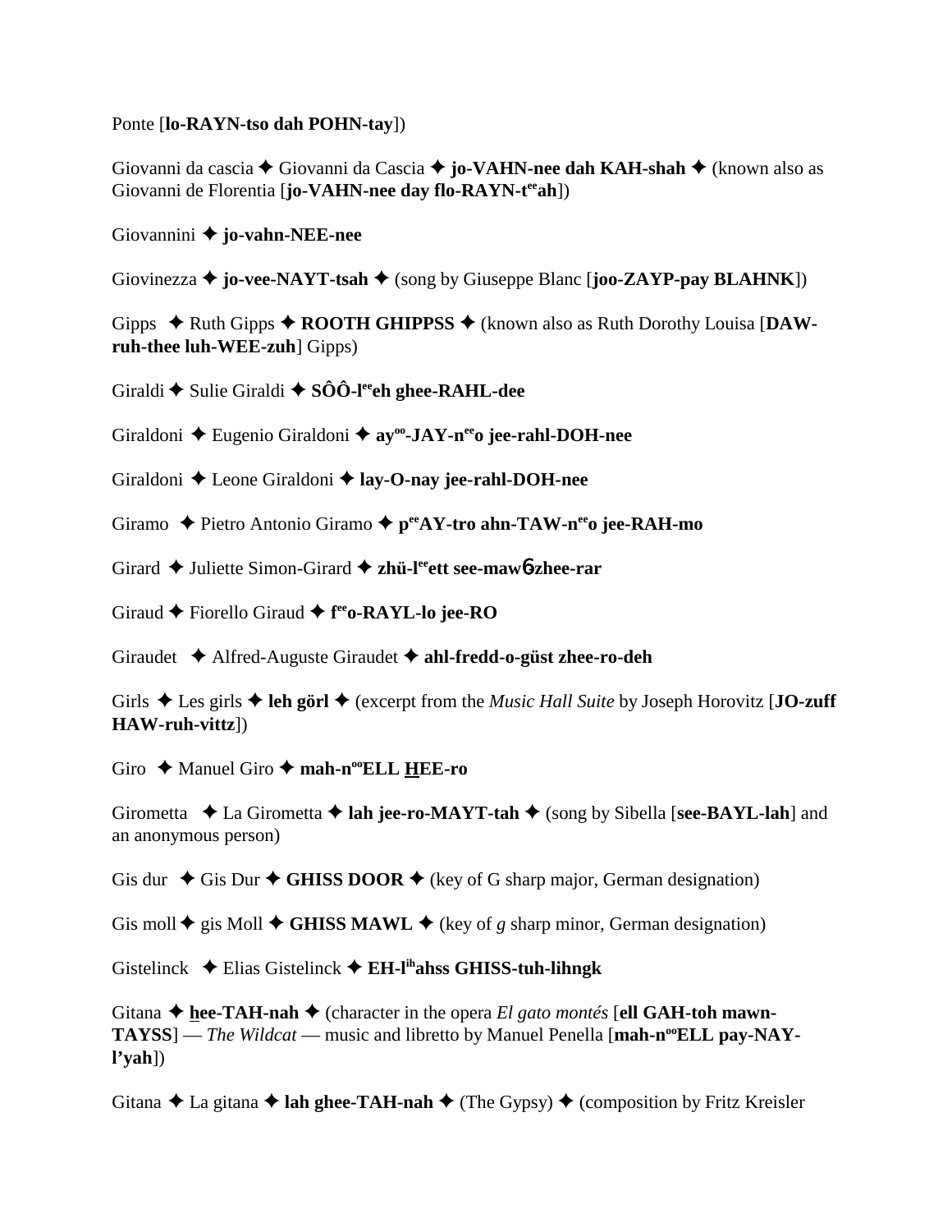Ponte [**lo-RAYN-tso dah POHN-tay**])

Giovanni da cascia ✦ Giovanni da Cascia ✦ **jo-VAHN-nee dah KAH-shah** ✦ (known also as Giovanni de Florentia [**jo-VAHN-nee day flo-RAYN-t^ee^ah**])

Giovannini ✦ **jo-vahn-NEE-nee**

Giovinezza ✦ **jo-vee-NAYT-tsah** ✦ (song by Giuseppe Blanc [**joo-ZAYP-pay BLAHNK**])

Gipps ✦ Ruth Gipps ✦ **ROOTH GHIPPSS** ✦ (known also as Ruth Dorothy Louisa [**DAW-ruh-thee luh-WEE-zuh**] Gipps)

Giraldi ✦ Sulie Giraldi ✦ **SÔÔ-l^ee^eh ghee-RAHL-dee**

Giraldoni ✦ Eugenio Giraldoni ✦ **ay^oo^-JAY-n^ee^o jee-rahl-DOH-nee**

Giraldoni ✦ Leone Giraldoni ✦ **lay-O-nay jee-rahl-DOH-nee**

Giramo ✦ Pietro Antonio Giramo ✦ **p^ee^AY-tro ahn-TAW-n^ee^o jee-RAH-mo**

Girard ✦ Juliette Simon-Girard ✦ **zhü-l^ee^ett see-maw6 zhee-rar**

Giraud ✦ Fiorello Giraud ✦ **f^ee^o-RAYL-lo jee-RO**

Giraudet ✦ Alfred-Auguste Giraudet ✦ **ahl-fredd-o-güst zhee-ro-deh**

Girls ✦ Les girls ✦ **leh görl** ✦ (excerpt from the *Music Hall Suite* by Joseph Horovitz [**JO-zuff HAW-ruh-vittz**])

Giro ✦ Manuel Giro ✦ **mah-n^oo^ELL HEE-ro**

Girometta ✦ La Girometta ✦ **lah jee-ro-MAYT-tah** ✦ (song by Sibella [**see-BAYL-lah**] and an anonymous person)

Gis dur ✦ Gis Dur ✦ **GHISS DOOR** ✦ (key of G sharp major, German designation)

Gis moll ✦ gis Moll ✦ **GHISS MAWL** ✦ (key of *g* sharp minor, German designation)

Gistelinck ✦ Elias Gistelinck ✦ **EH-l^ih^ahss GHISS-tuh-lihngk**

Gitana ✦ **hee-TAH-nah** ✦ (character in the opera *El gato montés* [**ell GAH-toh mawn-TAYSS**] — *The Wildcat* — music and libretto by Manuel Penella [**mah-n^oo^ELL pay-NAY-l'yah**])

Gitana ✦ La gitana ✦ **lah ghee-TAH-nah** ✦ (The Gypsy) ✦ (composition by Fritz Kreisler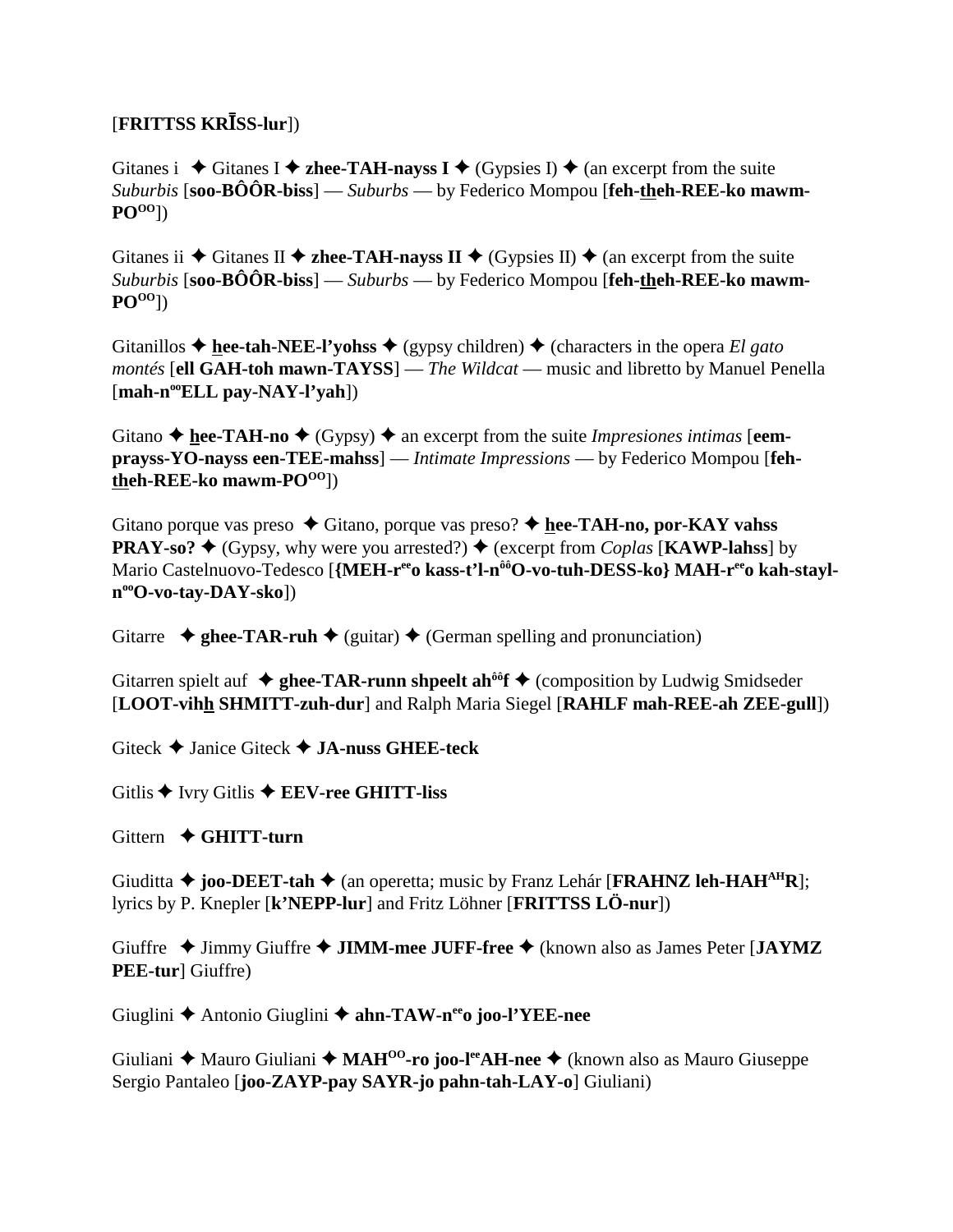[**FRITTSS KRĪSS-lur**])

Gitanes i ✦ Gitanes I ✦ **zhee-TAH-nayss I** ✦ (Gypsies I) ✦ (an excerpt from the suite *Suburbis* [**soo-BÔÔR-biss**] — *Suburbs* — by Federico Mompou [**feh-theh-REE-ko mawm-PO^OO^**])

Gitanes ii ✦ Gitanes II ✦ **zhee-TAH-nayss II** ✦ (Gypsies II) ✦ (an excerpt from the suite *Suburbis* [**soo-BÔÔR-biss**] — *Suburbs* — by Federico Mompou [**feh-theh-REE-ko mawm-PO^OO^**])

Gitanillos ✦ **hee-tah-NEE-l'yohss** ✦ (gypsy children) ✦ (characters in the opera *El gato montés* [**ell GAH-toh mawn-TAYSS**] — *The Wildcat* — music and libretto by Manuel Penella [**mah-n^oo^ELL pay-NAY-l'yah**])

Gitano ✦ **hee-TAH-no** ✦ (Gypsy) ✦ an excerpt from the suite *Impresiones intimas* [**eem-prayss-YO-nayss een-TEE-mahss**] — *Intimate Impressions* — by Federico Mompou [**feh-theh-REE-ko mawm-PO^OO^**])

Gitano porque vas preso ✦ Gitano, porque vas preso? ✦ **hee-TAH-no, por-KAY vahss PRAY-so?** ✦ (Gypsy, why were you arrested?) ✦ (excerpt from *Coplas* [**KAWP-lahss**] by Mario Castelnuovo-Tedesco [**{MEH-r^ee^o kass-t'l-n^ôô^O-vo-tuh-DESS-ko} MAH-r^ee^o kah-stayl-n^oo^O-vo-tay-DAY-sko**])

Gitarre ✦ **ghee-TAR-ruh** ✦ (guitar) ✦ (German spelling and pronunciation)

Gitarren spielt auf ✦ **ghee-TAR-runn shpeelt ah^ôô^f** ✦ (composition by Ludwig Smidseder [**LOOT-vihh SHMITT-zuh-dur**] and Ralph Maria Siegel [**RAHLF mah-REE-ah ZEE-gull**])

Giteck ✦ Janice Giteck ✦ **JA-nuss GHEE-teck**

Gitlis ✦ Ivry Gitlis ✦ **EEV-ree GHITT-liss**

Gittern ✦ **GHITT-turn**

Giuditta ✦ **joo-DEET-tah** ✦ (an operetta; music by Franz Lehár [**FRAHNZ leh-HAH^AH^R**]; lyrics by P. Knepler [**k'NEPP-lur**] and Fritz Löhner [**FRITTSS LÖ-nur**])

Giuffre ✦ Jimmy Giuffre ✦ **JIMM-mee JUFF-free** ✦ (known also as James Peter [**JAYMZ PEE-tur**] Giuffre)

Giuglini ✦ Antonio Giuglini ✦ **ahn-TAW-n^ee^o joo-l'YEE-nee**

Giuliani ✦ Mauro Giuliani ✦ **MAH^OO^-ro joo-l^ee^AH-nee** ✦ (known also as Mauro Giuseppe Sergio Pantaleo [**joo-ZAYP-pay SAYR-jo pahn-tah-LAY-o**] Giuliani)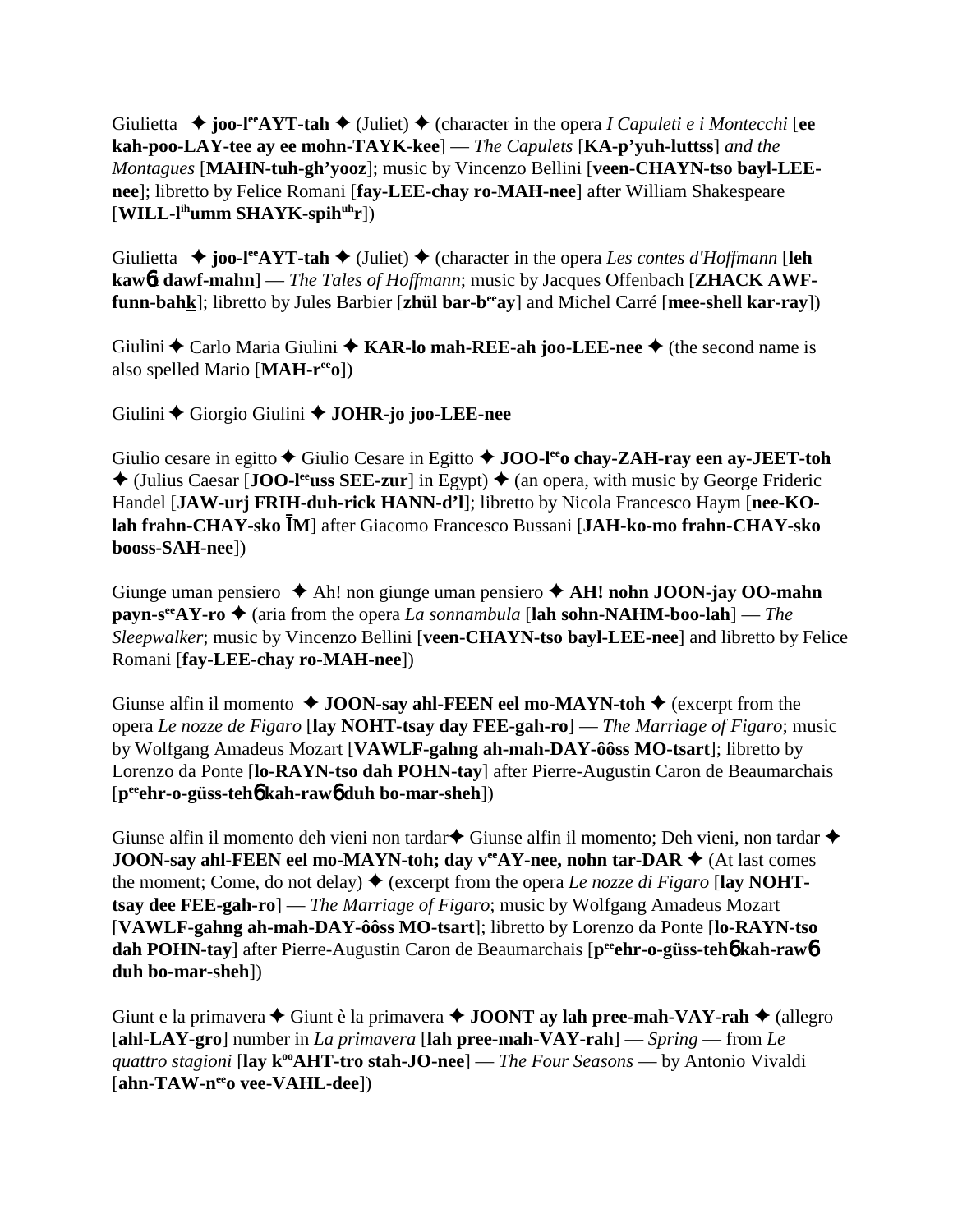Giulietta ✦ **joo-l^ee^AYT-tah** ✦ (Juliet) ✦ (character in the opera *I Capuleti e i Montecchi* [**ee kah-poo-LAY-tee ay ee mohn-TAYK-kee**] — *The Capulets* [**KA-p'yuh-luttss**] *and the Montagues* [**MAHN-tuh-gh'yooz**]; music by Vincenzo Bellini [**veen-CHAYN-tso bayl-LEE-nee**]; libretto by Felice Romani [**fay-LEE-chay ro-MAH-nee**] after William Shakespeare [**WILL-l^ih^umm SHAYK-spih^uh^r**])

Giulietta ✦ **joo-l^ee^AYT-tah** ✦ (Juliet) ✦ (character in the opera *Les contes d'Hoffmann* [**leh kawɓt dawf-mahn**] — *The Tales of Hoffmann*; music by Jacques Offenbach [**ZHACK AWF-funn-bahk**]; libretto by Jules Barbier [**zhül bar-b^ee^ay**] and Michel Carré [**mee-shell kar-ray**])

Giulini ✦ Carlo Maria Giulini ✦ **KAR-lo mah-REE-ah joo-LEE-nee** ✦ (the second name is also spelled Mario [**MAH-r^ee^o**])

Giulini ✦ Giorgio Giulini ✦ **JOHR-jo joo-LEE-nee**

Giulio cesare in egitto ✦ Giulio Cesare in Egitto ✦ **JOO-l^ee^o chay-ZAH-ray een ay-JEET-toh** ✦ (Julius Caesar [**JOO-l^ee^uss SEE-zur**] in Egypt) ✦ (an opera, with music by George Frideric Handel [**JAW-urj FRIH-duh-rick HANN-d'l**]; libretto by Nicola Francesco Haym [**nee-KO-lah frahn-CHAY-sko ĪM**] after Giacomo Francesco Bussani [**JAH-ko-mo frahn-CHAY-sko booss-SAH-nee**])

Giunge uman pensiero ✦ Ah! non giunge uman pensiero ✦ **AH! nohn JOON-jay OO-mahn payn-s^ee^AY-ro** ✦ (aria from the opera *La sonnambula* [**lah sohn-NAHM-boo-lah**] — *The Sleepwalker*; music by Vincenzo Bellini [**veen-CHAYN-tso bayl-LEE-nee**] and libretto by Felice Romani [**fay-LEE-chay ro-MAH-nee**])

Giunse alfin il momento ✦ **JOON-say ahl-FEEN eel mo-MAYN-toh** ✦ (excerpt from the opera *Le nozze de Figaro* [**lay NOHT-tsay day FEE-gah-ro**] — *The Marriage of Figaro*; music by Wolfgang Amadeus Mozart [**VAWLF-gahng ah-mah-DAY-ôôss MO-tsart**]; libretto by Lorenzo da Ponte [**lo-RAYN-tso dah POHN-tay**] after Pierre-Augustin Caron de Beaumarchais [**p^ee^ehr-o-güss-tehɓ kah-rawɓ duh bo-mar-sheh**])

Giunse alfin il momento deh vieni non tardar ✦ Giunse alfin il momento; Deh vieni, non tardar ✦ **JOON-say ahl-FEEN eel mo-MAYN-toh; day v^ee^AY-nee, nohn tar-DAR** ✦ (At last comes the moment; Come, do not delay) ✦ (excerpt from the opera *Le nozze di Figaro* [**lay NOHT-tsay dee FEE-gah-ro**] — *The Marriage of Figaro*; music by Wolfgang Amadeus Mozart [**VAWLF-gahng ah-mah-DAY-ôôss MO-tsart**]; libretto by Lorenzo da Ponte [**lo-RAYN-tso dah POHN-tay**] after Pierre-Augustin Caron de Beaumarchais [**p^ee^ehr-o-güss-tehɓ kah-rawɓ duh bo-mar-sheh**])

Giunt e la primavera ✦ Giunt è la primavera ✦ **JOONT ay lah pree-mah-VAY-rah** ✦ (allegro [**ahl-LAY-gro**] number in *La primavera* [**lah pree-mah-VAY-rah**] — *Spring* — from *Le quattro stagioni* [**lay k^oo^AHT-tro stah-JO-nee**] — *The Four Seasons* — by Antonio Vivaldi [**ahn-TAW-n^ee^o vee-VAHL-dee**])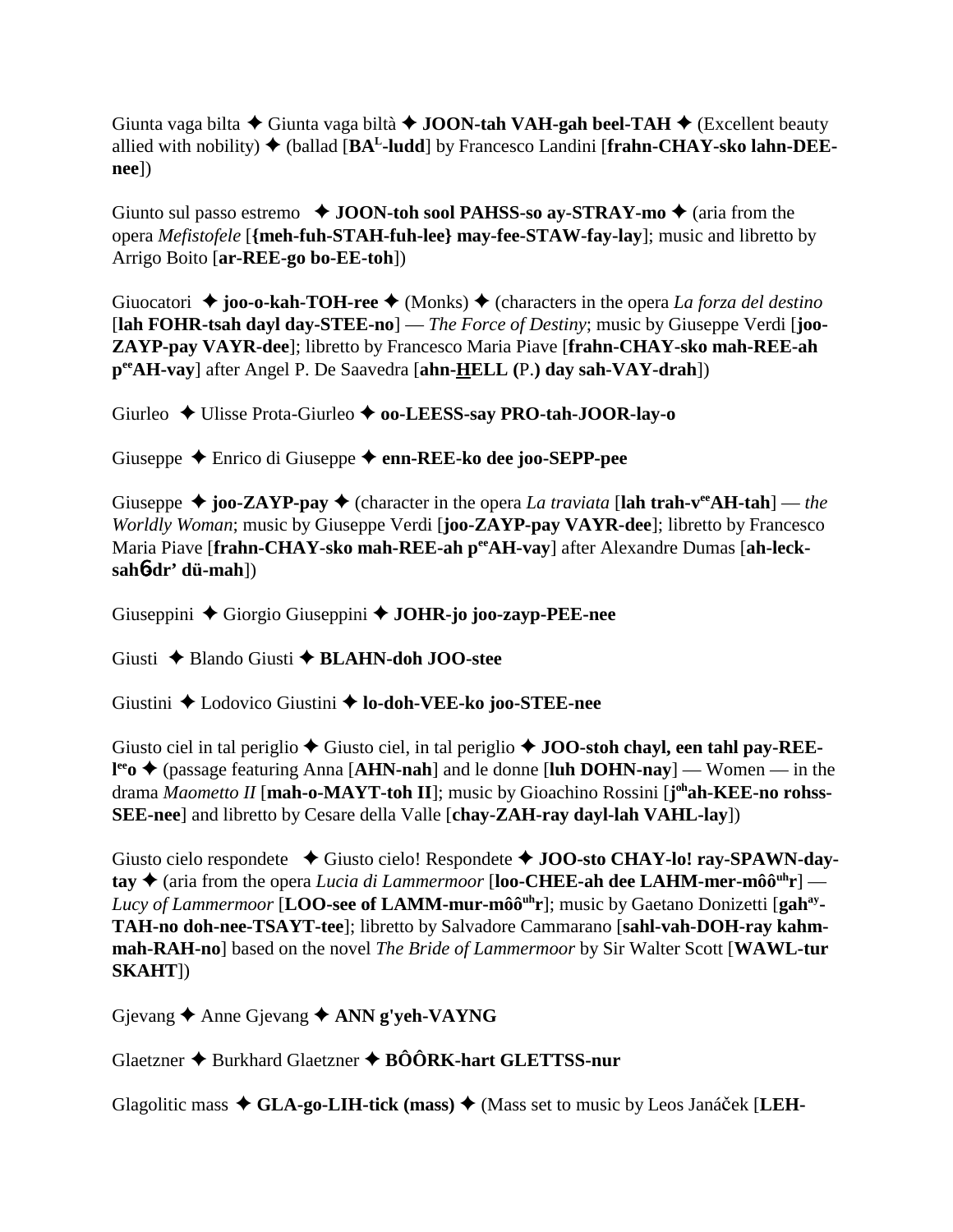Giunta vaga bilta ✦ Giunta vaga biltà ✦ **JOON-tah VAH-gah beel-TAH** ✦ (Excellent beauty allied with nobility) ✦ (ballad [**BA**[L]**-ludd**] by Francesco Landini [**frahn-CHAY-sko lahn-DEE-nee**])

Giunto sul passo estremo ✦ **JOON-toh sool PAHSS-so ay-STRAY-mo** ✦ (aria from the opera *Mefistofele* [**{meh-fuh-STAH-fuh-lee} may-fee-STAW-fay-lay**]; music and libretto by Arrigo Boito [**ar-REE-go bo-EE-toh**])

Giuocatori ✦ **joo-o-kah-TOH-ree** ✦ (Monks) ✦ (characters in the opera *La forza del destino* [**lah FOHR-tsah dayl day-STEE-no**] — *The Force of Destiny*; music by Giuseppe Verdi [**joo-ZAYP-pay VAYR-dee**]; libretto by Francesco Maria Piave [**frahn-CHAY-sko mah-REE-ah p**[ee]**AH-vay**] after Angel P. De Saavedra [**ahn-HELL (**P.**) day sah-VAY-drah**])

Giurleo ✦ Ulisse Prota-Giurleo ✦ **oo-LEESS-say PRO-tah-JOOR-lay-o**

Giuseppe ✦ Enrico di Giuseppe ✦ **enn-REE-ko dee joo-SEPP-pee**

Giuseppe ✦ **joo-ZAYP-pay** ✦ (character in the opera *La traviata* [**lah trah-v**[ee]**AH-tah**] — *the Worldly Woman*; music by Giuseppe Verdi [**joo-ZAYP-pay VAYR-dee**]; libretto by Francesco Maria Piave [**frahn-CHAY-sko mah-REE-ah p**[ee]**AH-vay**] after Alexandre Dumas [**ah-leck-sah**6**dr' dü-mah**])

Giuseppini ✦ Giorgio Giuseppini ✦ **JOHR-jo joo-zayp-PEE-nee**

Giusti ✦ Blando Giusti ✦ **BLAHN-doh JOO-stee**

Giustini ✦ Lodovico Giustini ✦ **lo-doh-VEE-ko joo-STEE-nee**

Giusto ciel in tal periglio ✦ Giusto ciel, in tal periglio ✦ **JOO-stoh chayl, een tahl pay-REE-l**[ee]**o** ✦ (passage featuring Anna [**AHN-nah**] and le donne [**luh DOHN-nay**] — Women — in the drama *Maometto II* [**mah-o-MAYT-toh II**]; music by Gioachino Rossini [**j**[oh]**ah-KEE-no rohss-SEE-nee**] and libretto by Cesare della Valle [**chay-ZAH-ray dayl-lah VAHL-lay**])

Giusto cielo respondete ✦ Giusto cielo! Respondete ✦ **JOO-sto CHAY-lo! ray-SPAWN-day-tay** ✦ (aria from the opera *Lucia di Lammermoor* [**loo-CHEE-ah dee LAHM-mer-môô**[uh]**r**] — *Lucy of Lammermoor* [**LOO-see of LAMM-mur-môô**[uh]**r**]; music by Gaetano Donizetti [**gah**[ay]**-TAH-no doh-nee-TSAYT-tee**]; libretto by Salvadore Cammarano [**sahl-vah-DOH-ray kahm-mah-RAH-no**] based on the novel *The Bride of Lammermoor* by Sir Walter Scott [**WAWL-tur SKAHT**])

Gjevang ✦ Anne Gjevang ✦ **ANN g'yeh-VAYNG**

Glaetzner ✦ Burkhard Glaetzner ✦ **BÔÔRK-hart GLETTSS-nur**

Glagolitic mass ✦ **GLA-go-LIH-tick (mass)** ✦ (Mass set to music by Leos Janáček [**LEH-**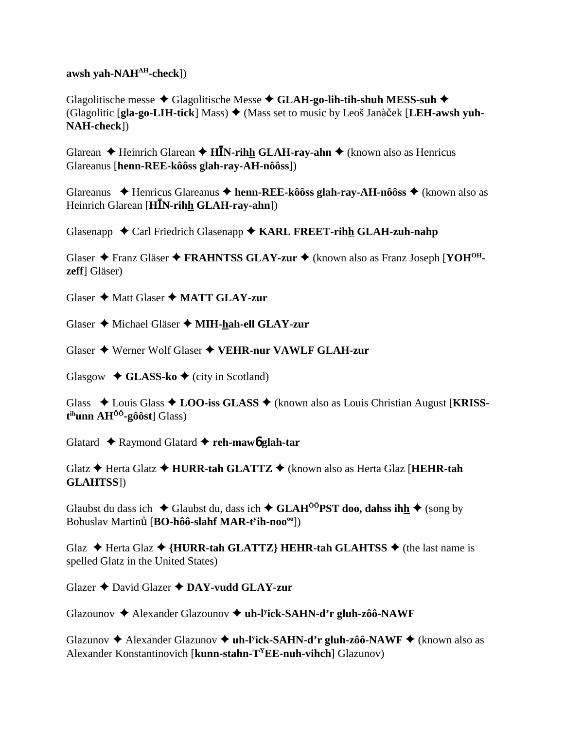**awsh yah-NAH^AH^-check**])

Glagolitische messe ✦ Glagolitische Messe ✦ **GLAH-go-lih-tih-shuh MESS-suh** ✦ (Glagolitic [**gla-go-LIH-tick**] Mass) ✦ (Mass set to music by Leoš Janàček [**LEH-awsh yuh-NAH-check**])

Glarean ✦ Heinrich Glarean ✦ **HĪN-rihh GLAH-ray-ahn** ✦ (known also as Henricus Glareanus [**henn-REE-kôôss glah-ray-AH-nôôss**])

Glareanus ✦ Henricus Glareanus ✦ **henn-REE-kôôss glah-ray-AH-nôôss** ✦ (known also as Heinrich Glarean [**HĪN-rihh GLAH-ray-ahn**])

Glasenapp ✦ Carl Friedrich Glasenapp ✦ **KARL FREET-rihh GLAH-zuh-nahp**

Glaser ✦ Franz Gläser ✦ **FRAHNTSS GLAY-zur** ✦ (known also as Franz Joseph [**YOH^OH^-zeff**] Gläser)

Glaser ✦ Matt Glaser ✦ **MATT GLAY-zur**

Glaser ✦ Michael Gläser ✦ **MIH-hah-ell GLAY-zur**

Glaser ✦ Werner Wolf Glaser ✦ **VEHR-nur VAWLF GLAH-zur**

Glasgow ✦ **GLASS-ko** ✦ (city in Scotland)

Glass ✦ Louis Glass ✦ **LOO-iss GLASS** ✦ (known also as Louis Christian August [**KRISS-t^ih^unn AH^ÔÔ^-gôôst**] Glass)

Glatard ✦ Raymond Glatard ✦ **reh-mawɓ glah-tar**

Glatz ✦ Herta Glatz ✦ **HURR-tah GLATTZ** ✦ (known also as Herta Glaz [**HEHR-tah GLAHTSS**])

Glaubst du dass ich ✦ Glaubst du, dass ich ✦ **GLAH^ÔÔ^PST doo, dahss ihh** ✦ (song by Bohuslav Martinů [**BO-hôô-slahf MAR-t^y^ih-noo^oo^**])

Glaz ✦ Herta Glaz ✦ **{HURR-tah GLATTZ} HEHR-tah GLAHTSS** ✦ (the last name is spelled Glatz in the United States)

Glazer ✦ David Glazer ✦ **DAY-vudd GLAY-zur**

Glazounov ✦ Alexander Glazounov ✦ **uh-l^y^ick-SAHN-d'r gluh-zôô-NAWF**

Glazunov ✦ Alexander Glazunov ✦ **uh-l^y^ick-SAHN-d'r gluh-zôô-NAWF** ✦ (known also as Alexander Konstantinovich [**kunn-stahn-T^Y^EE-nuh-vihch**] Glazunov)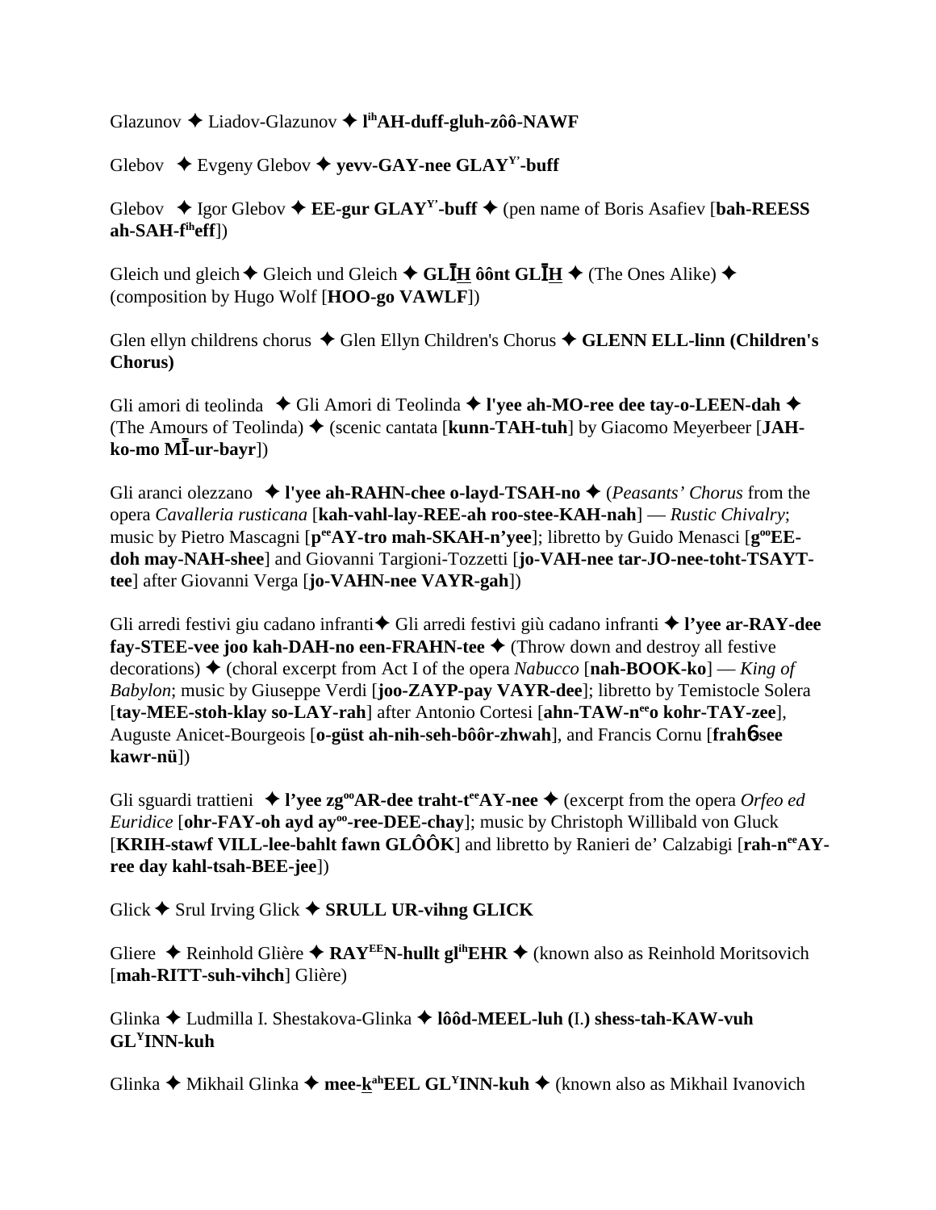Glazunov ✦ Liadov-Glazunov ✦ **l^ih^AH-duff-gluh-zôô-NAWF**

Glebov ✦ Evgeny Glebov ✦ **yevv-GAY-nee GLAY^Y'^-buff**

Glebov ✦ Igor Glebov ✦ **EE-gur GLAY^Y'^-buff** ✦ (pen name of Boris Asafiev [**bah-REESS ah-SAH-f^ih^eff**])

Gleich und gleich ✦ Gleich und Gleich ✦ **GLĪH ôônt GLĪH** ✦ (The Ones Alike) ✦ (composition by Hugo Wolf [**HOO-go VAWLF**])

Glen ellyn childrens chorus ✦ Glen Ellyn Children's Chorus ✦ **GLENN ELL-linn (Children's Chorus)**

Gli amori di teolinda ✦ Gli Amori di Teolinda ✦ **l'yee ah-MO-ree dee tay-o-LEEN-dah** ✦ (The Amours of Teolinda) ✦ (scenic cantata [**kunn-TAH-tuh**] by Giacomo Meyerbeer [**JAH-ko-mo MĪ-ur-bayr**])

Gli aranci olezzano ✦ **l'yee ah-RAHN-chee o-layd-TSAH-no** ✦ (*Peasants' Chorus* from the opera *Cavalleria rusticana* [**kah-vahl-lay-REE-ah roo-stee-KAH-nah**] — *Rustic Chivalry*; music by Pietro Mascagni [**p^ee^AY-tro mah-SKAH-n'yee**]; libretto by Guido Menasci [**g^oo^EE-doh may-NAH-shee**] and Giovanni Targioni-Tozzetti [**jo-VAH-nee tar-JO-nee-toht-TSAYT-tee**] after Giovanni Verga [**jo-VAHN-nee VAYR-gah**])

Gli arredi festivi giu cadano infranti ✦ Gli arredi festivi giù cadano infranti ✦ **l'yee ar-RAY-dee fay-STEE-vee joo kah-DAH-no een-FRAHN-tee** ✦ (Throw down and destroy all festive decorations) ✦ (choral excerpt from Act I of the opera *Nabucco* [**nah-BOOK-ko**] — *King of Babylon*; music by Giuseppe Verdi [**joo-ZAYP-pay VAYR-dee**]; libretto by Temistocle Solera [**tay-MEE-stoh-klay so-LAY-rah**] after Antonio Cortesi [**ahn-TAW-n^ee^o kohr-TAY-zee**], Auguste Anicet-Bourgeois [**o-güst ah-nih-seh-bôôr-zhwah**], and Francis Cornu [**frahɓ-see kawr-nü**])

Gli sguardi trattieni ✦ **l'yee zg^oo^AR-dee traht-t^ee^AY-nee** ✦ (excerpt from the opera *Orfeo ed Euridice* [**ohr-FAY-oh ayd ay^oo^-ree-DEE-chay**]; music by Christoph Willibald von Gluck [**KRIH-stawf VILL-lee-bahlt fawn GLÔÔK**] and libretto by Ranieri de' Calzabigi [**rah-n^ee^AY-ree day kahl-tsah-BEE-jee**])

Glick ✦ Srul Irving Glick ✦ **SRULL UR-vihng GLICK**

Gliere ✦ Reinhold Glière ✦ **RAY^EE^N-hullt gl^ih^EHR** ✦ (known also as Reinhold Moritsovich [**mah-RITT-suh-vihch**] Glière)

Glinka ✦ Ludmilla I. Shestakova-Glinka ✦ **lôôd-MEEL-luh (**I.**) shess-tah-KAW-vuh GL^Y^INN-kuh**

Glinka ✦ Mikhail Glinka ✦ **mee-k^ah^EEL GL^Y^INN-kuh** ✦ (known also as Mikhail Ivanovich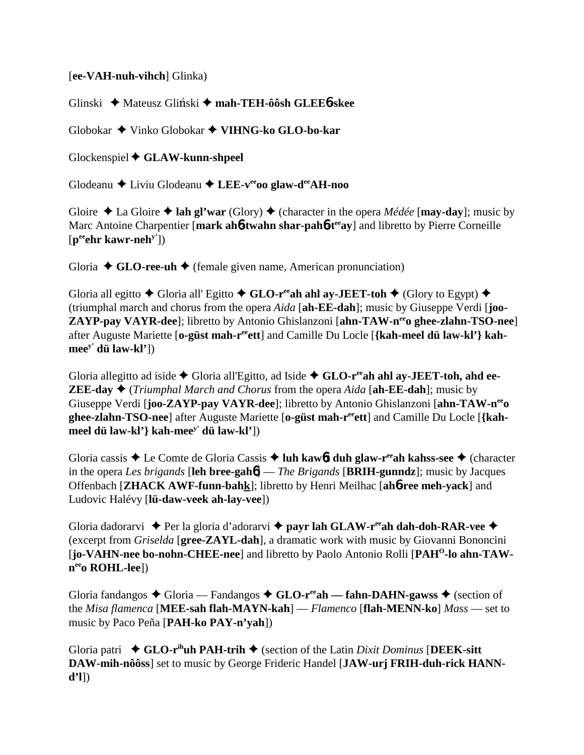[**ee-VAH-nuh-vihch**] Glinka)

Glinski ✦ Mateusz Gliński ✦ **mah-TEH-ôôsh GLEE**6**skee**

Globokar ✦ Vinko Globokar ✦ **VIHNG-ko GLO-bo-kar**

Glockenspiel ✦ **GLAW-kunn-shpeel**

Glodeanu ✦ Liviu Glodeanu ✦ **LEE-v**ee**oo glaw-d**ee**AH-noo**

Gloire ✦ La Gloire ✦ **lah gl'war** (Glory) ✦ (character in the opera *Médée* [**may-day**]; music by Marc Antoine Charpentier [**mark ah**6**twahn shar-pah**6**-t**ee**ay**] and libretto by Pierre Corneille [**p**ee**ehr kawr-neh**y']) 

Gloria ✦ **GLO-ree-uh** ✦ (female given name, American pronunciation)

Gloria all egitto ✦ Gloria all' Egitto ✦ **GLO-r**ee**ah ahl ay-JEET-toh** ✦ (Glory to Egypt) ✦ (triumphal march and chorus from the opera *Aida* [**ah-EE-dah**]; music by Giuseppe Verdi [**joo-ZAYP-pay VAYR-dee**]; libretto by Antonio Ghislanzoni [**ahn-TAW-n**ee**o ghee-zlahn-TSO-nee**] after Auguste Mariette [**o-güst mah-r**ee**ett**] and Camille Du Locle [**{kah-meel dü law-kl'} kah-mee**y' **dü law-kl'**])

Gloria allegitto ad iside ✦ Gloria all'Egitto, ad Iside ✦ **GLO-r**ee**ah ahl ay-JEET-toh, ahd ee-ZEE-day** ✦ (*Triumphal March and Chorus* from the opera *Aida* [**ah-EE-dah**]; music by Giuseppe Verdi [**joo-ZAYP-pay VAYR-dee**]; libretto by Antonio Ghislanzoni [**ahn-TAW-n**ee**o ghee-zlahn-TSO-nee**] after Auguste Mariette [**o-güst mah-r**ee**ett**] and Camille Du Locle [**{kah-meel dü law-kl'} kah-mee**y' **dü law-kl'**])

Gloria cassis ✦ Le Comte de Gloria Cassis ✦ **luh kaw**6**t duh glaw-r**ee**ah kahss-see** ✦ (character in the opera *Les brigands* [**leh bree-gah**6] — *The Brigands* [**BRIH-gunndz**]; music by Jacques Offenbach [**ZHACK AWF-funn-bahk**]; libretto by Henri Meilhac [**ah**6**ree meh-yack**] and Ludovic Halévy [**lü-daw-veek ah-lay-vee**])

Gloria dadorarvi ✦ Per la gloria d'adorarvi ✦ **payr lah GLAW-r**ee**ah dah-doh-RAR-vee** ✦ (excerpt from *Griselda* [**gree-ZAYL-dah**], a dramatic work with music by Giovanni Bononcini [**jo-VAHN-nee bo-nohn-CHEE-nee**] and libretto by Paolo Antonio Rolli [**PAH**O**-lo ahn-TAW-n**ee**o ROHL-lee**])

Gloria fandangos ✦ Gloria — Fandangos ✦ **GLO-r**ee**ah — fahn-DAHN-gawss** ✦ (section of the *Misa flamenca* [**MEE-sah flah-MAYN-kah**] — *Flamenco* [**flah-MENN-ko**] *Mass* — set to music by Paco Peña [**PAH-ko PAY-n'yah**])

Gloria patri ✦ **GLO-r**ih**uh PAH-trih** ✦ (section of the Latin *Dixit Dominus* [**DEEK-sitt DAW-mih-nôôss**] set to music by George Frideric Handel [**JAW-urj FRIH-duh-rick HANN-d'l**])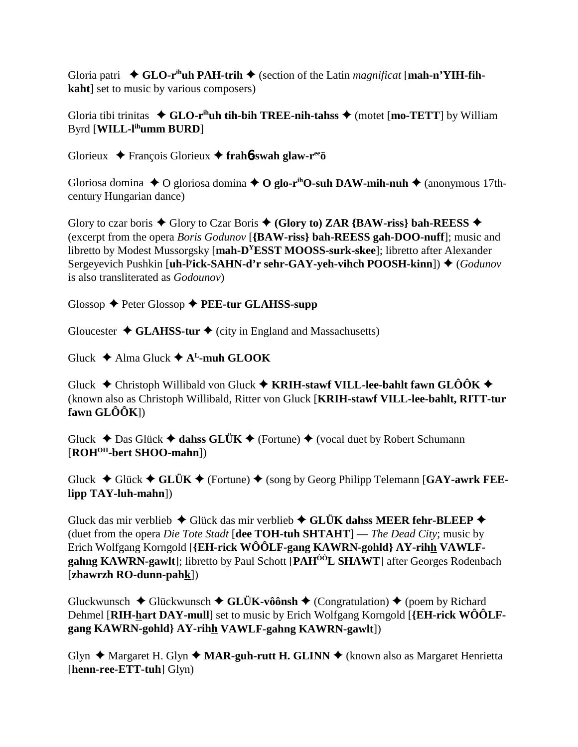Gloria patri ✦ **GLO-r^ih^uh PAH-trih** ✦ (section of the Latin *magnificat* [**mah-n'YIH-fih-kaht**] set to music by various composers)

Gloria tibi trinitas ✦ **GLO-r^ih^uh tih-bih TREE-nih-tahss** ✦ (motet [**mo-TETT**] by William Byrd [**WILL-l^ih^umm BURD**]

Glorieux ✦ François Glorieux ✦ **frah6swah glaw-r^ee^ö**

Gloriosa domina ✦ O gloriosa domina ✦ **O glo-r^ih^O-suh DAW-mih-nuh** ✦ (anonymous 17th-century Hungarian dance)

Glory to czar boris ✦ Glory to Czar Boris ✦ **(Glory to) ZAR {BAW-riss} bah-REESS** ✦ (excerpt from the opera *Boris Godunov* [**{BAW-riss} bah-REESS gah-DOO-nuff**]; music and libretto by Modest Mussorgsky [**mah-D^Y^ESST MOOSS-surk-skee**]; libretto after Alexander Sergeyevich Pushkin [**uh-l^y^ick-SAHN-d'r sehr-GAY-yeh-vihch POOSH-kinn**]) ✦ (*Godunov* is also transliterated as *Godounov*)

Glossop ✦ Peter Glossop ✦ **PEE-tur GLAHSS-supp**

Gloucester ✦ **GLAHSS-tur** ✦ (city in England and Massachusetts)

Gluck ✦ Alma Gluck ✦ **A^L^-muh GLOOK**

Gluck ✦ Christoph Willibald von Gluck ✦ **KRIH-stawf VILL-lee-bahlt fawn GLÔÔK** ✦ (known also as Christoph Willibald, Ritter von Gluck [**KRIH-stawf VILL-lee-bahlt, RITT-tur fawn GLÔÔK**])

Gluck ✦ Das Glück ✦ **dahss GLÜK** ✦ (Fortune) ✦ (vocal duet by Robert Schumann [**ROH^OH^-bert SHOO-mahn**])

Gluck ✦ Glück ✦ **GLÜK** ✦ (Fortune) ✦ (song by Georg Philipp Telemann [**GAY-awrk FEE-lipp TAY-luh-mahn**])

Gluck das mir verblieb ✦ Glück das mir verblieb ✦ **GLÜK dahss MEER fehr-BLEEP** ✦ (duet from the opera *Die Tote Stadt* [**dee TOH-tuh SHTAHT**] — *The Dead City*; music by Erich Wolfgang Korngold [**{EH-rick WÔÔLF-gang KAWRN-gohld} AY-rihh VAWLF-gahng KAWRN-gawlt**]; libretto by Paul Schott [**PAH^ÔÔ^L SHAWT**] after Georges Rodenbach [**zhawrzh RO-dunn-pahk**])

Gluckwunsch ✦ Glückwunsch ✦ **GLÜK-vôônsh** ✦ (Congratulation) ✦ (poem by Richard Dehmel [**RIH-hart DAY-mull**] set to music by Erich Wolfgang Korngold [**{EH-rick WÔÔLF-gang KAWRN-gohld} AY-rihh VAWLF-gahng KAWRN-gawlt**])

Glyn ✦ Margaret H. Glyn ✦ **MAR-guh-rutt H. GLINN** ✦ (known also as Margaret Henrietta [**henn-ree-ETT-tuh**] Glyn)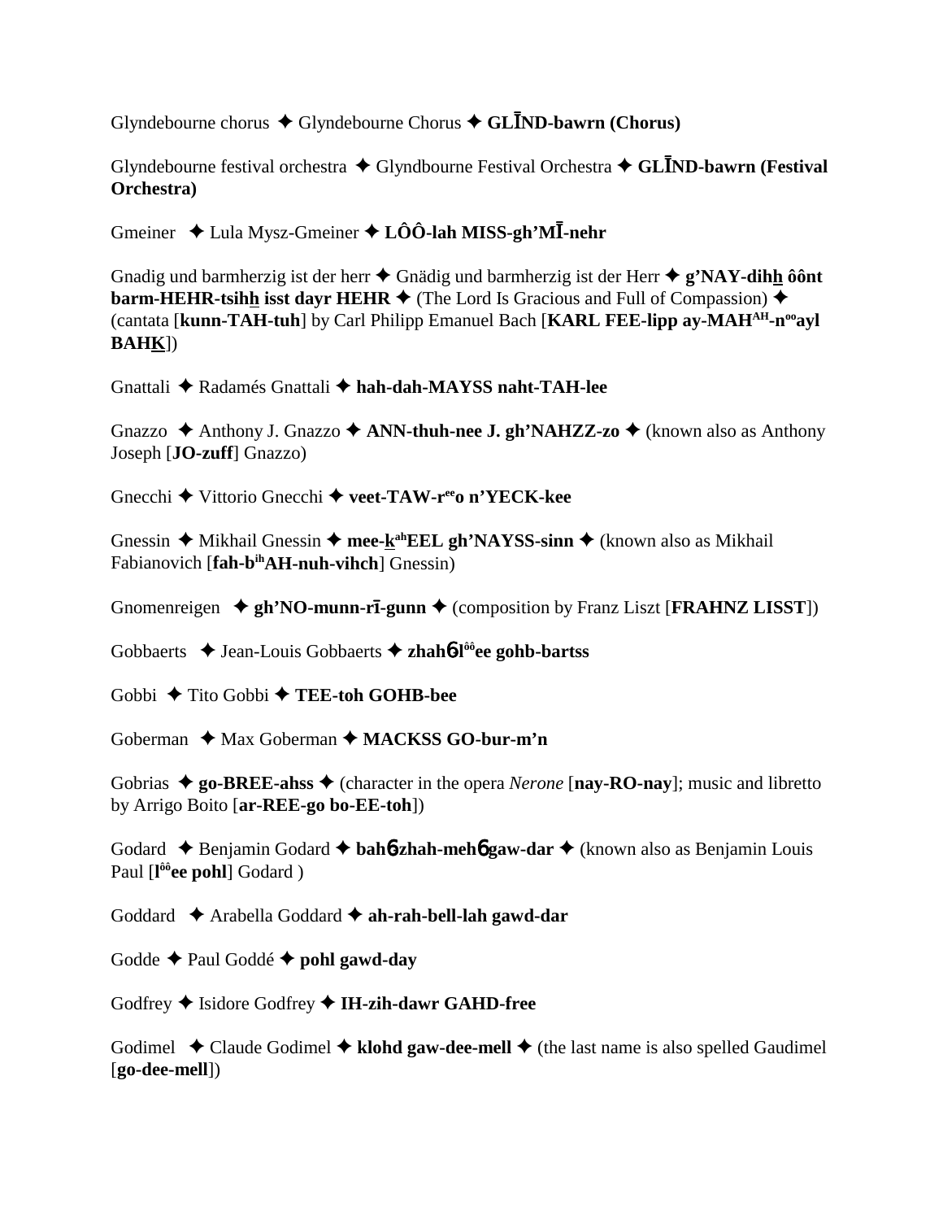Glyndebourne chorus ✦ Glyndebourne Chorus ✦ **GLĪND-bawrn (Chorus)**

Glyndebourne festival orchestra ✦ Glyndbourne Festival Orchestra ✦ **GLĪND-bawrn (Festival Orchestra)**

Gmeiner ✦ Lula Mysz-Gmeiner ✦ **LÔÔ-lah MISS-gh'MĪ-nehr**

Gnadig und barmherzig ist der herr ✦ Gnädig und barmherzig ist der Herr ✦ **g'NAY-dihh ôônt barm-HEHR-tsihh isst dayr HEHR** ✦ (The Lord Is Gracious and Full of Compassion) ✦ (cantata [**kunn-TAH-tuh**] by Carl Philipp Emanuel Bach [**KARL FEE-lipp ay-MAH^AH-n^oo ayl BAHK**])

Gnattali ✦ Radamés Gnattali ✦ **hah-dah-MAYSS naht-TAH-lee**

Gnazzo ✦ Anthony J. Gnazzo ✦ **ANN-thuh-nee J. gh'NAHZZ-zo** ✦ (known also as Anthony Joseph [**JO-zuff**] Gnazzo)

Gnecchi ✦ Vittorio Gnecchi ✦ **veet-TAW-r^ee o n'YECK-kee**

Gnessin ✦ Mikhail Gnessin ✦ **mee-k^ah EEL gh'NAYSS-sinn** ✦ (known also as Mikhail Fabianovich [**fah-b^ih AH-nuh-vihch**] Gnessin)

Gnomenreigen ✦ **gh'NO-munn-rī-gunn** ✦ (composition by Franz Liszt [**FRAHNZ LISST**])

Gobbaerts ✦ Jean-Louis Gobbaerts ✦ **zhahɓ l^ôô ee gohb-bartss**

Gobbi ✦ Tito Gobbi ✦ **TEE-toh GOHB-bee**

Goberman ✦ Max Goberman ✦ **MACKSS GO-bur-m'n**

Gobrias ✦ **go-BREE-ahss** ✦ (character in the opera *Nerone* [**nay-RO-nay**]; music and libretto by Arrigo Boito [**ar-REE-go bo-EE-toh**])

Godard ✦ Benjamin Godard ✦ **bahɓ-zhah-mehɓ gaw-dar** ✦ (known also as Benjamin Louis Paul [**l^ôô ee pohl**] Godard )

Goddard ✦ Arabella Goddard ✦ **ah-rah-bell-lah gawd-dar**

Godde ✦ Paul Goddé ✦ **pohl gawd-day**

Godfrey ✦ Isidore Godfrey ✦ **IH-zih-dawr GAHD-free**

Godimel ✦ Claude Godimel ✦ **klohd gaw-dee-mell** ✦ (the last name is also spelled Gaudimel [**go-dee-mell**])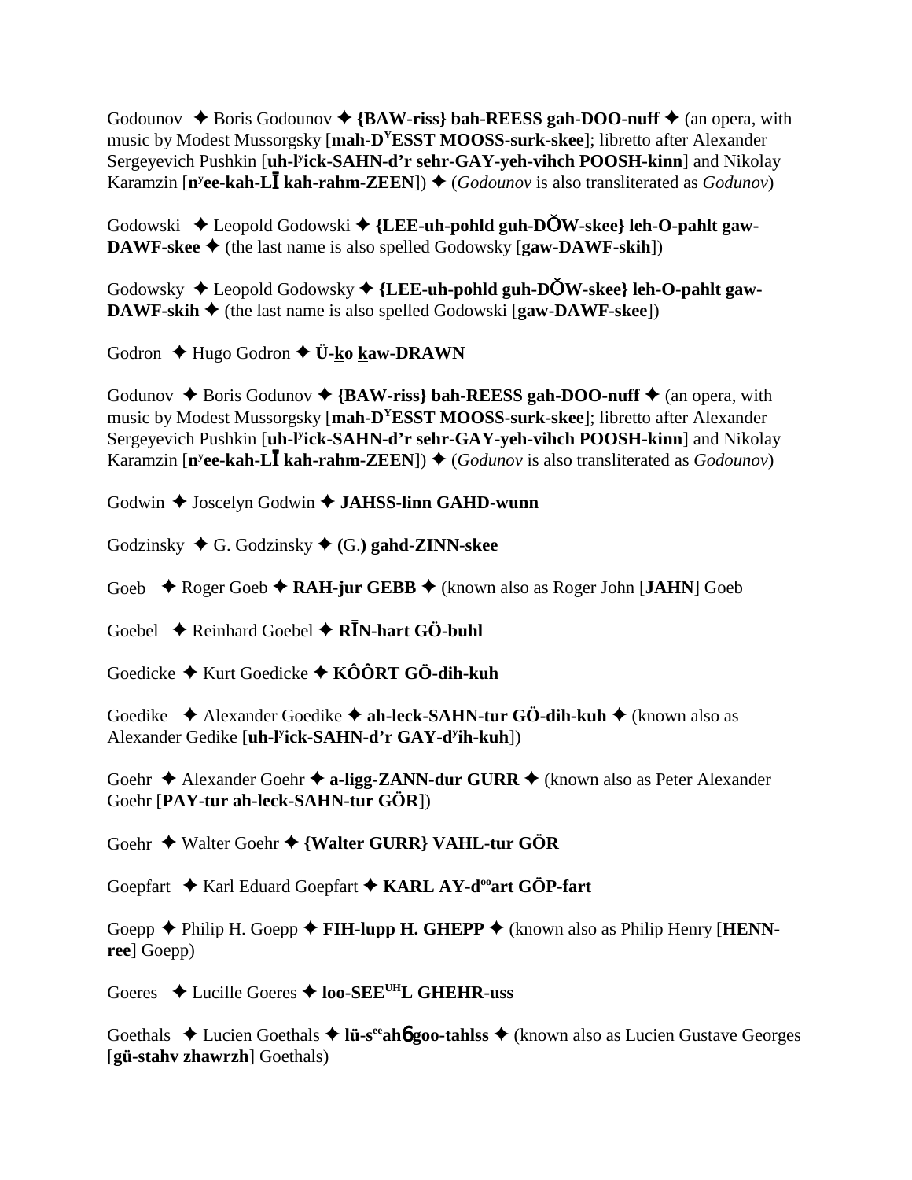Godounov ✦ Boris Godounov ✦ **{BAW-riss} bah-REESS gah-DOO-nuff** ✦ (an opera, with music by Modest Mussorgsky [**mah-DYESST MOOSS-surk-skee**]; libretto after Alexander Sergeyevich Pushkin [**uh-lyick-SAHN-d'r sehr-GAY-yeh-vihch POOSH-kinn**] and Nikolay Karamzin [**nyee-kah-LĪ kah-rahm-ZEEN**]) ✦ (*Godounov* is also transliterated as *Godunov*)

Godowski ✦ Leopold Godowski ✦ **{LEE-uh-pohld guh-DŎW-skee} leh-O-pahlt gaw-DAWF-skee** ✦ (the last name is also spelled Godowsky [**gaw-DAWF-skih**])

Godowsky ✦ Leopold Godowsky ✦ **{LEE-uh-pohld guh-DŎW-skee} leh-O-pahlt gaw-DAWF-skih** ✦ (the last name is also spelled Godowski [**gaw-DAWF-skee**])

Godron ✦ Hugo Godron ✦ **Ü-ko kaw-DRAWN**

Godunov ✦ Boris Godunov ✦ **{BAW-riss} bah-REESS gah-DOO-nuff** ✦ (an opera, with music by Modest Mussorgsky [**mah-DYESST MOOSS-surk-skee**]; libretto after Alexander Sergeyevich Pushkin [**uh-lyick-SAHN-d'r sehr-GAY-yeh-vihch POOSH-kinn**] and Nikolay Karamzin [**nyee-kah-LĪ kah-rahm-ZEEN**]) ✦ (*Godunov* is also transliterated as *Godounov*)

Godwin ✦ Joscelyn Godwin ✦ **JAHSS-linn GAHD-wunn**

Godzinsky ✦ G. Godzinsky ✦ **(**G.**) gahd-ZINN-skee**

Goeb ✦ Roger Goeb ✦ **RAH-jur GEBB** ✦ (known also as Roger John [**JAHN**] Goeb

Goebel ✦ Reinhard Goebel ✦ **RĪN-hart GÖ-buhl**

Goedicke ✦ Kurt Goedicke ✦ **KÔÔRT GÖ-dih-kuh**

Goedike ✦ Alexander Goedike ✦ **ah-leck-SAHN-tur GÖ-dih-kuh** ✦ (known also as Alexander Gedike [**uh-lyick-SAHN-d'r GAY-dyih-kuh**])

Goehr ✦ Alexander Goehr ✦ **a-ligg-ZANN-dur GURR** ✦ (known also as Peter Alexander Goehr [**PAY-tur ah-leck-SAHN-tur GÖR**])

Goehr ✦ Walter Goehr ✦ **{Walter GURR} VAHL-tur GÖR**

Goepfart ✦ Karl Eduard Goepfart ✦ **KARL AY-dooart GÖP-fart**

Goepp ✦ Philip H. Goepp ✦ **FIH-lupp H. GHEPP** ✦ (known also as Philip Henry [**HENN-ree**] Goepp)

Goeres ✦ Lucille Goeres ✦ **loo-SEEUHL GHEHR-uss**

Goethals ✦ Lucien Goethals ✦ **lü-seeah6 goo-tahlss** ✦ (known also as Lucien Gustave Georges [**gü-stahv zhawrzh**] Goethals)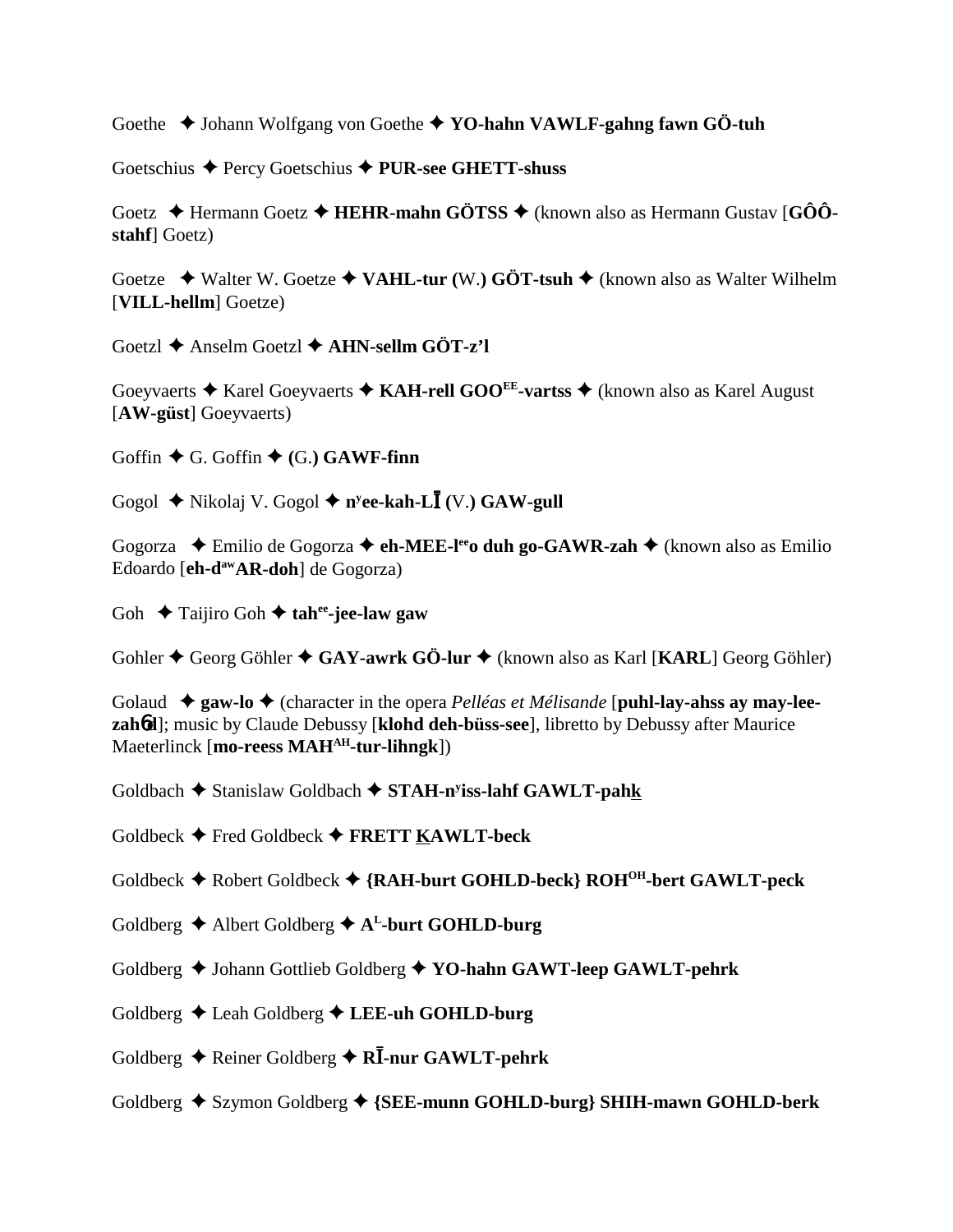Goethe ✦ Johann Wolfgang von Goethe ✦ **YO-hahn VAWLF-gahng fawn GÖ-tuh**

Goetschius ✦ Percy Goetschius ✦ **PUR-see GHETT-shuss**

Goetz ✦ Hermann Goetz ✦ **HEHR-mahn GÖTSS** ✦ (known also as Hermann Gustav [**GÔÔ-stahf**] Goetz)

Goetze ✦ Walter W. Goetze ✦ **VAHL-tur (**W.**) GÖT-tsuh** ✦ (known also as Walter Wilhelm [**VILL-hellm**] Goetze)

Goetzl ✦ Anselm Goetzl ✦ **AHN-sellm GÖT-z'l**

Goeyvaerts ✦ Karel Goeyvaerts ✦ **KAH-rell GOO^EE-vartss** ✦ (known also as Karel August [**AW-güst**] Goeyvaerts)

Goffin ✦ G. Goffin ✦ **(**G.**) GAWF-finn**

Gogol ✦ Nikolaj V. Gogol ✦ **n^y ee-kah-LĪ (**V.**) GAW-gull**

Gogorza ✦ Emilio de Gogorza ✦ **eh-MEE-l^ee o duh go-GAWR-zah** ✦ (known also as Emilio Edoardo [**eh-d^aw AR-doh**] de Gogorza)

Goh ✦ Taijiro Goh ✦ **tah^ee-jee-law gaw**

Gohler ✦ Georg Göhler ✦ **GAY-awrk GÖ-lur** ✦ (known also as Karl [**KARL**] Georg Göhler)

Golaud ✦ **gaw-lo** ✦ (character in the opera *Pelléas et Mélisande* [**puhl-lay-ahss ay may-lee-zahɗd**]; music by Claude Debussy [**klohd deh-büss-see**], libretto by Debussy after Maurice Maeterlinck [**mo-reess MAH^AH-tur-lihngk**])

Goldbach ✦ Stanislaw Goldbach ✦ **STAH-n^y iss-lahf GAWLT-pahk**

Goldbeck ✦ Fred Goldbeck ✦ **FRETT KAWLT-beck**

Goldbeck ✦ Robert Goldbeck ✦ **{RAH-burt GOHLD-beck} ROH^OH-bert GAWLT-peck**

Goldberg ✦ Albert Goldberg ✦ **A^L-burt GOHLD-burg**

Goldberg ✦ Johann Gottlieb Goldberg ✦ **YO-hahn GAWT-leep GAWLT-pehrk**

Goldberg ✦ Leah Goldberg ✦ **LEE-uh GOHLD-burg**

Goldberg ✦ Reiner Goldberg ✦ **RĪ-nur GAWLT-pehrk**

Goldberg ✦ Szymon Goldberg ✦ **{SEE-munn GOHLD-burg} SHIH-mawn GOHLD-berk**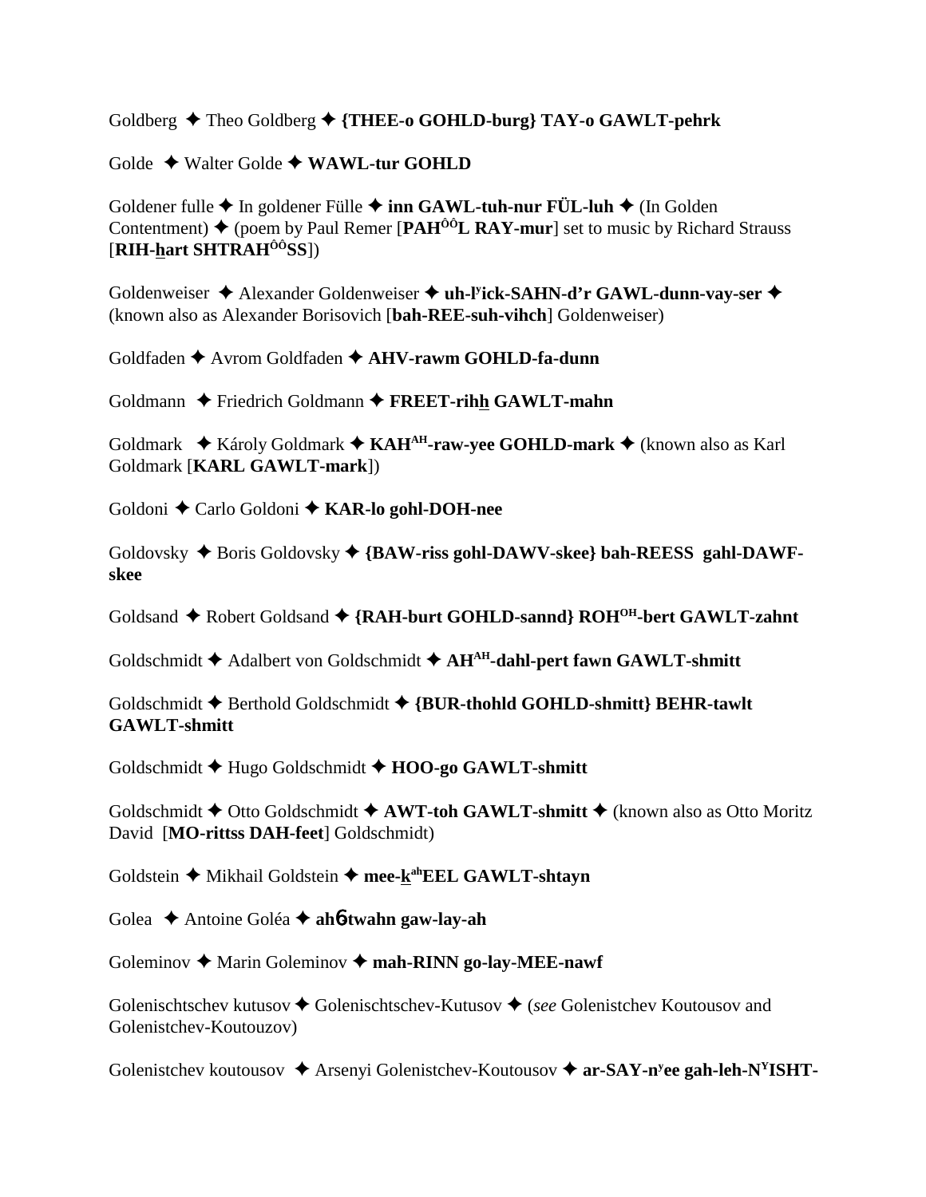Goldberg ✦ Theo Goldberg ✦ **{THEE-o GOHLD-burg} TAY-o GAWLT-pehrk**

Golde ✦ Walter Golde ✦ **WAWL-tur GOHLD**

Goldener fulle ✦ In goldener Fülle ✦ **inn GAWL-tuh-nur FÜL-luh** ✦ (In Golden Contentment) ✦ (poem by Paul Remer [**PAH$^{ÔÔ}$L RAY-mur**] set to music by Richard Strauss [**RIH-hart SHTRAH$^{ÔÔ}$SS**])

Goldenweiser ✦ Alexander Goldenweiser ✦ **uh-l$^{y}$ick-SAHN-d'r GAWL-dunn-vay-ser** ✦ (known also as Alexander Borisovich [**bah-REE-suh-vihch**] Goldenweiser)

Goldfaden ✦ Avrom Goldfaden ✦ **AHV-rawm GOHLD-fa-dunn**

Goldmann ✦ Friedrich Goldmann ✦ **FREET-rihh GAWLT-mahn**

Goldmark ✦ Károly Goldmark ✦ **KAH$^{AH}$-raw-yee GOHLD-mark** ✦ (known also as Karl Goldmark [**KARL GAWLT-mark**])

Goldoni ✦ Carlo Goldoni ✦ **KAR-lo gohl-DOH-nee**

Goldovsky ✦ Boris Goldovsky ✦ **{BAW-riss gohl-DAWV-skee} bah-REESS gahl-DAWF-skee**

Goldsand ✦ Robert Goldsand ✦ **{RAH-burt GOHLD-sannd} ROH$^{OH}$-bert GAWLT-zahnt**

Goldschmidt ✦ Adalbert von Goldschmidt ✦ **AH$^{AH}$-dahl-pert fawn GAWLT-shmitt**

Goldschmidt ✦ Berthold Goldschmidt ✦ **{BUR-thohld GOHLD-shmitt} BEHR-tawlt GAWLT-shmitt**

Goldschmidt ✦ Hugo Goldschmidt ✦ **HOO-go GAWLT-shmitt**

Goldschmidt ✦ Otto Goldschmidt ✦ **AWT-toh GAWLT-shmitt** ✦ (known also as Otto Moritz David [**MO-rittss DAH-feet**] Goldschmidt)

Goldstein ✦ Mikhail Goldstein ✦ **mee-k$^{ah}$EEL GAWLT-shtayn**

Golea ✦ Antoine Goléa ✦ **ahɓ-twahn gaw-lay-ah**

Goleminov ✦ Marin Goleminov ✦ **mah-RINN go-lay-MEE-nawf**

Golenischtschev kutusov ✦ Golenischtschev-Kutusov ✦ (*see* Golenistchev Koutousov and Golenistchev-Koutouzov)

Golenistchev koutousov ✦ Arsenyi Golenistchev-Koutousov ✦ **ar-SAY-n$^{y}$ee gah-leh-N$^{Y}$ISHT-**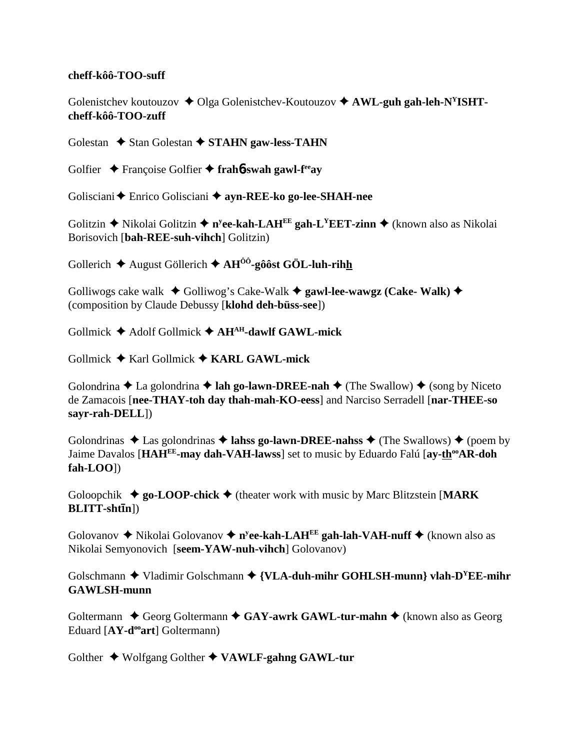**cheff-kôô-TOO-suff**

Golenistchev koutouzov ✦ Olga Golenistchev-Koutouzov ✦ **AWL-guh gah-leh-N$^{Y}$ISHT-cheff-kôô-TOO-zuff**

Golestan ✦ Stan Golestan ✦ **STAHN gaw-less-TAHN**

Golfier ✦ Françoise Golfier ✦ **frahɓ-swah gawl-f$^{ee}$ay**

Golisciani ✦ Enrico Golisciani ✦ **ayn-REE-ko go-lee-SHAH-nee**

Golitzin ✦ Nikolai Golitzin ✦ **n$^{y}$ee-kah-LAH$^{EE}$ gah-L$^{Y}$EET-zinn** ✦ (known also as Nikolai Borisovich [**bah-REE-suh-vihch**] Golitzin)

Gollerich ✦ August Göllerich ✦ **AH$^{ÔÔ}$-gôôst GÖL-luh-rihh**

Golliwogs cake walk ✦ Golliwog's Cake-Walk ✦ **gawl-lee-wawgz (Cake- Walk)** ✦ (composition by Claude Debussy [**klohd deh-büss-see**])

Gollmick ✦ Adolf Gollmick ✦ **AH$^{AH}$-dawlf GAWL-mick**

Gollmick ✦ Karl Gollmick ✦ **KARL GAWL-mick**

Golondrina ✦ La golondrina ✦ **lah go-lawn-DREE-nah** ✦ (The Swallow) ✦ (song by Niceto de Zamacois [**nee-THAY-toh day thah-mah-KO-eess**] and Narciso Serradell [**nar-THEE-so sayr-rah-DELL**])

Golondrinas ✦ Las golondrinas ✦ **lahss go-lawn-DREE-nahss** ✦ (The Swallows) ✦ (poem by Jaime Davalos [**HAH$^{EE}$-may dah-VAH-lawss**] set to music by Eduardo Falú [**ay-th$^{oo}$AR-doh fah-LOO**])

Goloopchik ✦ **go-LOOP-chick** ✦ (theater work with music by Marc Blitzstein [**MARK BLITT-shtīn**])

Golovanov ✦ Nikolai Golovanov ✦ **n$^{y}$ee-kah-LAH$^{EE}$ gah-lah-VAH-nuff** ✦ (known also as Nikolai Semyonovich [**seem-YAW-nuh-vihch**] Golovanov)

Golschmann ✦ Vladimir Golschmann ✦ **{VLA-duh-mihr GOHLSH-munn} vlah-D$^{Y}$EE-mihr GAWLSH-munn**

Goltermann ✦ Georg Goltermann ✦ **GAY-awrk GAWL-tur-mahn** ✦ (known also as Georg Eduard [**AY-d$^{oo}$art**] Goltermann)

Golther ✦ Wolfgang Golther ✦ **VAWLF-gahng GAWL-tur**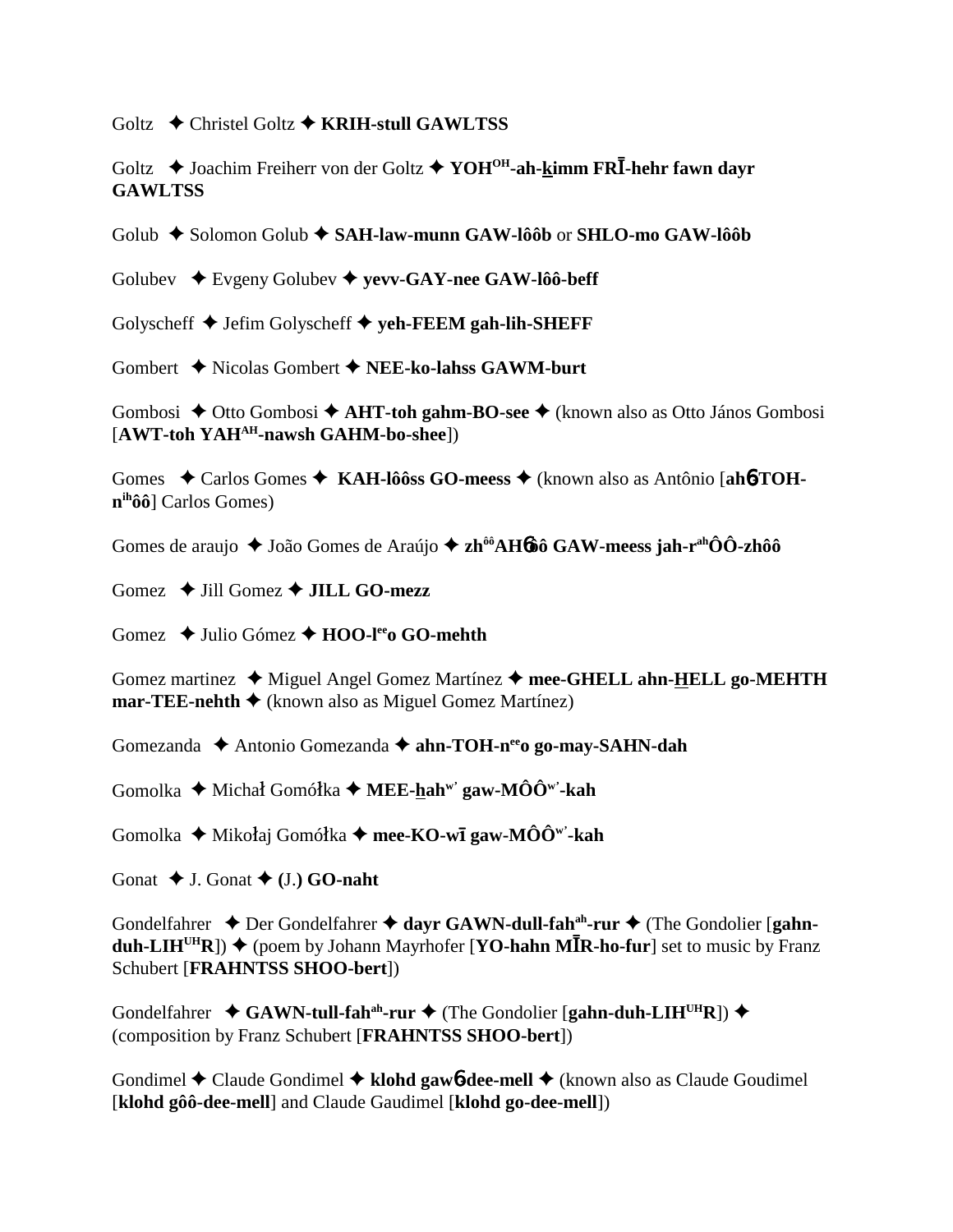Goltz ✦ Christel Goltz ✦ **KRIH-stull GAWLTSS**

Goltz ✦ Joachim Freiherr von der Goltz ✦ **YOH$^{OH}$-ah-kimm FRĪ-hehr fawn dayr GAWLTSS**

Golub ✦ Solomon Golub ✦ **SAH-law-munn GAW-lôôb** or **SHLO-mo GAW-lôôb**

Golubev ✦ Evgeny Golubev ✦ **yevv-GAY-nee GAW-lôô-beff**

Golyscheff ✦ Jefim Golyscheff ✦ **yeh-FEEM gah-lih-SHEFF**

Gombert ✦ Nicolas Gombert ✦ **NEE-ko-lahss GAWM-burt**

Gombosi ✦ Otto Gombosi ✦ **AHT-toh gahm-BO-see** ✦ (known also as Otto János Gombosi [**AWT-toh YAH$^{AH}$-nawsh GAHM-bo-shee**])

Gomes ✦ Carlos Gomes ✦ **KAH-lôôss GO-meess** ✦ (known also as Antônio [**ahɓ-TOH-n$^{ih}$ôô**] Carlos Gomes)

Gomes de araujo ✦ João Gomes de Araújo ✦ **zh$^{ôô}$AHɓôô GAW-meess jah-r$^{ah}$ÔÔ-zhôô**

Gomez ✦ Jill Gomez ✦ **JILL GO-mezz**

Gomez ✦ Julio Gómez ✦ **HOO-l$^{ee}$o GO-mehth**

Gomez martinez ✦ Miguel Angel Gomez Martínez ✦ **mee-GHELL ahn-HELL go-MEHTH mar-TEE-nehth** ✦ (known also as Miguel Gomez Martínez)

Gomezanda ✦ Antonio Gomezanda ✦ **ahn-TOH-n$^{ee}$o go-may-SAHN-dah**

Gomolka ✦ Michał Gomółka ✦ **MEE-hah$^{w'}$ gaw-MÔÔ$^{w'}$-kah**

Gomolka ✦ Mikołaj Gomółka ✦ **mee-KO-wī gaw-MÔÔ$^{w'}$-kah**

Gonat ✦ J. Gonat ✦ **(J.) GO-naht**

Gondelfahrer ✦ Der Gondelfahrer ✦ **dayr GAWN-dull-fah$^{ah}$-rur** ✦ (The Gondolier [**gahn-duh-LIH$^{UH}$R**]) ✦ (poem by Johann Mayrhofer [**YO-hahn MĪR-ho-fur**] set to music by Franz Schubert [**FRAHNTSS SHOO-bert**])

Gondelfahrer ✦ **GAWN-tull-fah$^{ah}$-rur** ✦ (The Gondolier [**gahn-duh-LIH$^{UH}$R**]) ✦ (composition by Franz Schubert [**FRAHNTSS SHOO-bert**])

Gondimel ✦ Claude Gondimel ✦ **klohd gawɓ-dee-mell** ✦ (known also as Claude Goudimel [**klohd gôô-dee-mell**] and Claude Gaudimel [**klohd go-dee-mell**])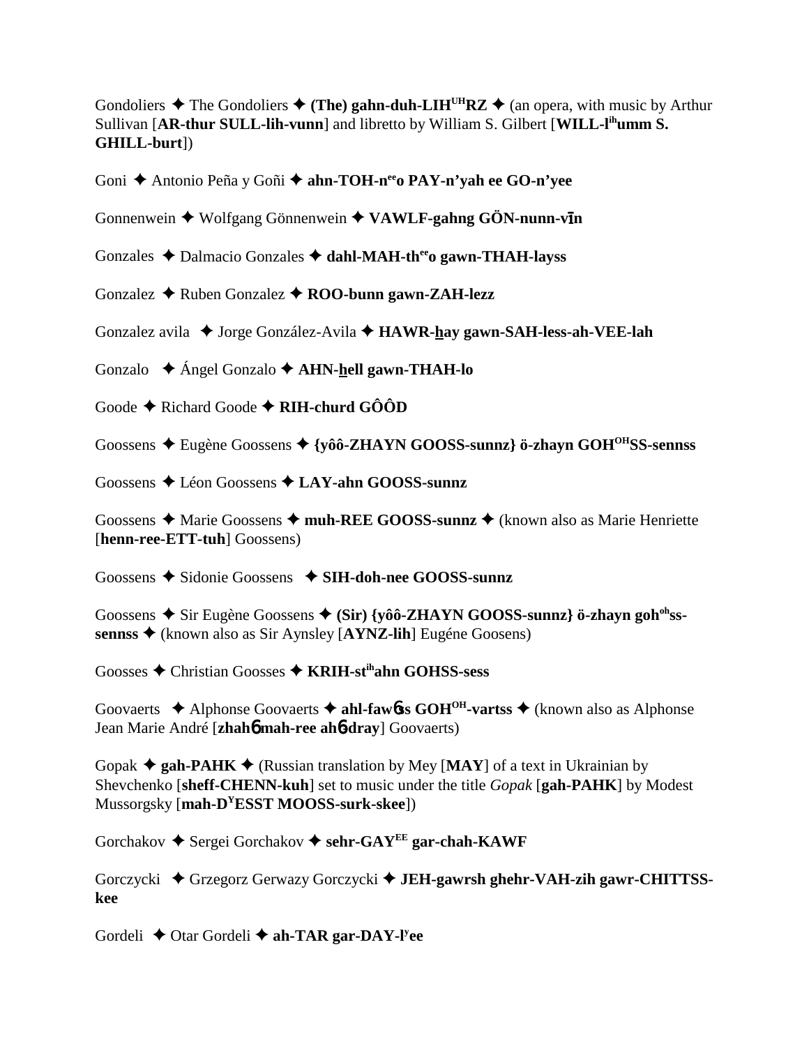Gondoliers ✦ The Gondoliers ✦ **(The) gahn-duh-LIH^UH^RZ** ✦ (an opera, with music by Arthur Sullivan [**AR-thur SULL-lih-vunn**] and libretto by William S. Gilbert [**WILL-l^ih^umm S. GHILL-burt**])

Goni ✦ Antonio Peña y Goñi ✦ **ahn-TOH-n^ee^o PAY-n'yah ee GO-n'yee**

Gonnenwein ✦ Wolfgang Gönnenwein ✦ **VAWLF-gahng GÖN-nunn-vīn**

Gonzales ✦ Dalmacio Gonzales ✦ **dahl-MAH-th^ee^o gawn-THAH-layss**

Gonzalez ✦ Ruben Gonzalez ✦ **ROO-bunn gawn-ZAH-lezz**

Gonzalez avila ✦ Jorge González-Avila ✦ **HAWR-h̲ay gawn-SAH-less-ah-VEE-lah**

Gonzalo ✦ Ángel Gonzalo ✦ **AHN-h̲ell gawn-THAH-lo**

Goode ✦ Richard Goode ✦ **RIH-churd GÔÔD**

Goossens ✦ Eugène Goossens ✦ **{yôô-ZHAYN GOOSS-sunnz} ö-zhayn GOH^OH^SS-sennss**

Goossens ✦ Léon Goossens ✦ **LAY-ahn GOOSS-sunnz**

Goossens ✦ Marie Goossens ✦ **muh-REE GOOSS-sunnz** ✦ (known also as Marie Henriette [**henn-ree-ETT-tuh**] Goossens)

Goossens ✦ Sidonie Goossens ✦ **SIH-doh-nee GOOSS-sunnz**

Goossens ✦ Sir Eugène Goossens ✦ **(Sir) {yôô-ZHAYN GOOSS-sunnz} ö-zhayn goh^oh^ss-sennss** ✦ (known also as Sir Aynsley [**AYNZ-lih**] Eugéne Goosens)

Goosses ✦ Christian Goosses ✦ **KRIH-st^ih^ahn GOHSS-sess**

Goovaerts ✦ Alphonse Goovaerts ✦ **ahl-fawɓss GOH^OH^-vartss** ✦ (known also as Alphonse Jean Marie André [**zhahɓ mah-ree ahɓ-dray**] Goovaerts)

Gopak ✦ **gah-PAHK** ✦ (Russian translation by Mey [**MAY**] of a text in Ukrainian by Shevchenko [**sheff-CHENN-kuh**] set to music under the title *Gopak* [**gah-PAHK**] by Modest Mussorgsky [**mah-D^Y^ESST MOOSS-surk-skee**])

Gorchakov ✦ Sergei Gorchakov ✦ **sehr-GAY^EE^ gar-chah-KAWF**

Gorczycki ✦ Grzegorz Gerwazy Gorczycki ✦ **JEH-gawrsh ghehr-VAH-zih gawr-CHITTSS-kee**

Gordeli ✦ Otar Gordeli ✦ **ah-TAR gar-DAY-l^y^ee**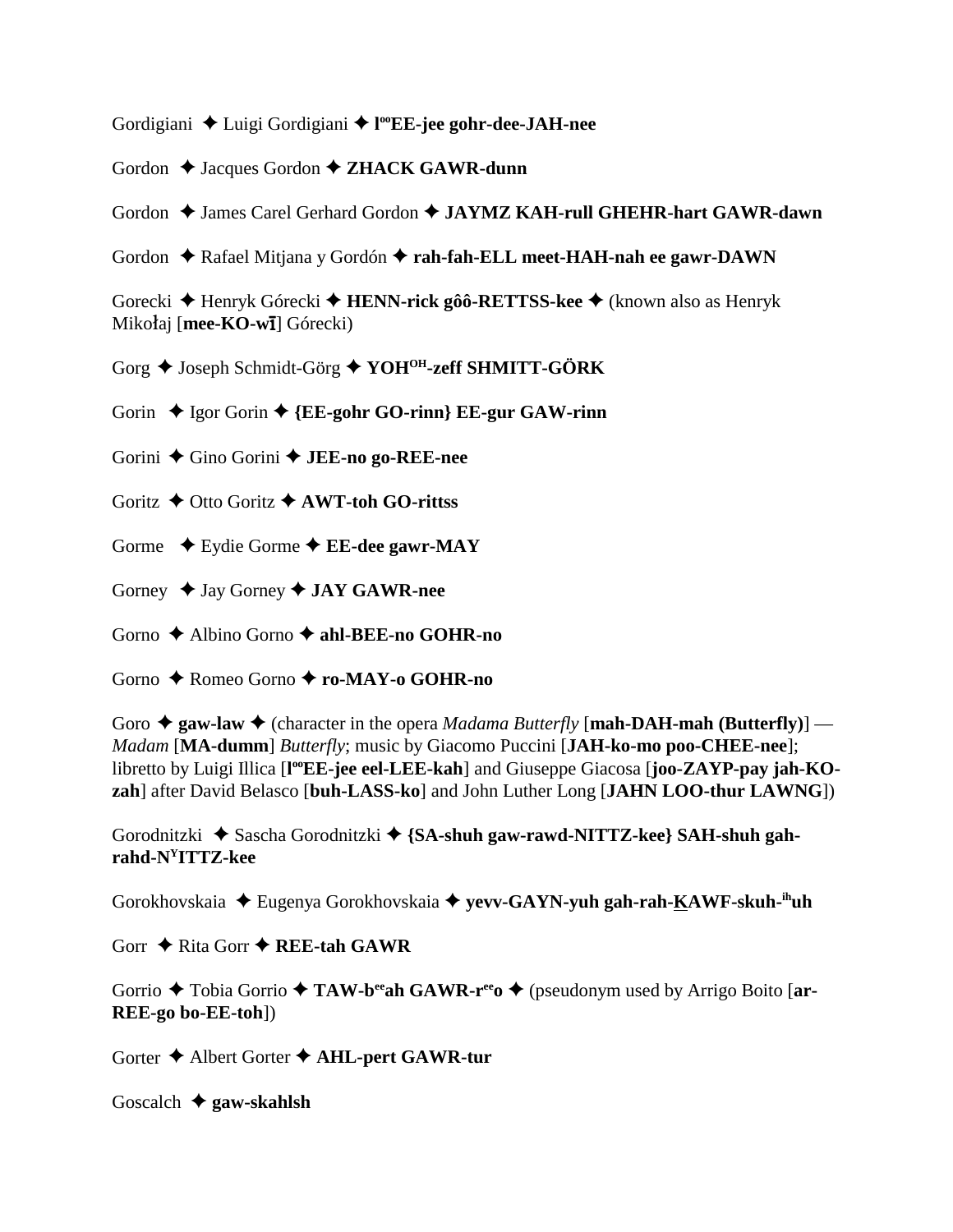Gordigiani ✦ Luigi Gordigiani ✦ **l[oo]EE-jee gohr-dee-JAH-nee**

Gordon ✦ Jacques Gordon ✦ **ZHACK GAWR-dunn**

Gordon ✦ James Carel Gerhard Gordon ✦ **JAYMZ KAH-rull GHEHR-hart GAWR-dawn**

Gordon ✦ Rafael Mitjana y Gordón ✦ **rah-fah-ELL meet-HAH-nah ee gawr-DAWN**

Gorecki ✦ Henryk Górecki ✦ **HENN-rick gôô-RETTSS-kee** ✦ (known also as Henryk Mikołaj [**mee-KO-wī**] Górecki)

Gorg ✦ Joseph Schmidt-Görg ✦ **YOH[OH]-zeff SHMITT-GÖRK**

Gorin ✦ Igor Gorin ✦ **{EE-gohr GO-rinn} EE-gur GAW-rinn**

Gorini ✦ Gino Gorini ✦ **JEE-no go-REE-nee**

Goritz ✦ Otto Goritz ✦ **AWT-toh GO-rittss**

Gorme ✦ Eydie Gorme ✦ **EE-dee gawr-MAY**

Gorney ✦ Jay Gorney ✦ **JAY GAWR-nee**

Gorno ✦ Albino Gorno ✦ **ahl-BEE-no GOHR-no**

Gorno ✦ Romeo Gorno ✦ **ro-MAY-o GOHR-no**

Goro ✦ **gaw-law** ✦ (character in the opera *Madama Butterfly* [**mah-DAH-mah (Butterfly)**] — *Madam* [**MA-dumm**] *Butterfly*; music by Giacomo Puccini [**JAH-ko-mo poo-CHEE-nee**]; libretto by Luigi Illica [**l[oo]EE-jee eel-LEE-kah**] and Giuseppe Giacosa [**joo-ZAYP-pay jah-KO-zah**] after David Belasco [**buh-LASS-ko**] and John Luther Long [**JAHN LOO-thur LAWNG**])

Gorodnitzki ✦ Sascha Gorodnitzki ✦ **{SA-shuh gaw-rawd-NITTZ-kee} SAH-shuh gah-rahd-N[Y]ITTZ-kee**

Gorokhovskaia ✦ Eugenya Gorokhovskaia ✦ **yevv-GAYN-yuh gah-rah-K̲AWF-skuh-[ih]uh**

Gorr ✦ Rita Gorr ✦ **REE-tah GAWR**

Gorrio ✦ Tobia Gorrio ✦ **TAW-b[ee]ah GAWR-r[ee]o** ✦ (pseudonym used by Arrigo Boito [**ar-REE-go bo-EE-toh**])

Gorter ✦ Albert Gorter ✦ **AHL-pert GAWR-tur**

Goscalch ✦ **gaw-skahlsh**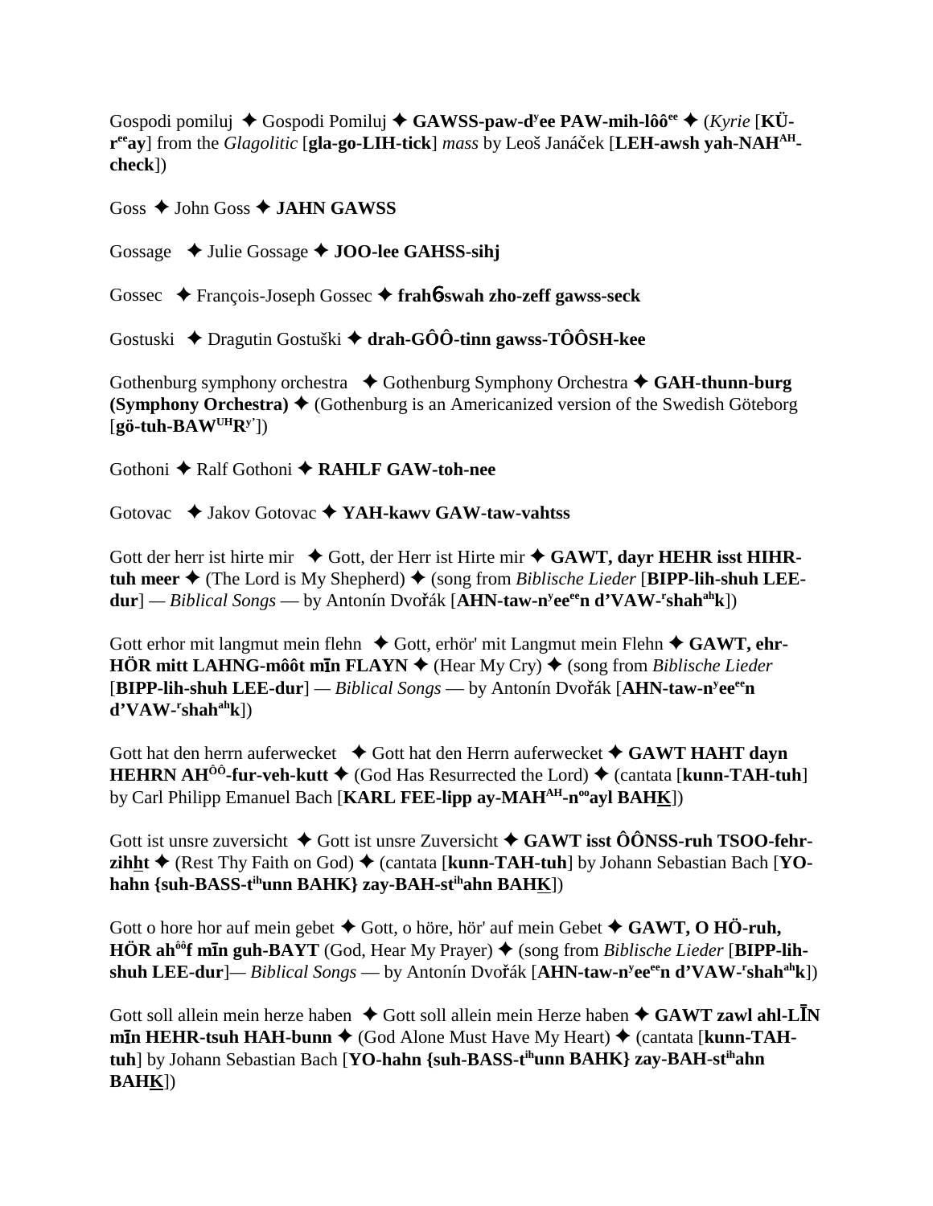Gospodi pomiluj ✦ Gospodi Pomiluj ✦ **GAWSS-paw-dʸee PAW-mih-lôô^ee** ✦ (*Kyrie* [**KÜ-r^ee ay**] from the *Glagolitic* [**gla-go-LIH-tick**] *mass* by Leoš Janáček [**LEH-awsh yah-NAH^AH-check**])

Goss ✦ John Goss ✦ **JAHN GAWSS**

Gossage ✦ Julie Gossage ✦ **JOO-lee GAHSS-sihj**

Gossec ✦ François-Joseph Gossec ✦ **frahɓ swah zho-zeff gawss-seck**

Gostuski ✦ Dragutin Gostuški ✦ **drah-GÔÔ-tinn gawss-TÔÔSH-kee**

Gothenburg symphony orchestra ✦ Gothenburg Symphony Orchestra ✦ **GAH-thunn-burg (Symphony Orchestra)** ✦ (Gothenburg is an Americanized version of the Swedish Göteborg [**gö-tuh-BAW^UH Rʸ**])

Gothoni ✦ Ralf Gothoni ✦ **RAHLF GAW-toh-nee**

Gotovac ✦ Jakov Gotovac ✦ **YAH-kawv GAW-taw-vahtss**

Gott der herr ist hirte mir ✦ Gott, der Herr ist Hirte mir ✦ **GAWT, dayr HEHR isst HIHR-tuh meer** ✦ (The Lord is My Shepherd) ✦ (song from *Biblische Lieder* [**BIPP-lih-shuh LEE-dur**] — *Biblical Songs* — by Antonín Dvořák [**AHN-taw-nʸee^ee n d'VAW-ʳshah^ah k**])

Gott erhor mit langmut mein flehn ✦ Gott, erhör' mit Langmut mein Flehn ✦ **GAWT, ehr-HÖR mitt LAHNG-môôt mīn FLAYN** ✦ (Hear My Cry) ✦ (song from *Biblische Lieder* [**BIPP-lih-shuh LEE-dur**] — *Biblical Songs* — by Antonín Dvořák [**AHN-taw-nʸee^ee n d'VAW-ʳshah^ah k**])

Gott hat den herrn auferwecket ✦ Gott hat den Herrn auferwecket ✦ **GAWT HAHT dayn HEHRN AH^ÔÔ-fur-veh-kutt** ✦ (God Has Resurrected the Lord) ✦ (cantata [**kunn-TAH-tuh**] by Carl Philipp Emanuel Bach [**KARL FEE-lipp ay-MAH^AH-n^oo ayl BAHK**])

Gott ist unsre zuversicht ✦ Gott ist unsre Zuversicht ✦ **GAWT isst ÔÔNSS-ruh TSOO-fehr-zihht** ✦ (Rest Thy Faith on God) ✦ (cantata [**kunn-TAH-tuh**] by Johann Sebastian Bach [**YO-hahn {suh-BASS-t^ih unn BAHK} zay-BAH-st^ih ahn BAHK**])

Gott o hore hor auf mein gebet ✦ Gott, o höre, hör' auf mein Gebet ✦ **GAWT, O HÖ-ruh, HÖR ah^ôô f mīn guh-BAYT** (God, Hear My Prayer) ✦ (song from *Biblische Lieder* [**BIPP-lih-shuh LEE-dur**]— *Biblical Songs* — by Antonín Dvořák [**AHN-taw-nʸee^ee n d'VAW-ʳshah^ah k**])

Gott soll allein mein herze haben ✦ Gott soll allein mein Herze haben ✦ **GAWT zawl ahl-LĪN mīn HEHR-tsuh HAH-bunn** ✦ (God Alone Must Have My Heart) ✦ (cantata [**kunn-TAH-tuh**] by Johann Sebastian Bach [**YO-hahn {suh-BASS-t^ih unn BAHK} zay-BAH-st^ih ahn BAHK**])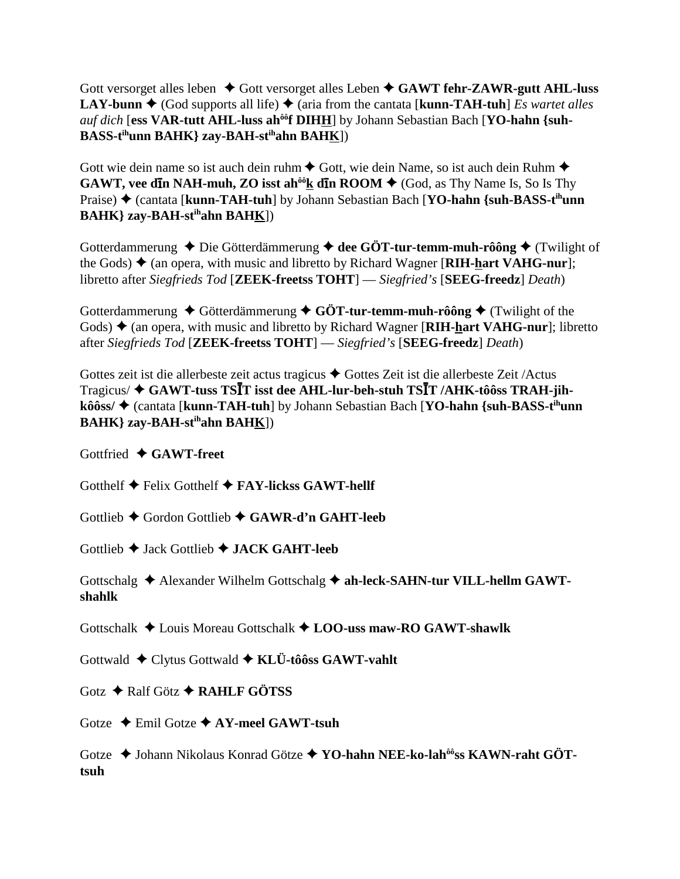Gott versorget alles leben ✦ Gott versorget alles Leben ✦ **GAWT fehr-ZAWR-gutt AHL-luss LAY-bunn** ✦ (God supports all life) ✦ (aria from the cantata [**kunn-TAH-tuh**] *Es wartet alles auf dich* [**ess VAR-tutt AHL-luss ah**ôô**f DIHH**] by Johann Sebastian Bach [**YO-hahn {suh-BASS-t**ih**unn BAHK} zay-BAH-st**ih**ahn BAHK**])

Gott wie dein name so ist auch dein ruhm ✦ Gott, wie dein Name, so ist auch dein Ruhm ✦ **GAWT, vee dīn NAH-muh, ZO isst ah**ôô**k dīn ROOM** ✦ (God, as Thy Name Is, So Is Thy Praise) ✦ (cantata [**kunn-TAH-tuh**] by Johann Sebastian Bach [**YO-hahn {suh-BASS-t**ih**unn BAHK} zay-BAH-st**ih**ahn BAHK**])

Gotterdammerung ✦ Die Götterdämmerung ✦ **dee GÖT-tur-temm-muh-rôông** ✦ (Twilight of the Gods) ✦ (an opera, with music and libretto by Richard Wagner [**RIH-hart VAHG-nur**]; libretto after *Siegfrieds Tod* [**ZEEK-freetss TOHT**] — *Siegfried's* [**SEEG-freedz**] *Death*)

Gotterdammerung ✦ Götterdämmerung ✦ **GÖT-tur-temm-muh-rôông** ✦ (Twilight of the Gods) ✦ (an opera, with music and libretto by Richard Wagner [**RIH-hart VAHG-nur**]; libretto after *Siegfrieds Tod* [**ZEEK-freetss TOHT**] — *Siegfried's* [**SEEG-freedz**] *Death*)

Gottes zeit ist die allerbeste zeit actus tragicus ✦ Gottes Zeit ist die allerbeste Zeit /Actus Tragicus/ ✦ **GAWT-tuss TSĪT isst dee AHL-lur-beh-stuh TSĪT /AHK-tôôss TRAH-jih-kôôss/** ✦ (cantata [**kunn-TAH-tuh**] by Johann Sebastian Bach [**YO-hahn {suh-BASS-t**ih**unn BAHK} zay-BAH-st**ih**ahn BAHK**])

Gottfried ✦ **GAWT-freet**

Gotthelf ✦ Felix Gotthelf ✦ **FAY-lickss GAWT-hellf**

Gottlieb ✦ Gordon Gottlieb ✦ **GAWR-d'n GAHT-leeb**

Gottlieb ✦ Jack Gottlieb ✦ **JACK GAHT-leeb**

Gottschalg ✦ Alexander Wilhelm Gottschalg ✦ **ah-leck-SAHN-tur VILL-hellm GAWT-shahlk**

Gottschalk ✦ Louis Moreau Gottschalk ✦ **LOO-uss maw-RO GAWT-shawlk**

Gottwald ✦ Clytus Gottwald ✦ **KLÜ-tôôss GAWT-vahlt**

Gotz ✦ Ralf Götz ✦ **RAHLF GÖTSS**

Gotze ✦ Emil Gotze ✦ **AY-meel GAWT-tsuh**

Gotze ✦ Johann Nikolaus Konrad Götze ✦ **YO-hahn NEE-ko-lah**ôô**ss KAWN-raht GÖT-tsuh**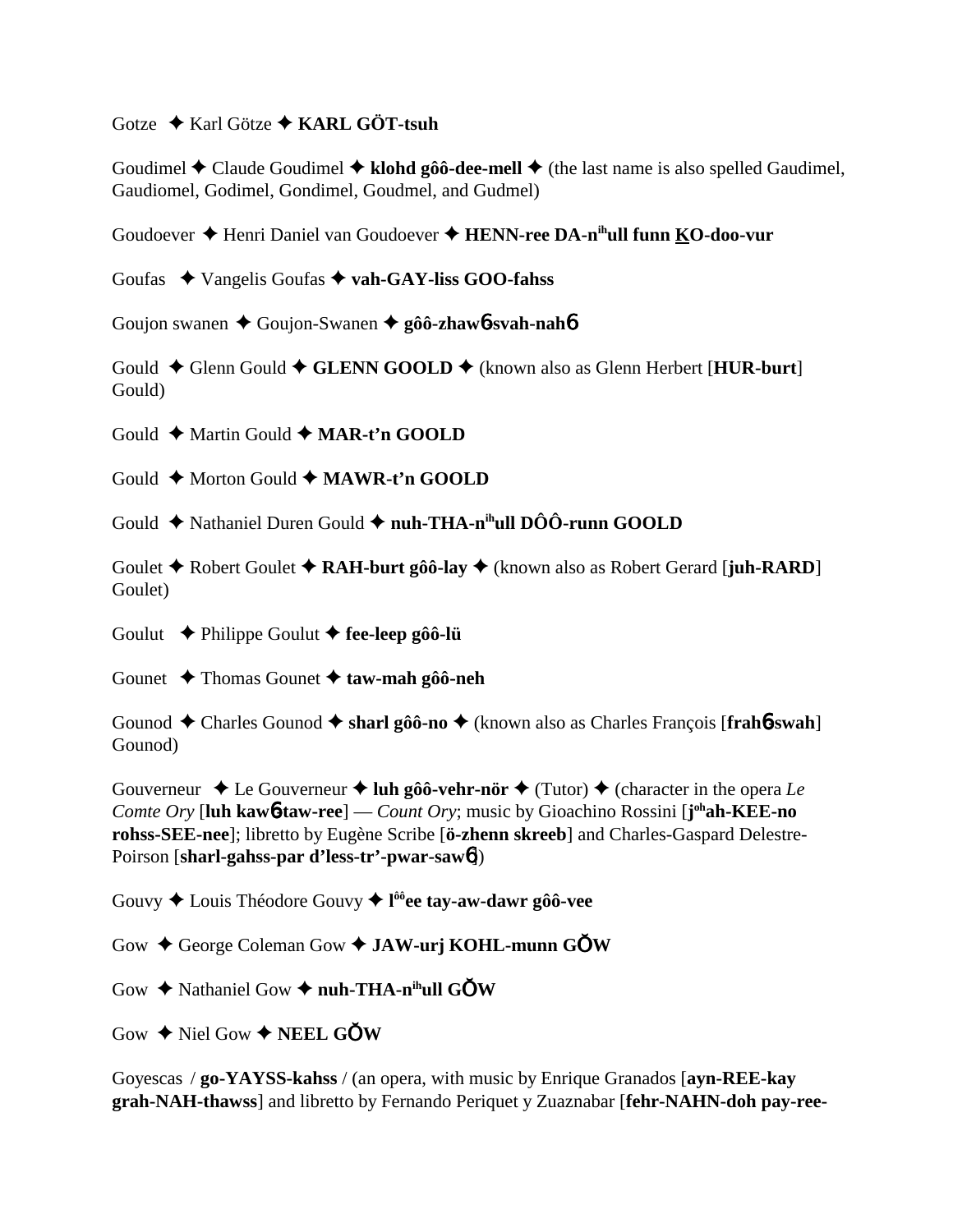Gotze ✦ Karl Götze ✦ **KARL GÖT-tsuh**

Goudimel ✦ Claude Goudimel ✦ **klohd gôô-dee-mell** ✦ (the last name is also spelled Gaudimel, Gaudiomel, Godimel, Gondimel, Goudmel, and Gudmel)

Goudoever ✦ Henri Daniel van Goudoever ✦ **HENN-ree DA-n^ih^ull funn KO-doo-vur**

Goufas ✦ Vangelis Goufas ✦ **vah-GAY-liss GOO-fahss**

Goujon swanen ✦ Goujon-Swanen ✦ **gôô-zhawɓ-svah-nahɓ**

Gould ✦ Glenn Gould ✦ **GLENN GOOLD** ✦ (known also as Glenn Herbert [**HUR-burt**] Gould)

Gould ✦ Martin Gould ✦ **MAR-t'n GOOLD**

Gould ✦ Morton Gould ✦ **MAWR-t'n GOOLD**

Gould ✦ Nathaniel Duren Gould ✦ **nuh-THA-n^ih^ull DÔÔ-runn GOOLD**

Goulet ✦ Robert Goulet ✦ **RAH-burt gôô-lay** ✦ (known also as Robert Gerard [**juh-RARD**] Goulet)

Goulut ✦ Philippe Goulut ✦ **fee-leep gôô-lü**

Gounet ✦ Thomas Gounet ✦ **taw-mah gôô-neh**

Gounod ✦ Charles Gounod ✦ **sharl gôô-no** ✦ (known also as Charles François [**frahɓ-swah**] Gounod)

Gouverneur ✦ Le Gouverneur ✦ **luh gôô-vehr-nör** ✦ (Tutor) ✦ (character in the opera *Le Comte Ory* [**luh kawɓ-taw-ree**] — *Count Ory*; music by Gioachino Rossini [**j^oh^ah-KEE-no rohss-SEE-nee**]; libretto by Eugène Scribe [**ö-zhenn skreeb**] and Charles-Gaspard Delestre-Poirson [**sharl-gahss-par d'less-tr'-pwar-sawɓ**])

Gouvy ✦ Louis Théodore Gouvy ✦ **l^ôô^ee tay-aw-dawr gôô-vee**

Gow ✦ George Coleman Gow ✦ **JAW-urj KOHL-munn GŎW**

Gow ✦ Nathaniel Gow ✦ **nuh-THA-n^ih^ull GŎW**

Gow ✦ Niel Gow ✦ **NEEL GŎW**

Goyescas / **go-YAYSS-kahss** / (an opera, with music by Enrique Granados [**ayn-REE-kay grah-NAH-thawss**] and libretto by Fernando Periquet y Zuaznabar [**fehr-NAHN-doh pay-ree-**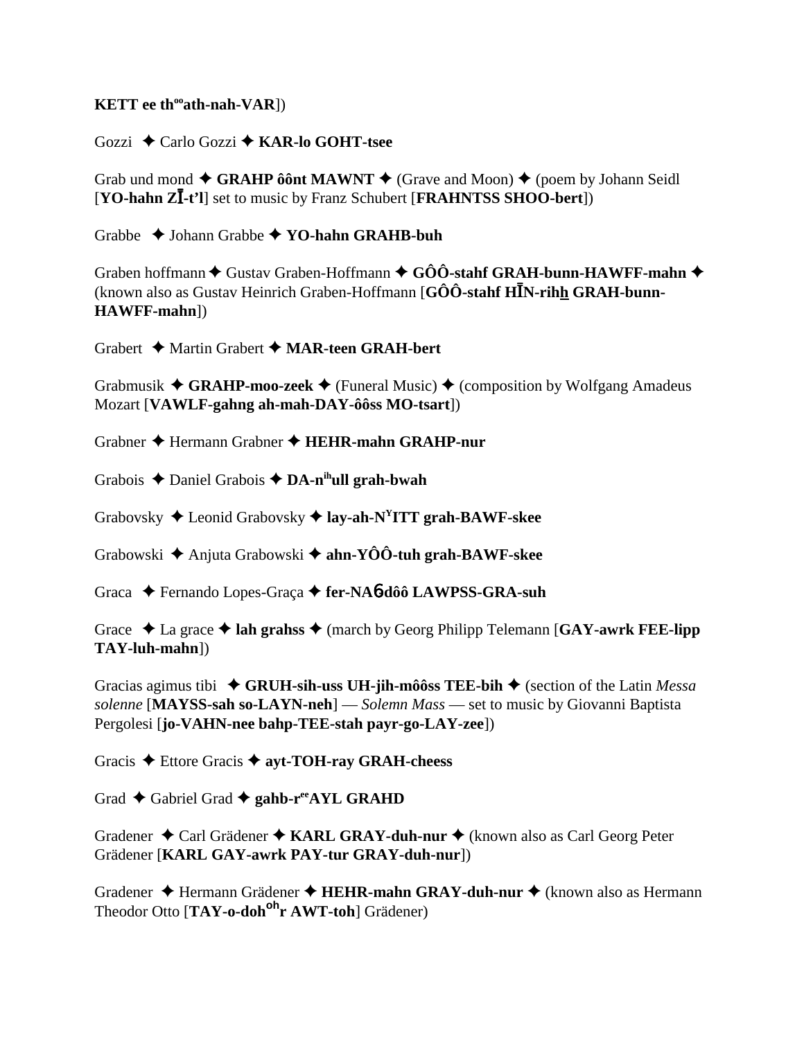**KETT ee th^oo^ath-nah-VAR**])

Gozzi ✦ Carlo Gozzi ✦ **KAR-lo GOHT-tsee**

Grab und mond ✦ **GRAHP ôônt MAWNT** ✦ (Grave and Moon) ✦ (poem by Johann Seidl [**YO-hahn ZĪ-t'l**] set to music by Franz Schubert [**FRAHNTSS SHOO-bert**])

Grabbe ✦ Johann Grabbe ✦ **YO-hahn GRAHB-buh**

Graben hoffmann ✦ Gustav Graben-Hoffmann ✦ **GÔÔ-stahf GRAH-bunn-HAWFF-mahn** ✦ (known also as Gustav Heinrich Graben-Hoffmann [**GÔÔ-stahf HĪN-rihh GRAH-bunn-HAWFF-mahn**])

Grabert ✦ Martin Grabert ✦ **MAR-teen GRAH-bert**

Grabmusik ✦ **GRAHP-moo-zeek** ✦ (Funeral Music) ✦ (composition by Wolfgang Amadeus Mozart [**VAWLF-gahng ah-mah-DAY-ôôss MO-tsart**])

Grabner ✦ Hermann Grabner ✦ **HEHR-mahn GRAHP-nur**

Grabois ✦ Daniel Grabois ✦ **DA-n^ih^ull grah-bwah**

Grabovsky ✦ Leonid Grabovsky ✦ **lay-ah-N^Y^ITT grah-BAWF-skee**

Grabowski ✦ Anjuta Grabowski ✦ **ahn-YÔÔ-tuh grah-BAWF-skee**

Graca ✦ Fernando Lopes-Graça ✦ **fer-NA6dôô LAWPSS-GRA-suh**

Grace ✦ La grace ✦ **lah grahss** ✦ (march by Georg Philipp Telemann [**GAY-awrk FEE-lipp TAY-luh-mahn**])

Gracias agimus tibi ✦ **GRUH-sih-uss UH-jih-môôss TEE-bih** ✦ (section of the Latin *Messa solenne* [**MAYSS-sah so-LAYN-neh**] — *Solemn Mass* — set to music by Giovanni Baptista Pergolesi [**jo-VAHN-nee bahp-TEE-stah payr-go-LAY-zee**])

Gracis ✦ Ettore Gracis ✦ **ayt-TOH-ray GRAH-cheess**

Grad ✦ Gabriel Grad ✦ **gahb-r^ee^AYL GRAHD**

Gradener ✦ Carl Grädener ✦ **KARL GRAY-duh-nur** ✦ (known also as Carl Georg Peter Grädener [**KARL GAY-awrk PAY-tur GRAY-duh-nur**])

Gradener ✦ Hermann Grädener ✦ **HEHR-mahn GRAY-duh-nur** ✦ (known also as Hermann Theodor Otto [**TAY-o-doh^oh^r AWT-toh**] Grädener)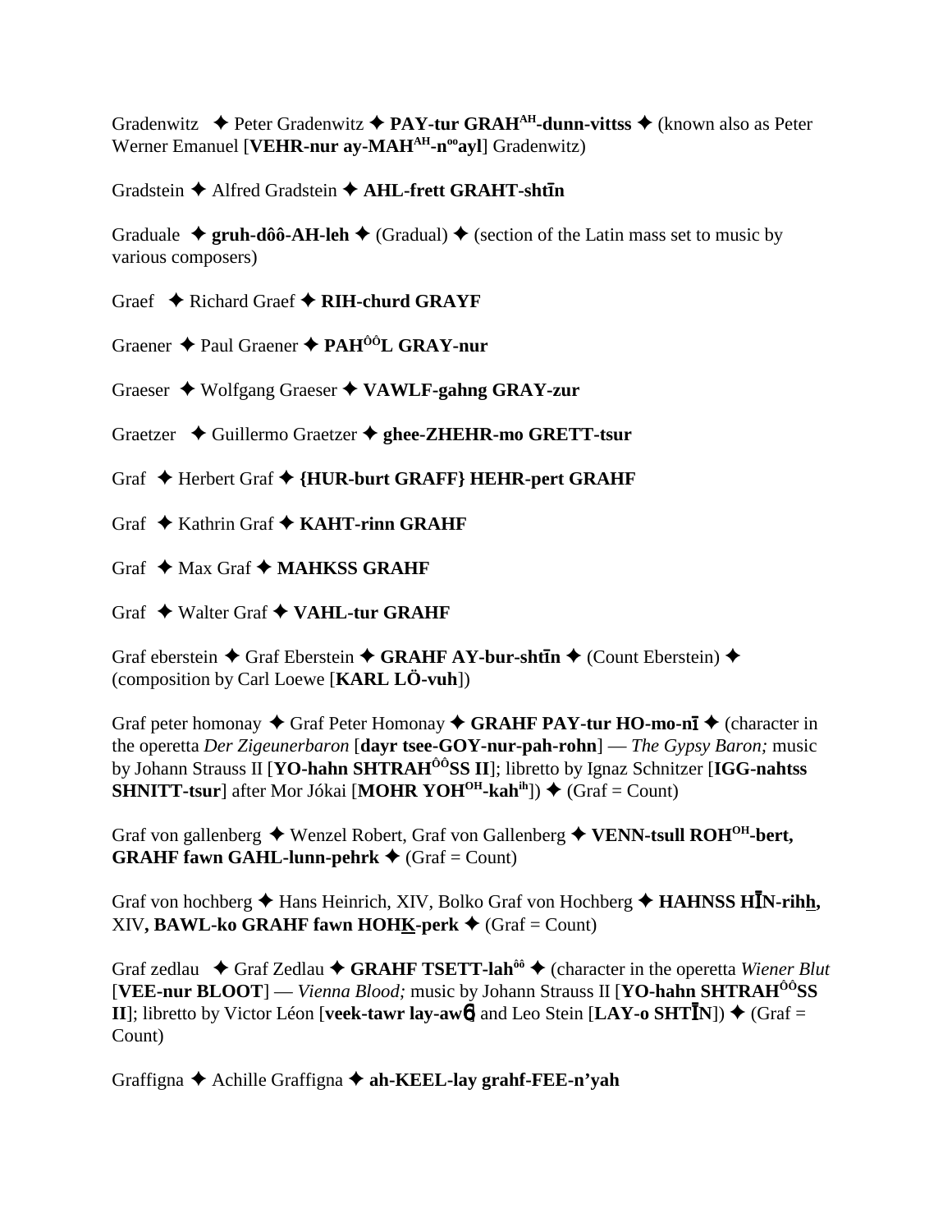Gradenwitz ✦ Peter Gradenwitz ✦ **PAY-tur GRAH^AH-dunn-vittss** ✦ (known also as Peter Werner Emanuel [**VEHR-nur ay-MAH^AH-n^oo ayl**] Gradenwitz)

Gradstein ✦ Alfred Gradstein ✦ **AHL-frett GRAHT-shtīn**

Graduale ✦ **gruh-dôô-AH-leh** ✦ (Gradual) ✦ (section of the Latin mass set to music by various composers)

Graef ✦ Richard Graef ✦ **RIH-churd GRAYF**

Graener ✦ Paul Graener ✦ **PAH^ÔÔL GRAY-nur**

Graeser ✦ Wolfgang Graeser ✦ **VAWLF-gahng GRAY-zur**

Graetzer ✦ Guillermo Graetzer ✦ **ghee-ZHEHR-mo GRETT-tsur**

Graf ✦ Herbert Graf ✦ **{HUR-burt GRAFF} HEHR-pert GRAHF**

Graf ✦ Kathrin Graf ✦ **KAHT-rinn GRAHF**

Graf ✦ Max Graf ✦ **MAHKSS GRAHF**

Graf ✦ Walter Graf ✦ **VAHL-tur GRAHF**

Graf eberstein ✦ Graf Eberstein ✦ **GRAHF AY-bur-shtīn** ✦ (Count Eberstein) ✦ (composition by Carl Loewe [**KARL LÖ-vuh**])

Graf peter homonay ✦ Graf Peter Homonay ✦ **GRAHF PAY-tur HO-mo-nī** ✦ (character in the operetta *Der Zigeunerbaron* [**dayr tsee-GOY-nur-pah-rohn**] — *The Gypsy Baron;* music by Johann Strauss II [**YO-hahn SHTRAH^ÔÔSS II**]; libretto by Ignaz Schnitzer [**IGG-nahtss SHNITT-tsur**] after Mor Jókai [**MOHR YOH^OH-kah^ih**]) ✦ (Graf = Count)

Graf von gallenberg ✦ Wenzel Robert, Graf von Gallenberg ✦ **VENN-tsull ROH^OH-bert, GRAHF fawn GAHL-lunn-pehrk** ✦ (Graf = Count)

Graf von hochberg ✦ Hans Heinrich, XIV, Bolko Graf von Hochberg ✦ **HAHNSS HĪN-rihh, XIV, BAWL-ko GRAHF fawn HOHK-perk** ✦ (Graf = Count)

Graf zedlau ✦ Graf Zedlau ✦ **GRAHF TSETT-lah^ôô** ✦ (character in the operetta *Wiener Blut* [**VEE-nur BLOOT**] — *Vienna Blood;* music by Johann Strauss II [**YO-hahn SHTRAH^ÔÔSS II**]; libretto by Victor Léon [**veek-tawr lay-awɴ**] and Leo Stein [**LAY-o SHTĪN**]) ✦ (Graf = Count)

Graffigna ✦ Achille Graffigna ✦ **ah-KEEL-lay grahf-FEE-n'yah**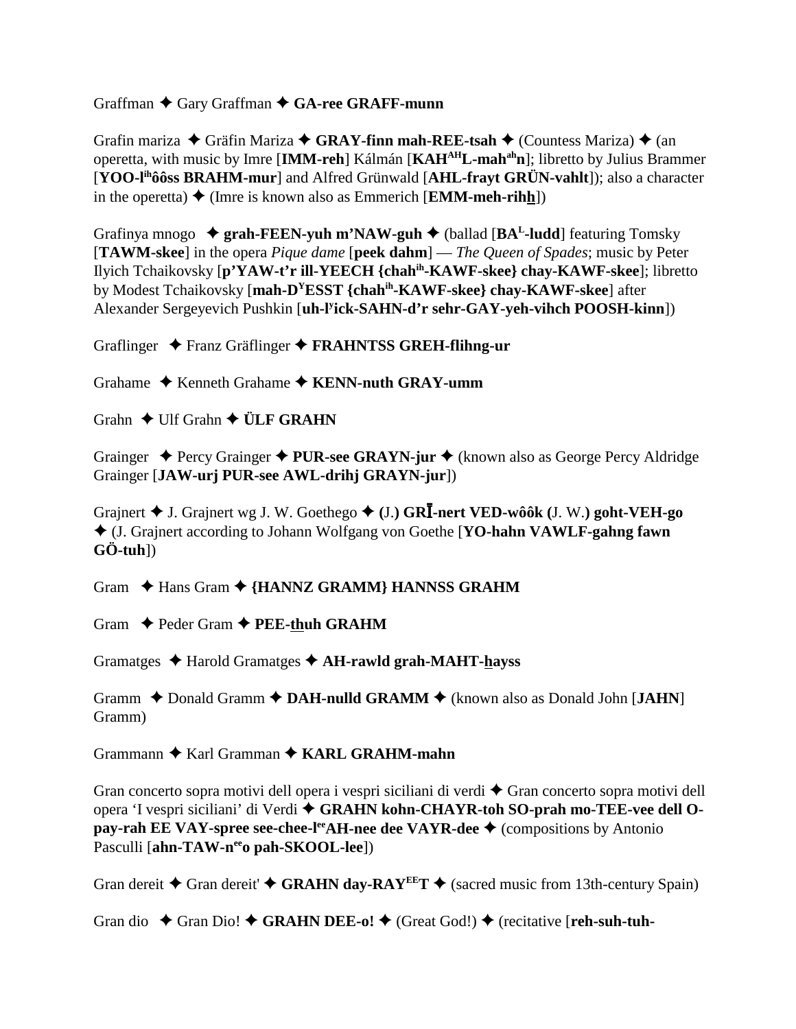Graffman ✦ Gary Graffman ✦ **GA-ree GRAFF-munn**

Grafin mariza ✦ Gräfin Mariza ✦ **GRAY-finn mah-REE-tsah** ✦ (Countess Mariza) ✦ (an operetta, with music by Imre [**IMM-reh**] Kálmán [**KAH**[AH]**L-mah**[ah]**n**]; libretto by Julius Brammer [**YOO-l**[ih]**ôôss BRAHM-mur**] and Alfred Grünwald [**AHL-frayt GRÜN-vahlt**]); also a character in the operetta) ✦ (Imre is known also as Emmerich [**EMM-meh-rihh**])

Grafinya mnogo ✦ **grah-FEEN-yuh m'NAW-guh** ✦ (ballad [**BA**[L]**-ludd**] featuring Tomsky [**TAWM-skee**] in the opera *Pique dame* [**peek dahm**] — *The Queen of Spades*; music by Peter Ilyich Tchaikovsky [**p'YAW-t'r ill-YEECH {chah**[ih]**-KAWF-skee} chay-KAWF-skee**]; libretto by Modest Tchaikovsky [**mah-D**[Y]**ESST {chah**[ih]**-KAWF-skee} chay-KAWF-skee**] after Alexander Sergeyevich Pushkin [**uh-l**[y]**ick-SAHN-d'r sehr-GAY-yeh-vihch POOSH-kinn**])

Graflinger ✦ Franz Gräflinger ✦ **FRAHNTSS GREH-flihng-ur**

Grahame ✦ Kenneth Grahame ✦ **KENN-nuth GRAY-umm**

Grahn ✦ Ulf Grahn ✦ **ÜLF GRAHN**

Grainger ✦ Percy Grainger ✦ **PUR-see GRAYN-jur** ✦ (known also as George Percy Aldridge Grainger [**JAW-urj PUR-see AWL-drihj GRAYN-jur**])

Grajnert ✦ J. Grajnert wg J. W. Goethego ✦ **(**J.**) GRĪ-nert VED-wôôk (**J. W.**) goht-VEH-go** ✦ (J. Grajnert according to Johann Wolfgang von Goethe [**YO-hahn VAWLF-gahng fawn GÖ-tuh**])

Gram ✦ Hans Gram ✦ **{HANNZ GRAMM} HANNSS GRAHM**

Gram ✦ Peder Gram ✦ **PEE-thuh GRAHM**

Gramatges ✦ Harold Gramatges ✦ **AH-rawld grah-MAHT-hayss**

Gramm ✦ Donald Gramm ✦ **DAH-nulld GRAMM** ✦ (known also as Donald John [**JAHN**] Gramm)

Grammann ✦ Karl Gramman ✦ **KARL GRAHM-mahn**

Gran concerto sopra motivi dell opera i vespri siciliani di verdi ✦ Gran concerto sopra motivi dell opera 'I vespri siciliani' di Verdi ✦ **GRAHN kohn-CHAYR-toh SO-prah mo-TEE-vee dell O-pay-rah EE VAY-spree see-chee-l**[ee]**AH-nee dee VAYR-dee** ✦ (compositions by Antonio Pasculli [**ahn-TAW-n**[ee]**o pah-SKOOL-lee**])

Gran dereit ✦ Gran dereit' ✦ **GRAHN day-RAY**[EE]**T** ✦ (sacred music from 13th-century Spain)

Gran dio ✦ Gran Dio! ✦ **GRAHN DEE-o!** ✦ (Great God!) ✦ (recitative [**reh-suh-tuh-**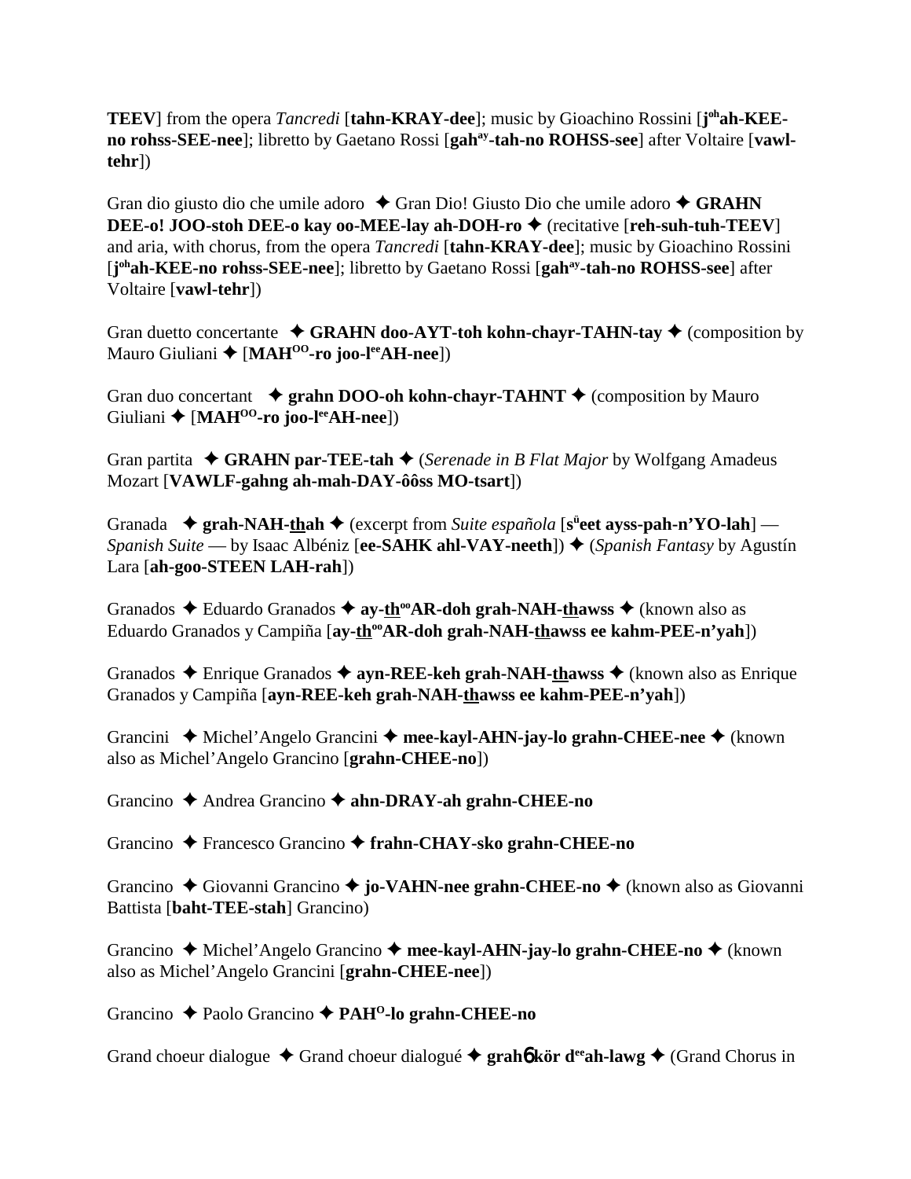**TEEV**] from the opera *Tancredi* [**tahn-KRAY-dee**]; music by Gioachino Rossini [**j**[oh]**ah-KEE-no rohss-SEE-nee**]; libretto by Gaetano Rossi [**gah**[ay]**-tah-no ROHSS-see**] after Voltaire [**vawl-tehr**])

Gran dio giusto dio che umile adoro ✦ Gran Dio! Giusto Dio che umile adoro ✦ **GRAHN DEE-o! JOO-stoh DEE-o kay oo-MEE-lay ah-DOH-ro** ✦ (recitative [**reh-suh-tuh-TEEV**] and aria, with chorus, from the opera *Tancredi* [**tahn-KRAY-dee**]; music by Gioachino Rossini [**j**[oh]**ah-KEE-no rohss-SEE-nee**]; libretto by Gaetano Rossi [**gah**[ay]**-tah-no ROHSS-see**] after Voltaire [**vawl-tehr**])

Gran duetto concertante ✦ **GRAHN doo-AYT-toh kohn-chayr-TAHN-tay** ✦ (composition by Mauro Giuliani ✦ [**MAH**[OO]**-ro joo-l**[ee]**AH-nee**])

Gran duo concertant ✦ **grahn DOO-oh kohn-chayr-TAHNT** ✦ (composition by Mauro Giuliani ✦ [**MAH**[OO]**-ro joo-l**[ee]**AH-nee**])

Gran partita ✦ **GRAHN par-TEE-tah** ✦ (*Serenade in B Flat Major* by Wolfgang Amadeus Mozart [**VAWLF-gahng ah-mah-DAY-ôôss MO-tsart**])

Granada ✦ **grah-NAH-thah** ✦ (excerpt from *Suite española* [**s**[ü]**eet ayss-pah-n'YO-lah**] — *Spanish Suite* — by Isaac Albéniz [**ee-SAHK ahl-VAY-neeth**]) ✦ (*Spanish Fantasy* by Agustín Lara [**ah-goo-STEEN LAH-rah**])

Granados ✦ Eduardo Granados ✦ **ay-th**[oo]**AR-doh grah-NAH-thawss** ✦ (known also as Eduardo Granados y Campiña [**ay-th**[oo]**AR-doh grah-NAH-thawss ee kahm-PEE-n'yah**])

Granados ✦ Enrique Granados ✦ **ayn-REE-keh grah-NAH-thawss** ✦ (known also as Enrique Granados y Campiña [**ayn-REE-keh grah-NAH-thawss ee kahm-PEE-n'yah**])

Grancini ✦ Michel'Angelo Grancini ✦ **mee-kayl-AHN-jay-lo grahn-CHEE-nee** ✦ (known also as Michel'Angelo Grancino [**grahn-CHEE-no**])

Grancino ✦ Andrea Grancino ✦ **ahn-DRAY-ah grahn-CHEE-no**

Grancino ✦ Francesco Grancino ✦ **frahn-CHAY-sko grahn-CHEE-no**

Grancino ✦ Giovanni Grancino ✦ **jo-VAHN-nee grahn-CHEE-no** ✦ (known also as Giovanni Battista [**baht-TEE-stah**] Grancino)

Grancino ✦ Michel'Angelo Grancino ✦ **mee-kayl-AHN-jay-lo grahn-CHEE-no** ✦ (known also as Michel'Angelo Grancini [**grahn-CHEE-nee**])

Grancino ✦ Paolo Grancino ✦ **PAH**[O]**-lo grahn-CHEE-no**

Grand choeur dialogue ✦ Grand choeur dialogué ✦ **grah6 kör d**[ee]**ah-lawg** ✦ (Grand Chorus in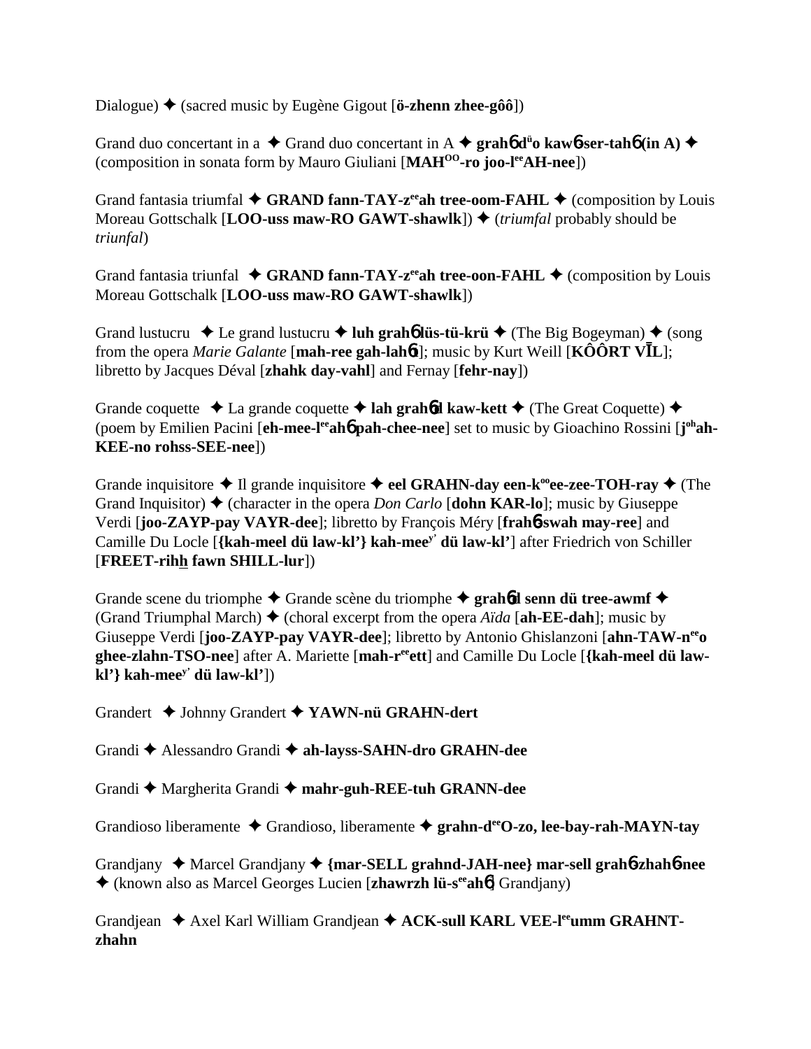Dialogue) ✦ (sacred music by Eugène Gigout [**ö-zhenn zhee-gôô**])

Grand duo concertant in a ✦ Grand duo concertant in A ✦ **grahɓ dᵘo kawɓ-ser-tahɓ (in A)** ✦ (composition in sonata form by Mauro Giuliani [**MAHᴼᴼ-ro joo-lᵉᵉAH-nee**])

Grand fantasia triumfal ✦ **GRAND fann-TAY-zᵉᵉah tree-oom-FAHL** ✦ (composition by Louis Moreau Gottschalk [**LOO-uss maw-RO GAWT-shawlk**]) ✦ (*triumfal* probably should be *triunfal*)

Grand fantasia triunfal ✦ **GRAND fann-TAY-zᵉᵉah tree-oon-FAHL** ✦ (composition by Louis Moreau Gottschalk [**LOO-uss maw-RO GAWT-shawlk**])

Grand lustucru ✦ Le grand lustucru ✦ **luh grahɓ lüs-tü-krü** ✦ (The Big Bogeyman) ✦ (song from the opera *Marie Galante* [**mah-ree gah-lahɓt**]; music by Kurt Weill [**KÔÔRT VĪL**]; libretto by Jacques Déval [**zhahk day-vahl**] and Fernay [**fehr-nay**])

Grande coquette ✦ La grande coquette ✦ **lah grahɓd kaw-kett** ✦ (The Great Coquette) ✦ (poem by Emilien Pacini [**eh-mee-lᵉᵉahɓ pah-chee-nee**] set to music by Gioachino Rossini [**jᵒʰah-KEE-no rohss-SEE-nee**])

Grande inquisitore ✦ Il grande inquisitore ✦ **eel GRAHN-day een-kᵒᵒee-zee-TOH-ray** ✦ (The Grand Inquisitor) ✦ (character in the opera *Don Carlo* [**dohn KAR-lo**]; music by Giuseppe Verdi [**joo-ZAYP-pay VAYR-dee**]; libretto by François Méry [**frahɓ-swah may-ree**] and Camille Du Locle [**{kah-meel dü law-kl'} kah-meeʸ' dü law-kl'**] after Friedrich von Schiller [**FREET-rihh fawn SHILL-lur**])

Grande scene du triomphe ✦ Grande scène du triomphe ✦ **grahɓd senn dü tree-awmf** ✦ (Grand Triumphal March) ✦ (choral excerpt from the opera *Aïda* [**ah-EE-dah**]; music by Giuseppe Verdi [**joo-ZAYP-pay VAYR-dee**]; libretto by Antonio Ghislanzoni [**ahn-TAW-nᵉᵉo ghee-zlahn-TSO-nee**] after A. Mariette [**mah-rᵉᵉett**] and Camille Du Locle [**{kah-meel dü law-kl'} kah-meeʸ' dü law-kl'**])

Grandert ✦ Johnny Grandert ✦ **YAWN-nü GRAHN-dert**

Grandi ✦ Alessandro Grandi ✦ **ah-layss-SAHN-dro GRAHN-dee**

Grandi ✦ Margherita Grandi ✦ **mahr-guh-REE-tuh GRANN-dee**

Grandioso liberamente ✦ Grandioso, liberamente ✦ **grahn-dᵉᵉO-zo, lee-bay-rah-MAYN-tay**

Grandjany ✦ Marcel Grandjany ✦ **{mar-SELL grahnd-JAH-nee} mar-sell grahɓ-zhahɓ-nee** ✦ (known also as Marcel Georges Lucien [**zhawrzh lü-sᵉᵉahɓ**] Grandjany)

Grandjean ✦ Axel Karl William Grandjean ✦ **ACK-sull KARL VEE-lᵉᵉumm GRAHNT-zhahn**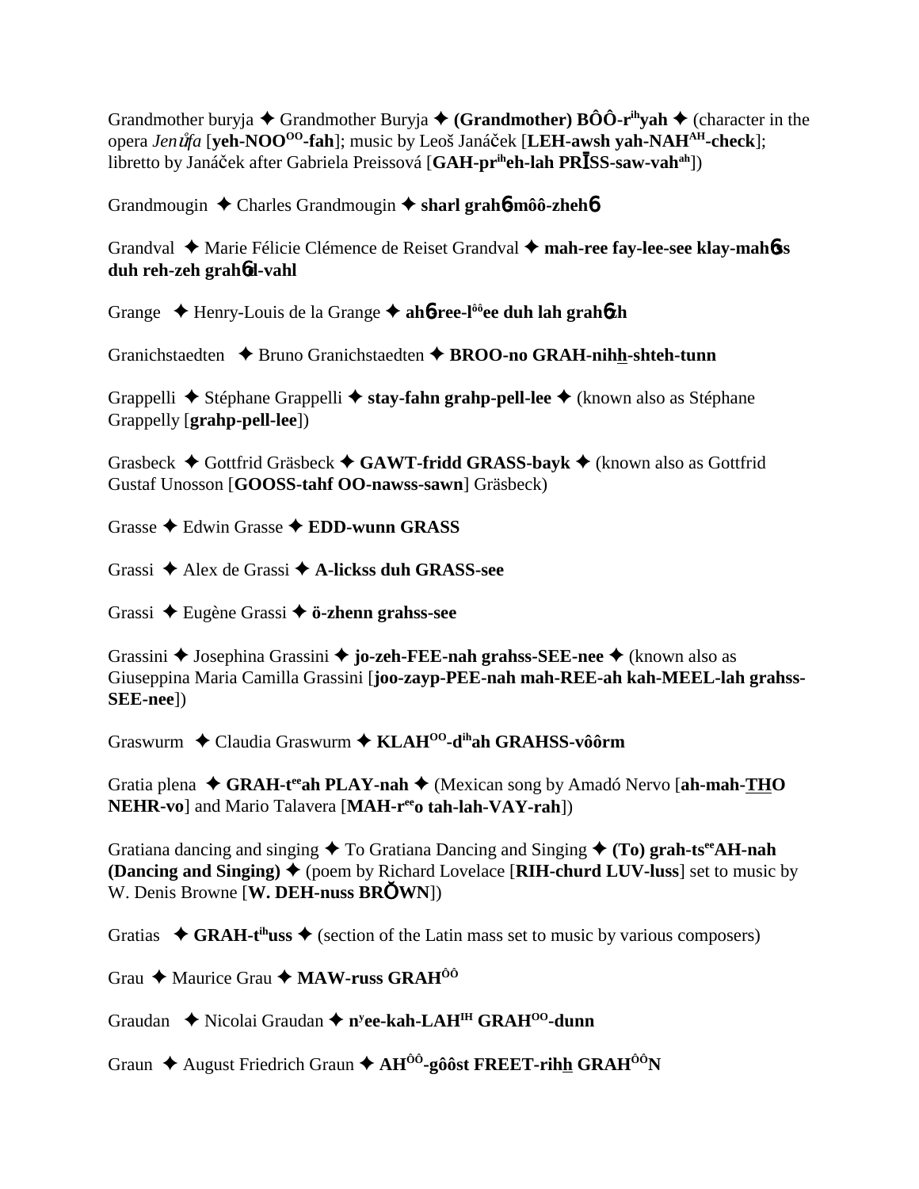Grandmother buryja ✦ Grandmother Buryja ✦ **(Grandmother) BÔÔ-r^ih^yah** ✦ (character in the opera *Jenůfa* [**yeh-NOO^OO^-fah**]; music by Leoš Janáček [**LEH-awsh yah-NAH^AH^-check**]; libretto by Janáček after Gabriela Preissová [**GAH-pr^ih^eh-lah PRĪSS-saw-vah^ah^**])

Grandmougin ✦ Charles Grandmougin ✦ **sharl grahɞ-môô-zhehɞ**

Grandval ✦ Marie Félicie Clémence de Reiset Grandval ✦ **mah-ree fay-lee-see klay-mahɞss duh reh-zeh grahɞ-vahl**

Grange ✦ Henry-Louis de la Grange ✦ **ahɞ-ree-l^ôô^ee duh lah grahɞzh**

Granichstaedten ✦ Bruno Granichstaedten ✦ **BROO-no GRAH-nihh-shteh-tunn**

Grappelli ✦ Stéphane Grappelli ✦ **stay-fahn grahp-pell-lee** ✦ (known also as Stéphane Grappelly [**grahp-pell-lee**])

Grasbeck ✦ Gottfrid Gräsbeck ✦ **GAWT-fridd GRASS-bayk** ✦ (known also as Gottfrid Gustaf Unosson [**GOOSS-tahf OO-nawss-sawn**] Gräsbeck)

Grasse ✦ Edwin Grasse ✦ **EDD-wunn GRASS**

Grassi ✦ Alex de Grassi ✦ **A-lickss duh GRASS-see**

Grassi ✦ Eugène Grassi ✦ **ö-zhenn grahss-see**

Grassini ✦ Josephina Grassini ✦ **jo-zeh-FEE-nah grahss-SEE-nee** ✦ (known also as Giuseppina Maria Camilla Grassini [**joo-zayp-PEE-nah mah-REE-ah kah-MEEL-lah grahss-SEE-nee**])

Graswurm ✦ Claudia Graswurm ✦ **KLAH^OO^-d^ih^ah GRAHSS-vôôrm**

Gratia plena ✦ **GRAH-t^ee^ah PLAY-nah** ✦ (Mexican song by Amadó Nervo [**ah-mah-THO NEHR-vo**] and Mario Talavera [**MAH-r^ee^o tah-lah-VAY-rah**])

Gratiana dancing and singing ✦ To Gratiana Dancing and Singing ✦ **(To) grah-ts^ee^AH-nah (Dancing and Singing)** ✦ (poem by Richard Lovelace [**RIH-churd LUV-luss**] set to music by W. Denis Browne [**W. DEH-nuss BRŎWN**])

Gratias ✦ **GRAH-t^ih^uss** ✦ (section of the Latin mass set to music by various composers)

Grau ✦ Maurice Grau ✦ **MAW-russ GRAH^ÔÔ^**

Graudan ✦ Nicolai Graudan ✦ **n^y^ee-kah-LAH^IH^ GRAH^OO^-dunn**

Graun ✦ August Friedrich Graun ✦ **AH^ÔÔ^-gôôst FREET-rihh GRAH^ÔÔ^N**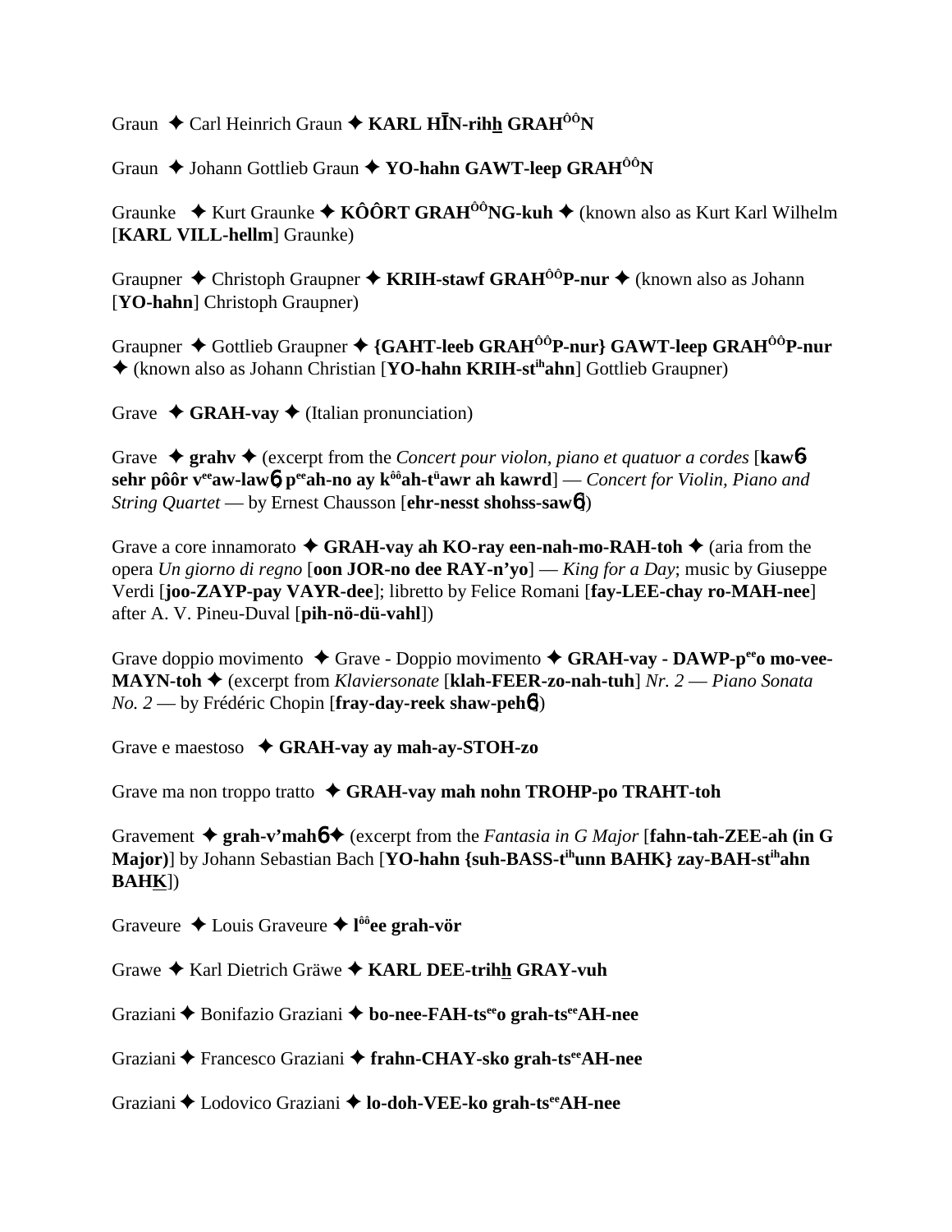Graun ✦ Carl Heinrich Graun ✦ **KARL HĪN-rihh GRAH^ôô^N**

Graun ✦ Johann Gottlieb Graun ✦ **YO-hahn GAWT-leep GRAH^ôô^N**

Graunke ✦ Kurt Graunke ✦ **KÔÔRT GRAH^ôô^NG-kuh** ✦ (known also as Kurt Karl Wilhelm [**KARL VILL-hellm**] Graunke)

Graupner ✦ Christoph Graupner ✦ **KRIH-stawf GRAH^ôô^P-nur** ✦ (known also as Johann [**YO-hahn**] Christoph Graupner)

Graupner ✦ Gottlieb Graupner ✦ **{GAHT-leeb GRAH^ôô^P-nur} GAWT-leep GRAH^ôô^P-nur** ✦ (known also as Johann Christian [**YO-hahn KRIH-st^ih^ahn**] Gottlieb Graupner)

Grave ✦ **GRAH-vay** ✦ (Italian pronunciation)

Grave ✦ **grahv** ✦ (excerpt from the *Concert pour violon, piano et quatuor a cordes* [**kawɵ sehr pôôr v^ee^aw-lawɵ p^ee^ah-no ay k^ôô^ah-t^ü^awr ah kawrd**] — *Concert for Violin, Piano and String Quartet* — by Ernest Chausson [**ehr-nesst shohss-sawɵ**])

Grave a core innamorato ✦ **GRAH-vay ah KO-ray een-nah-mo-RAH-toh** ✦ (aria from the opera *Un giorno di regno* [**oon JOR-no dee RAY-n'yo**] — *King for a Day*; music by Giuseppe Verdi [**joo-ZAYP-pay VAYR-dee**]; libretto by Felice Romani [**fay-LEE-chay ro-MAH-nee**] after A. V. Pineu-Duval [**pih-nö-dü-vahl**])

Grave doppio movimento ✦ Grave - Doppio movimento ✦ **GRAH-vay - DAWP-p^ee^o mo-vee-MAYN-toh** ✦ (excerpt from *Klaviersonate* [**klah-FEER-zo-nah-tuh**] *Nr. 2* — *Piano Sonata No. 2* — by Frédéric Chopin [**fray-day-reek shaw-pehɵ**])

Grave e maestoso ✦ **GRAH-vay ay mah-ay-STOH-zo**

Grave ma non troppo tratto ✦ **GRAH-vay mah nohn TROHP-po TRAHT-toh**

Gravement ✦ **grah-v'mahɵ** ✦ (excerpt from the *Fantasia in G Major* [**fahn-tah-ZEE-ah (in G Major)**] by Johann Sebastian Bach [**YO-hahn {suh-BASS-t^ih^unn BAHK} zay-BAH-st^ih^ahn BAHK**])

Graveure ✦ Louis Graveure ✦ **l^ôô^ee grah-vör**

Grawe ✦ Karl Dietrich Gräwe ✦ **KARL DEE-trihh GRAY-vuh**

Graziani ✦ Bonifazio Graziani ✦ **bo-nee-FAH-ts^ee^o grah-ts^ee^AH-nee**

Graziani ✦ Francesco Graziani ✦ **frahn-CHAY-sko grah-ts^ee^AH-nee**

Graziani ✦ Lodovico Graziani ✦ **lo-doh-VEE-ko grah-ts^ee^AH-nee**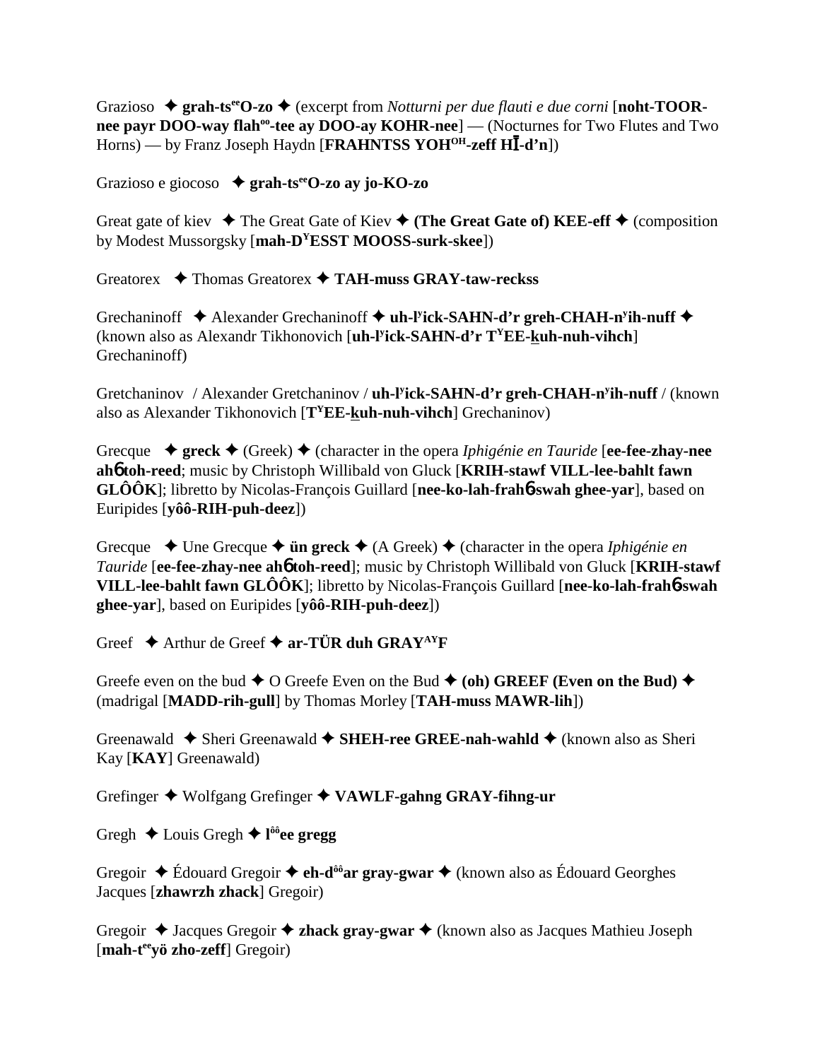Grazioso ✦ **grah-ts**ᵉᵉ**O-zo** ✦ (excerpt from *Notturni per due flauti e due corni* [**noht-TOOR-nee payr DOO-way flah**ᵒᵒ**-tee ay DOO-ay KOHR-nee**] — (Nocturnes for Two Flutes and Two Horns) — by Franz Joseph Haydn [**FRAHNTSS YOH**ᴼᴴ**-zeff HĪ-d'n**])

Grazioso e giocoso ✦ **grah-ts**ᵉᵉ**O-zo ay jo-KO-zo**

Great gate of kiev ✦ The Great Gate of Kiev ✦ **(The Great Gate of) KEE-eff** ✦ (composition by Modest Mussorgsky [**mah-D**ʸ**ESST MOOSS-surk-skee**])

Greatorex ✦ Thomas Greatorex ✦ **TAH-muss GRAY-taw-reckss**

Grechaninoff ✦ Alexander Grechaninoff ✦ **uh-l**ʸ**ick-SAHN-d'r greh-CHAH-n**ʸ**ih-nuff** ✦ (known also as Alexandr Tikhonovich [**uh-l**ʸ**ick-SAHN-d'r T**ʸ**EE-kuh-nuh-vihch**] Grechaninoff)

Gretchaninov / Alexander Gretchaninov / **uh-l**ʸ**ick-SAHN-d'r greh-CHAH-n**ʸ**ih-nuff** / (known also as Alexander Tikhonovich [**T**ʸ**EE-kuh-nuh-vihch**] Grechaninov)

Grecque ✦ **greck** ✦ (Greek) ✦ (character in the opera *Iphigénie en Tauride* [**ee-fee-zhay-nee ahɓ toh-reed**; music by Christoph Willibald von Gluck [**KRIH-stawf VILL-lee-bahlt fawn GLÔÔK**]; libretto by Nicolas-François Guillard [**nee-ko-lah-frahɓ-swah ghee-yar**], based on Euripides [**yôô-RIH-puh-deez**])

Grecque ✦ Une Grecque ✦ **ün greck** ✦ (A Greek) ✦ (character in the opera *Iphigénie en Tauride* [**ee-fee-zhay-nee ahɓ toh-reed**]; music by Christoph Willibald von Gluck [**KRIH-stawf VILL-lee-bahlt fawn GLÔÔK**]; libretto by Nicolas-François Guillard [**nee-ko-lah-frahɓ-swah ghee-yar**], based on Euripides [**yôô-RIH-puh-deez**])

Greef ✦ Arthur de Greef ✦ **ar-TÜR duh GRAY**ᴬʸ**F**

Greefe even on the bud ✦ O Greefe Even on the Bud ✦ **(oh) GREEF (Even on the Bud)** ✦ (madrigal [**MADD-rih-gull**] by Thomas Morley [**TAH-muss MAWR-lih**])

Greenawald ✦ Sheri Greenawald ✦ **SHEH-ree GREE-nah-wahld** ✦ (known also as Sheri Kay [**KAY**] Greenawald)

Grefinger ✦ Wolfgang Grefinger ✦ **VAWLF-gahng GRAY-fihng-ur**

Gregh ✦ Louis Gregh ✦ **l**ôô**ee gregg**

Gregoir ✦ Édouard Gregoir ✦ **eh-d**ôô**ar gray-gwar** ✦ (known also as Édouard Georghes Jacques [**zhawrzh zhack**] Gregoir)

Gregoir ✦ Jacques Gregoir ✦ **zhack gray-gwar** ✦ (known also as Jacques Mathieu Joseph [**mah-t**ᵉᵉ**yö zho-zeff**] Gregoir)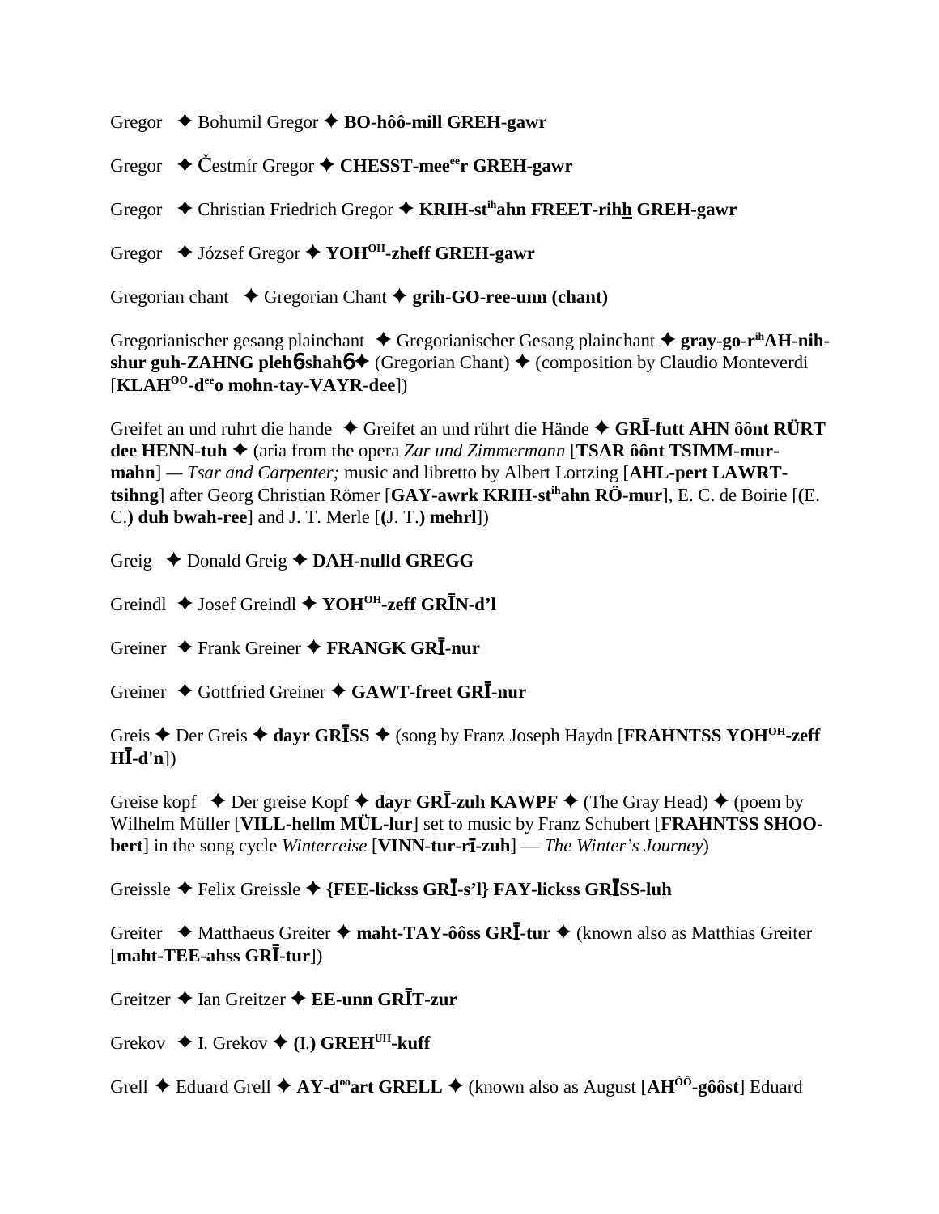Gregor ✦ Bohumil Gregor ✦ **BO-hôô-mill GREH-gawr**

Gregor ✦ Čestmír Gregor ✦ **CHESST-meeeer GREH-gawr**

Gregor ✦ Christian Friedrich Gregor ✦ **KRIH-stihahn FREET-rihh GREH-gawr**

Gregor ✦ József Gregor ✦ **YOHOH-zheff GREH-gawr**

Gregorian chant ✦ Gregorian Chant ✦ **grih-GO-ree-unn (chant)**

Gregorianischer gesang plainchant ✦ Gregorianischer Gesang plainchant ✦ **gray-go-rihAH-nih-shur guh-ZAHNG plehɓshahɓ** ✦ (Gregorian Chant) ✦ (composition by Claudio Monteverdi [**KLAHOO-deeo mohn-tay-VAYR-dee**])

Greifet an und ruhrt die hande ✦ Greifet an und rührt die Hände ✦ **GRĪ-futt AHN ôônt RÜRT dee HENN-tuh** ✦ (aria from the opera *Zar und Zimmermann* [**TSAR ôônt TSIMM-mur-mahn**] — *Tsar and Carpenter;* music and libretto by Albert Lortzing [**AHL-pert LAWRT-tsihng**] after Georg Christian Römer [**GAY-awrk KRIH-stihahn RÖ-mur**], E. C. de Boirie [**(**E. C.**) duh bwah-ree**] and J. T. Merle [**(**J. T.**) mehrl**])

Greig ✦ Donald Greig ✦ **DAH-nulld GREGG**

Greindl ✦ Josef Greindl ✦ **YOHOH-zeff GRĪN-d'l**

Greiner ✦ Frank Greiner ✦ **FRANGK GRĪ-nur**

Greiner ✦ Gottfried Greiner ✦ **GAWT-freet GRĪ-nur**

Greis ✦ Der Greis ✦ **dayr GRĪSS** ✦ (song by Franz Joseph Haydn [**FRAHNTSS YOHOH-zeff HĪ-d'n**])

Greise kopf ✦ Der greise Kopf ✦ **dayr GRĪ-zuh KAWPF** ✦ (The Gray Head) ✦ (poem by Wilhelm Müller [**VILL-hellm MÜL-lur**] set to music by Franz Schubert [**FRAHNTSS SHOO-bert**] in the song cycle *Winterreise* [**VINN-tur-rī-zuh**] — *The Winter's Journey*)

Greissle ✦ Felix Greissle ✦ **{FEE-lickss GRĪ-s'l} FAY-lickss GRĪSS-luh**

Greiter ✦ Matthaeus Greiter ✦ **maht-TAY-ôôss GRĪ-tur** ✦ (known also as Matthias Greiter [**maht-TEE-ahss GRĪ-tur**])

Greitzer ✦ Ian Greitzer ✦ **EE-unn GRĪT-zur**

Grekov ✦ I. Grekov ✦ **(**I.**) GREHUH-kuff**

Grell ✦ Eduard Grell ✦ **AY-dooart GRELL** ✦ (known also as August [**AHÔÔ-gôôst**] Eduard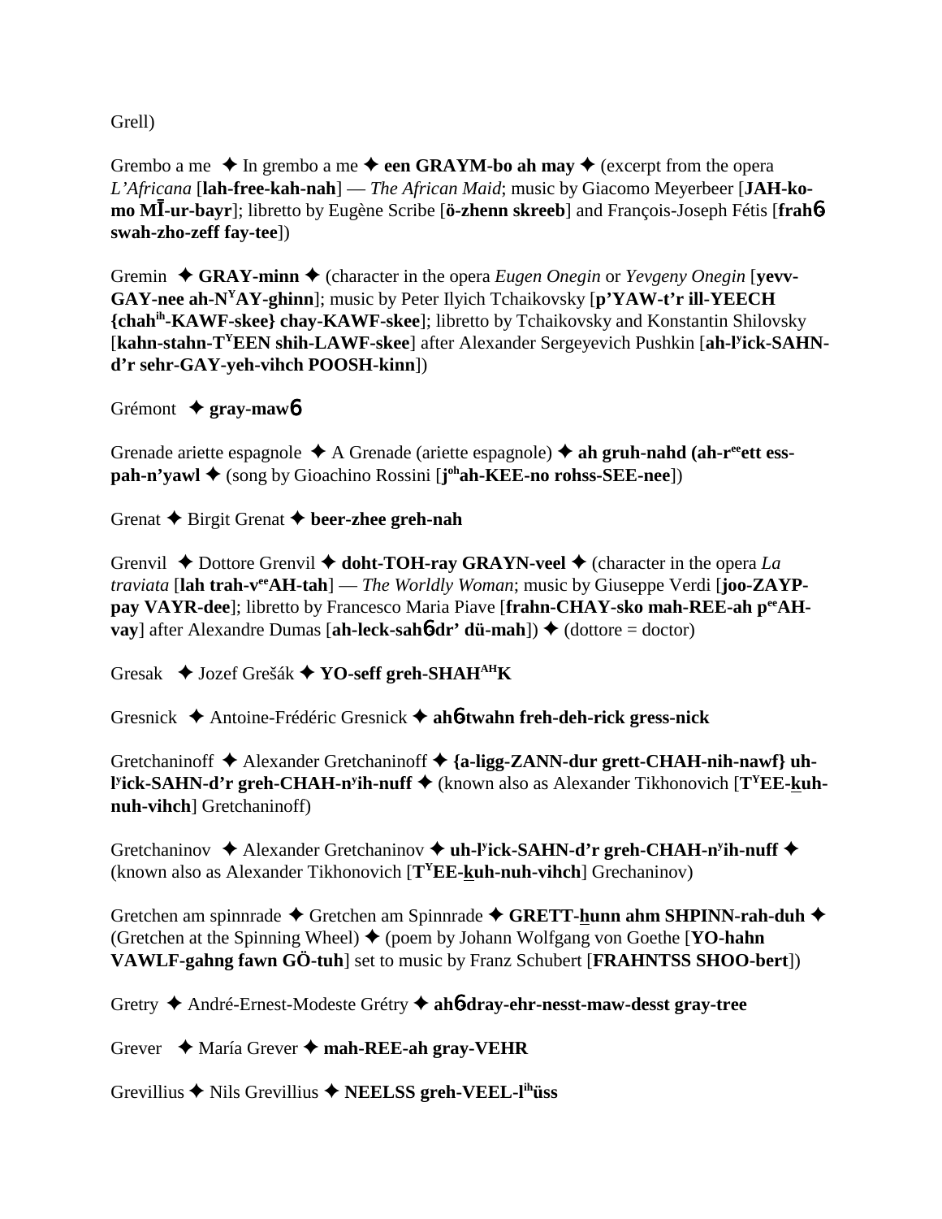Grell)

Grembo a me ✦ In grembo a me ✦ **een GRAYM-bo ah may** ✦ (excerpt from the opera *L'Africana* [**lah-free-kah-nah**] — *The African Maid*; music by Giacomo Meyerbeer [**JAH-ko-mo MĪ-ur-bayr**]; libretto by Eugène Scribe [**ö-zhenn skreeb**] and François-Joseph Fétis [**frahɓ swah-zho-zeff fay-tee**])

Gremin ✦ **GRAY-minn** ✦ (character in the opera *Eugen Onegin* or *Yevgeny Onegin* [**yevv-GAY-nee ah-N^Y AY-ghinn**]; music by Peter Ilyich Tchaikovsky [**p'YAW-t'r ill-YEECH {chah^ih-KAWF-skee} chay-KAWF-skee**]; libretto by Tchaikovsky and Konstantin Shilovsky [**kahn-stahn-T^Y EEN shih-LAWF-skee**] after Alexander Sergeyevich Pushkin [**ah-l^y ick-SAHN-d'r sehr-GAY-yeh-vihch POOSH-kinn**])

Grémont ✦ **gray-mawɓ**

Grenade ariette espagnole ✦ A Grenade (ariette espagnole) ✦ **ah gruh-nahd (ah-r^ee ett ess-pah-n'yawl** ✦ (song by Gioachino Rossini [**j^oh ah-KEE-no rohss-SEE-nee**])

Grenat ✦ Birgit Grenat ✦ **beer-zhee greh-nah**

Grenvil ✦ Dottore Grenvil ✦ **doht-TOH-ray GRAYN-veel** ✦ (character in the opera *La traviata* [**lah trah-v^ee AH-tah**] — *The Worldly Woman*; music by Giuseppe Verdi [**joo-ZAYP-pay VAYR-dee**]; libretto by Francesco Maria Piave [**frahn-CHAY-sko mah-REE-ah p^ee AH-vay**] after Alexandre Dumas [**ah-leck-sahɓdr' dü-mah**]) ✦ (dottore = doctor)

Gresak ✦ Jozef Grešák ✦ **YO-seff greh-SHAH^AH K**

Gresnick ✦ Antoine-Frédéric Gresnick ✦ **ahɓ-twahn freh-deh-rick gress-nick**

Gretchaninoff ✦ Alexander Gretchaninoff ✦ **{a-ligg-ZANN-dur grett-CHAH-nih-nawf} uh-l^y ick-SAHN-d'r greh-CHAH-n^y ih-nuff** ✦ (known also as Alexander Tikhonovich [**T^Y EE-kuh-nuh-vihch**] Gretchaninoff)

Gretchaninov ✦ Alexander Gretchaninov ✦ **uh-l^y ick-SAHN-d'r greh-CHAH-n^y ih-nuff** ✦ (known also as Alexander Tikhonovich [**T^Y EE-kuh-nuh-vihch**] Grechaninov)

Gretchen am spinnrade ✦ Gretchen am Spinnrade ✦ **GRETT-hunn ahm SHPINN-rah-duh** ✦ (Gretchen at the Spinning Wheel) ✦ (poem by Johann Wolfgang von Goethe [**YO-hahn VAWLF-gahng fawn GÖ-tuh**] set to music by Franz Schubert [**FRAHNTSS SHOO-bert**])

Gretry ✦ André-Ernest-Modeste Grétry ✦ **ahɓ-dray-ehr-nesst-maw-desst gray-tree**

Grever ✦ María Grever ✦ **mah-REE-ah gray-VEHR**

Grevillius ✦ Nils Grevillius ✦ **NEELSS greh-VEEL-l^ih üss**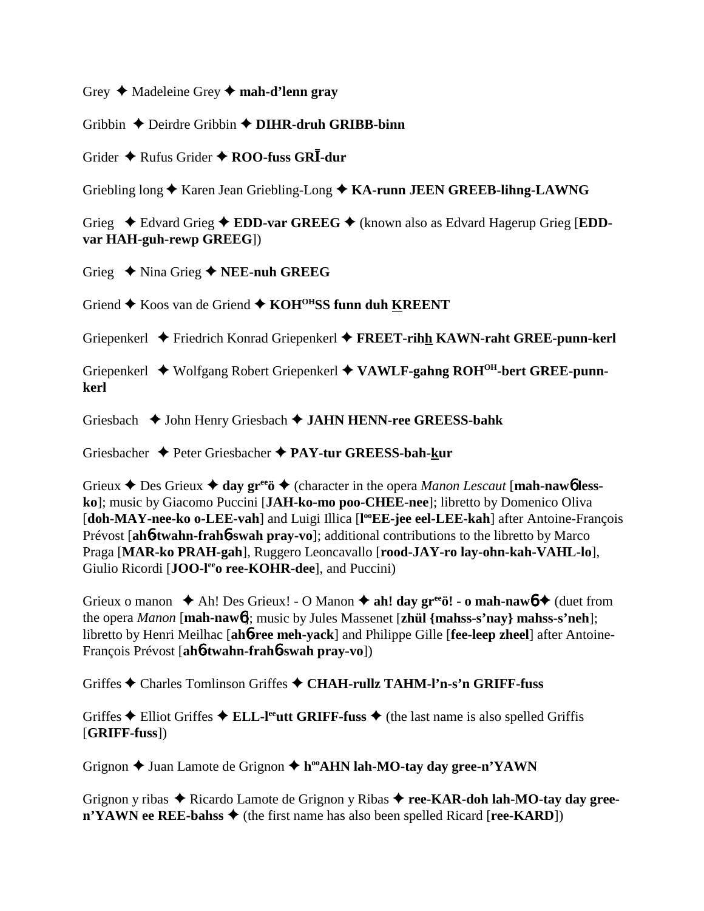Grey ✦ Madeleine Grey ✦ **mah-d'lenn gray**

Gribbin ✦ Deirdre Gribbin ✦ **DIHR-druh GRIBB-binn**

Grider ✦ Rufus Grider ✦ **ROO-fuss GRĪ-dur**

Griebling long ✦ Karen Jean Griebling-Long ✦ **KA-runn JEEN GREEB-lihng-LAWNG**

Grieg ✦ Edvard Grieg ✦ **EDD-var GREEG** ✦ (known also as Edvard Hagerup Grieg [**EDD-var HAH-guh-rewp GREEG**])

Grieg ✦ Nina Grieg ✦ **NEE-nuh GREEG**

Griend ✦ Koos van de Griend ✦ **KOH[OH]SS funn duh KREENT**

Griepenkerl ✦ Friedrich Konrad Griepenkerl ✦ **FREET-rihh KAWN-raht GREE-punn-kerl**

Griepenkerl ✦ Wolfgang Robert Griepenkerl ✦ **VAWLF-gahng ROH[OH]-bert GREE-punn-kerl**

Griesbach ✦ John Henry Griesbach ✦ **JAHN HENN-ree GREESS-bahk**

Griesbacher ✦ Peter Griesbacher ✦ **PAY-tur GREESS-bah-kur**

Grieux ✦ Des Grieux ✦ **day gr[ee]ö** ✦ (character in the opera *Manon Lescaut* [**mah-nawɓ less-ko**]; music by Giacomo Puccini [**JAH-ko-mo poo-CHEE-nee**]; libretto by Domenico Oliva [**doh-MAY-nee-ko o-LEE-vah**] and Luigi Illica [**l[oo]EE-jee eel-LEE-kah**] after Antoine-François Prévost [**ahɓ-twahn-frahɓ-swah pray-vo**]; additional contributions to the libretto by Marco Praga [**MAR-ko PRAH-gah**], Ruggero Leoncavallo [**rood-JAY-ro lay-ohn-kah-VAHL-lo**], Giulio Ricordi [**JOO-l[ee]o ree-KOHR-dee**], and Puccini)

Grieux o manon ✦ Ah! Des Grieux! - O Manon ✦ **ah! day gr[ee]ö! - o mah-nawɓ** ✦ (duet from the opera *Manon* [**mah-nawɓ**]; music by Jules Massenet [**zhül {mahss-s'nay} mahss-s'neh**]; libretto by Henri Meilhac [**ahɓ-ree meh-yack**] and Philippe Gille [**fee-leep zheel**] after Antoine-François Prévost [**ahɓ-twahn-frahɓ-swah pray-vo**])

Griffes ✦ Charles Tomlinson Griffes ✦ **CHAH-rullz TAHM-l'n-s'n GRIFF-fuss**

Griffes ✦ Elliot Griffes ✦ **ELL-l[ee]utt GRIFF-fuss** ✦ (the last name is also spelled Griffis [**GRIFF-fuss**])

Grignon ✦ Juan Lamote de Grignon ✦ **h[oo]AHN lah-MO-tay day gree-n'YAWN**

Grignon y ribas ✦ Ricardo Lamote de Grignon y Ribas ✦ **ree-KAR-doh lah-MO-tay day gree-n'YAWN ee REE-bahss** ✦ (the first name has also been spelled Ricard [**ree-KARD**])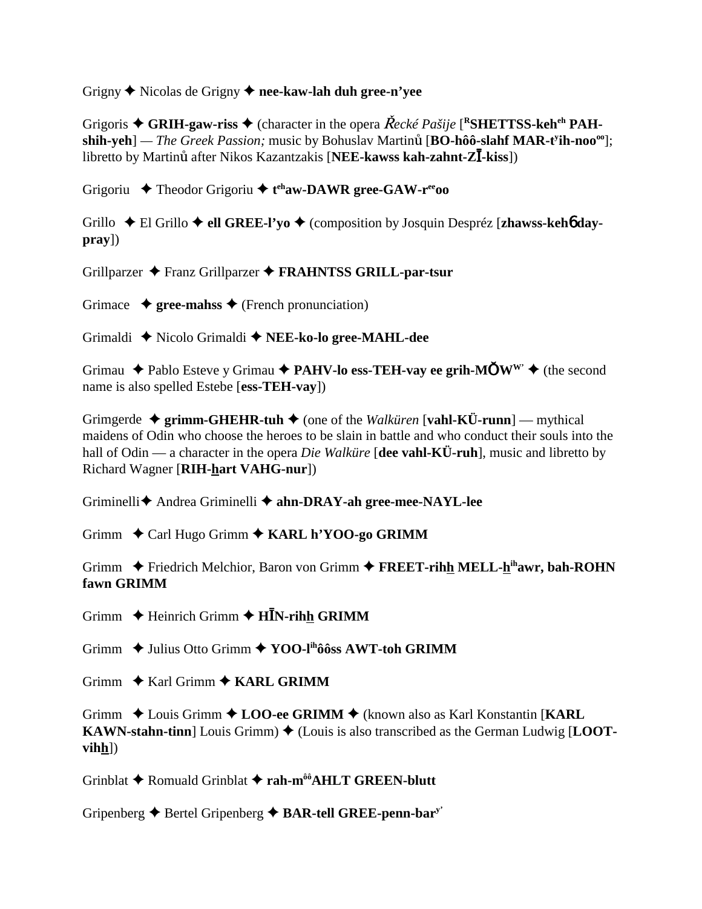Grigny ✦ Nicolas de Grigny ✦ **nee-kaw-lah duh gree-n'yee**

Grigoris ✦ **GRIH-gaw-riss** ✦ (character in the opera *Řecké Pašije* [**RSHETTSS-keh**eh **PAH-shih-yeh**] — *The Greek Passion;* music by Bohuslav Martinů [**BO-hôô-slahf MAR-t**y**ih-noo**oo]; libretto by Martinů after Nikos Kazantzakis [**NEE-kawss kah-zahnt-ZĪ-kiss**])

Grigoriu ✦ Theodor Grigoriu ✦ **t**eh**aw-DAWR gree-GAW-r**ee**oo**

Grillo ✦ El Grillo ✦ **ell GREE-l'yo** ✦ (composition by Josquin Despréz [**zhawss-keh6 day-pray**])

Grillparzer ✦ Franz Grillparzer ✦ **FRAHNTSS GRILL-par-tsur**

Grimace ✦ **gree-mahss** ✦ (French pronunciation)

Grimaldi ✦ Nicolo Grimaldi ✦ **NEE-ko-lo gree-MAHL-dee**

Grimau ✦ Pablo Esteve y Grimau ✦ **PAHV-lo ess-TEH-vay ee grih-MŎW**w' ✦ (the second name is also spelled Estebe [**ess-TEH-vay**])

Grimgerde ✦ **grimm-GHEHR-tuh** ✦ (one of the *Walküren* [**vahl-KÜ-runn**] — mythical maidens of Odin who choose the heroes to be slain in battle and who conduct their souls into the hall of Odin — a character in the opera *Die Walküre* [**dee vahl-KÜ-ruh**], music and libretto by Richard Wagner [**RIH-hart VAHG-nur**])

Griminelli✦ Andrea Griminelli ✦ **ahn-DRAY-ah gree-mee-NAYL-lee**

Grimm ✦ Carl Hugo Grimm ✦ **KARL h'YOO-go GRIMM**

Grimm ✦ Friedrich Melchior, Baron von Grimm ✦ **FREET-rihh MELL-h**ih**awr, bah-ROHN fawn GRIMM**

Grimm ✦ Heinrich Grimm ✦ **HĪN-rihh GRIMM**

Grimm ✦ Julius Otto Grimm ✦ **YOO-l**ih**ôôss AWT-toh GRIMM**

Grimm ✦ Karl Grimm ✦ **KARL GRIMM**

Grimm ✦ Louis Grimm ✦ **LOO-ee GRIMM** ✦ (known also as Karl Konstantin [**KARL KAWN-stahn-tinn**] Louis Grimm) ✦ (Louis is also transcribed as the German Ludwig [**LOOT-vihh**])

Grinblat ✦ Romuald Grinblat ✦ **rah-m**ôô**AHLT GREEN-blutt**

Gripenberg ✦ Bertel Gripenberg ✦ **BAR-tell GREE-penn-bar**y'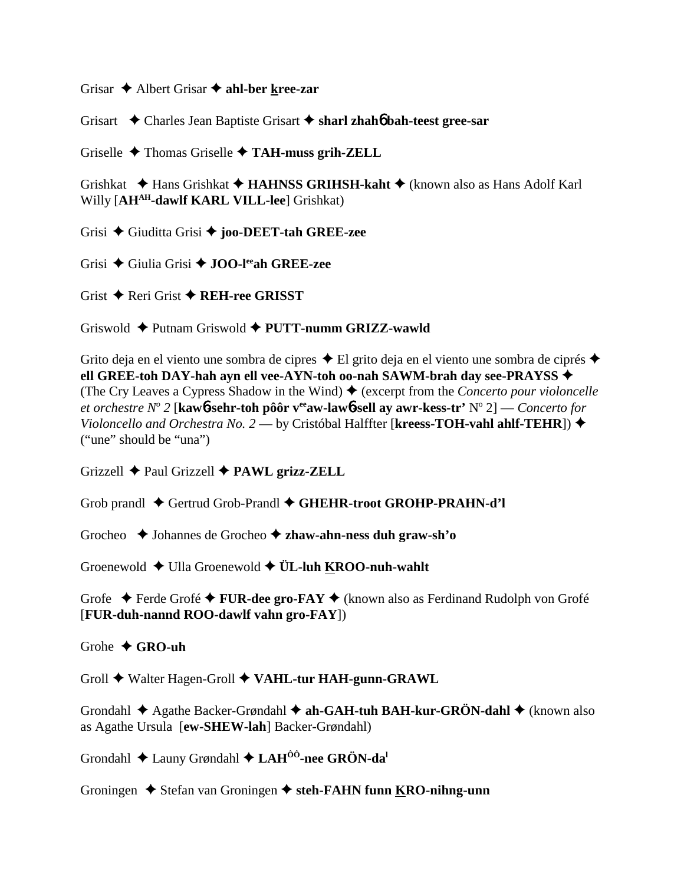Grisar ✦ Albert Grisar ✦ **ahl-ber kree-zar**

Grisart ✦ Charles Jean Baptiste Grisart ✦ **sharl zhahɓ bah-teest gree-sar**

Griselle ✦ Thomas Griselle ✦ **TAH-muss grih-ZELL**

Grishkat ✦ Hans Grishkat ✦ **HAHNSS GRIHSH-kaht** ✦ (known also as Hans Adolf Karl Willy [**AH^AH-dawlf KARL VILL-lee**] Grishkat)

Grisi ✦ Giuditta Grisi ✦ **joo-DEET-tah GREE-zee**

Grisi ✦ Giulia Grisi ✦ **JOO-l^ee ah GREE-zee**

Grist ✦ Reri Grist ✦ **REH-ree GRISST**

Griswold ✦ Putnam Griswold ✦ **PUTT-numm GRIZZ-wawld**

Grito deja en el viento une sombra de cipres ✦ El grito deja en el viento une sombra de ciprés ✦ **ell GREE-toh DAY-hah ayn ell vee-AYN-toh oo-nah SAWM-brah day see-PRAYSS** ✦ (The Cry Leaves a Cypress Shadow in the Wind) ✦ (excerpt from the *Concerto pour violoncelle et orchestre N^o 2* [**kawɓ-sehr-toh pôôr v^ee aw-lawɓ-sell ay awr-kess-tr'** N^o 2] — *Concerto for Violoncello and Orchestra No. 2* — by Cristóbal Halffter [**kreess-TOH-vahl ahlf-TEHR**]) ✦ ("une" should be "una")

Grizzell ✦ Paul Grizzell ✦ **PAWL grizz-ZELL**

Grob prandl ✦ Gertrud Grob-Prandl ✦ **GHEHR-troot GROHP-PRAHN-d'l**

Grocheo ✦ Johannes de Grocheo ✦ **zhaw-ahn-ness duh graw-sh'o**

Groenewold ✦ Ulla Groenewold ✦ **ÜL-luh KROO-nuh-wahlt**

Grofe ✦ Ferde Grofé ✦ **FUR-dee gro-FAY** ✦ (known also as Ferdinand Rudolph von Grofé [**FUR-duh-nannd ROO-dawlf vahn gro-FAY**])

Grohe ✦ **GRO-uh**

Groll ✦ Walter Hagen-Groll ✦ **VAHL-tur HAH-gunn-GRAWL**

Grondahl ✦ Agathe Backer-Grøndahl ✦ **ah-GAH-tuh BAH-kur-GRÖN-dahl** ✦ (known also as Agathe Ursula [**ew-SHEW-lah**] Backer-Grøndahl)

Grondahl ✦ Launy Grøndahl ✦ **LAH^ÔÔ-nee GRÖN-da^l**

Groningen ✦ Stefan van Groningen ✦ **steh-FAHN funn KRO-nihng-unn**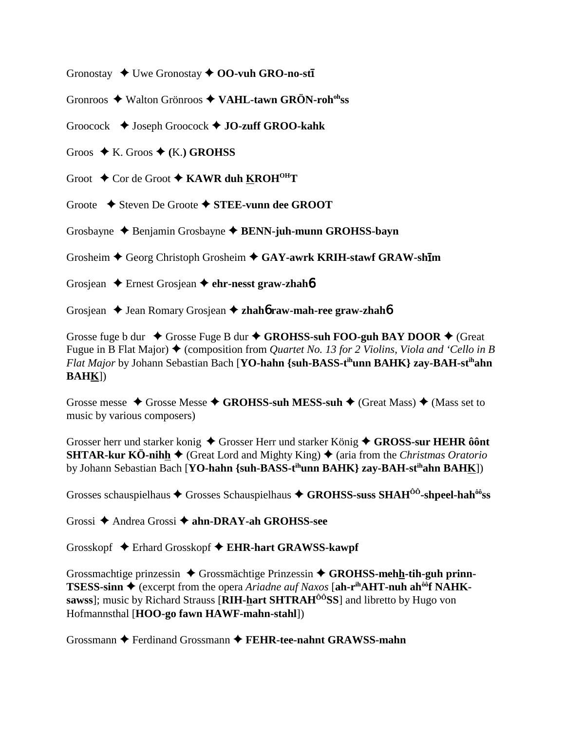Gronostay ✦ Uwe Gronostay ✦ **OO-vuh GRO-no-stī**

Gronroos ✦ Walton Grönroos ✦ **VAHL-tawn GRÖN-roh^oh^ss**

Groocock ✦ Joseph Groocock ✦ **JO-zuff GROO-kahk**

Groos ✦ K. Groos ✦ **(**K.**) GROHSS**

Groot ✦ Cor de Groot ✦ **KAWR duh KROH^OH^T**

Groote ✦ Steven De Groote ✦ **STEE-vunn dee GROOT**

Grosbayne ✦ Benjamin Grosbayne ✦ **BENN-juh-munn GROHSS-bayn**

Grosheim ✦ Georg Christoph Grosheim ✦ **GAY-awrk KRIH-stawf GRAW-shīm**

Grosjean ✦ Ernest Grosjean ✦ **ehr-nesst graw-zhahб**

Grosjean ✦ Jean Romary Grosjean ✦ **zhahб raw-mah-ree graw-zhahб**

Grosse fuge b dur ✦ Grosse Fuge B dur ✦ **GROHSS-suh FOO-guh BAY DOOR** ✦ (Great Fugue in B Flat Major) ✦ (composition from *Quartet No. 13 for 2 Violins, Viola and 'Cello in B Flat Major* by Johann Sebastian Bach [**YO-hahn {suh-BASS-t^ih^unn BAHK} zay-BAH-st^ih^ahn BAHK**])

Grosse messe ✦ Grosse Messe ✦ **GROHSS-suh MESS-suh** ✦ (Great Mass) ✦ (Mass set to music by various composers)

Grosser herr und starker konig ✦ Grosser Herr und starker König ✦ **GROSS-sur HEHR ôônt SHTAR-kur KÖ-nihh** ✦ (Great Lord and Mighty King) ✦ (aria from the *Christmas Oratorio* by Johann Sebastian Bach [**YO-hahn {suh-BASS-t^ih^unn BAHK} zay-BAH-st^ih^ahn BAHK**])

Grosses schauspielhaus ✦ Grosses Schauspielhaus ✦ **GROHSS-suss SHAH^ÔÔ^-shpeel-hah^ôô^ss**

Grossi ✦ Andrea Grossi ✦ **ahn-DRAY-ah GROHSS-see**

Grosskopf ✦ Erhard Grosskopf ✦ **EHR-hart GRAWSS-kawpf**

Grossmachtige prinzessin ✦ Grossmächtige Prinzessin ✦ **GROHSS-mehh-tih-guh prinn-TSESS-sinn** ✦ (excerpt from the opera *Ariadne auf Naxos* [**ah-r^ih^AHT-nuh ah^ôô^f NAHK-sawss**]; music by Richard Strauss [**RIH-hart SHTRAH^ÔÔ^SS**] and libretto by Hugo von Hofmannsthal [**HOO-go fawn HAWF-mahn-stahl**])

Grossmann ✦ Ferdinand Grossmann ✦ **FEHR-tee-nahnt GRAWSS-mahn**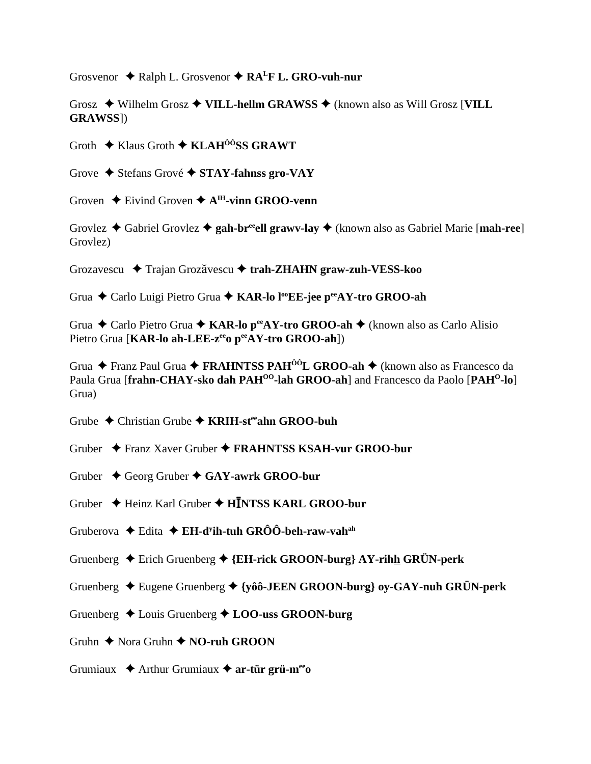Grosvenor ✦ Ralph L. Grosvenor ✦ **RA[L]F L. GRO-vuh-nur**

Grosz ✦ Wilhelm Grosz ✦ **VILL-hellm GRAWSS** ✦ (known also as Will Grosz [**VILL GRAWSS**])

Groth ✦ Klaus Groth ✦ **KLAH[ÔÔ]SS GRAWT**

Grove ✦ Stefans Grové ✦ **STAY-fahnss gro-VAY**

Groven ✦ Eivind Groven ✦ **A[IH]-vinn GROO-venn**

Grovlez ✦ Gabriel Grovlez ✦ **gah-br[ee]ell grawv-lay** ✦ (known also as Gabriel Marie [**mah-ree**] Grovlez)

Grozavescu ✦ Trajan Grozăvescu ✦ **trah-ZHAHN graw-zuh-VESS-koo**

Grua ✦ Carlo Luigi Pietro Grua ✦ **KAR-lo l[oo]EE-jee p[ee]AY-tro GROO-ah**

Grua ✦ Carlo Pietro Grua ✦ **KAR-lo p[ee]AY-tro GROO-ah** ✦ (known also as Carlo Alisio Pietro Grua [**KAR-lo ah-LEE-z[ee]o p[ee]AY-tro GROO-ah**])

Grua ✦ Franz Paul Grua ✦ **FRAHNTSS PAH[ÔÔ]L GROO-ah** ✦ (known also as Francesco da Paula Grua [**frahn-CHAY-sko dah PAH[OO]-lah GROO-ah**] and Francesco da Paolo [**PAH[O]-lo**] Grua)

Grube ✦ Christian Grube ✦ **KRIH-st[ee]ahn GROO-buh**

Gruber ✦ Franz Xaver Gruber ✦ **FRAHNTSS KSAH-vur GROO-bur**

Gruber ✦ Georg Gruber ✦ **GAY-awrk GROO-bur**

Gruber ✦ Heinz Karl Gruber ✦ **HĪNTSS KARL GROO-bur**

Gruberova ✦ Edita ✦ **EH-d[y]ih-tuh GRÔÔ-beh-raw-vah[ah]**

Gruenberg ✦ Erich Gruenberg ✦ **{EH-rick GROON-burg} AY-rihh GRÜN-perk**

Gruenberg ✦ Eugene Gruenberg ✦ **{yôô-JEEN GROON-burg} oy-GAY-nuh GRÜN-perk**

Gruenberg ✦ Louis Gruenberg ✦ **LOO-uss GROON-burg**

Gruhn ✦ Nora Gruhn ✦ **NO-ruh GROON**

Grumiaux ✦ Arthur Grumiaux ✦ **ar-tür grü-m[ee]o**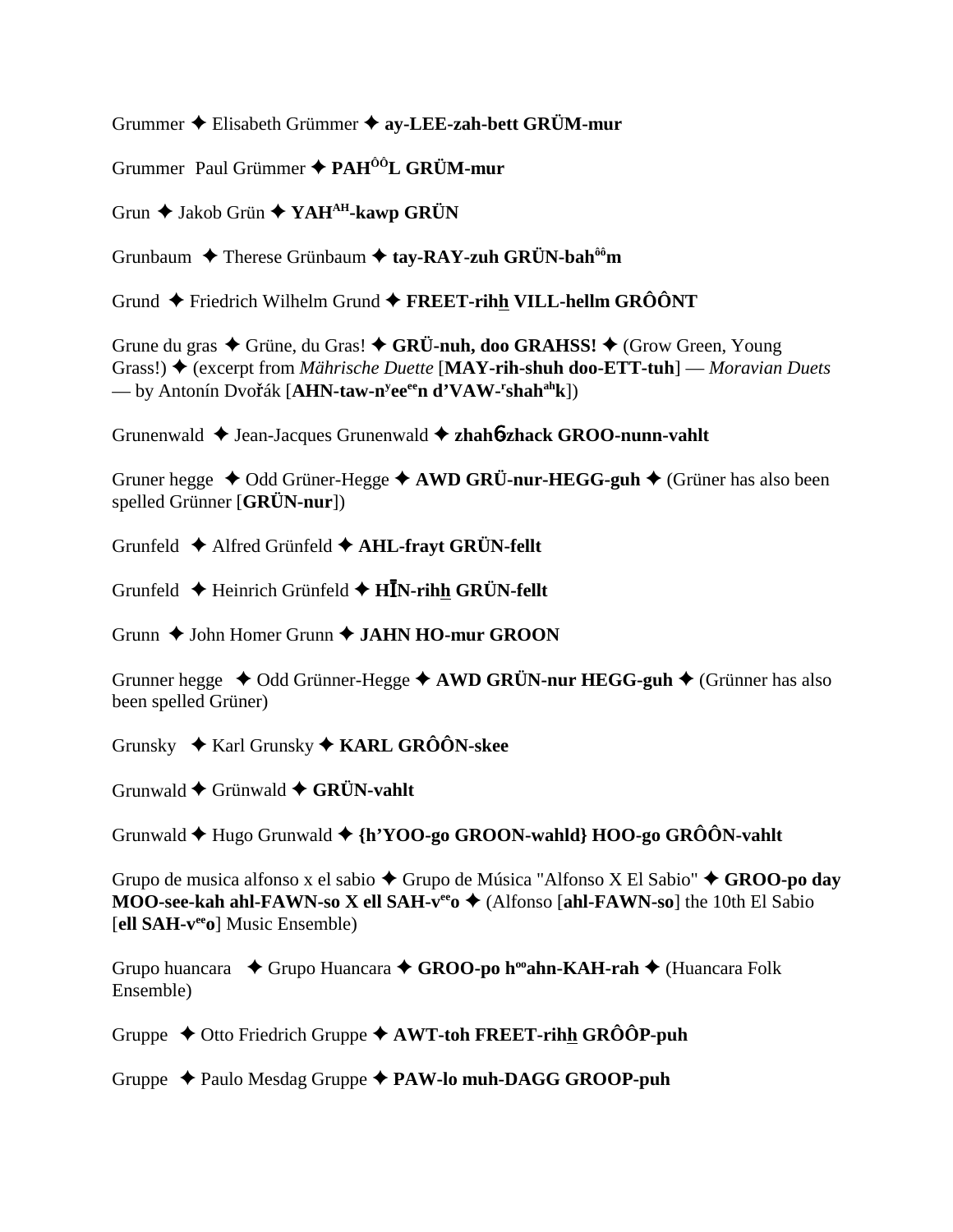Grummer ✦ Elisabeth Grümmer ✦ **ay-LEE-zah-bett GRÜM-mur**

Grummer  Paul Grümmer ✦ **PAH$^{ÔÔ}$L GRÜM-mur**

Grun ✦ Jakob Grün ✦ **YAH$^{AH}$-kawp GRÜN**

Grunbaum  ✦ Therese Grünbaum ✦ **tay-RAY-zuh GRÜN-bah$^{ôô}$m**

Grund  ✦ Friedrich Wilhelm Grund ✦ **FREET-rihh VILL-hellm GRÔÔNT**

Grune du gras ✦ Grüne, du Gras! ✦ **GRÜ-nuh, doo GRAHSS!** ✦ (Grow Green, Young Grass!) ✦ (excerpt from *Mährische Duette* [**MAY-rih-shuh doo-ETT-tuh**] — *Moravian Duets* — by Antonín Dvořák [**AHN-taw-n$^{y}$ee$^{ee}$n d'VAW-$^{r}$shah$^{ah}$k**])

Grunenwald  ✦ Jean-Jacques Grunenwald ✦ **zhahɓ-zhack GROO-nunn-vahlt**

Gruner hegge  ✦ Odd Grüner-Hegge ✦ **AWD GRÜ-nur-HEGG-guh** ✦ (Grüner has also been spelled Grünner [**GRÜN-nur**])

Grunfeld  ✦ Alfred Grünfeld ✦ **AHL-frayt GRÜN-fellt**

Grunfeld  ✦ Heinrich Grünfeld ✦ **HĪN-rihh GRÜN-fellt**

Grunn  ✦ John Homer Grunn ✦ **JAHN HO-mur GROON**

Grunner hegge  ✦ Odd Grünner-Hegge ✦ **AWD GRÜN-nur HEGG-guh** ✦ (Grünner has also been spelled Grüner)

Grunsky  ✦ Karl Grunsky ✦ **KARL GRÔÔN-skee**

Grunwald ✦ Grünwald ✦ **GRÜN-vahlt**

Grunwald ✦ Hugo Grunwald ✦ **{h'YOO-go GROON-wahld} HOO-go GRÔÔN-vahlt**

Grupo de musica alfonso x el sabio ✦ Grupo de Música "Alfonso X El Sabio" ✦ **GROO-po day MOO-see-kah ahl-FAWN-so X ell SAH-v$^{ee}$o** ✦ (Alfonso [**ahl-FAWN-so**] the 10th El Sabio [**ell SAH-v$^{ee}$o**] Music Ensemble)

Grupo huancara  ✦ Grupo Huancara ✦ **GROO-po h$^{oo}$ahn-KAH-rah** ✦ (Huancara Folk Ensemble)

Gruppe  ✦ Otto Friedrich Gruppe ✦ **AWT-toh FREET-rihh GRÔÔP-puh**

Gruppe  ✦ Paulo Mesdag Gruppe ✦ **PAW-lo muh-DAGG GROOP-puh**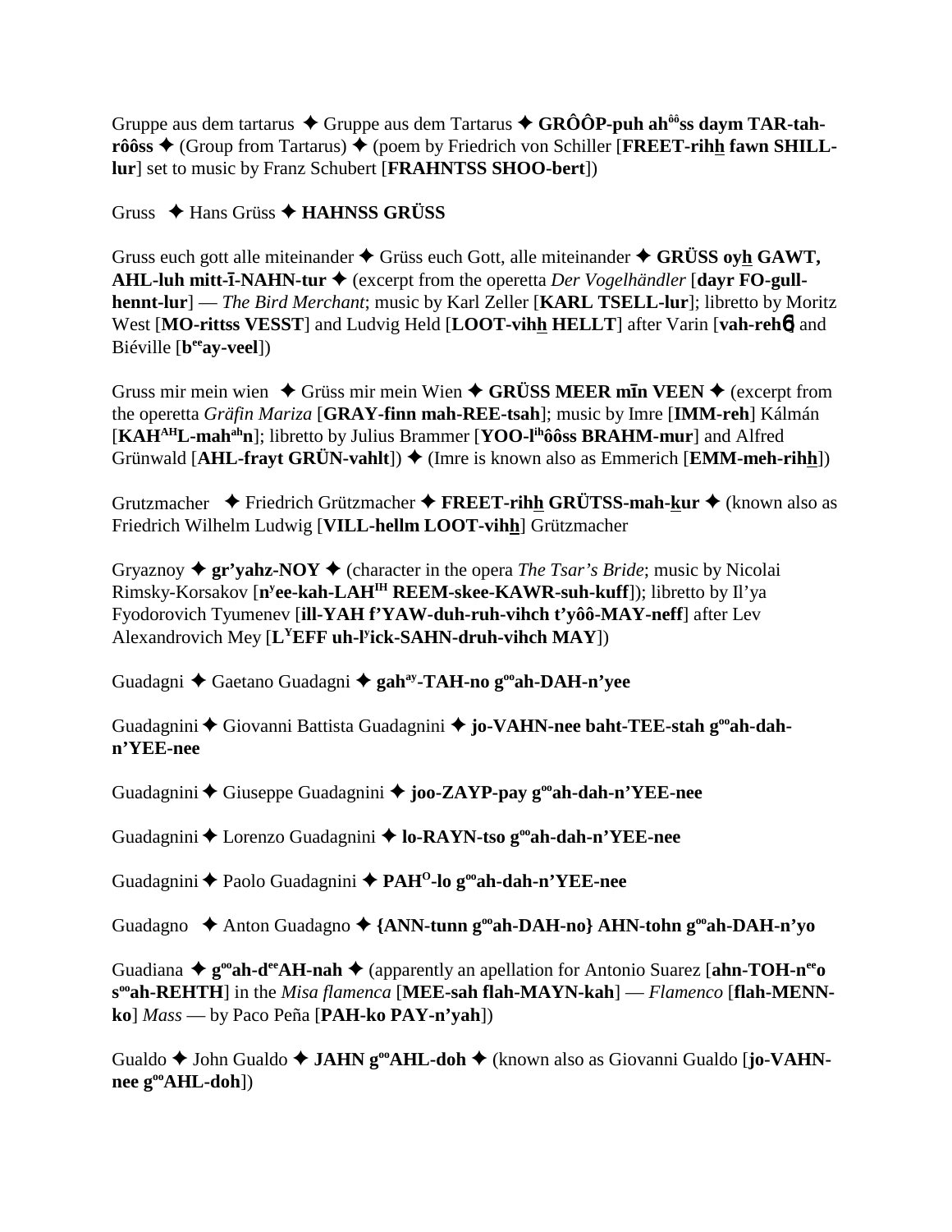Gruppe aus dem tartarus ✦ Gruppe aus dem Tartarus ✦ **GRÔÔP-puh ah^ôô^ss daym TAR-tah-rôôss** ✦ (Group from Tartarus) ✦ (poem by Friedrich von Schiller [**FREET-rihh fawn SHILL-lur**] set to music by Franz Schubert [**FRAHNTSS SHOO-bert**])

Gruss ✦ Hans Grüss ✦ **HAHNSS GRÜSS**

Gruss euch gott alle miteinander ✦ Grüss euch Gott, alle miteinander ✦ **GRÜSS oyh GAWT, AHL-luh mitt-ī-NAHN-tur** ✦ (excerpt from the operetta *Der Vogelhändler* [**dayr FO-gull-hennt-lur**] — *The Bird Merchant*; music by Karl Zeller [**KARL TSELL-lur**]; libretto by Moritz West [**MO-rittss VESST**] and Ludvig Held [**LOOT-vihh HELLT**] after Varin [**vah-rehɵ**] and Biéville [**b^ee^ay-veel**])

Gruss mir mein wien ✦ Grüss mir mein Wien ✦ **GRÜSS MEER mīn VEEN** ✦ (excerpt from the operetta *Gräfin Mariza* [**GRAY-finn mah-REE-tsah**]; music by Imre [**IMM-reh**] Kálmán [**KAH^AH^L-mah^ah^n**]; libretto by Julius Brammer [**YOO-l^ih^ôôss BRAHM-mur**] and Alfred Grünwald [**AHL-frayt GRÜN-vahlt**]) ✦ (Imre is known also as Emmerich [**EMM-meh-rihh**])

Grutzmacher ✦ Friedrich Grützmacher ✦ **FREET-rihh GRÜTSS-mah-kur** ✦ (known also as Friedrich Wilhelm Ludwig [**VILL-hellm LOOT-vihh**] Grützmacher

Gryaznoy ✦ **gr'yahz-NOY** ✦ (character in the opera *The Tsar's Bride*; music by Nicolai Rimsky-Korsakov [**n^y^ee-kah-LAH^IH^ REEM-skee-KAWR-suh-kuff**]); libretto by Il'ya Fyodorovich Tyumenev [**ill-YAH f'YAW-duh-ruh-vihch t'yôô-MAY-neff**] after Lev Alexandrovich Mey [**L^Y^EFF uh-l^y^ick-SAHN-druh-vihch MAY**])

Guadagni ✦ Gaetano Guadagni ✦ **gah^ay^-TAH-no g^oo^ah-DAH-n'yee**

Guadagnini ✦ Giovanni Battista Guadagnini ✦ **jo-VAHN-nee baht-TEE-stah g^oo^ah-dah-n'YEE-nee**

Guadagnini ✦ Giuseppe Guadagnini ✦ **joo-ZAYP-pay g^oo^ah-dah-n'YEE-nee**

Guadagnini ✦ Lorenzo Guadagnini ✦ **lo-RAYN-tso g^oo^ah-dah-n'YEE-nee**

Guadagnini ✦ Paolo Guadagnini ✦ **PAH^O^-lo g^oo^ah-dah-n'YEE-nee**

Guadagno ✦ Anton Guadagno ✦ **{ANN-tunn g^oo^ah-DAH-no} AHN-tohn g^oo^ah-DAH-n'yo**

Guadiana ✦ **g^oo^ah-d^ee^AH-nah** ✦ (apparently an apellation for Antonio Suarez [**ahn-TOH-n^ee^o s^oo^ah-REHTH**] in the *Misa flamenca* [**MEE-sah flah-MAYN-kah**] — *Flamenco* [**flah-MENN-ko**] *Mass* — by Paco Peña [**PAH-ko PAY-n'yah**])

Gualdo ✦ John Gualdo ✦ **JAHN g^oo^AHL-doh** ✦ (known also as Giovanni Gualdo [**jo-VAHN-nee g^oo^AHL-doh**])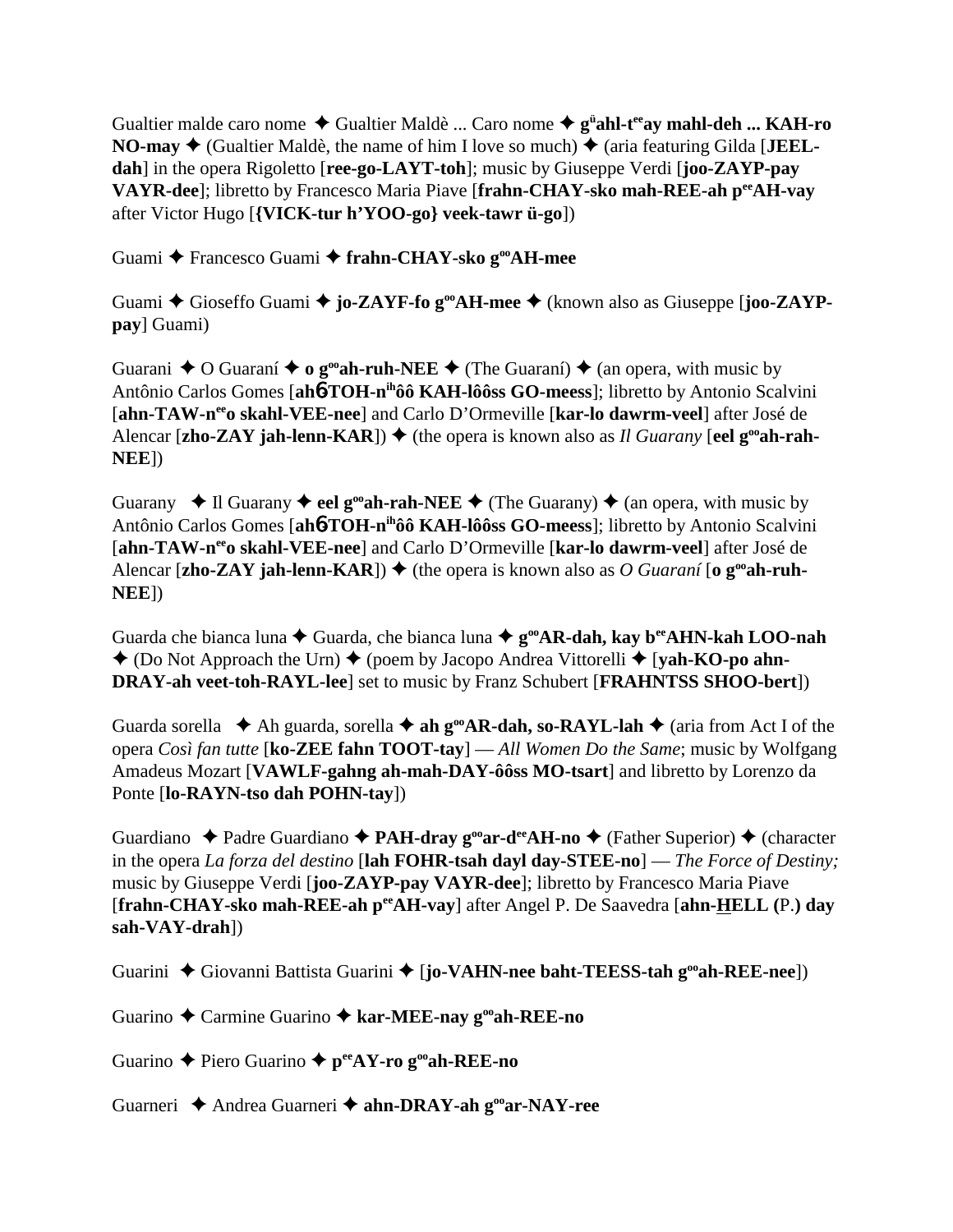Gualtier malde caro nome ✦ Gualtier Maldè ... Caro nome ✦ **gü ahl-tee ay mahl-deh ... KAH-ro NO-may** ✦ (Gualtier Maldè, the name of him I love so much) ✦ (aria featuring Gilda [**JEEL-dah**] in the opera Rigoletto [**ree-go-LAYT-toh**]; music by Giuseppe Verdi [**joo-ZAYP-pay VAYR-dee**]; libretto by Francesco Maria Piave [**frahn-CHAY-sko mah-REE-ah pee AH-vay** after Victor Hugo [**{VICK-tur h'YOO-go} veek-tawr ü-go**])

Guami ✦ Francesco Guami ✦ **frahn-CHAY-sko goo AH-mee**

Guami ✦ Gioseffo Guami ✦ **jo-ZAYF-fo goo AH-mee** ✦ (known also as Giuseppe [**joo-ZAYP-pay**] Guami)

Guarani ✦ O Guaraní ✦ **o goo ah-ruh-NEE** ✦ (The Guaraní) ✦ (an opera, with music by Antônio Carlos Gomes [**ah6-TOH-nih ôô KAH-lôôss GO-meess**]; libretto by Antonio Scalvini [**ahn-TAW-nee o skahl-VEE-nee**] and Carlo D'Ormeville [**kar-lo dawrm-veel**] after José de Alencar [**zho-ZAY jah-lenn-KAR**]) ✦ (the opera is known also as *Il Guarany* [**eel goo ah-rah-NEE**])

Guarany ✦ Il Guarany ✦ **eel goo ah-rah-NEE** ✦ (The Guarany) ✦ (an opera, with music by Antônio Carlos Gomes [**ah6-TOH-nih ôô KAH-lôôss GO-meess**]; libretto by Antonio Scalvini [**ahn-TAW-nee o skahl-VEE-nee**] and Carlo D'Ormeville [**kar-lo dawrm-veel**] after José de Alencar [**zho-ZAY jah-lenn-KAR**]) ✦ (the opera is known also as *O Guaraní* [**o goo ah-ruh-NEE**])

Guarda che bianca luna ✦ Guarda, che bianca luna ✦ **goo AR-dah, kay bee AHN-kah LOO-nah** ✦ (Do Not Approach the Urn) ✦ (poem by Jacopo Andrea Vittorelli ✦ [**yah-KO-po ahn-DRAY-ah veet-toh-RAYL-lee**] set to music by Franz Schubert [**FRAHNTSS SHOO-bert**])

Guarda sorella ✦ Ah guarda, sorella ✦ **ah goo AR-dah, so-RAYL-lah** ✦ (aria from Act I of the opera *Così fan tutte* [**ko-ZEE fahn TOOT-tay**] — *All Women Do the Same*; music by Wolfgang Amadeus Mozart [**VAWLF-gahng ah-mah-DAY-ôôss MO-tsart**] and libretto by Lorenzo da Ponte [**lo-RAYN-tso dah POHN-tay**])

Guardiano ✦ Padre Guardiano ✦ **PAH-dray goo ar-dee AH-no** ✦ (Father Superior) ✦ (character in the opera *La forza del destino* [**lah FOHR-tsah dayl day-STEE-no**] — *The Force of Destiny;* music by Giuseppe Verdi [**joo-ZAYP-pay VAYR-dee**]; libretto by Francesco Maria Piave [**frahn-CHAY-sko mah-REE-ah pee AH-vay**] after Angel P. De Saavedra [**ahn-HELL (P.) day sah-VAY-drah**])

Guarini ✦ Giovanni Battista Guarini ✦ [**jo-VAHN-nee baht-TEESS-tah goo ah-REE-nee**])

Guarino ✦ Carmine Guarino ✦ **kar-MEE-nay goo ah-REE-no**

Guarino ✦ Piero Guarino ✦ **pee AY-ro goo ah-REE-no**

Guarneri ✦ Andrea Guarneri ✦ **ahn-DRAY-ah goo ar-NAY-ree**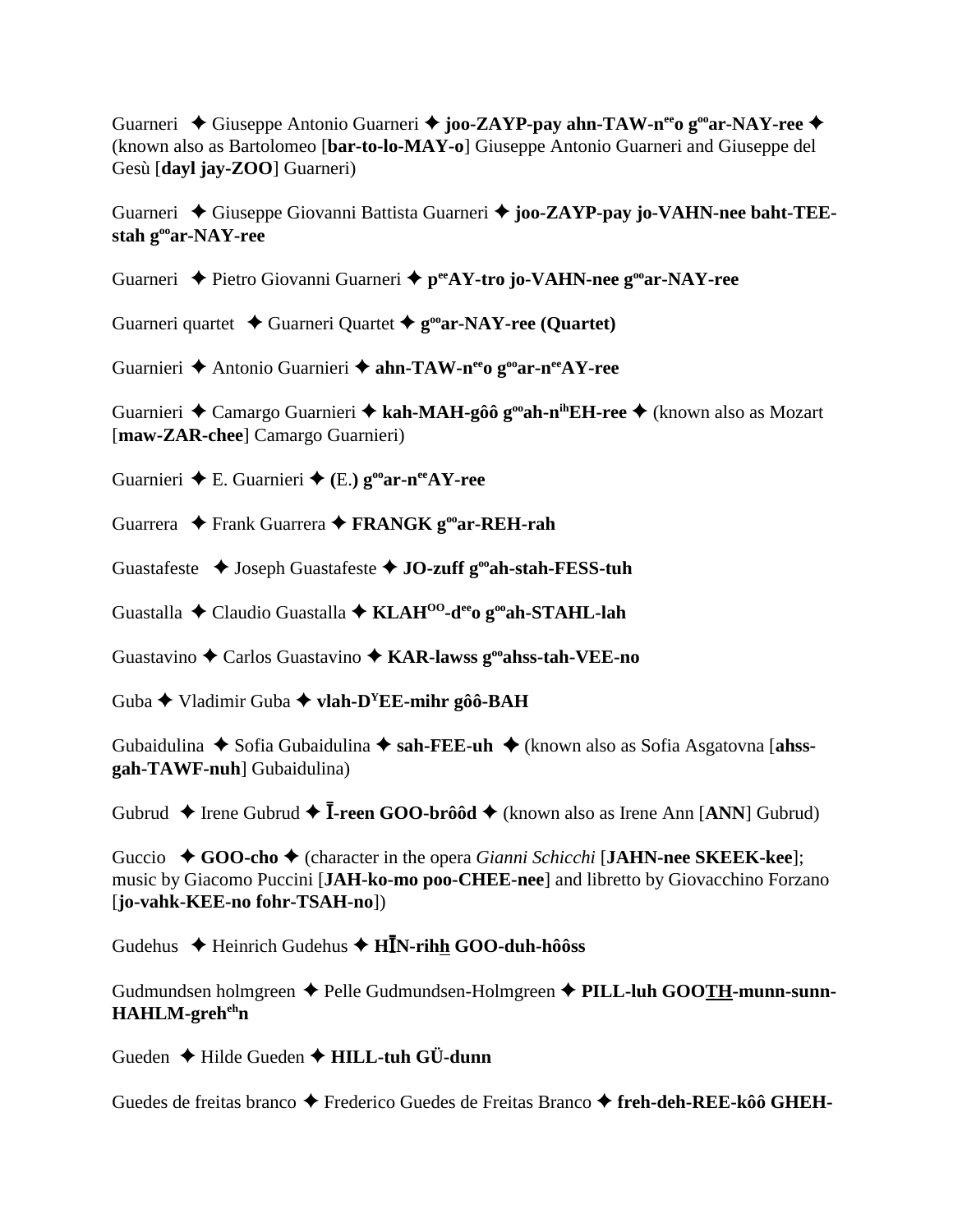Guarneri ✦ Giuseppe Antonio Guarneri ✦ **joo-ZAYP-pay ahn-TAW-n[ee]o g[oo]ar-NAY-ree** ✦ (known also as Bartolomeo [**bar-to-lo-MAY-o**] Giuseppe Antonio Guarneri and Giuseppe del Gesù [**dayl jay-ZOO**] Guarneri)

Guarneri ✦ Giuseppe Giovanni Battista Guarneri ✦ **joo-ZAYP-pay jo-VAHN-nee baht-TEE-stah g[oo]ar-NAY-ree**

Guarneri ✦ Pietro Giovanni Guarneri ✦ **p[ee]AY-tro jo-VAHN-nee g[oo]ar-NAY-ree**

Guarneri quartet ✦ Guarneri Quartet ✦ **g[oo]ar-NAY-ree (Quartet)**

Guarnieri ✦ Antonio Guarnieri ✦ **ahn-TAW-n[ee]o g[oo]ar-n[ee]AY-ree**

Guarnieri ✦ Camargo Guarnieri ✦ **kah-MAH-gôô g[oo]ah-n[ih]EH-ree** ✦ (known also as Mozart [**maw-ZAR-chee**] Camargo Guarnieri)

Guarnieri ✦ E. Guarnieri ✦ **(E.) g[oo]ar-n[ee]AY-ree**

Guarrera ✦ Frank Guarrera ✦ **FRANGK g[oo]ar-REH-rah**

Guastafeste ✦ Joseph Guastafeste ✦ **JO-zuff g[oo]ah-stah-FESS-tuh**

Guastalla ✦ Claudio Guastalla ✦ **KLAH[OO]-d[ee]o g[oo]ah-STAHL-lah**

Guastavino ✦ Carlos Guastavino ✦ **KAR-lawss g[oo]ahss-tah-VEE-no**

Guba ✦ Vladimir Guba ✦ **vlah-D[Y]EE-mihr gôô-BAH**

Gubaidulina ✦ Sofia Gubaidulina ✦ **sah-FEE-uh** ✦ (known also as Sofia Asgatovna [**ahss-gah-TAWF-nuh**] Gubaidulina)

Gubrud ✦ Irene Gubrud ✦ **Ī-reen GOO-brôôd** ✦ (known also as Irene Ann [**ANN**] Gubrud)

Guccio ✦ **GOO-cho** ✦ (character in the opera *Gianni Schicchi* [**JAHN-nee SKEEK-kee**]; music by Giacomo Puccini [**JAH-ko-mo poo-CHEE-nee**] and libretto by Giovacchino Forzano [**jo-vahk-KEE-no fohr-TSAH-no**])

Gudehus ✦ Heinrich Gudehus ✦ **HĪN-rihh GOO-duh-hôôss**

Gudmundsen holmgreen ✦ Pelle Gudmundsen-Holmgreen ✦ **PILL-luh GOOTH-munn-sunn-HAHLM-greh[eh]n**

Gueden ✦ Hilde Gueden ✦ **HILL-tuh GÜ-dunn**

Guedes de freitas branco ✦ Frederico Guedes de Freitas Branco ✦ **freh-deh-REE-kôô GHEH-**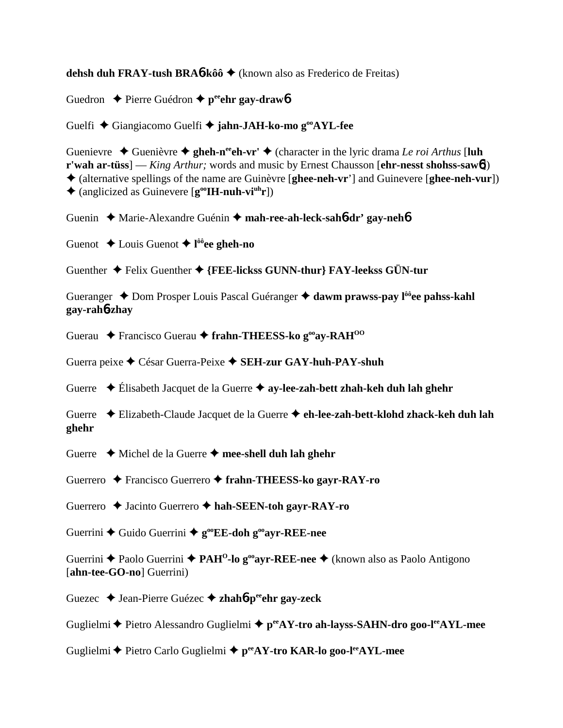**dehsh duh FRAY-tush BRA6kôô** ✦ (known also as Frederico de Freitas)

Guedron ✦ Pierre Guédron ✦ **p^ee^ehr gay-draw6**

Guelfi ✦ Giangiacomo Guelfi ✦ **jahn-JAH-ko-mo g^oo^AYL-fee**

Guenievre ✦ Guenièvre ✦ **gheh-n^ee^eh-vr'** ✦ (character in the lyric drama *Le roi Arthus* [**luh r'wah ar-tüss**] — *King Arthur;* words and music by Ernest Chausson [**ehr-nesst shohss-saw6**]) ✦ (alternative spellings of the name are Guinèvre [**ghee-neh-vr'**] and Guinevere [**ghee-neh-vur**]) ✦ (anglicized as Guinevere [**g^oo^IH-nuh-vi^uh^r**])

Guenin ✦ Marie-Alexandre Guénin ✦ **mah-ree-ah-leck-sah6dr' gay-neh6**

Guenot ✦ Louis Guenot ✦ **l^ôô^ee gheh-no**

Guenther ✦ Felix Guenther ✦ **{FEE-lickss GUNN-thur} FAY-leekss GÜN-tur**

Gueranger ✦ Dom Prosper Louis Pascal Guéranger ✦ **dawm prawss-pay l^ôô^ee pahss-kahl gay-rah6zhay**

Guerau ✦ Francisco Guerau ✦ **frahn-THEESS-ko g^oo^ay-RAH^OO^**

Guerra peixe ✦ César Guerra-Peixe ✦ **SEH-zur GAY-huh-PAY-shuh**

Guerre ✦ Élisabeth Jacquet de la Guerre ✦ **ay-lee-zah-bett zhah-keh duh lah ghehr**

Guerre ✦ Elizabeth-Claude Jacquet de la Guerre ✦ **eh-lee-zah-bett-klohd zhack-keh duh lah ghehr**

Guerre ✦ Michel de la Guerre ✦ **mee-shell duh lah ghehr**

Guerrero ✦ Francisco Guerrero ✦ **frahn-THEESS-ko gayr-RAY-ro**

Guerrero ✦ Jacinto Guerrero ✦ **hah-SEEN-toh gayr-RAY-ro**

Guerrini ✦ Guido Guerrini ✦ **g^oo^EE-doh g^oo^ayr-REE-nee**

Guerrini ✦ Paolo Guerrini ✦ **PAH^O^-lo g^oo^ayr-REE-nee** ✦ (known also as Paolo Antigono [**ahn-tee-GO-no**] Guerrini)

Guezec ✦ Jean-Pierre Guézec ✦ **zhah6p^ee^ehr gay-zeck**

Guglielmi ✦ Pietro Alessandro Guglielmi ✦ **p^ee^AY-tro ah-layss-SAHN-dro goo-l^ee^AYL-mee**

Guglielmi ✦ Pietro Carlo Guglielmi ✦ **p^ee^AY-tro KAR-lo goo-l^ee^AYL-mee**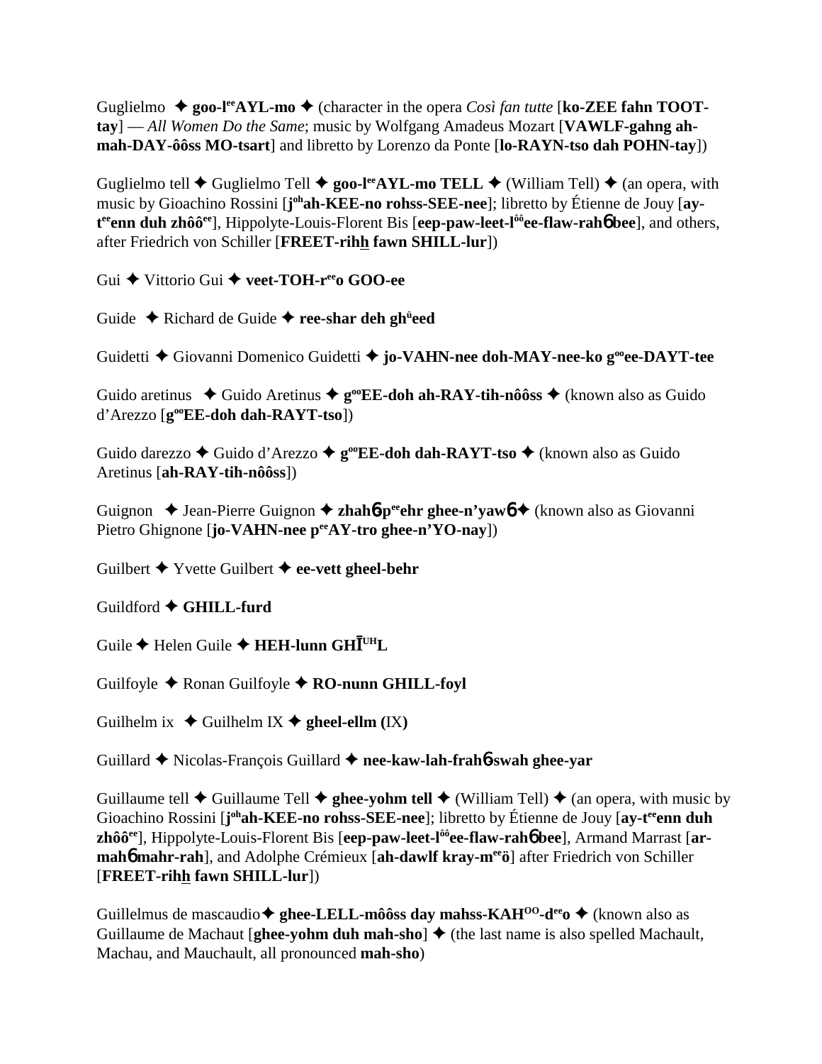Guglielmo ✦ **goo-l^ee^AYL-mo** ✦ (character in the opera *Così fan tutte* [**ko-ZEE fahn TOOT-tay**] — *All Women Do the Same*; music by Wolfgang Amadeus Mozart [**VAWLF-gahng ah-mah-DAY-ôôss MO-tsart**] and libretto by Lorenzo da Ponte [**lo-RAYN-tso dah POHN-tay**])

Guglielmo tell ✦ Guglielmo Tell ✦ **goo-l^ee^AYL-mo TELL** ✦ (William Tell) ✦ (an opera, with music by Gioachino Rossini [**j^oh^ah-KEE-no rohss-SEE-nee**]; libretto by Étienne de Jouy [**ay-t^ee^enn duh zhôô^ee^**], Hippolyte-Louis-Florent Bis [**eep-paw-leet-l^ôô^ee-flaw-rahɓ bee**], and others, after Friedrich von Schiller [**FREET-rihh fawn SHILL-lur**])

Gui ✦ Vittorio Gui ✦ **veet-TOH-r^ee^o GOO-ee**

Guide ✦ Richard de Guide ✦ **ree-shar deh gh^ü^eed**

Guidetti ✦ Giovanni Domenico Guidetti ✦ **jo-VAHN-nee doh-MAY-nee-ko g^oo^ee-DAYT-tee**

Guido aretinus ✦ Guido Aretinus ✦ **g^oo^EE-doh ah-RAY-tih-nôôss** ✦ (known also as Guido d'Arezzo [**g^oo^EE-doh dah-RAYT-tso**])

Guido darezzo ✦ Guido d'Arezzo ✦ **g^oo^EE-doh dah-RAYT-tso** ✦ (known also as Guido Aretinus [**ah-RAY-tih-nôôss**])

Guignon ✦ Jean-Pierre Guignon ✦ **zhahɓ-p^ee^ehr ghee-n'yawɓ** ✦ (known also as Giovanni Pietro Ghignone [**jo-VAHN-nee p^ee^AY-tro ghee-n'YO-nay**])

Guilbert ✦ Yvette Guilbert ✦ **ee-vett gheel-behr**

Guildford ✦ **GHILL-furd**

Guile ✦ Helen Guile ✦ **HEH-lunn GHĪ^UH^L**

Guilfoyle ✦ Ronan Guilfoyle ✦ **RO-nunn GHILL-foyl**

Guilhelm ix ✦ Guilhelm IX ✦ **gheel-ellm (**IX**)**

Guillard ✦ Nicolas-François Guillard ✦ **nee-kaw-lah-frahɓ-swah ghee-yar**

Guillaume tell ✦ Guillaume Tell ✦ **ghee-yohm tell** ✦ (William Tell) ✦ (an opera, with music by Gioachino Rossini [**j^oh^ah-KEE-no rohss-SEE-nee**]; libretto by Étienne de Jouy [**ay-t^ee^enn duh zhôô^ee^**], Hippolyte-Louis-Florent Bis [**eep-paw-leet-l^ôô^ee-flaw-rahɓ bee**], Armand Marrast [**ar-mahɓ mahr-rah**], and Adolphe Crémieux [**ah-dawlf kray-m^ee^ö**] after Friedrich von Schiller [**FREET-rihh fawn SHILL-lur**])

Guillelmus de mascaudio ✦ **ghee-LELL-môôss day mahss-KAH^OO^-d^ee^o** ✦ (known also as Guillaume de Machaut [**ghee-yohm duh mah-sho**] ✦ (the last name is also spelled Machault, Machau, and Mauchault, all pronounced **mah-sho**)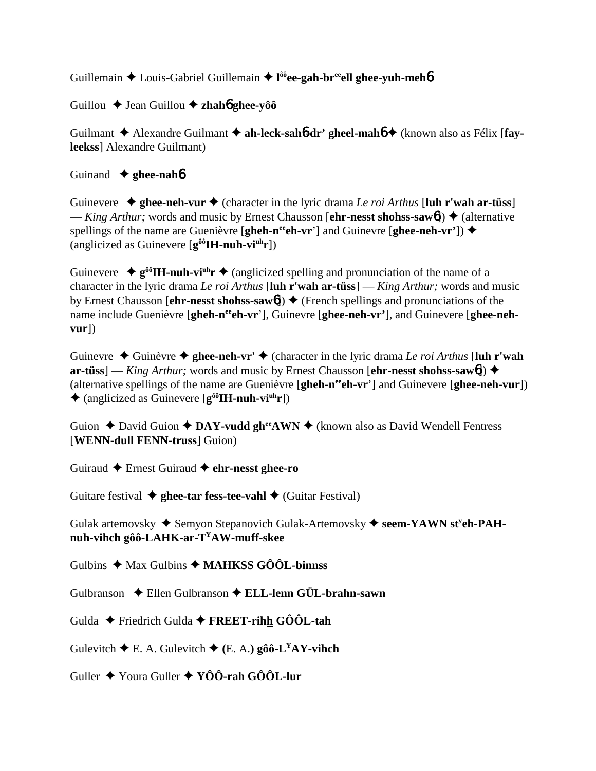Guillemain ✦ Louis-Gabriel Guillemain ✦ **l**ôô**ee-gah-br**ee**ell ghee-yuh-meh**6

Guillou ✦ Jean Guillou ✦ **zhah**6 **ghee-yôô**

Guilmant ✦ Alexandre Guilmant ✦ **ah-leck-sah**6**-dr' gheel-mah**6 ✦ (known also as Félix [**fay-leekss**] Alexandre Guilmant)

Guinand ✦ **ghee-nah**6

Guinevere ✦ **ghee-neh-vur** ✦ (character in the lyric drama *Le roi Arthus* [**luh r'wah ar-tüss**] — *King Arthur;* words and music by Ernest Chausson [**ehr-nesst shohss-saw**6]) ✦ (alternative spellings of the name are Guenièvre [**gheh-n**ee**eh-vr'**] and Guinevre [**ghee-neh-vr'**]) ✦ (anglicized as Guinevere [**g**ôô**IH-nuh-vi**uh**r**])

Guinevere ✦ **g**ôô**IH-nuh-vi**uh**r** ✦ (anglicized spelling and pronunciation of the name of a character in the lyric drama *Le roi Arthus* [**luh r'wah ar-tüss**] — *King Arthur;* words and music by Ernest Chausson [**ehr-nesst shohss-saw**6]) ✦ (French spellings and pronunciations of the name include Guenièvre [**gheh-n**ee**eh-vr'**], Guinevre [**ghee-neh-vr'**], and Guinevere [**ghee-neh-vur**])

Guinevre ✦ Guinèvre ✦ **ghee-neh-vr'** ✦ (character in the lyric drama *Le roi Arthus* [**luh r'wah ar-tüss**] — *King Arthur;* words and music by Ernest Chausson [**ehr-nesst shohss-saw**6]) ✦ (alternative spellings of the name are Guenièvre [**gheh-n**ee**eh-vr'**] and Guinevere [**ghee-neh-vur**]) ✦ (anglicized as Guinevere [**g**ôô**IH-nuh-vi**uh**r**])

Guion ✦ David Guion ✦ **DAY-vudd gh**ee**AWN** ✦ (known also as David Wendell Fentress [**WENN-dull FENN-truss**] Guion)

Guiraud ✦ Ernest Guiraud ✦ **ehr-nesst ghee-ro**

Guitare festival ✦ **ghee-tar fess-tee-vahl** ✦ (Guitar Festival)

Gulak artemovsky ✦ Semyon Stepanovich Gulak-Artemovsky ✦ **seem-YAWN st**y**eh-PAH-nuh-vihch gôô-LAHK-ar-T**Y**AW-muff-skee**

Gulbins ✦ Max Gulbins ✦ **MAHKSS GÔÔL-binnss**

Gulbranson ✦ Ellen Gulbranson ✦ **ELL-lenn GÜL-brahn-sawn**

Gulda ✦ Friedrich Gulda ✦ **FREET-rihh GÔÔL-tah**

Gulevitch ✦ E. A. Gulevitch ✦ **(**E. A.**) gôô-L**Y**AY-vihch**

Guller ✦ Youra Guller ✦ **YÔÔ-rah GÔÔL-lur**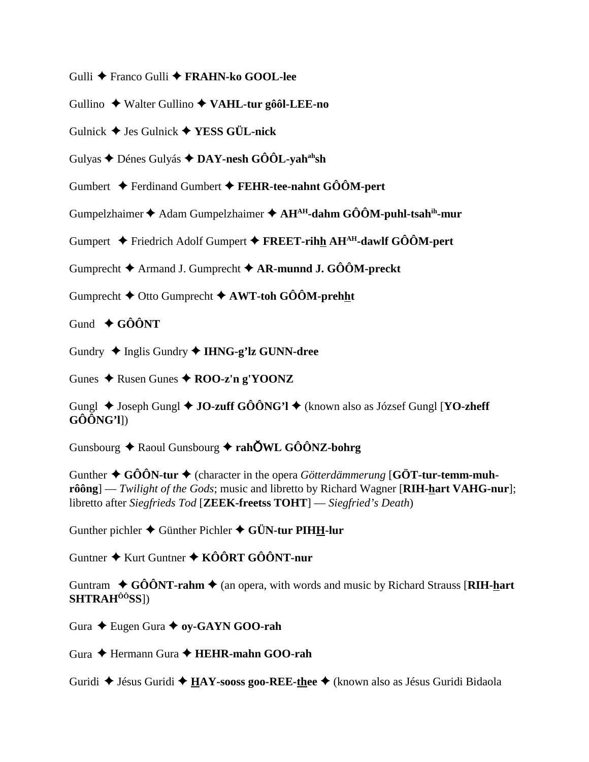Gulli ✦ Franco Gulli ✦ **FRAHN-ko GOOL-lee**

Gullino ✦ Walter Gullino ✦ **VAHL-tur gôôl-LEE-no**

Gulnick ✦ Jes Gulnick ✦ **YESS GÜL-nick**

Gulyas ✦ Dénes Gulyás ✦ **DAY-nesh GÔÔL-yah^ah^sh**

Gumbert ✦ Ferdinand Gumbert ✦ **FEHR-tee-nahnt GÔÔM-pert**

Gumpelzhaimer ✦ Adam Gumpelzhaimer ✦ **AH^AH^-dahm GÔÔM-puhl-tsah^ih^-mur**

Gumpert ✦ Friedrich Adolf Gumpert ✦ **FREET-rihh AH^AH^-dawlf GÔÔM-pert**

Gumprecht ✦ Armand J. Gumprecht ✦ **AR-munnd J. GÔÔM-preckt**

Gumprecht ✦ Otto Gumprecht ✦ **AWT-toh GÔÔM-prehht**

Gund ✦ **GÔÔNT**

Gundry ✦ Inglis Gundry ✦ **IHNG-g'lz GUNN-dree**

Gunes ✦ Rusen Gunes ✦ **ROO-z'n g'YOONZ**

Gungl ✦ Joseph Gungl ✦ **JO-zuff GÔÔNG'l** ✦ (known also as József Gungl [**YO-zheff GÔÔNG'l**])

Gunsbourg ✦ Raoul Gunsbourg ✦ **rahŎWL GÔÔNZ-bohrg**

Gunther ✦ **GÔÔN-tur** ✦ (character in the opera *Götterdämmerung* [**GÖT-tur-temm-muh-rôông**] — *Twilight of the Gods*; music and libretto by Richard Wagner [**RIH-hart VAHG-nur**]; libretto after *Siegfrieds Tod* [**ZEEK-freetss TOHT**] — *Siegfried's Death*)

Gunther pichler ✦ Günther Pichler ✦ **GÜN-tur PIHH-lur**

Guntner ✦ Kurt Guntner ✦ **KÔÔRT GÔÔNT-nur**

Guntram ✦ **GÔÔNT-rahm** ✦ (an opera, with words and music by Richard Strauss [**RIH-hart SHTRAH^ÔÔ^SS**])

Gura ✦ Eugen Gura ✦ **oy-GAYN GOO-rah**

Gura ✦ Hermann Gura ✦ **HEHR-mahn GOO-rah**

Guridi ✦ Jésus Guridi ✦ **HAY-sooss goo-REE-thee** ✦ (known also as Jésus Guridi Bidaola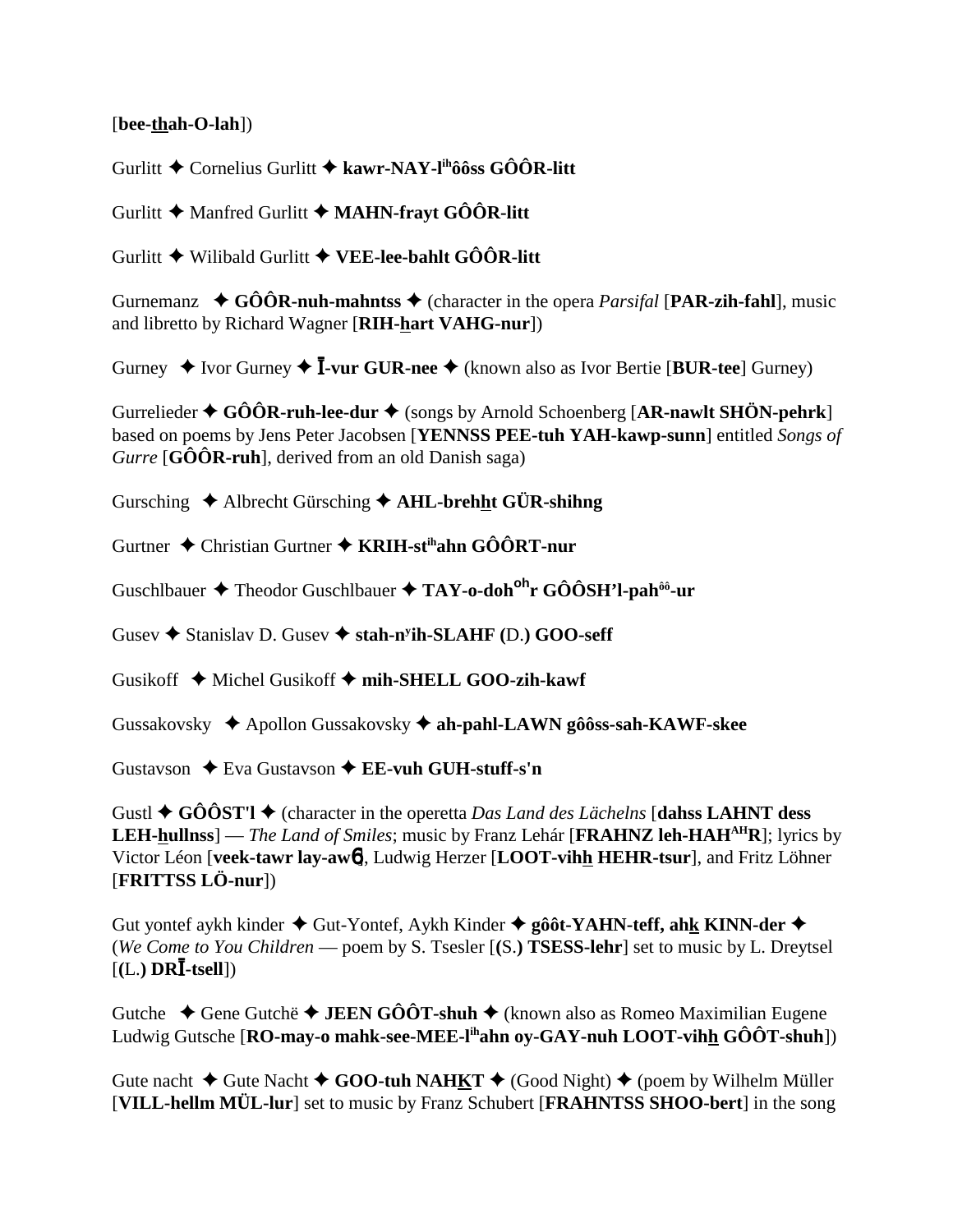[**bee-thah-O-lah**])

Gurlitt ✦ Cornelius Gurlitt ✦ **kawr-NAY-l**[ih]**ôôss GÔÔR-litt**

Gurlitt ✦ Manfred Gurlitt ✦ **MAHN-frayt GÔÔR-litt**

Gurlitt ✦ Wilibald Gurlitt ✦ **VEE-lee-bahlt GÔÔR-litt**

Gurnemanz ✦ **GÔÔR-nuh-mahntss** ✦ (character in the opera *Parsifal* [**PAR-zih-fahl**], music and libretto by Richard Wagner [**RIH-hart VAHG-nur**])

Gurney ✦ Ivor Gurney ✦ **Ī-vur GUR-nee** ✦ (known also as Ivor Bertie [**BUR-tee**] Gurney)

Gurrelieder ✦ **GÔÔR-ruh-lee-dur** ✦ (songs by Arnold Schoenberg [**AR-nawlt SHÖN-pehrk**] based on poems by Jens Peter Jacobsen [**YENNSS PEE-tuh YAH-kawp-sunn**] entitled *Songs of Gurre* [**GÔÔR-ruh**], derived from an old Danish saga)

Gursching ✦ Albrecht Gürsching ✦ **AHL-brehht GÜR-shihng**

Gurtner ✦ Christian Gurtner ✦ **KRIH-st**[ih]**ahn GÔÔRT-nur**

Guschlbauer ✦ Theodor Guschlbauer ✦ **TAY-o-doh**[oh]**r GÔÔSH'l-pah**[ôô]**-ur**

Gusev ✦ Stanislav D. Gusev ✦ **stah-n**[y]**ih-SLAHF (**D.**) GOO-seff**

Gusikoff ✦ Michel Gusikoff ✦ **mih-SHELL GOO-zih-kawf**

Gussakovsky ✦ Apollon Gussakovsky ✦ **ah-pahl-LAWN gôôss-sah-KAWF-skee**

Gustavson ✦ Eva Gustavson ✦ **EE-vuh GUH-stuff-s'n**

Gustl ✦ **GÔÔST'l** ✦ (character in the operetta *Das Land des Lächelns* [**dahss LAHNT dess LEH-hullnss**] — *The Land of Smiles*; music by Franz Lehár [**FRAHNZ leh-HAH**[AH]**R**]; lyrics by Victor Léon [**veek-tawr lay-awɴ**], Ludwig Herzer [**LOOT-vihh HEHR-tsur**], and Fritz Löhner [**FRITTSS LÖ-nur**])

Gut yontef aykh kinder ✦ Gut-Yontef, Aykh Kinder ✦ **gôôt-YAHN-teff, ahk KINN-der** ✦ (*We Come to You Children* — poem by S. Tsesler [**(**S.**) TSESS-lehr**] set to music by L. Dreytsel [**(**L.**) DRĪ-tsell**])

Gutche ✦ Gene Gutchë ✦ **JEEN GÔÔT-shuh** ✦ (known also as Romeo Maximilian Eugene Ludwig Gutsche [**RO-may-o mahk-see-MEE-l**[ih]**ahn oy-GAY-nuh LOOT-vihh GÔÔT-shuh**])

Gute nacht ✦ Gute Nacht ✦ **GOO-tuh NAHKT** ✦ (Good Night) ✦ (poem by Wilhelm Müller [**VILL-hellm MÜL-lur**] set to music by Franz Schubert [**FRAHNTSS SHOO-bert**] in the song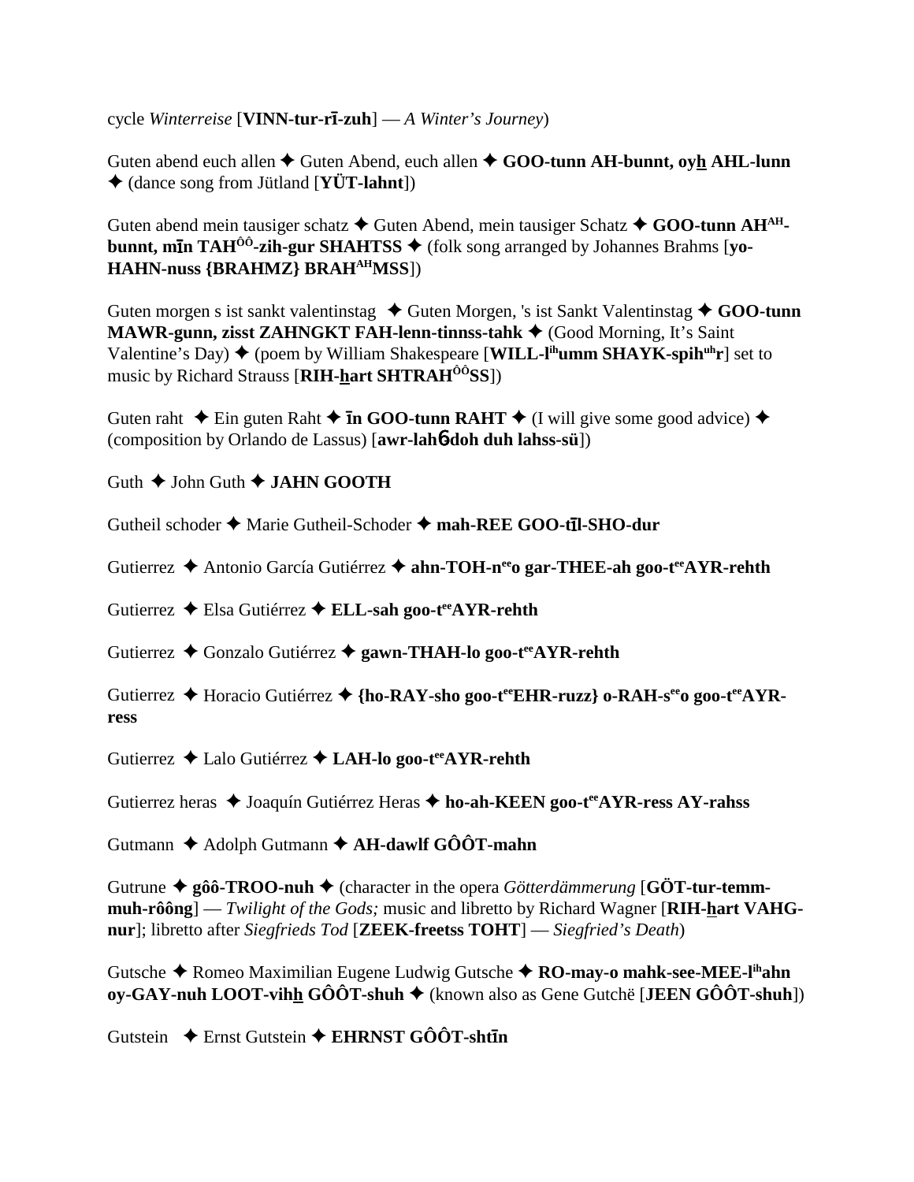cycle *Winterreise* [**VINN-tur-rī-zuh**] — *A Winter's Journey*)

Guten abend euch allen ✦ Guten Abend, euch allen ✦ **GOO-tunn AH-bunnt, oyh̲ AHL-lunn** ✦ (dance song from Jütland [**YÜT-lahnt**])

Guten abend mein tausiger schatz ✦ Guten Abend, mein tausiger Schatz ✦ **GOO-tunn AH$^{AH}$-bunnt, mīn TAH$^{ÔÔ}$-zih-gur SHAHTSS** ✦ (folk song arranged by Johannes Brahms [**yo-HAHN-nuss {BRAHMZ} BRAH$^{AH}$MSS**])

Guten morgen s ist sankt valentinstag ✦ Guten Morgen, 's ist Sankt Valentinstag ✦ **GOO-tunn MAWR-gunn, zisst ZAHNGKT FAH-lenn-tinnss-tahk** ✦ (Good Morning, It's Saint Valentine's Day) ✦ (poem by William Shakespeare [**WILL-l$^{ih}$umm SHAYK-spih$^{uh}$r**] set to music by Richard Strauss [**RIH-h̲art SHTRAH$^{ÔÔ}$SS**])

Guten raht ✦ Ein guten Raht ✦ **īn GOO-tunn RAHT** ✦ (I will give some good advice) ✦ (composition by Orlando de Lassus) [**awr-lahɓ-doh duh lahss-sü**])

Guth ✦ John Guth ✦ **JAHN GOOTH**

Gutheil schoder ✦ Marie Gutheil-Schoder ✦ **mah-REE GOO-tīl-SHO-dur**

Gutierrez ✦ Antonio García Gutiérrez ✦ **ahn-TOH-n$^{ee}$o gar-THEE-ah goo-t$^{ee}$AYR-rehth**

Gutierrez ✦ Elsa Gutiérrez ✦ **ELL-sah goo-t$^{ee}$AYR-rehth**

Gutierrez ✦ Gonzalo Gutiérrez ✦ **gawn-THAH-lo goo-t$^{ee}$AYR-rehth**

Gutierrez ✦ Horacio Gutiérrez ✦ **{ho-RAY-sho goo-t$^{ee}$EHR-ruzz} o-RAH-s$^{ee}$o goo-t$^{ee}$AYR-ress**

Gutierrez ✦ Lalo Gutiérrez ✦ **LAH-lo goo-t$^{ee}$AYR-rehth**

Gutierrez heras ✦ Joaquín Gutiérrez Heras ✦ **ho-ah-KEEN goo-t$^{ee}$AYR-ress AY-rahss**

Gutmann ✦ Adolph Gutmann ✦ **AH-dawlf GÔÔT-mahn**

Gutrune ✦ **gôô-TROO-nuh** ✦ (character in the opera *Götterdämmerung* [**GÖT-tur-temm-muh-rôông**] — *Twilight of the Gods;* music and libretto by Richard Wagner [**RIH-h̲art VAHG-nur**]; libretto after *Siegfrieds Tod* [**ZEEK-freetss TOHT**] — *Siegfried's Death*)

Gutsche ✦ Romeo Maximilian Eugene Ludwig Gutsche ✦ **RO-may-o mahk-see-MEE-l$^{ih}$ahn oy-GAY-nuh LOOT-vihh̲ GÔÔT-shuh** ✦ (known also as Gene Gutchë [**JEEN GÔÔT-shuh**])

Gutstein ✦ Ernst Gutstein ✦ **EHRNST GÔÔT-shtīn**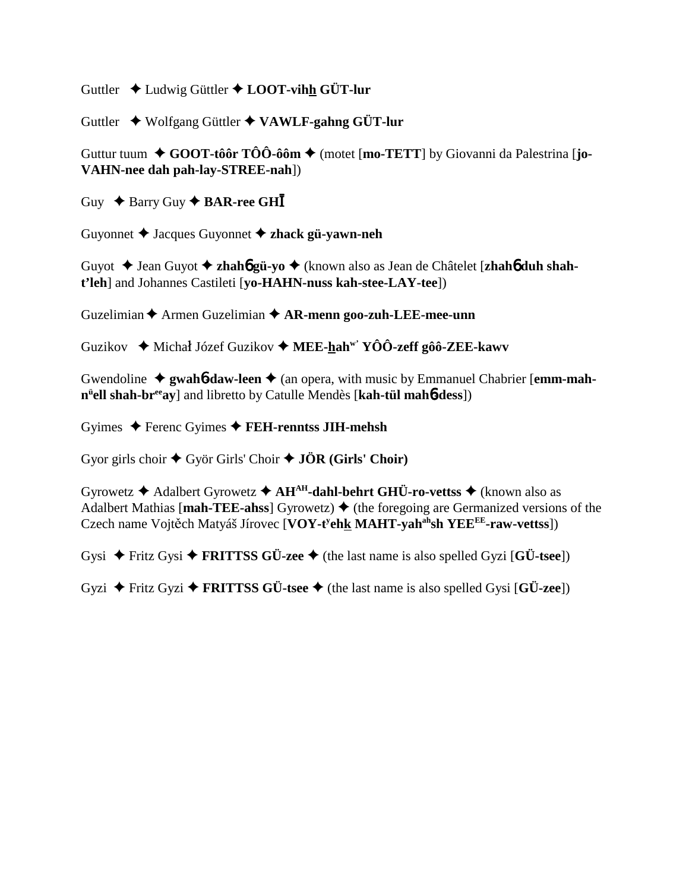Guttler ✦ Ludwig Güttler ✦ **LOOT-vihh GÜT-lur**

Guttler ✦ Wolfgang Güttler ✦ **VAWLF-gahng GÜT-lur**

Guttur tuum ✦ **GOOT-tôôr TÔÔ-ôôm** ✦ (motet [**mo-TETT**] by Giovanni da Palestrina [**jo-VAHN-nee dah pah-lay-STREE-nah**])

Guy ✦ Barry Guy ✦ **BAR-ree GHĪ**

Guyonnet ✦ Jacques Guyonnet ✦ **zhack gü-yawn-neh**

Guyot ✦ Jean Guyot ✦ **zhahɓ gü-yo** ✦ (known also as Jean de Châtelet [**zhahɓ duh shah-t'leh**] and Johannes Castileti [**yo-HAHN-nuss kah-stee-LAY-tee**])

Guzelimian ✦ Armen Guzelimian ✦ **AR-menn goo-zuh-LEE-mee-unn**

Guzikov ✦ Michał Józef Guzikov ✦ **MEE-hah[w'] YÔÔ-zeff gôô-ZEE-kawv**

Gwendoline ✦ **gwahɓ-daw-leen** ✦ (an opera, with music by Emmanuel Chabrier [**emm-mah-n[ü]ell shah-br[ee]ay**] and libretto by Catulle Mendès [**kah-tül mahɓ-dess**])

Gyimes ✦ Ferenc Gyimes ✦ **FEH-renntss JIH-mehsh**

Gyor girls choir ✦ Györ Girls' Choir ✦ **JÖR (Girls' Choir)**

Gyrowetz ✦ Adalbert Gyrowetz ✦ **AH[AH]-dahl-behrt GHÜ-ro-vettss** ✦ (known also as Adalbert Mathias [**mah-TEE-ahss**] Gyrowetz) ✦ (the foregoing are Germanized versions of the Czech name Vojtěch Matyáš Jírovec [**VOY-t[y]ehk MAHT-yah[ah]sh YEE[EE]-raw-vettss**])

Gysi ✦ Fritz Gysi ✦ **FRITTSS GÜ-zee** ✦ (the last name is also spelled Gyzi [**GÜ-tsee**])

Gyzi ✦ Fritz Gyzi ✦ **FRITTSS GÜ-tsee** ✦ (the last name is also spelled Gysi [**GÜ-zee**])